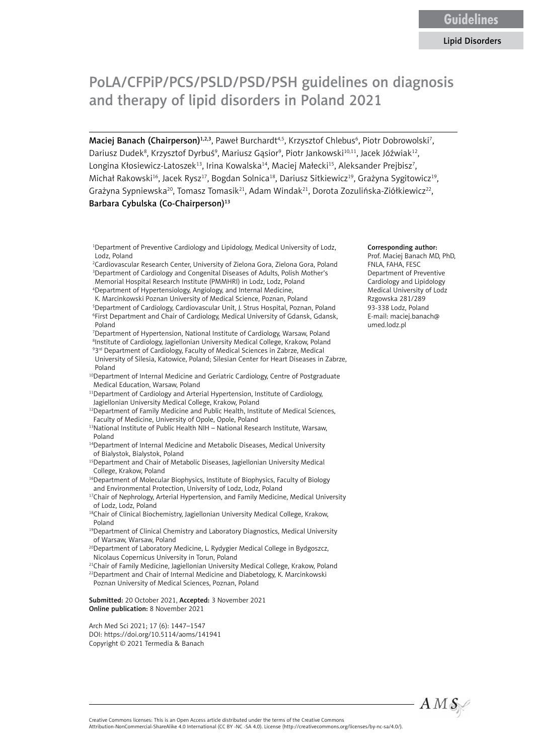Guidelines

Lipid Disorders

# PoLA/CFPiP/PCS/PSLD/PSD/PSH guidelines on diagnosis and therapy of lipid disorders in Poland 2021

**Maciej Banach (Chairperson)**[1,2,3], Paweł Burchardt[4,5], Krzysztof Chlebus[6], Piotr Dobrowolski[7], Dariusz Dudek[8], Krzysztof Dyrbuś[9], Mariusz Gąsior[9], Piotr Jankowski[10,11], Jacek Jóźwiak[12], Longina Kłosiewicz-Latoszek[13], Irina Kowalska[14], Maciej Małecki[15], Aleksander Prejbisz[7], Michał Rakowski[16], Jacek Rysz[17], Bogdan Solnica[18], Dariusz Sitkiewicz[19], Grażyna Sygitowicz[19], Grażyna Sypniewska[20], Tomasz Tomasik[21], Adam Windak[21], Dorota Zozulińska-Ziółkiewicz[22], **Barbara Cybulska (Co-Chairperson)**[13]

[1]Department of Preventive Cardiology and Lipidology, Medical University of Lodz, Lodz, Poland
[2]Cardiovascular Research Center, University of Zielona Gora, Zielona Gora, Poland
[3]Department of Cardiology and Congenital Diseases of Adults, Polish Mother's Memorial Hospital Research Institute (PMMHRI) in Lodz, Lodz, Poland
[4]Department of Hypertensiology, Angiology, and Internal Medicine, K. Marcinkowski Poznan University of Medical Science, Poznan, Poland
[5]Department of Cardiology, Cardiovascular Unit, J. Strus Hospital, Poznan, Poland
[6]First Department and Chair of Cardiology, Medical University of Gdansk, Gdansk, Poland
[7]Department of Hypertension, National Institute of Cardiology, Warsaw, Poland
[8]Institute of Cardiology, Jagiellonian University Medical College, Krakow, Poland
[9]3rd Department of Cardiology, Faculty of Medical Sciences in Zabrze, Medical University of Silesia, Katowice, Poland; Silesian Center for Heart Diseases in Zabrze, Poland
[10]Department of Internal Medicine and Geriatric Cardiology, Centre of Postgraduate Medical Education, Warsaw, Poland
[11]Department of Cardiology and Arterial Hypertension, Institute of Cardiology, Jagiellonian University Medical College, Krakow, Poland
[12]Department of Family Medicine and Public Health, Institute of Medical Sciences, Faculty of Medicine, University of Opole, Opole, Poland
[13]National Institute of Public Health NIH – National Research Institute, Warsaw, Poland
[14]Department of Internal Medicine and Metabolic Diseases, Medical University of Bialystok, Bialystok, Poland
[15]Department and Chair of Metabolic Diseases, Jagiellonian University Medical College, Krakow, Poland
[16]Department of Molecular Biophysics, Institute of Biophysics, Faculty of Biology and Environmental Protection, University of Lodz, Lodz, Poland
[17]Chair of Nephrology, Arterial Hypertension, and Family Medicine, Medical University of Lodz, Lodz, Poland
[18]Chair of Clinical Biochemistry, Jagiellonian University Medical College, Krakow, Poland
[19]Department of Clinical Chemistry and Laboratory Diagnostics, Medical University of Warsaw, Warsaw, Poland
[20]Department of Laboratory Medicine, L. Rydygier Medical College in Bydgoszcz, Nicolaus Copernicus University in Torun, Poland
[21]Chair of Family Medicine, Jagiellonian University Medical College, Krakow, Poland
[22]Department and Chair of Internal Medicine and Diabetology, K. Marcinkowski Poznan University of Medical Sciences, Poznan, Poland

**Corresponding author:**
Prof. Maciej Banach MD, PhD, FNLA, FAHA, FESC
Department of Preventive Cardiology and Lipidology
Medical University of Lodz
Rzgowska 281/289
93-338 Lodz, Poland
E-mail: maciej.banach@umed.lodz.pl

**Submitted:** 20 October 2021, **Accepted:** 3 November 2021
**Online publication:** 8 November 2021

Arch Med Sci 2021; 17 (6): 1447–1547
DOI: https://doi.org/10.5114/aoms/141941
Copyright © 2021 Termedia & Banach

Creative Commons licenses: This is an Open Access article distributed under the terms of the Creative Commons Attribution-NonCommercial-ShareAlike 4.0 International (CC BY -NC -SA 4.0). License (http://creativecommons.org/licenses/by-nc-sa/4.0/).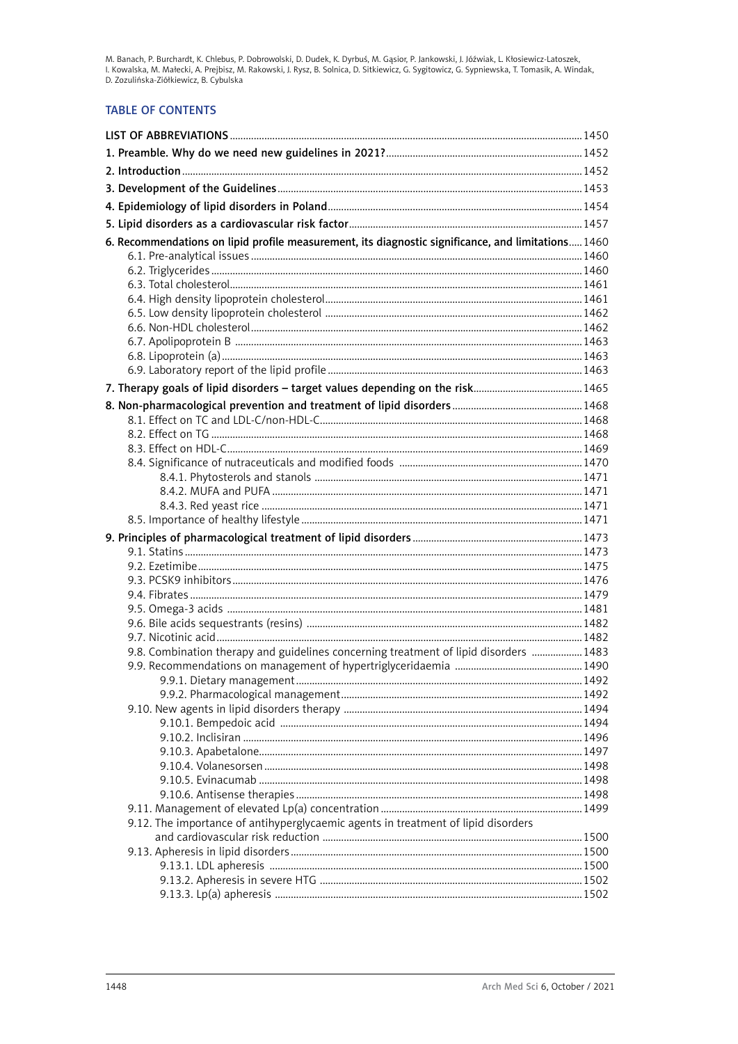## TABLE OF CONTENTS

| | |
|---|---|
| LIST OF ABBREVIATIONS | 1450 |
| 1. Preamble. Why do we need new guidelines in 2021? | 1452 |
| 2. Introduction | 1452 |
| 3. Development of the Guidelines | 1453 |
| 4. Epidemiology of lipid disorders in Poland | 1454 |
| 5. Lipid disorders as a cardiovascular risk factor | 1457 |
| 6. Recommendations on lipid profile measurement, its diagnostic significance, and limitations | 1460 |
| 6.1. Pre-analytical issues | 1460 |
| 6.2. Triglycerides | 1460 |
| 6.3. Total cholesterol | 1461 |
| 6.4. High density lipoprotein cholesterol | 1461 |
| 6.5. Low density lipoprotein cholesterol | 1462 |
| 6.6. Non-HDL cholesterol | 1462 |
| 6.7. Apolipoprotein B | 1463 |
| 6.8. Lipoprotein (a) | 1463 |
| 6.9. Laboratory report of the lipid profile | 1463 |
| 7. Therapy goals of lipid disorders – target values depending on the risk | 1465 |
| 8. Non-pharmacological prevention and treatment of lipid disorders | 1468 |
| 8.1. Effect on TC and LDL-C/non-HDL-C | 1468 |
| 8.2. Effect on TG | 1468 |
| 8.3. Effect on HDL-C | 1469 |
| 8.4. Significance of nutraceuticals and modified foods | 1470 |
| 8.4.1. Phytosterols and stanols | 1471 |
| 8.4.2. MUFA and PUFA | 1471 |
| 8.4.3. Red yeast rice | 1471 |
| 8.5. Importance of healthy lifestyle | 1471 |
| 9. Principles of pharmacological treatment of lipid disorders | 1473 |
| 9.1. Statins | 1473 |
| 9.2. Ezetimibe | 1475 |
| 9.3. PCSK9 inhibitors | 1476 |
| 9.4. Fibrates | 1479 |
| 9.5. Omega-3 acids | 1481 |
| 9.6. Bile acids sequestrants (resins) | 1482 |
| 9.7. Nicotinic acid | 1482 |
| 9.8. Combination therapy and guidelines concerning treatment of lipid disorders | 1483 |
| 9.9. Recommendations on management of hypertriglyceridaemia | 1490 |
| 9.9.1. Dietary management | 1492 |
| 9.9.2. Pharmacological management | 1492 |
| 9.10. New agents in lipid disorders therapy | 1494 |
| 9.10.1. Bempedoic acid | 1494 |
| 9.10.2. Inclisiran | 1496 |
| 9.10.3. Apabetalone | 1497 |
| 9.10.4. Volanesorsen | 1498 |
| 9.10.5. Evinacumab | 1498 |
| 9.10.6. Antisense therapies | 1498 |
| 9.11. Management of elevated Lp(a) concentration | 1499 |
| 9.12. The importance of antihyperglycaemic agents in treatment of lipid disorders and cardiovascular risk reduction | 1500 |
| 9.13. Apheresis in lipid disorders | 1500 |
| 9.13.1. LDL apheresis | 1500 |
| 9.13.2. Apheresis in severe HTG | 1502 |
| 9.13.3. Lp(a) apheresis | 1502 |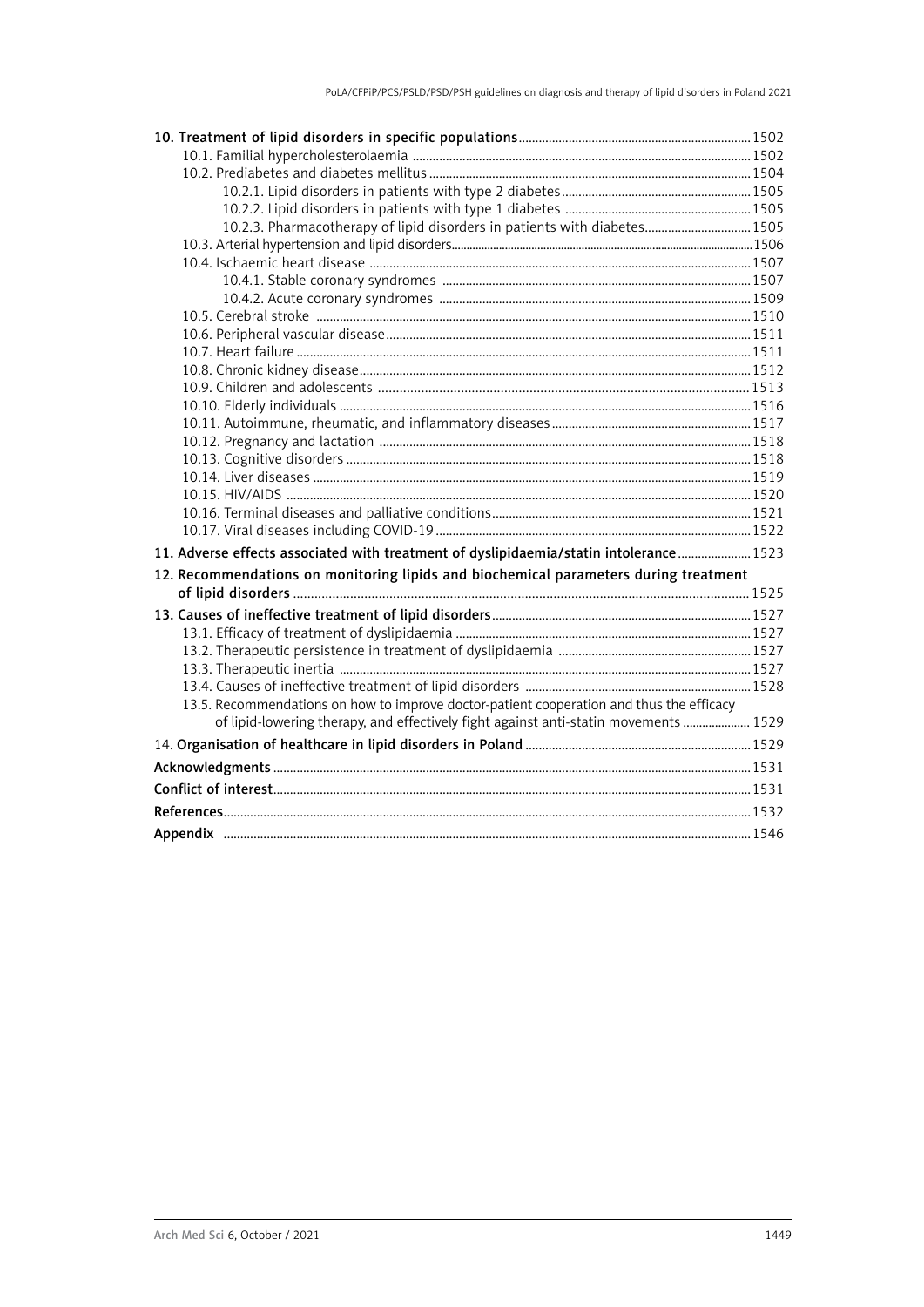**10. Treatment of lipid disorders in specific populations** 1502

- 10.1. Familial hypercholesterolaemia 1502
- 10.2. Prediabetes and diabetes mellitus 1504
  - 10.2.1. Lipid disorders in patients with type 2 diabetes 1505
  - 10.2.2. Lipid disorders in patients with type 1 diabetes 1505
  - 10.2.3. Pharmacotherapy of lipid disorders in patients with diabetes 1505
- 10.3. Arterial hypertension and lipid disorders 1506
- 10.4. Ischaemic heart disease 1507
  - 10.4.1. Stable coronary syndromes 1507
  - 10.4.2. Acute coronary syndromes 1509
- 10.5. Cerebral stroke 1510
- 10.6. Peripheral vascular disease 1511
- 10.7. Heart failure 1511
- 10.8. Chronic kidney disease 1512
- 10.9. Children and adolescents 1513
- 10.10. Elderly individuals 1516
- 10.11. Autoimmune, rheumatic, and inflammatory diseases 1517
- 10.12. Pregnancy and lactation 1518
- 10.13. Cognitive disorders 1518
- 10.14. Liver diseases 1519
- 10.15. HIV/AIDS 1520
- 10.16. Terminal diseases and palliative conditions 1521
- 10.17. Viral diseases including COVID-19 1522

**11. Adverse effects associated with treatment of dyslipidaemia/statin intolerance** 1523

**12. Recommendations on monitoring lipids and biochemical parameters during treatment of lipid disorders** 1525

**13. Causes of ineffective treatment of lipid disorders** 1527

- 13.1. Efficacy of treatment of dyslipidaemia 1527
- 13.2. Therapeutic persistence in treatment of dyslipidaemia 1527
- 13.3. Therapeutic inertia 1527
- 13.4. Causes of ineffective treatment of lipid disorders 1528
- 13.5. Recommendations on how to improve doctor-patient cooperation and thus the efficacy of lipid-lowering therapy, and effectively fight against anti-statin movements 1529

14. **Organisation of healthcare in lipid disorders in Poland** 1529

**Acknowledgments** 1531

**Conflict of interest** 1531

**References** 1532

**Appendix** 1546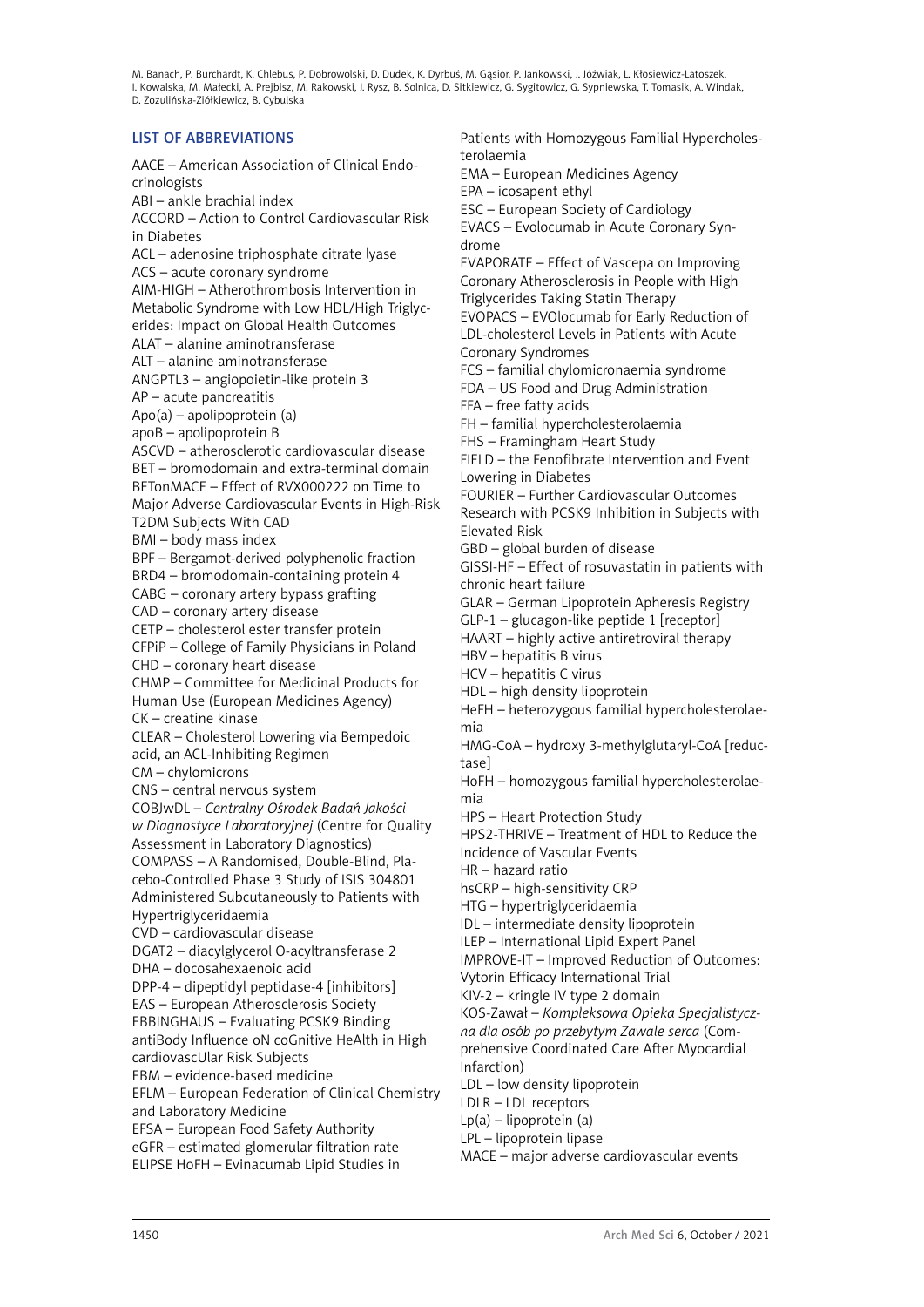## LIST OF ABBREVIATIONS

AACE – American Association of Clinical Endocrinologists
ABI – ankle brachial index
ACCORD – Action to Control Cardiovascular Risk in Diabetes
ACL – adenosine triphosphate citrate lyase
ACS – acute coronary syndrome
AIM-HIGH – Atherothrombosis Intervention in Metabolic Syndrome with Low HDL/High Triglycerides: Impact on Global Health Outcomes
ALAT – alanine aminotransferase
ALT – alanine aminotransferase
ANGPTL3 – angiopoietin-like protein 3
AP – acute pancreatitis
Apo(a) – apolipoprotein (a)
apoB – apolipoprotein B
ASCVD – atherosclerotic cardiovascular disease
BET – bromodomain and extra-terminal domain
BETonMACE – Effect of RVX000222 on Time to Major Adverse Cardiovascular Events in High-Risk T2DM Subjects With CAD
BMI – body mass index
BPF – Bergamot-derived polyphenolic fraction
BRD4 – bromodomain-containing protein 4
CABG – coronary artery bypass grafting
CAD – coronary artery disease
CETP – cholesterol ester transfer protein
CFPiP – College of Family Physicians in Poland
CHD – coronary heart disease
CHMP – Committee for Medicinal Products for Human Use (European Medicines Agency)
CK – creatine kinase
CLEAR – Cholesterol Lowering via Bempedoic acid, an ACL-Inhibiting Regimen
CM – chylomicrons
CNS – central nervous system
COBJwDL – *Centralny Ośrodek Badań Jakości w Diagnostyce Laboratoryjnej* (Centre for Quality Assessment in Laboratory Diagnostics)
COMPASS – A Randomised, Double-Blind, Placebo-Controlled Phase 3 Study of ISIS 304801 Administered Subcutaneously to Patients with Hypertriglyceridaemia
CVD – cardiovascular disease
DGAT2 – diacylglycerol O-acyltransferase 2
DHA – docosahexaenoic acid
DPP-4 – dipeptidyl peptidase-4 [inhibitors]
EAS – European Atherosclerosis Society
EBBINGHAUS – Evaluating PCSK9 Binding antiBody Influence oN coGnitive HeAlth in High cardiovascUlar Risk Subjects
EBM – evidence-based medicine
EFLM – European Federation of Clinical Chemistry and Laboratory Medicine
EFSA – European Food Safety Authority
eGFR – estimated glomerular filtration rate
ELIPSE HoFH – Evinacumab Lipid Studies in Patients with Homozygous Familial Hypercholesterolaemia
EMA – European Medicines Agency
EPA – icosapent ethyl
ESC – European Society of Cardiology
EVACS – Evolocumab in Acute Coronary Syndrome
EVAPORATE – Effect of Vascepa on Improving Coronary Atherosclerosis in People with High Triglycerides Taking Statin Therapy
EVOPACS – EVOlocumab for Early Reduction of LDL-cholesterol Levels in Patients with Acute Coronary Syndromes
FCS – familial chylomicronaemia syndrome
FDA – US Food and Drug Administration
FFA – free fatty acids
FH – familial hypercholesterolaemia
FHS – Framingham Heart Study
FIELD – the Fenofibrate Intervention and Event Lowering in Diabetes
FOURIER – Further Cardiovascular Outcomes Research with PCSK9 Inhibition in Subjects with Elevated Risk
GBD – global burden of disease
GISSI-HF – Effect of rosuvastatin in patients with chronic heart failure
GLAR – German Lipoprotein Apheresis Registry
GLP-1 – glucagon-like peptide 1 [receptor]
HAART – highly active antiretroviral therapy
HBV – hepatitis B virus
HCV – hepatitis C virus
HDL – high density lipoprotein
HeFH – heterozygous familial hypercholesterolaemia
HMG-CoA – hydroxy 3-methylglutaryl-CoA [reductase]
HoFH – homozygous familial hypercholesterolaemia
HPS – Heart Protection Study
HPS2-THRIVE – Treatment of HDL to Reduce the Incidence of Vascular Events
HR – hazard ratio
hsCRP – high-sensitivity CRP
HTG – hypertriglyceridaemia
IDL – intermediate density lipoprotein
ILEP – International Lipid Expert Panel
IMPROVE-IT – Improved Reduction of Outcomes: Vytorin Efficacy International Trial
KIV-2 – kringle IV type 2 domain
KOS-Zawał – *Kompleksowa Opieka Specjalistyczna dla osób po przebytym Zawale serca* (Comprehensive Coordinated Care After Myocardial Infarction)
LDL – low density lipoprotein
LDLR – LDL receptors
Lp(a) – lipoprotein (a)
LPL – lipoprotein lipase
MACE – major adverse cardiovascular events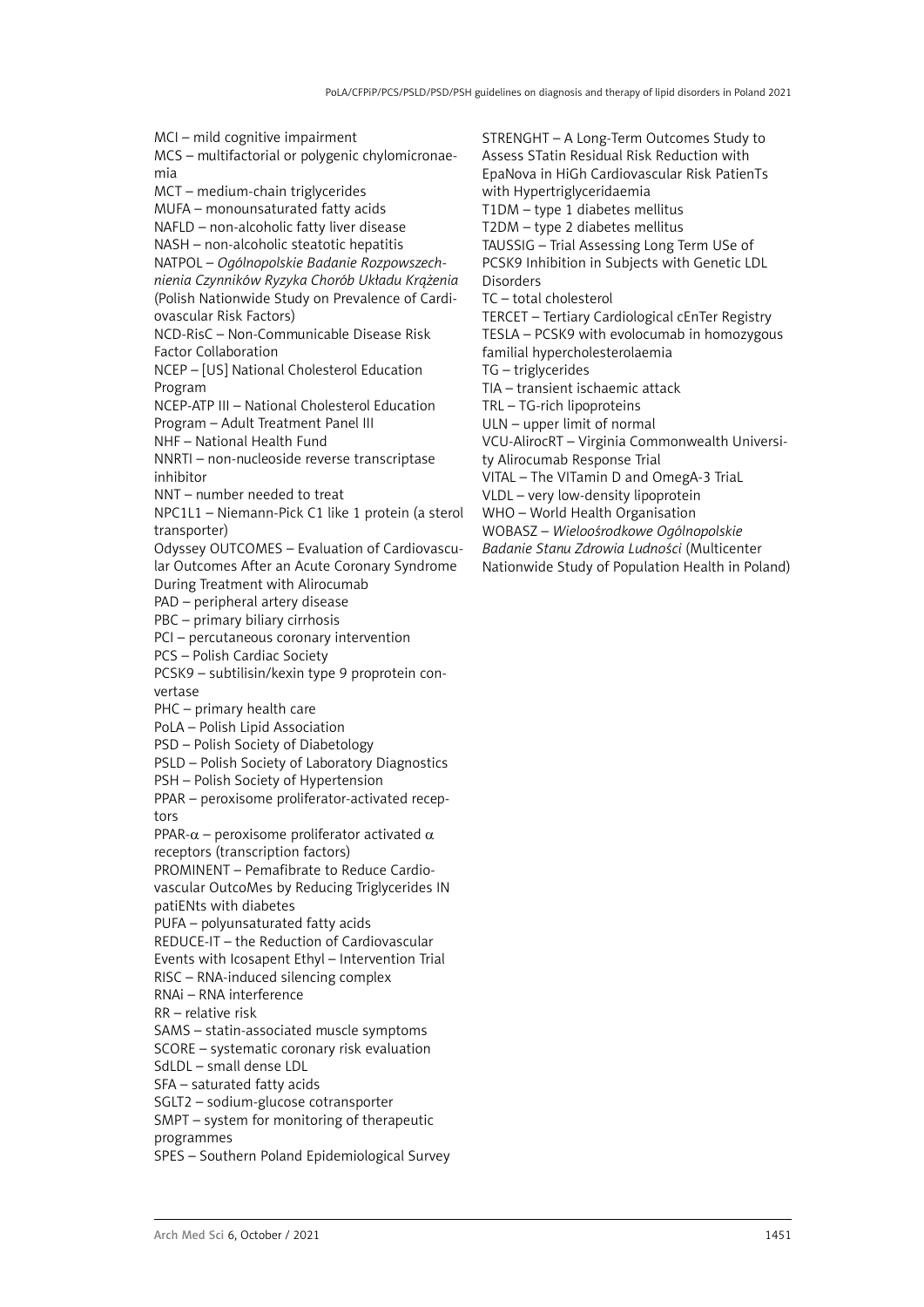MCI – mild cognitive impairment
MCS – multifactorial or polygenic chylomicronaemia
MCT – medium-chain triglycerides
MUFA – monounsaturated fatty acids
NAFLD – non-alcoholic fatty liver disease
NASH – non-alcoholic steatotic hepatitis
NATPOL – *Ogólnopolskie Badanie Rozpowszechnienia Czynników Ryzyka Chorób Układu Krążenia* (Polish Nationwide Study on Prevalence of Cardiovascular Risk Factors)
NCD-RisC – Non-Communicable Disease Risk Factor Collaboration
NCEP – [US] National Cholesterol Education Program
NCEP-ATP III – National Cholesterol Education Program – Adult Treatment Panel III
NHF – National Health Fund
NNRTI – non-nucleoside reverse transcriptase inhibitor
NNT – number needed to treat
NPC1L1 – Niemann-Pick C1 like 1 protein (a sterol transporter)
Odyssey OUTCOMES – Evaluation of Cardiovascular Outcomes After an Acute Coronary Syndrome During Treatment with Alirocumab
PAD – peripheral artery disease
PBC – primary biliary cirrhosis
PCI – percutaneous coronary intervention
PCS – Polish Cardiac Society
PCSK9 – subtilisin/kexin type 9 proprotein convertase
PHC – primary health care
PoLA – Polish Lipid Association
PSD – Polish Society of Diabetology
PSLD – Polish Society of Laboratory Diagnostics
PSH – Polish Society of Hypertension
PPAR – peroxisome proliferator-activated receptors
PPAR-$\alpha$ – peroxisome proliferator activated $\alpha$ receptors (transcription factors)
PROMINENT – Pemafibrate to Reduce Cardiovascular OutcoMes by Reducing Triglycerides IN patiENts with diabetes
PUFA – polyunsaturated fatty acids
REDUCE-IT – the Reduction of Cardiovascular Events with Icosapent Ethyl – Intervention Trial
RISC – RNA-induced silencing complex
RNAi – RNA interference
RR – relative risk
SAMS – statin-associated muscle symptoms
SCORE – systematic coronary risk evaluation
SdLDL – small dense LDL
SFA – saturated fatty acids
SGLT2 – sodium-glucose cotransporter
SMPT – system for monitoring of therapeutic programmes
SPES – Southern Poland Epidemiological Survey
STRENGHT – A Long-Term Outcomes Study to Assess STatin Residual Risk Reduction with EpaNova in HiGh Cardiovascular Risk PatienTs with Hypertriglyceridaemia
T1DM – type 1 diabetes mellitus
T2DM – type 2 diabetes mellitus
TAUSSIG – Trial Assessing Long Term USe of PCSK9 Inhibition in Subjects with Genetic LDL Disorders
TC – total cholesterol
TERCET – Tertiary Cardiological cEnTer Registry
TESLA – PCSK9 with evolocumab in homozygous familial hypercholesterolaemia
TG – triglycerides
TIA – transient ischaemic attack
TRL – TG-rich lipoproteins
ULN – upper limit of normal
VCU-AlirocRT – Virginia Commonwealth University Alirocumab Response Trial
VITAL – The VITamin D and OmegA-3 TriaL
VLDL – very low-density lipoprotein
WHO – World Health Organisation
WOBASZ – *Wieloośrodkowe Ogólnopolskie Badanie Stanu Zdrowia Ludności* (Multicenter Nationwide Study of Population Health in Poland)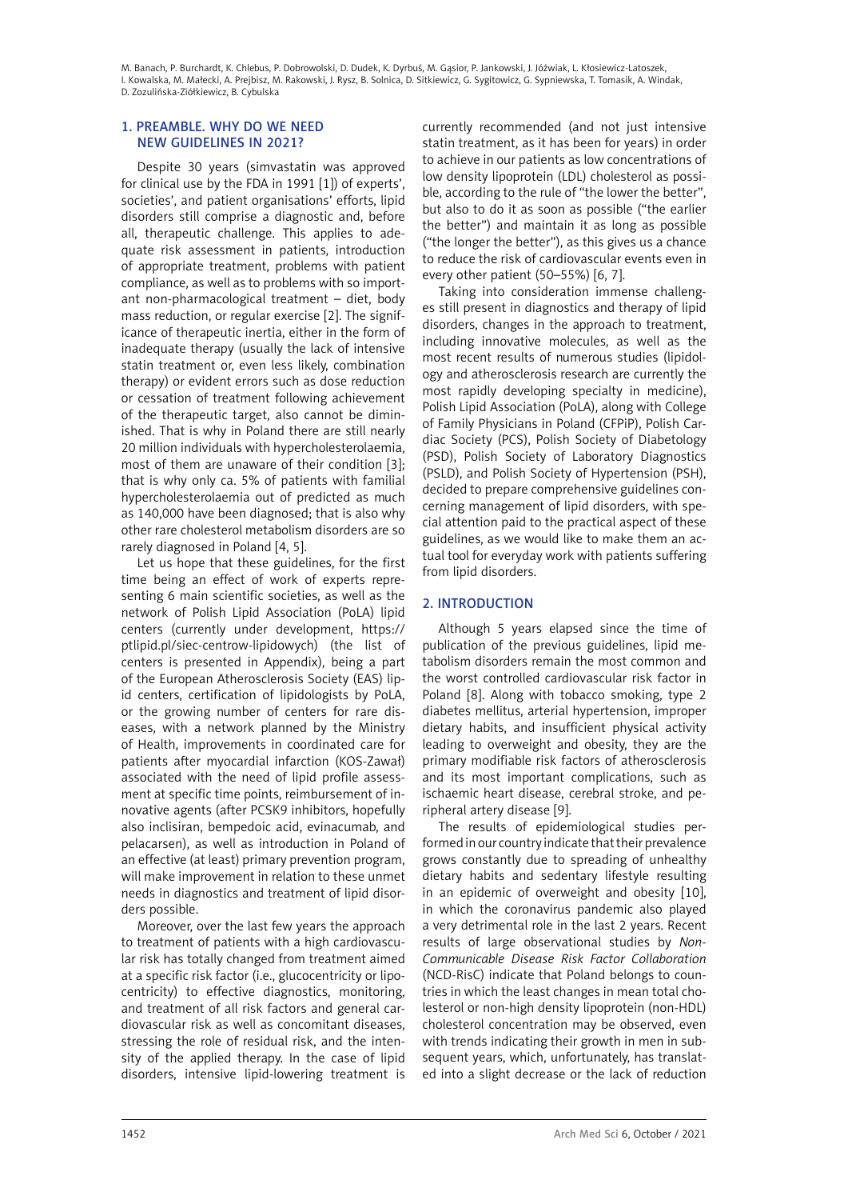## 1. PREAMBLE. WHY DO WE NEED NEW GUIDELINES IN 2021?

Despite 30 years (simvastatin was approved for clinical use by the FDA in 1991 [1]) of experts', societies', and patient organisations' efforts, lipid disorders still comprise a diagnostic and, before all, therapeutic challenge. This applies to adequate risk assessment in patients, introduction of appropriate treatment, problems with patient compliance, as well as to problems with so important non-pharmacological treatment – diet, body mass reduction, or regular exercise [2]. The significance of therapeutic inertia, either in the form of inadequate therapy (usually the lack of intensive statin treatment or, even less likely, combination therapy) or evident errors such as dose reduction or cessation of treatment following achievement of the therapeutic target, also cannot be diminished. That is why in Poland there are still nearly 20 million individuals with hypercholesterolaemia, most of them are unaware of their condition [3]; that is why only ca. 5% of patients with familial hypercholesterolaemia out of predicted as much as 140,000 have been diagnosed; that is also why other rare cholesterol metabolism disorders are so rarely diagnosed in Poland [4, 5].

Let us hope that these guidelines, for the first time being an effect of work of experts representing 6 main scientific societies, as well as the network of Polish Lipid Association (PoLA) lipid centers (currently under development, https://ptlipid.pl/siec-centrow-lipidowych) (the list of centers is presented in Appendix), being a part of the European Atherosclerosis Society (EAS) lipid centers, certification of lipidologists by PoLA, or the growing number of centers for rare diseases, with a network planned by the Ministry of Health, improvements in coordinated care for patients after myocardial infarction (KOS-Zawał) associated with the need of lipid profile assessment at specific time points, reimbursement of innovative agents (after PCSK9 inhibitors, hopefully also inclisiran, bempedoic acid, evinacumab, and pelacarsen), as well as introduction in Poland of an effective (at least) primary prevention program, will make improvement in relation to these unmet needs in diagnostics and treatment of lipid disorders possible.

Moreover, over the last few years the approach to treatment of patients with a high cardiovascular risk has totally changed from treatment aimed at a specific risk factor (i.e., glucocentricity or lipocentricity) to effective diagnostics, monitoring, and treatment of all risk factors and general cardiovascular risk as well as concomitant diseases, stressing the role of residual risk, and the intensity of the applied therapy. In the case of lipid disorders, intensive lipid-lowering treatment is currently recommended (and not just intensive statin treatment, as it has been for years) in order to achieve in our patients as low concentrations of low density lipoprotein (LDL) cholesterol as possible, according to the rule of "the lower the better", but also to do it as soon as possible ("the earlier the better") and maintain it as long as possible ("the longer the better"), as this gives us a chance to reduce the risk of cardiovascular events even in every other patient (50–55%) [6, 7].

Taking into consideration immense challenges still present in diagnostics and therapy of lipid disorders, changes in the approach to treatment, including innovative molecules, as well as the most recent results of numerous studies (lipidology and atherosclerosis research are currently the most rapidly developing specialty in medicine), Polish Lipid Association (PoLA), along with College of Family Physicians in Poland (CFPiP), Polish Cardiac Society (PCS), Polish Society of Diabetology (PSD), Polish Society of Laboratory Diagnostics (PSLD), and Polish Society of Hypertension (PSH), decided to prepare comprehensive guidelines concerning management of lipid disorders, with special attention paid to the practical aspect of these guidelines, as we would like to make them an actual tool for everyday work with patients suffering from lipid disorders.

## 2. INTRODUCTION

Although 5 years elapsed since the time of publication of the previous guidelines, lipid metabolism disorders remain the most common and the worst controlled cardiovascular risk factor in Poland [8]. Along with tobacco smoking, type 2 diabetes mellitus, arterial hypertension, improper dietary habits, and insufficient physical activity leading to overweight and obesity, they are the primary modifiable risk factors of atherosclerosis and its most important complications, such as ischaemic heart disease, cerebral stroke, and peripheral artery disease [9].

The results of epidemiological studies performed in our country indicate that their prevalence grows constantly due to spreading of unhealthy dietary habits and sedentary lifestyle resulting in an epidemic of overweight and obesity [10], in which the coronavirus pandemic also played a very detrimental role in the last 2 years. Recent results of large observational studies by *Non-Communicable Disease Risk Factor Collaboration* (NCD-RisC) indicate that Poland belongs to countries in which the least changes in mean total cholesterol or non-high density lipoprotein (non-HDL) cholesterol concentration may be observed, even with trends indicating their growth in men in subsequent years, which, unfortunately, has translated into a slight decrease or the lack of reduction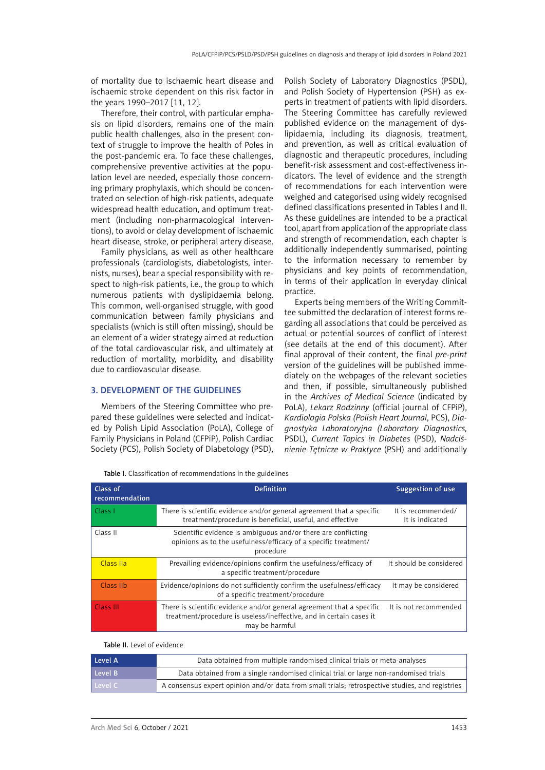of mortality due to ischaemic heart disease and ischaemic stroke dependent on this risk factor in the years 1990–2017 [11, 12].

Therefore, their control, with particular emphasis on lipid disorders, remains one of the main public health challenges, also in the present context of struggle to improve the health of Poles in the post-pandemic era. To face these challenges, comprehensive preventive activities at the population level are needed, especially those concerning primary prophylaxis, which should be concentrated on selection of high-risk patients, adequate widespread health education, and optimum treatment (including non-pharmacological interventions), to avoid or delay development of ischaemic heart disease, stroke, or peripheral artery disease.

Family physicians, as well as other healthcare professionals (cardiologists, diabetologists, internists, nurses), bear a special responsibility with respect to high-risk patients, i.e., the group to which numerous patients with dyslipidaemia belong. This common, well-organised struggle, with good communication between family physicians and specialists (which is still often missing), should be an element of a wider strategy aimed at reduction of the total cardiovascular risk, and ultimately at reduction of mortality, morbidity, and disability due to cardiovascular disease.

## 3. DEVELOPMENT OF THE GUIDELINES

Members of the Steering Committee who prepared these guidelines were selected and indicated by Polish Lipid Association (PoLA), College of Family Physicians in Poland (CFPiP), Polish Cardiac Society (PCS), Polish Society of Diabetology (PSD), Polish Society of Laboratory Diagnostics (PSDL), and Polish Society of Hypertension (PSH) as experts in treatment of patients with lipid disorders. The Steering Committee has carefully reviewed published evidence on the management of dyslipidaemia, including its diagnosis, treatment, and prevention, as well as critical evaluation of diagnostic and therapeutic procedures, including benefit-risk assessment and cost-effectiveness indicators. The level of evidence and the strength of recommendations for each intervention were weighed and categorised using widely recognised defined classifications presented in Tables I and II. As these guidelines are intended to be a practical tool, apart from application of the appropriate class and strength of recommendation, each chapter is additionally independently summarised, pointing to the information necessary to remember by physicians and key points of recommendation, in terms of their application in everyday clinical practice.

Experts being members of the Writing Committee submitted the declaration of interest forms regarding all associations that could be perceived as actual or potential sources of conflict of interest (see details at the end of this document). After final approval of their content, the final *pre-print* version of the guidelines will be published immediately on the webpages of the relevant societies and then, if possible, simultaneously published in the *Archives of Medical Science* (indicated by PoLA), *Lekarz Rodzinny* (official journal of CFPiP), *Kardiologia Polska (Polish Heart Journal*, PCS), *Diagnostyka Laboratoryjna (Laboratory Diagnostics*, PSDL), *Current Topics in Diabetes* (PSD), *Nadciśnienie Tętnicze w Praktyce* (PSH) and additionally

**Table I.** Classification of recommendations in the guidelines

| Class of recommendation | Definition | Suggestion of use |
|---|---|---|
| Class I | There is scientific evidence and/or general agreement that a specific treatment/procedure is beneficial, useful, and effective | It is recommended/ It is indicated |
| Class II | Scientific evidence is ambiguous and/or there are conflicting opinions as to the usefulness/efficacy of a specific treatment/ procedure | |
| Class IIa | Prevailing evidence/opinions confirm the usefulness/efficacy of a specific treatment/procedure | It should be considered |
| Class IIb | Evidence/opinions do not sufficiently confirm the usefulness/efficacy of a specific treatment/procedure | It may be considered |
| Class III | There is scientific evidence and/or general agreement that a specific treatment/procedure is useless/ineffective, and in certain cases it may be harmful | It is not recommended |

**Table II.** Level of evidence

| Level | Description |
|---|---|
| Level A | Data obtained from multiple randomised clinical trials or meta-analyses |
| Level B | Data obtained from a single randomised clinical trial or large non-randomised trials |
| Level C | A consensus expert opinion and/or data from small trials; retrospective studies, and registries |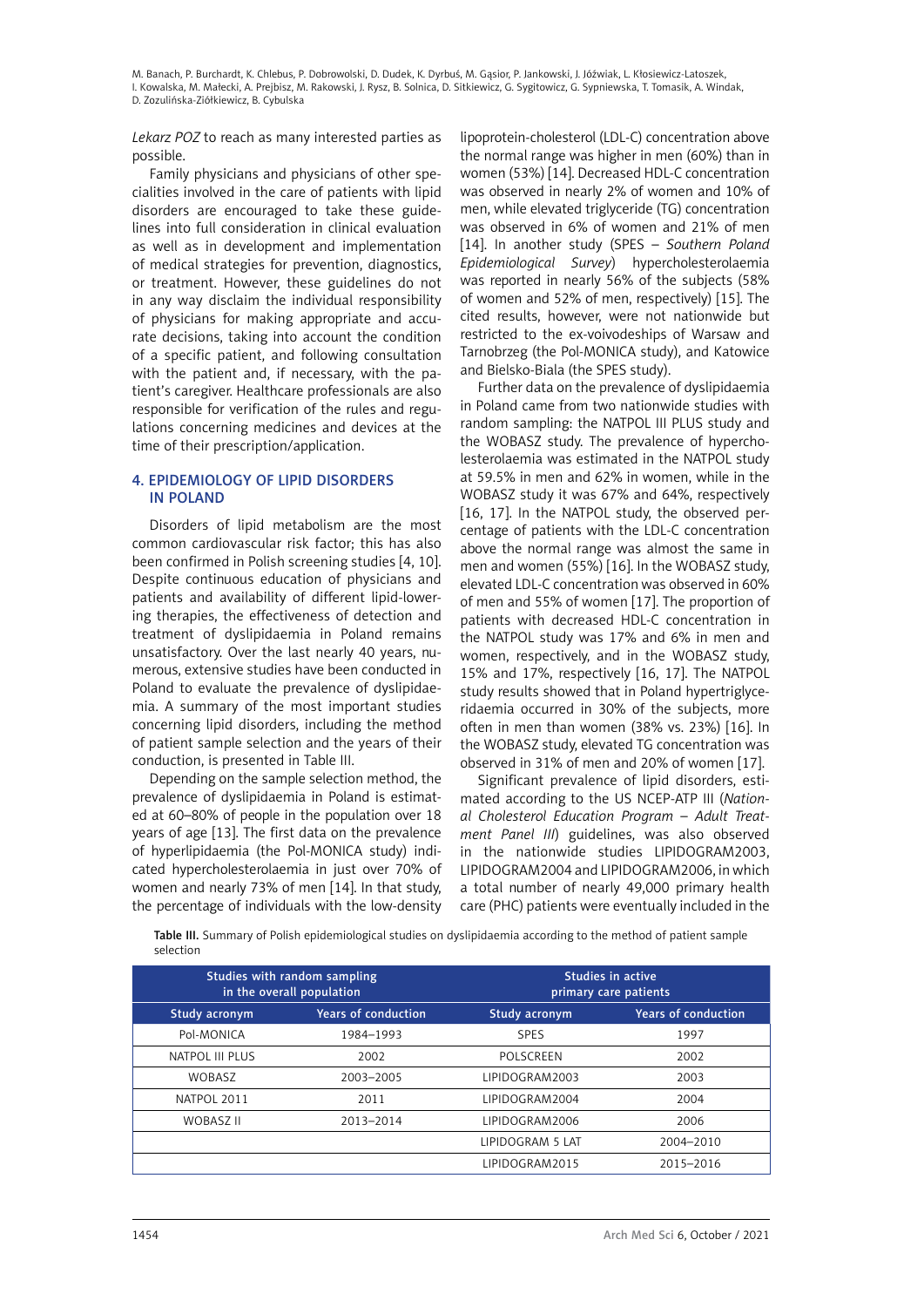*Lekarz POZ* to reach as many interested parties as possible.

Family physicians and physicians of other specialities involved in the care of patients with lipid disorders are encouraged to take these guidelines into full consideration in clinical evaluation as well as in development and implementation of medical strategies for prevention, diagnostics, or treatment. However, these guidelines do not in any way disclaim the individual responsibility of physicians for making appropriate and accurate decisions, taking into account the condition of a specific patient, and following consultation with the patient and, if necessary, with the patient's caregiver. Healthcare professionals are also responsible for verification of the rules and regulations concerning medicines and devices at the time of their prescription/application.

## 4. EPIDEMIOLOGY OF LIPID DISORDERS IN POLAND

Disorders of lipid metabolism are the most common cardiovascular risk factor; this has also been confirmed in Polish screening studies [4, 10]. Despite continuous education of physicians and patients and availability of different lipid-lowering therapies, the effectiveness of detection and treatment of dyslipidaemia in Poland remains unsatisfactory. Over the last nearly 40 years, numerous, extensive studies have been conducted in Poland to evaluate the prevalence of dyslipidaemia. A summary of the most important studies concerning lipid disorders, including the method of patient sample selection and the years of their conduction, is presented in Table III.

Depending on the sample selection method, the prevalence of dyslipidaemia in Poland is estimated at 60–80% of people in the population over 18 years of age [13]. The first data on the prevalence of hyperlipidaemia (the Pol-MONICA study) indicated hypercholesterolaemia in just over 70% of women and nearly 73% of men [14]. In that study, the percentage of individuals with the low-density lipoprotein-cholesterol (LDL-C) concentration above the normal range was higher in men (60%) than in women (53%) [14]. Decreased HDL-C concentration was observed in nearly 2% of women and 10% of men, while elevated triglyceride (TG) concentration was observed in 6% of women and 21% of men [14]. In another study (SPES – *Southern Poland Epidemiological Survey*) hypercholesterolaemia was reported in nearly 56% of the subjects (58% of women and 52% of men, respectively) [15]. The cited results, however, were not nationwide but restricted to the ex-voivodeships of Warsaw and Tarnobrzeg (the Pol-MONICA study), and Katowice and Bielsko-Biala (the SPES study).

Further data on the prevalence of dyslipidaemia in Poland came from two nationwide studies with random sampling: the NATPOL III PLUS study and the WOBASZ study. The prevalence of hypercholesterolaemia was estimated in the NATPOL study at 59.5% in men and 62% in women, while in the WOBASZ study it was 67% and 64%, respectively [16, 17]. In the NATPOL study, the observed percentage of patients with the LDL-C concentration above the normal range was almost the same in men and women (55%) [16]. In the WOBASZ study, elevated LDL-C concentration was observed in 60% of men and 55% of women [17]. The proportion of patients with decreased HDL-C concentration in the NATPOL study was 17% and 6% in men and women, respectively, and in the WOBASZ study, 15% and 17%, respectively [16, 17]. The NATPOL study results showed that in Poland hypertriglyceridaemia occurred in 30% of the subjects, more often in men than women (38% vs. 23%) [16]. In the WOBASZ study, elevated TG concentration was observed in 31% of men and 20% of women [17].

Significant prevalence of lipid disorders, estimated according to the US NCEP-ATP III (*National Cholesterol Education Program – Adult Treatment Panel III*) guidelines, was also observed in the nationwide studies LIPIDOGRAM2003, LIPIDOGRAM2004 and LIPIDOGRAM2006, in which a total number of nearly 49,000 primary health care (PHC) patients were eventually included in the

**Table III.** Summary of Polish epidemiological studies on dyslipidaemia according to the method of patient sample selection

| Studies with random sampling in the overall population | | Studies in active primary care patients | |
|---|---|---|---|
| Study acronym | Years of conduction | Study acronym | Years of conduction |
| Pol-MONICA | 1984–1993 | SPES | 1997 |
| NATPOL III PLUS | 2002 | POLSCREEN | 2002 |
| WOBASZ | 2003–2005 | LIPIDOGRAM2003 | 2003 |
| NATPOL 2011 | 2011 | LIPIDOGRAM2004 | 2004 |
| WOBASZ II | 2013–2014 | LIPIDOGRAM2006 | 2006 |
| | | LIPIDOGRAM 5 LAT | 2004–2010 |
| | | LIPIDOGRAM2015 | 2015–2016 |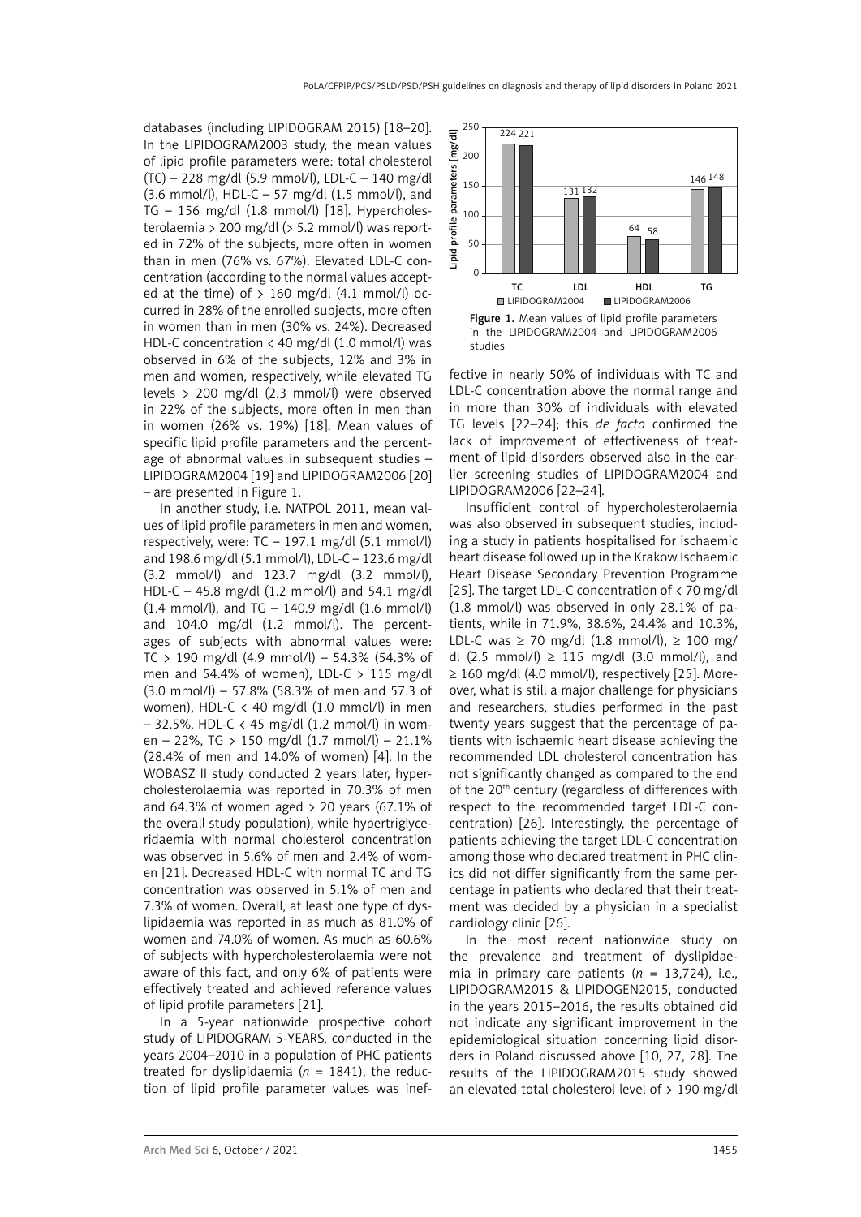databases (including LIPIDOGRAM 2015) [18–20]. In the LIPIDOGRAM2003 study, the mean values of lipid profile parameters were: total cholesterol (TC) – 228 mg/dl (5.9 mmol/l), LDL-C – 140 mg/dl (3.6 mmol/l), HDL-C – 57 mg/dl (1.5 mmol/l), and TG – 156 mg/dl (1.8 mmol/l) [18]. Hypercholesterolaemia > 200 mg/dl (> 5.2 mmol/l) was reported in 72% of the subjects, more often in women than in men (76% vs. 67%). Elevated LDL-C concentration (according to the normal values accepted at the time) of > 160 mg/dl (4.1 mmol/l) occurred in 28% of the enrolled subjects, more often in women than in men (30% vs. 24%). Decreased HDL-C concentration < 40 mg/dl (1.0 mmol/l) was observed in 6% of the subjects, 12% and 3% in men and women, respectively, while elevated TG levels > 200 mg/dl (2.3 mmol/l) were observed in 22% of the subjects, more often in men than in women (26% vs. 19%) [18]. Mean values of specific lipid profile parameters and the percentage of abnormal values in subsequent studies – LIPIDOGRAM2004 [19] and LIPIDOGRAM2006 [20] – are presented in Figure 1.

In another study, i.e. NATPOL 2011, mean values of lipid profile parameters in men and women, respectively, were: TC – 197.1 mg/dl (5.1 mmol/l) and 198.6 mg/dl (5.1 mmol/l), LDL-C – 123.6 mg/dl (3.2 mmol/l) and 123.7 mg/dl (3.2 mmol/l), HDL-C – 45.8 mg/dl (1.2 mmol/l) and 54.1 mg/dl (1.4 mmol/l), and TG – 140.9 mg/dl (1.6 mmol/l) and 104.0 mg/dl (1.2 mmol/l). The percentages of subjects with abnormal values were: TC > 190 mg/dl (4.9 mmol/l) – 54.3% (54.3% of men and 54.4% of women), LDL-C > 115 mg/dl (3.0 mmol/l) – 57.8% (58.3% of men and 57.3 of women), HDL-C < 40 mg/dl (1.0 mmol/l) in men – 32.5%, HDL-C < 45 mg/dl (1.2 mmol/l) in women – 22%, TG > 150 mg/dl (1.7 mmol/l) – 21.1% (28.4% of men and 14.0% of women) [4]. In the WOBASZ II study conducted 2 years later, hypercholesterolaemia was reported in 70.3% of men and 64.3% of women aged > 20 years (67.1% of the overall study population), while hypertriglyceridaemia with normal cholesterol concentration was observed in 5.6% of men and 2.4% of women [21]. Decreased HDL-C with normal TC and TG concentration was observed in 5.1% of men and 7.3% of women. Overall, at least one type of dyslipidaemia was reported in as much as 81.0% of women and 74.0% of women. As much as 60.6% of subjects with hypercholesterolaemia were not aware of this fact, and only 6% of patients were effectively treated and achieved reference values of lipid profile parameters [21].

In a 5-year nationwide prospective cohort study of LIPIDOGRAM 5-YEARS, conducted in the years 2004–2010 in a population of PHC patients treated for dyslipidaemia ($n$ = 1841), the reduction of lipid profile parameter values was ineffective in nearly 50% of individuals with TC and LDL-C concentration above the normal range and in more than 30% of individuals with elevated TG levels [22–24]; this *de facto* confirmed the lack of improvement of effectiveness of treatment of lipid disorders observed also in the earlier screening studies of LIPIDOGRAM2004 and LIPIDOGRAM2006 [22–24].

| Lipid profile parameters [mg/dl] | TC | LDL | HDL | TG |
|---|---|---|---|---|
| LIPIDOGRAM2004 | 224 | 131 | 64 | 146 |
| LIPIDOGRAM2006 | 221 | 132 | 58 | 148 |

**Figure 1.** Mean values of lipid profile parameters in the LIPIDOGRAM2004 and LIPIDOGRAM2006 studies

Insufficient control of hypercholesterolaemia was also observed in subsequent studies, including a study in patients hospitalised for ischaemic heart disease followed up in the Krakow Ischaemic Heart Disease Secondary Prevention Programme [25]. The target LDL-C concentration of < 70 mg/dl (1.8 mmol/l) was observed in only 28.1% of patients, while in 71.9%, 38.6%, 24.4% and 10.3%, LDL-C was ≥ 70 mg/dl (1.8 mmol/l), ≥ 100 mg/dl (2.5 mmol/l) ≥ 115 mg/dl (3.0 mmol/l), and ≥ 160 mg/dl (4.0 mmol/l), respectively [25]. Moreover, what is still a major challenge for physicians and researchers, studies performed in the past twenty years suggest that the percentage of patients with ischaemic heart disease achieving the recommended LDL cholesterol concentration has not significantly changed as compared to the end of the 20th century (regardless of differences with respect to the recommended target LDL-C concentration) [26]. Interestingly, the percentage of patients achieving the target LDL-C concentration among those who declared treatment in PHC clinics did not differ significantly from the same percentage in patients who declared that their treatment was decided by a physician in a specialist cardiology clinic [26].

In the most recent nationwide study on the prevalence and treatment of dyslipidaemia in primary care patients ($n$ = 13,724), i.e., LIPIDOGRAM2015 & LIPIDOGEN2015, conducted in the years 2015–2016, the results obtained did not indicate any significant improvement in the epidemiological situation concerning lipid disorders in Poland discussed above [10, 27, 28]. The results of the LIPIDOGRAM2015 study showed an elevated total cholesterol level of > 190 mg/dl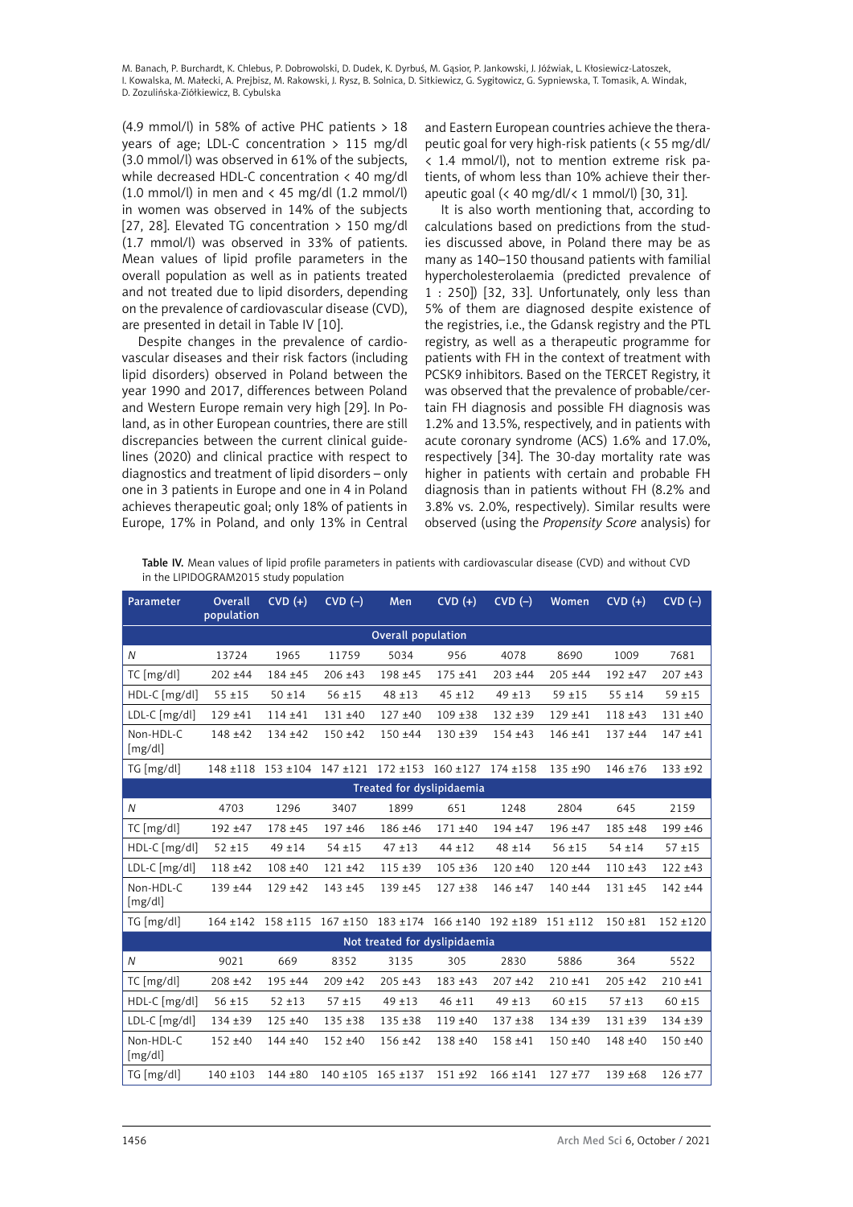(4.9 mmol/l) in 58% of active PHC patients > 18 years of age; LDL-C concentration > 115 mg/dl (3.0 mmol/l) was observed in 61% of the subjects, while decreased HDL-C concentration < 40 mg/dl (1.0 mmol/l) in men and < 45 mg/dl (1.2 mmol/l) in women was observed in 14% of the subjects [27, 28]. Elevated TG concentration > 150 mg/dl (1.7 mmol/l) was observed in 33% of patients. Mean values of lipid profile parameters in the overall population as well as in patients treated and not treated due to lipid disorders, depending on the prevalence of cardiovascular disease (CVD), are presented in detail in Table IV [10].

Despite changes in the prevalence of cardiovascular diseases and their risk factors (including lipid disorders) observed in Poland between the year 1990 and 2017, differences between Poland and Western Europe remain very high [29]. In Poland, as in other European countries, there are still discrepancies between the current clinical guidelines (2020) and clinical practice with respect to diagnostics and treatment of lipid disorders – only one in 3 patients in Europe and one in 4 in Poland achieves therapeutic goal; only 18% of patients in Europe, 17% in Poland, and only 13% in Central and Eastern European countries achieve the therapeutic goal for very high-risk patients (< 55 mg/dl/ < 1.4 mmol/l), not to mention extreme risk patients, of whom less than 10% achieve their therapeutic goal (< 40 mg/dl/< 1 mmol/l) [30, 31].

It is also worth mentioning that, according to calculations based on predictions from the studies discussed above, in Poland there may be as many as 140–150 thousand patients with familial hypercholesterolaemia (predicted prevalence of 1 : 250]) [32, 33]. Unfortunately, only less than 5% of them are diagnosed despite existence of the registries, i.e., the Gdansk registry and the PTL registry, as well as a therapeutic programme for patients with FH in the context of treatment with PCSK9 inhibitors. Based on the TERCET Registry, it was observed that the prevalence of probable/certain FH diagnosis and possible FH diagnosis was 1.2% and 13.5%, respectively, and in patients with acute coronary syndrome (ACS) 1.6% and 17.0%, respectively [34]. The 30-day mortality rate was higher in patients with certain and probable FH diagnosis than in patients without FH (8.2% and 3.8% vs. 2.0%, respectively). Similar results were observed (using the *Propensity Score* analysis) for

**Table IV.** Mean values of lipid profile parameters in patients with cardiovascular disease (CVD) and without CVD in the LIPIDOGRAM2015 study population

| Parameter | Overall population | CVD (+) | CVD (–) | Men | CVD (+) | CVD (–) | Women | CVD (+) | CVD (–) |
|---|---|---|---|---|---|---|---|---|---|
| **Overall population** | | | | | | | | | |
| *N* | 13724 | 1965 | 11759 | 5034 | 956 | 4078 | 8690 | 1009 | 7681 |
| TC [mg/dl] | 202 ±44 | 184 ±45 | 206 ±43 | 198 ±45 | 175 ±41 | 203 ±44 | 205 ±44 | 192 ±47 | 207 ±43 |
| HDL-C [mg/dl] | 55 ±15 | 50 ±14 | 56 ±15 | 48 ±13 | 45 ±12 | 49 ±13 | 59 ±15 | 55 ±14 | 59 ±15 |
| LDL-C [mg/dl] | 129 ±41 | 114 ±41 | 131 ±40 | 127 ±40 | 109 ±38 | 132 ±39 | 129 ±41 | 118 ±43 | 131 ±40 |
| Non-HDL-C [mg/dl] | 148 ±42 | 134 ±42 | 150 ±42 | 150 ±44 | 130 ±39 | 154 ±43 | 146 ±41 | 137 ±44 | 147 ±41 |
| TG [mg/dl] | 148 ±118 | 153 ±104 | 147 ±121 | 172 ±153 | 160 ±127 | 174 ±158 | 135 ±90 | 146 ±76 | 133 ±92 |
| **Treated for dyslipidaemia** | | | | | | | | | |
| *N* | 4703 | 1296 | 3407 | 1899 | 651 | 1248 | 2804 | 645 | 2159 |
| TC [mg/dl] | 192 ±47 | 178 ±45 | 197 ±46 | 186 ±46 | 171 ±40 | 194 ±47 | 196 ±47 | 185 ±48 | 199 ±46 |
| HDL-C [mg/dl] | 52 ±15 | 49 ±14 | 54 ±15 | 47 ±13 | 44 ±12 | 48 ±14 | 56 ±15 | 54 ±14 | 57 ±15 |
| LDL-C [mg/dl] | 118 ±42 | 108 ±40 | 121 ±42 | 115 ±39 | 105 ±36 | 120 ±40 | 120 ±44 | 110 ±43 | 122 ±43 |
| Non-HDL-C [mg/dl] | 139 ±44 | 129 ±42 | 143 ±45 | 139 ±45 | 127 ±38 | 146 ±47 | 140 ±44 | 131 ±45 | 142 ±44 |
| TG [mg/dl] | 164 ±142 | 158 ±115 | 167 ±150 | 183 ±174 | 166 ±140 | 192 ±189 | 151 ±112 | 150 ±81 | 152 ±120 |
| **Not treated for dyslipidaemia** | | | | | | | | | |
| *N* | 9021 | 669 | 8352 | 3135 | 305 | 2830 | 5886 | 364 | 5522 |
| TC [mg/dl] | 208 ±42 | 195 ±44 | 209 ±42 | 205 ±43 | 183 ±43 | 207 ±42 | 210 ±41 | 205 ±42 | 210 ±41 |
| HDL-C [mg/dl] | 56 ±15 | 52 ±13 | 57 ±15 | 49 ±13 | 46 ±11 | 49 ±13 | 60 ±15 | 57 ±13 | 60 ±15 |
| LDL-C [mg/dl] | 134 ±39 | 125 ±40 | 135 ±38 | 135 ±38 | 119 ±40 | 137 ±38 | 134 ±39 | 131 ±39 | 134 ±39 |
| Non-HDL-C [mg/dl] | 152 ±40 | 144 ±40 | 152 ±40 | 156 ±42 | 138 ±40 | 158 ±41 | 150 ±40 | 148 ±40 | 150 ±40 |
| TG [mg/dl] | 140 ±103 | 144 ±80 | 140 ±105 | 165 ±137 | 151 ±92 | 166 ±141 | 127 ±77 | 139 ±68 | 126 ±77 |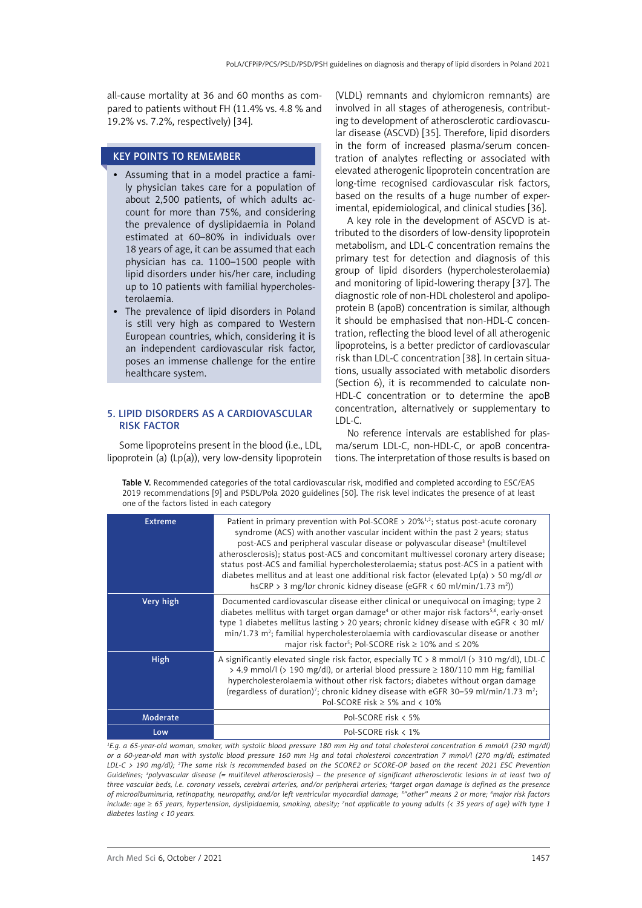all-cause mortality at 36 and 60 months as compared to patients without FH (11.4% vs. 4.8 % and 19.2% vs. 7.2%, respectively) [34].

**KEY POINTS TO REMEMBER**

- Assuming that in a model practice a family physician takes care for a population of about 2,500 patients, of which adults account for more than 75%, and considering the prevalence of dyslipidaemia in Poland estimated at 60–80% in individuals over 18 years of age, it can be assumed that each physician has ca. 1100–1500 people with lipid disorders under his/her care, including up to 10 patients with familial hypercholesterolaemia.
- The prevalence of lipid disorders in Poland is still very high as compared to Western European countries, which, considering it is an independent cardiovascular risk factor, poses an immense challenge for the entire healthcare system.

## 5. LIPID DISORDERS AS A CARDIOVASCULAR RISK FACTOR

Some lipoproteins present in the blood (i.e., LDL, lipoprotein (a) (Lp(a)), very low-density lipoprotein (VLDL) remnants and chylomicron remnants) are involved in all stages of atherogenesis, contributing to development of atherosclerotic cardiovascular disease (ASCVD) [35]. Therefore, lipid disorders in the form of increased plasma/serum concentration of analytes reflecting or associated with elevated atherogenic lipoprotein concentration are long-time recognised cardiovascular risk factors, based on the results of a huge number of experimental, epidemiological, and clinical studies [36].

A key role in the development of ASCVD is attributed to the disorders of low-density lipoprotein metabolism, and LDL-C concentration remains the primary test for detection and diagnosis of this group of lipid disorders (hypercholesterolaemia) and monitoring of lipid-lowering therapy [37]. The diagnostic role of non-HDL cholesterol and apolipoprotein B (apoB) concentration is similar, although it should be emphasised that non-HDL-C concentration, reflecting the blood level of all atherogenic lipoproteins, is a better predictor of cardiovascular risk than LDL-C concentration [38]. In certain situations, usually associated with metabolic disorders (Section 6), it is recommended to calculate non-HDL-C concentration or to determine the apoB concentration, alternatively or supplementary to LDL-C.

No reference intervals are established for plasma/serum LDL-C, non-HDL-C, or apoB concentrations. The interpretation of those results is based on

**Table V.** Recommended categories of the total cardiovascular risk, modified and completed according to ESC/EAS 2019 recommendations [9] and PSDL/Pola 2020 guidelines [50]. The risk level indicates the presence of at least one of the factors listed in each category

| Risk category | Factors |
|---|---|
| Extreme | Patient in primary prevention with Pol-SCORE > 20%[1,2]; status post-acute coronary syndrome (ACS) with another vascular incident within the past 2 years; status post-ACS and peripheral vascular disease or polyvascular disease[3] (multilevel atherosclerosis); status post-ACS and concomitant multivessel coronary artery disease; status post-ACS and familial hypercholesterolaemia; status post-ACS in a patient with diabetes mellitus and at least one additional risk factor (elevated Lp(a) > 50 mg/dl *or* hsCRP > 3 mg/l*or* chronic kidney disease (eGFR < 60 ml/min/1.73 m$^2$)) |
| Very high | Documented cardiovascular disease either clinical or unequivocal on imaging; type 2 diabetes mellitus with target organ damage[4] or other major risk factors[5,6], early-onset type 1 diabetes mellitus lasting > 20 years; chronic kidney disease with eGFR < 30 ml/min/1.73 m$^2$; familial hypercholesterolaemia with cardiovascular disease or another major risk factor[5]; Pol-SCORE risk ≥ 10% and ≤ 20% |
| High | A significantly elevated single risk factor, especially TC > 8 mmol/l (> 310 mg/dl), LDL-C > 4.9 mmol/l (> 190 mg/dl), or arterial blood pressure ≥ 180/110 mm Hg; familial hypercholesterolaemia without other risk factors; diabetes without organ damage (regardless of duration)[7]; chronic kidney disease with eGFR 30–59 ml/min/1.73 m$^2$; Pol-SCORE risk ≥ 5% and < 10% |
| Moderate | Pol-SCORE risk < 5% |
| Low | Pol-SCORE risk < 1% |

*[1]E.g. a 65-year-old woman, smoker, with systolic blood pressure 180 mm Hg and total cholesterol concentration 6 mmol/l (230 mg/dl) or a 60-year-old man with systolic blood pressure 160 mm Hg and total cholesterol concentration 7 mmol/l (270 mg/dl; estimated LDL-C > 190 mg/dl); [2]The same risk is recommended based on the SCORE2 or SCORE-OP based on the recent 2021 ESC Prevention Guidelines; [3]polyvascular disease (= multilevel atherosclerosis) – the presence of significant atherosclerotic lesions in at least two of three vascular beds, i.e. coronary vessels, cerebral arteries, and/or peripheral arteries; [4]target organ damage is defined as the presence of microalbuminuria, retinopathy, neuropathy, and/or left ventricular myocardial damage; [5]"other" means 2 or more; [6]major risk factors include: age ≥ 65 years, hypertension, dyslipidaemia, smoking, obesity; [7]not applicable to young adults (< 35 years of age) with type 1 diabetes lasting < 10 years.*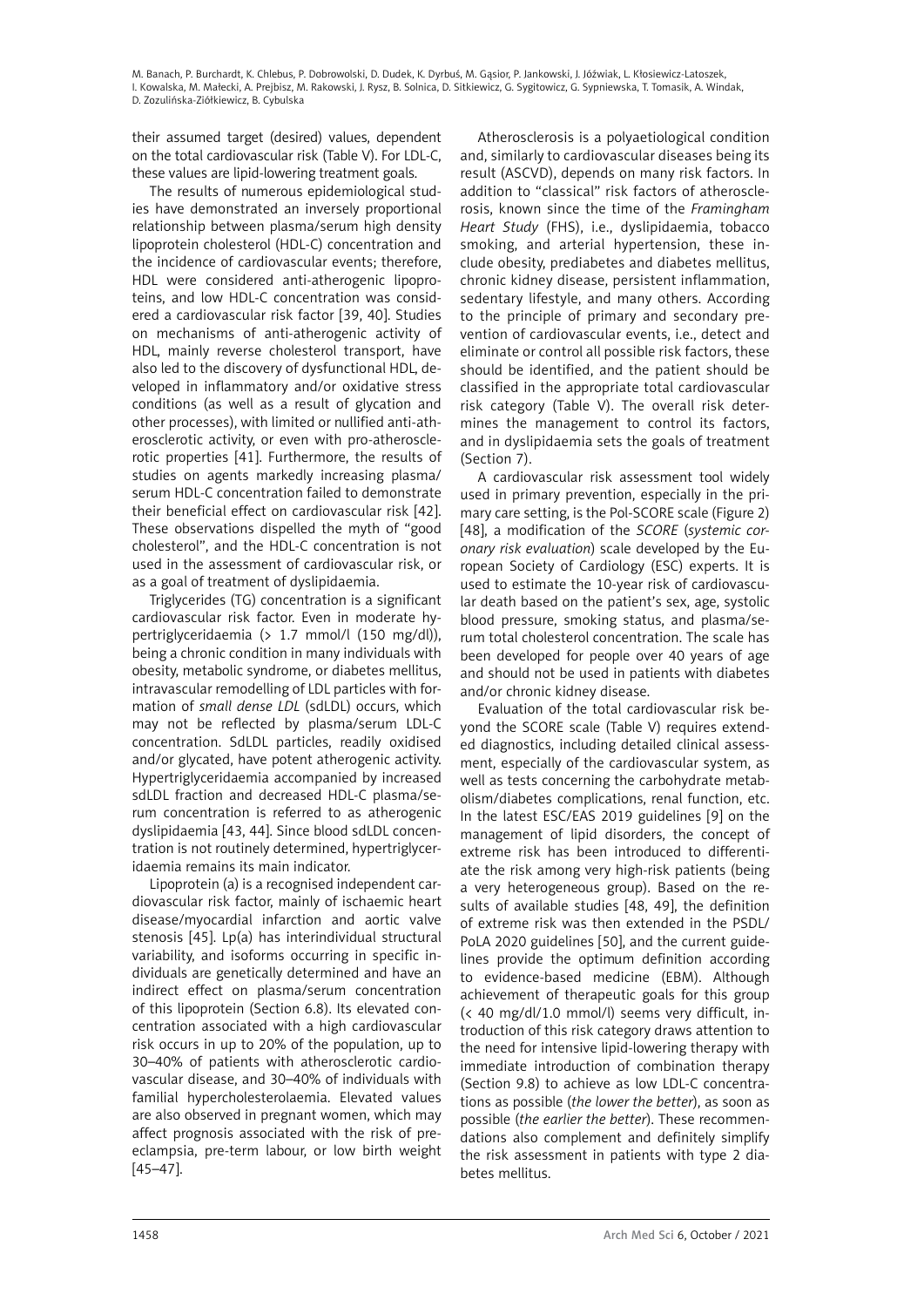their assumed target (desired) values, dependent on the total cardiovascular risk (Table V). For LDL-C, these values are lipid-lowering treatment goals.

The results of numerous epidemiological studies have demonstrated an inversely proportional relationship between plasma/serum high density lipoprotein cholesterol (HDL-C) concentration and the incidence of cardiovascular events; therefore, HDL were considered anti-atherogenic lipoproteins, and low HDL-C concentration was considered a cardiovascular risk factor [39, 40]. Studies on mechanisms of anti-atherogenic activity of HDL, mainly reverse cholesterol transport, have also led to the discovery of dysfunctional HDL, developed in inflammatory and/or oxidative stress conditions (as well as a result of glycation and other processes), with limited or nullified anti-atherosclerotic activity, or even with pro-atherosclerotic properties [41]. Furthermore, the results of studies on agents markedly increasing plasma/serum HDL-C concentration failed to demonstrate their beneficial effect on cardiovascular risk [42]. These observations dispelled the myth of "good cholesterol", and the HDL-C concentration is not used in the assessment of cardiovascular risk, or as a goal of treatment of dyslipidaemia.

Triglycerides (TG) concentration is a significant cardiovascular risk factor. Even in moderate hypertriglyceridaemia (> 1.7 mmol/l (150 mg/dl)), being a chronic condition in many individuals with obesity, metabolic syndrome, or diabetes mellitus, intravascular remodelling of LDL particles with formation of *small dense LDL* (sdLDL) occurs, which may not be reflected by plasma/serum LDL-C concentration. SdLDL particles, readily oxidised and/or glycated, have potent atherogenic activity. Hypertriglyceridaemia accompanied by increased sdLDL fraction and decreased HDL-C plasma/serum concentration is referred to as atherogenic dyslipidaemia [43, 44]. Since blood sdLDL concentration is not routinely determined, hypertriglyceridaemia remains its main indicator.

Lipoprotein (a) is a recognised independent cardiovascular risk factor, mainly of ischaemic heart disease/myocardial infarction and aortic valve stenosis [45]. Lp(a) has interindividual structural variability, and isoforms occurring in specific individuals are genetically determined and have an indirect effect on plasma/serum concentration of this lipoprotein (Section 6.8). Its elevated concentration associated with a high cardiovascular risk occurs in up to 20% of the population, up to 30–40% of patients with atherosclerotic cardiovascular disease, and 30–40% of individuals with familial hypercholesterolaemia. Elevated values are also observed in pregnant women, which may affect prognosis associated with the risk of pre-eclampsia, pre-term labour, or low birth weight [45–47].

Atherosclerosis is a polyaetiological condition and, similarly to cardiovascular diseases being its result (ASCVD), depends on many risk factors. In addition to "classical" risk factors of atherosclerosis, known since the time of the *Framingham Heart Study* (FHS), i.e., dyslipidaemia, tobacco smoking, and arterial hypertension, these include obesity, prediabetes and diabetes mellitus, chronic kidney disease, persistent inflammation, sedentary lifestyle, and many others. According to the principle of primary and secondary prevention of cardiovascular events, i.e., detect and eliminate or control all possible risk factors, these should be identified, and the patient should be classified in the appropriate total cardiovascular risk category (Table V). The overall risk determines the management to control its factors, and in dyslipidaemia sets the goals of treatment (Section 7).

A cardiovascular risk assessment tool widely used in primary prevention, especially in the primary care setting, is the Pol-SCORE scale (Figure 2) [48], a modification of the *SCORE* (*systemic coronary risk evaluation*) scale developed by the European Society of Cardiology (ESC) experts. It is used to estimate the 10-year risk of cardiovascular death based on the patient's sex, age, systolic blood pressure, smoking status, and plasma/serum total cholesterol concentration. The scale has been developed for people over 40 years of age and should not be used in patients with diabetes and/or chronic kidney disease.

Evaluation of the total cardiovascular risk beyond the SCORE scale (Table V) requires extended diagnostics, including detailed clinical assessment, especially of the cardiovascular system, as well as tests concerning the carbohydrate metabolism/diabetes complications, renal function, etc. In the latest ESC/EAS 2019 guidelines [9] on the management of lipid disorders, the concept of extreme risk has been introduced to differentiate the risk among very high-risk patients (being a very heterogeneous group). Based on the results of available studies [48, 49], the definition of extreme risk was then extended in the PSDL/PoLA 2020 guidelines [50], and the current guidelines provide the optimum definition according to evidence-based medicine (EBM). Although achievement of therapeutic goals for this group (< 40 mg/dl/1.0 mmol/l) seems very difficult, introduction of this risk category draws attention to the need for intensive lipid-lowering therapy with immediate introduction of combination therapy (Section 9.8) to achieve as low LDL-C concentrations as possible (*the lower the better*), as soon as possible (*the earlier the better*). These recommendations also complement and definitely simplify the risk assessment in patients with type 2 diabetes mellitus.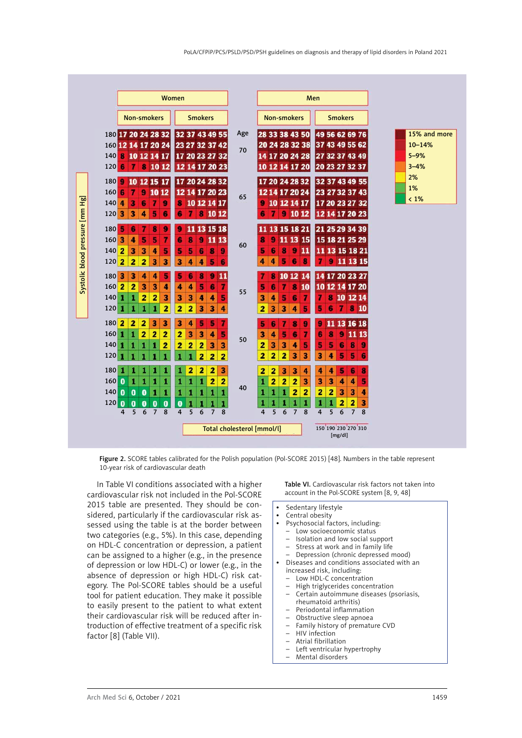| Age | Systolic blood pressure [mm Hg] | Women | | | | | | | | | | Men | | | | | | | | | |
|---|---|---|---|---|---|---|---|---|---|---|---|---|---|---|---|---|---|---|---|---|---|
| | | Non-smokers | | | | | Smokers | | | | | Non-smokers | | | | | Smokers | | | | |
| | | 4 | 5 | 6 | 7 | 8 | 4 | 5 | 6 | 7 | 8 | 4 | 5 | 6 | 7 | 8 | 4 | 5 | 6 | 7 | 8 |
| 70 | 180 | 17 | 20 | 24 | 28 | 32 | 32 | 37 | 43 | 49 | 55 | 28 | 33 | 38 | 43 | 50 | 49 | 56 | 62 | 69 | 76 |
| | 160 | 12 | 14 | 17 | 20 | 24 | 23 | 27 | 32 | 37 | 42 | 20 | 24 | 28 | 32 | 38 | 37 | 43 | 49 | 55 | 62 |
| | 140 | 8 | 10 | 12 | 14 | 17 | 17 | 20 | 23 | 27 | 32 | 14 | 17 | 20 | 24 | 28 | 27 | 32 | 37 | 43 | 49 |
| | 120 | 6 | 7 | 8 | 10 | 12 | 12 | 14 | 17 | 20 | 23 | 10 | 12 | 14 | 17 | 20 | 20 | 23 | 27 | 32 | 37 |
| 65 | 180 | 9 | 10 | 12 | 15 | 17 | 17 | 20 | 24 | 28 | 32 | 17 | 20 | 24 | 28 | 32 | 32 | 37 | 43 | 49 | 55 |
| | 160 | 6 | 7 | 9 | 10 | 12 | 12 | 14 | 17 | 20 | 23 | 12 | 14 | 17 | 20 | 24 | 23 | 27 | 32 | 37 | 43 |
| | 140 | 4 | 3 | 6 | 7 | 9 | 8 | 10 | 12 | 14 | 17 | 9 | 10 | 12 | 14 | 17 | 17 | 20 | 23 | 27 | 32 |
| | 120 | 3 | 3 | 4 | 5 | 6 | 6 | 7 | 8 | 10 | 12 | 6 | 7 | 9 | 10 | 12 | 12 | 14 | 17 | 20 | 23 |
| 60 | 180 | 5 | 6 | 7 | 8 | 9 | 9 | 11 | 13 | 15 | 18 | 11 | 13 | 15 | 18 | 21 | 21 | 25 | 29 | 34 | 39 |
| | 160 | 3 | 4 | 5 | 5 | 7 | 6 | 8 | 9 | 11 | 13 | 8 | 9 | 11 | 13 | 15 | 15 | 18 | 21 | 25 | 29 |
| | 140 | 2 | 3 | 3 | 4 | 5 | 5 | 5 | 6 | 8 | 9 | 5 | 6 | 8 | 9 | 11 | 11 | 13 | 15 | 18 | 21 |
| | 120 | 2 | 2 | 2 | 3 | 3 | 3 | 4 | 4 | 5 | 6 | 4 | 4 | 5 | 6 | 8 | 7 | 9 | 11 | 13 | 15 |
| 55 | 180 | 3 | 3 | 4 | 4 | 5 | 5 | 6 | 8 | 9 | 11 | 7 | 8 | 10 | 12 | 14 | 14 | 17 | 20 | 23 | 27 |
| | 160 | 2 | 2 | 3 | 3 | 4 | 4 | 4 | 5 | 6 | 7 | 5 | 6 | 7 | 8 | 10 | 10 | 12 | 14 | 17 | 20 |
| | 140 | 1 | 1 | 2 | 2 | 3 | 3 | 3 | 4 | 4 | 5 | 3 | 4 | 5 | 6 | 7 | 7 | 8 | 10 | 12 | 14 |
| | 120 | 1 | 1 | 1 | 1 | 2 | 2 | 2 | 3 | 3 | 4 | 2 | 3 | 3 | 4 | 5 | 5 | 6 | 7 | 8 | 10 |
| 50 | 180 | 2 | 2 | 2 | 3 | 3 | 3 | 4 | 5 | 5 | 7 | 5 | 6 | 7 | 8 | 9 | 9 | 11 | 13 | 16 | 18 |
| | 160 | 1 | 1 | 2 | 2 | 2 | 2 | 3 | 3 | 4 | 5 | 3 | 4 | 5 | 6 | 7 | 6 | 8 | 9 | 11 | 13 |
| | 140 | 1 | 1 | 1 | 1 | 2 | 2 | 2 | 2 | 3 | 3 | 2 | 3 | 3 | 4 | 5 | 5 | 5 | 6 | 8 | 9 |
| | 120 | 1 | 1 | 1 | 1 | 1 | 1 | 1 | 2 | 2 | 2 | 2 | 2 | 2 | 3 | 3 | 3 | 4 | 5 | 5 | 6 |
| 40 | 180 | 1 | 1 | 1 | 1 | 1 | 1 | 2 | 2 | 2 | 3 | 2 | 2 | 3 | 3 | 4 | 4 | 4 | 5 | 6 | 8 |
| | 160 | 0 | 1 | 1 | 1 | 1 | 1 | 1 | 1 | 2 | 2 | 1 | 2 | 2 | 2 | 3 | 3 | 3 | 4 | 4 | 5 |
| | 140 | 0 | 0 | 0 | 1 | 1 | 1 | 1 | 1 | 1 | 1 | 1 | 1 | 1 | 2 | 2 | 2 | 2 | 3 | 3 | 4 |
| | 120 | 0 | 0 | 0 | 0 | 0 | 0 | 1 | 1 | 1 | 1 | 1 | 1 | 1 | 1 | 1 | 1 | 1 | 2 | 2 | 3 |

Total cholesterol [mmol/l]: 4, 5, 6, 7, 8 (150, 190, 230, 270, 310 [mg/dl])

Legend: 15% and more; 10–14%; 5–9%; 3–4%; 2%; 1%; < 1%

**Figure 2.** SCORE tables calibrated for the Polish population (Pol-SCORE 2015) [48]. Numbers in the table represent 10-year risk of cardiovascular death

In Table VI conditions associated with a higher cardiovascular risk not included in the Pol-SCORE 2015 table are presented. They should be considered, particularly if the cardiovascular risk assessed using the table is at the border between two categories (e.g., 5%). In this case, depending on HDL-C concentration or depression, a patient can be assigned to a higher (e.g., in the presence of depression or low HDL-C) or lower (e.g., in the absence of depression or high HDL-C) risk category. The Pol-SCORE tables should be a useful tool for patient education. They make it possible to easily present to the patient to what extent their cardiovascular risk will be reduced after introduction of effective treatment of a specific risk factor [8] (Table VII).

**Table VI.** Cardiovascular risk factors not taken into account in the Pol-SCORE system [8, 9, 48]

- Sedentary lifestyle
- Central obesity
- Psychosocial factors, including:
  - Low socioeconomic status
  - Isolation and low social support
  - Stress at work and in family life
  - Depression (chronic depressed mood)
- Diseases and conditions associated with an increased risk, including:
  - Low HDL-C concentration
  - High triglycerides concentration
  - Certain autoimmune diseases (psoriasis, rheumatoid arthritis)
  - Periodontal inflammation
  - Obstructive sleep apnoea
  - Family history of premature CVD
  - HIV infection
  - Atrial fibrillation
  - Left ventricular hypertrophy
  - Mental disorders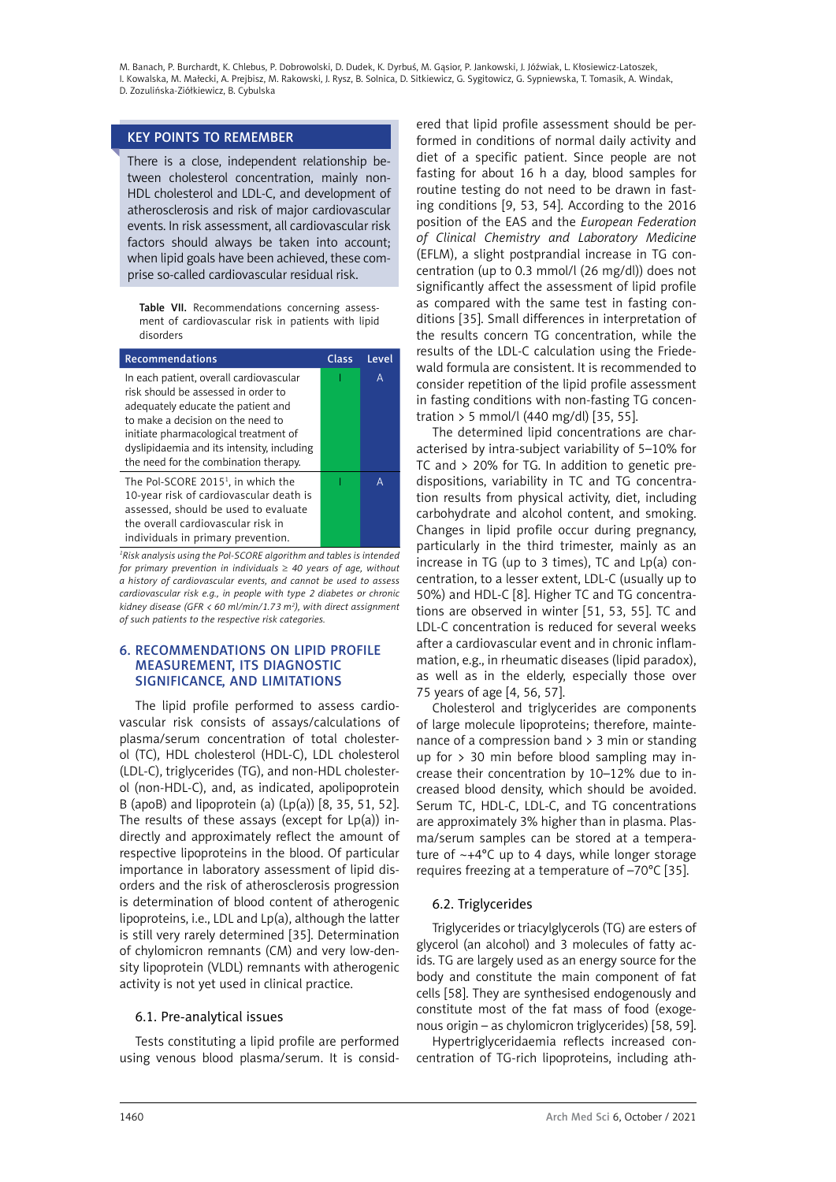## KEY POINTS TO REMEMBER

There is a close, independent relationship between cholesterol concentration, mainly non-HDL cholesterol and LDL-C, and development of atherosclerosis and risk of major cardiovascular events. In risk assessment, all cardiovascular risk factors should always be taken into account; when lipid goals have been achieved, these comprise so-called cardiovascular residual risk.

**Table VII.** Recommendations concerning assessment of cardiovascular risk in patients with lipid disorders

| Recommendations | Class | Level |
|---|---|---|
| In each patient, overall cardiovascular risk should be assessed in order to adequately educate the patient and to make a decision on the need to initiate pharmacological treatment of dyslipidaemia and its intensity, including the need for the combination therapy. | I | A |
| The Pol-SCORE 2015[1], in which the 10-year risk of cardiovascular death is assessed, should be used to evaluate the overall cardiovascular risk in individuals in primary prevention. | I | A |

*[1]Risk analysis using the Pol-SCORE algorithm and tables is intended for primary prevention in individuals ≥ 40 years of age, without a history of cardiovascular events, and cannot be used to assess cardiovascular risk e.g., in people with type 2 diabetes or chronic kidney disease (GFR < 60 ml/min/1.73 m$^2$), with direct assignment of such patients to the respective risk categories.*

## 6. RECOMMENDATIONS ON LIPID PROFILE MEASUREMENT, ITS DIAGNOSTIC SIGNIFICANCE, AND LIMITATIONS

The lipid profile performed to assess cardiovascular risk consists of assays/calculations of plasma/serum concentration of total cholesterol (TC), HDL cholesterol (HDL-C), LDL cholesterol (LDL-C), triglycerides (TG), and non-HDL cholesterol (non-HDL-C), and, as indicated, apolipoprotein B (apoB) and lipoprotein (a) (Lp(a)) [8, 35, 51, 52]. The results of these assays (except for Lp(a)) indirectly and approximately reflect the amount of respective lipoproteins in the blood. Of particular importance in laboratory assessment of lipid disorders and the risk of atherosclerosis progression is determination of blood content of atherogenic lipoproteins, i.e., LDL and Lp(a), although the latter is still very rarely determined [35]. Determination of chylomicron remnants (CM) and very low-density lipoprotein (VLDL) remnants with atherogenic activity is not yet used in clinical practice.

### 6.1. Pre-analytical issues

Tests constituting a lipid profile are performed using venous blood plasma/serum. It is considered that lipid profile assessment should be performed in conditions of normal daily activity and diet of a specific patient. Since people are not fasting for about 16 h a day, blood samples for routine testing do not need to be drawn in fasting conditions [9, 53, 54]. According to the 2016 position of the EAS and the *European Federation of Clinical Chemistry and Laboratory Medicine* (EFLM), a slight postprandial increase in TG concentration (up to 0.3 mmol/l (26 mg/dl)) does not significantly affect the assessment of lipid profile as compared with the same test in fasting conditions [35]. Small differences in interpretation of the results concern TG concentration, while the results of the LDL-C calculation using the Friedewald formula are consistent. It is recommended to consider repetition of the lipid profile assessment in fasting conditions with non-fasting TG concentration > 5 mmol/l (440 mg/dl) [35, 55].

The determined lipid concentrations are characterised by intra-subject variability of 5–10% for TC and > 20% for TG. In addition to genetic predispositions, variability in TC and TG concentration results from physical activity, diet, including carbohydrate and alcohol content, and smoking. Changes in lipid profile occur during pregnancy, particularly in the third trimester, mainly as an increase in TG (up to 3 times), TC and Lp(a) concentration, to a lesser extent, LDL-C (usually up to 50%) and HDL-C [8]. Higher TC and TG concentrations are observed in winter [51, 53, 55]. TC and LDL-C concentration is reduced for several weeks after a cardiovascular event and in chronic inflammation, e.g., in rheumatic diseases (lipid paradox), as well as in the elderly, especially those over 75 years of age [4, 56, 57].

Cholesterol and triglycerides are components of large molecule lipoproteins; therefore, maintenance of a compression band > 3 min or standing up for > 30 min before blood sampling may increase their concentration by 10–12% due to increased blood density, which should be avoided. Serum TC, HDL-C, LDL-C, and TG concentrations are approximately 3% higher than in plasma. Plasma/serum samples can be stored at a temperature of ~+4°C up to 4 days, while longer storage requires freezing at a temperature of –70°C [35].

### 6.2. Triglycerides

Triglycerides or triacylglycerols (TG) are esters of glycerol (an alcohol) and 3 molecules of fatty acids. TG are largely used as an energy source for the body and constitute the main component of fat cells [58]. They are synthesised endogenously and constitute most of the fat mass of food (exogenous origin – as chylomicron triglycerides) [58, 59].

Hypertriglyceridaemia reflects increased concentration of TG-rich lipoproteins, including ath-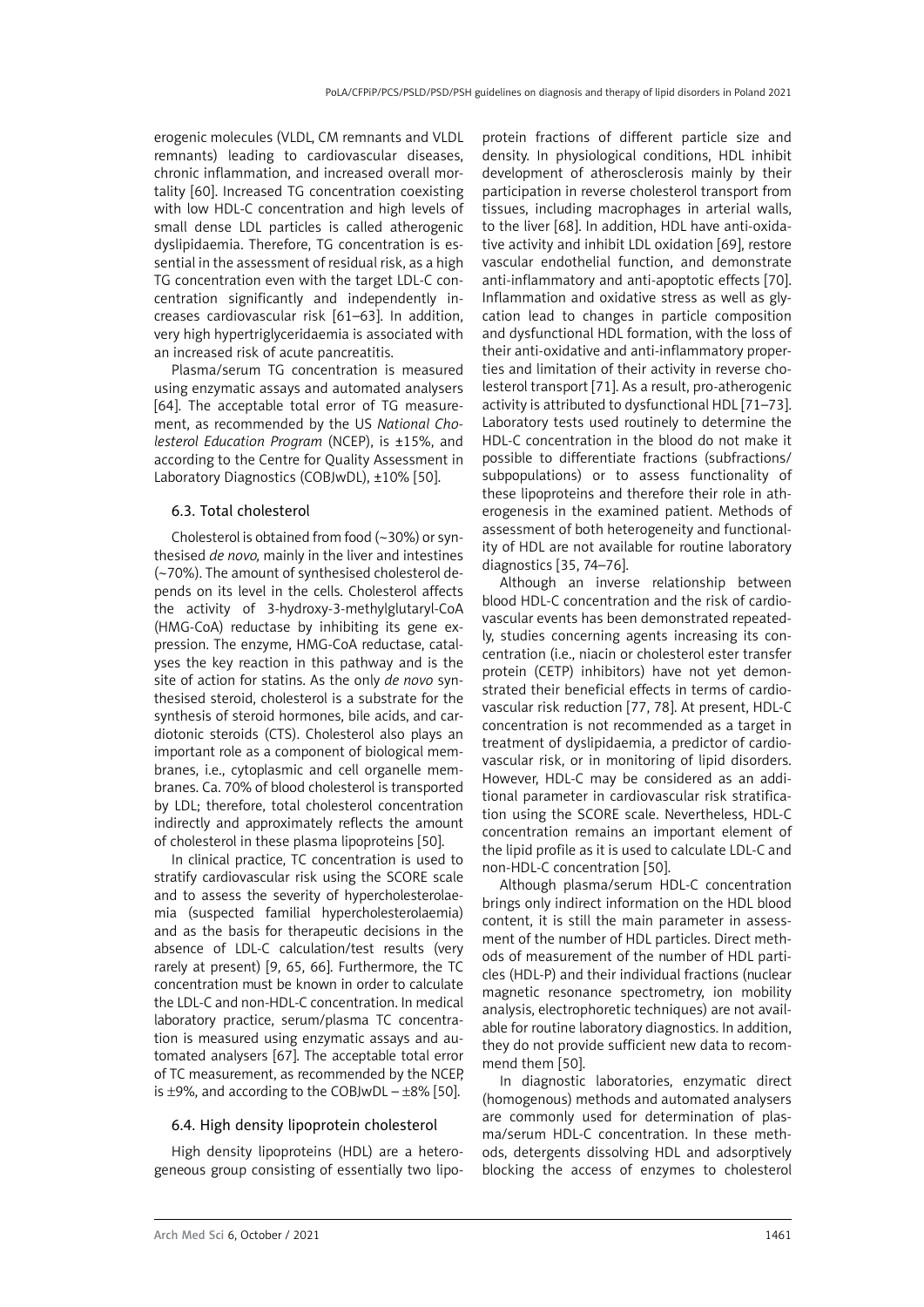erogenic molecules (VLDL, CM remnants and VLDL remnants) leading to cardiovascular diseases, chronic inflammation, and increased overall mortality [60]. Increased TG concentration coexisting with low HDL-C concentration and high levels of small dense LDL particles is called atherogenic dyslipidaemia. Therefore, TG concentration is essential in the assessment of residual risk, as a high TG concentration even with the target LDL-C concentration significantly and independently increases cardiovascular risk [61–63]. In addition, very high hypertriglyceridaemia is associated with an increased risk of acute pancreatitis.

Plasma/serum TG concentration is measured using enzymatic assays and automated analysers [64]. The acceptable total error of TG measurement, as recommended by the US *National Cholesterol Education Program* (NCEP), is ±15%, and according to the Centre for Quality Assessment in Laboratory Diagnostics (COBJwDL), ±10% [50].

### 6.3. Total cholesterol

Cholesterol is obtained from food (~30%) or synthesised *de novo,* mainly in the liver and intestines (~70%). The amount of synthesised cholesterol depends on its level in the cells. Cholesterol affects the activity of 3-hydroxy-3-methylglutaryl-CoA (HMG-CoA) reductase by inhibiting its gene expression. The enzyme, HMG-CoA reductase, catalyses the key reaction in this pathway and is the site of action for statins. As the only *de novo* synthesised steroid, cholesterol is a substrate for the synthesis of steroid hormones, bile acids, and cardiotonic steroids (CTS). Cholesterol also plays an important role as a component of biological membranes, i.e., cytoplasmic and cell organelle membranes. Ca. 70% of blood cholesterol is transported by LDL; therefore, total cholesterol concentration indirectly and approximately reflects the amount of cholesterol in these plasma lipoproteins [50].

In clinical practice, TC concentration is used to stratify cardiovascular risk using the SCORE scale and to assess the severity of hypercholesterolaemia (suspected familial hypercholesterolaemia) and as the basis for therapeutic decisions in the absence of LDL-C calculation/test results (very rarely at present) [9, 65, 66]. Furthermore, the TC concentration must be known in order to calculate the LDL-C and non-HDL-C concentration. In medical laboratory practice, serum/plasma TC concentration is measured using enzymatic assays and automated analysers [67]. The acceptable total error of TC measurement, as recommended by the NCEP, is ±9%, and according to the COBJwDL – ±8% [50].

### 6.4. High density lipoprotein cholesterol

High density lipoproteins (HDL) are a heterogeneous group consisting of essentially two lipoprotein fractions of different particle size and density. In physiological conditions, HDL inhibit development of atherosclerosis mainly by their participation in reverse cholesterol transport from tissues, including macrophages in arterial walls, to the liver [68]. In addition, HDL have anti-oxidative activity and inhibit LDL oxidation [69], restore vascular endothelial function, and demonstrate anti-inflammatory and anti-apoptotic effects [70]. Inflammation and oxidative stress as well as glycation lead to changes in particle composition and dysfunctional HDL formation, with the loss of their anti-oxidative and anti-inflammatory properties and limitation of their activity in reverse cholesterol transport [71]. As a result, pro-atherogenic activity is attributed to dysfunctional HDL [71–73]. Laboratory tests used routinely to determine the HDL-C concentration in the blood do not make it possible to differentiate fractions (subfractions/subpopulations) or to assess functionality of these lipoproteins and therefore their role in atherogenesis in the examined patient. Methods of assessment of both heterogeneity and functionality of HDL are not available for routine laboratory diagnostics [35, 74–76].

Although an inverse relationship between blood HDL-C concentration and the risk of cardiovascular events has been demonstrated repeatedly, studies concerning agents increasing its concentration (i.e., niacin or cholesterol ester transfer protein (CETP) inhibitors) have not yet demonstrated their beneficial effects in terms of cardiovascular risk reduction [77, 78]. At present, HDL-C concentration is not recommended as a target in treatment of dyslipidaemia, a predictor of cardiovascular risk, or in monitoring of lipid disorders. However, HDL-C may be considered as an additional parameter in cardiovascular risk stratification using the SCORE scale. Nevertheless, HDL-C concentration remains an important element of the lipid profile as it is used to calculate LDL-C and non-HDL-C concentration [50].

Although plasma/serum HDL-C concentration brings only indirect information on the HDL blood content, it is still the main parameter in assessment of the number of HDL particles. Direct methods of measurement of the number of HDL particles (HDL-P) and their individual fractions (nuclear magnetic resonance spectrometry, ion mobility analysis, electrophoretic techniques) are not available for routine laboratory diagnostics. In addition, they do not provide sufficient new data to recommend them [50].

In diagnostic laboratories, enzymatic direct (homogenous) methods and automated analysers are commonly used for determination of plasma/serum HDL-C concentration. In these methods, detergents dissolving HDL and adsorptively blocking the access of enzymes to cholesterol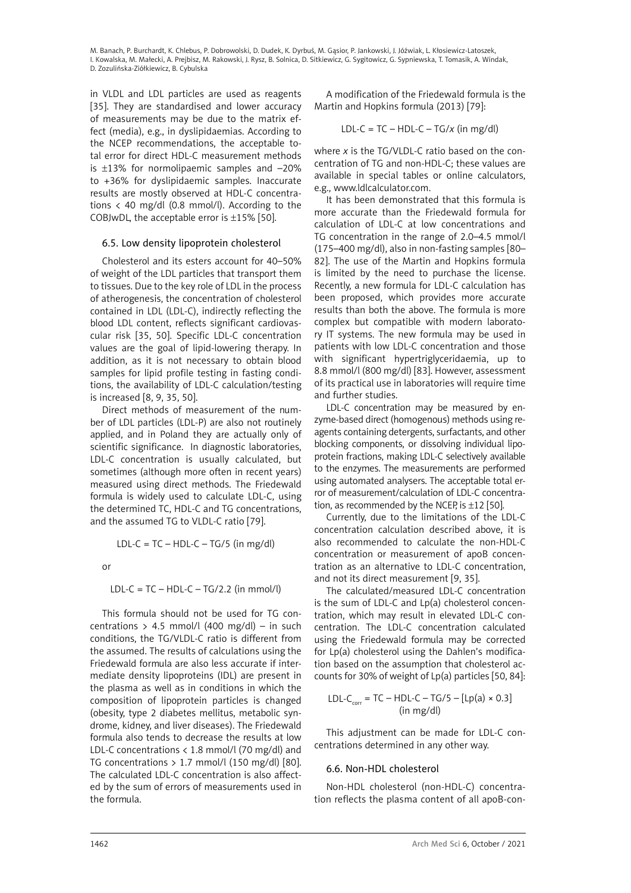in VLDL and LDL particles are used as reagents [35]. They are standardised and lower accuracy of measurements may be due to the matrix effect (media), e.g., in dyslipidaemias. According to the NCEP recommendations, the acceptable total error for direct HDL-C measurement methods is ±13% for normolipaemic samples and –20% to +36% for dyslipidaemic samples. Inaccurate results are mostly observed at HDL-C concentrations < 40 mg/dl (0.8 mmol/l). According to the COBJwDL, the acceptable error is ±15% [50].

### 6.5. Low density lipoprotein cholesterol

Cholesterol and its esters account for 40–50% of weight of the LDL particles that transport them to tissues. Due to the key role of LDL in the process of atherogenesis, the concentration of cholesterol contained in LDL (LDL-C), indirectly reflecting the blood LDL content, reflects significant cardiovascular risk [35, 50]. Specific LDL-C concentration values are the goal of lipid-lowering therapy. In addition, as it is not necessary to obtain blood samples for lipid profile testing in fasting conditions, the availability of LDL-C calculation/testing is increased [8, 9, 35, 50].

Direct methods of measurement of the number of LDL particles (LDL-P) are also not routinely applied, and in Poland they are actually only of scientific significance. In diagnostic laboratories, LDL-C concentration is usually calculated, but sometimes (although more often in recent years) measured using direct methods. The Friedewald formula is widely used to calculate LDL-C, using the determined TC, HDL-C and TG concentrations, and the assumed TG to VLDL-C ratio [79].

$$\text{LDL-C} = \text{TC} - \text{HDL-C} - \text{TG}/5 \text{ (in mg/dl)}$$

or

$$\text{LDL-C} = \text{TC} - \text{HDL-C} - \text{TG}/2.2 \text{ (in mmol/l)}$$

This formula should not be used for TG concentrations > 4.5 mmol/l (400 mg/dl) – in such conditions, the TG/VLDL-C ratio is different from the assumed. The results of calculations using the Friedewald formula are also less accurate if intermediate density lipoproteins (IDL) are present in the plasma as well as in conditions in which the composition of lipoprotein particles is changed (obesity, type 2 diabetes mellitus, metabolic syndrome, kidney, and liver diseases). The Friedewald formula also tends to decrease the results at low LDL-C concentrations < 1.8 mmol/l (70 mg/dl) and TG concentrations > 1.7 mmol/l (150 mg/dl) [80]. The calculated LDL-C concentration is also affected by the sum of errors of measurements used in the formula.

A modification of the Friedewald formula is the Martin and Hopkins formula (2013) [79]:

$$\text{LDL-C} = \text{TC} - \text{HDL-C} - \text{TG}/x \text{ (in mg/dl)}$$

where $x$ is the TG/VLDL-C ratio based on the concentration of TG and non-HDL-C; these values are available in special tables or online calculators, e.g., www.ldlcalculator.com.

It has been demonstrated that this formula is more accurate than the Friedewald formula for calculation of LDL-C at low concentrations and TG concentration in the range of 2.0–4.5 mmol/l (175–400 mg/dl), also in non-fasting samples [80–82]. The use of the Martin and Hopkins formula is limited by the need to purchase the license. Recently, a new formula for LDL-C calculation has been proposed, which provides more accurate results than both the above. The formula is more complex but compatible with modern laboratory IT systems. The new formula may be used in patients with low LDL-C concentration and those with significant hypertriglyceridaemia, up to 8.8 mmol/l (800 mg/dl) [83]. However, assessment of its practical use in laboratories will require time and further studies.

LDL-C concentration may be measured by enzyme-based direct (homogenous) methods using reagents containing detergents, surfactants, and other blocking components, or dissolving individual lipoprotein fractions, making LDL-C selectively available to the enzymes. The measurements are performed using automated analysers. The acceptable total error of measurement/calculation of LDL-C concentration, as recommended by the NCEP, is ±12 [50].

Currently, due to the limitations of the LDL-C concentration calculation described above, it is also recommended to calculate the non-HDL-C concentration or measurement of apoB concentration as an alternative to LDL-C concentration, and not its direct measurement [9, 35].

The calculated/measured LDL-C concentration is the sum of LDL-C and Lp(a) cholesterol concentration, which may result in elevated LDL-C concentration. The LDL-C concentration calculated using the Friedewald formula may be corrected for Lp(a) cholesterol using the Dahlen's modification based on the assumption that cholesterol accounts for 30% of weight of Lp(a) particles [50, 84]:

$$\text{LDL-C}_{corr} = \text{TC} - \text{HDL-C} - \text{TG}/5 - [\text{Lp(a)} \times 0.3] \text{ (in mg/dl)}$$

This adjustment can be made for LDL-C concentrations determined in any other way.

### 6.6. Non-HDL cholesterol

Non-HDL cholesterol (non-HDL-C) concentration reflects the plasma content of all apoB-con-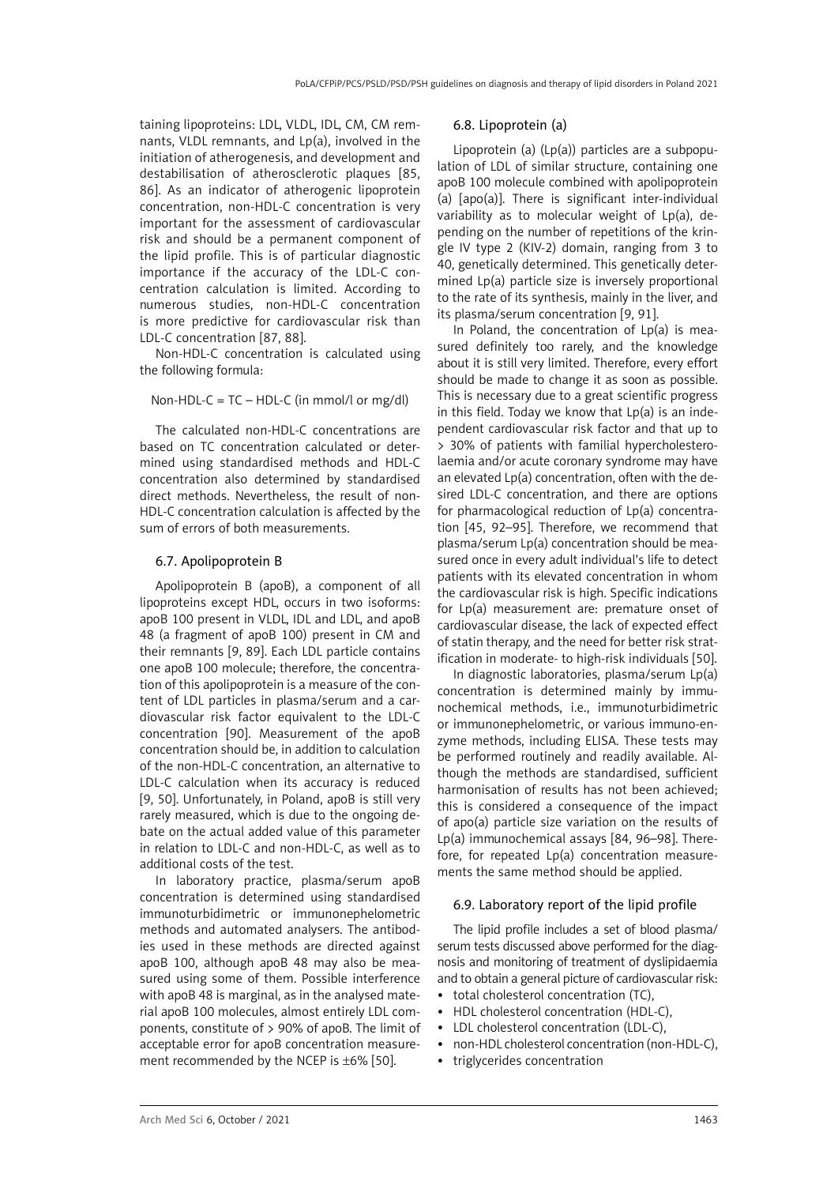taining lipoproteins: LDL, VLDL, IDL, CM, CM remnants, VLDL remnants, and Lp(a), involved in the initiation of atherogenesis, and development and destabilisation of atherosclerotic plaques [85, 86]. As an indicator of atherogenic lipoprotein concentration, non-HDL-C concentration is very important for the assessment of cardiovascular risk and should be a permanent component of the lipid profile. This is of particular diagnostic importance if the accuracy of the LDL-C concentration calculation is limited. According to numerous studies, non-HDL-C concentration is more predictive for cardiovascular risk than LDL-C concentration [87, 88].

Non-HDL-C concentration is calculated using the following formula:

Non-HDL-C = TC – HDL-C (in mmol/l or mg/dl)

The calculated non-HDL-C concentrations are based on TC concentration calculated or determined using standardised methods and HDL-C concentration also determined by standardised direct methods. Nevertheless, the result of non-HDL-C concentration calculation is affected by the sum of errors of both measurements.

### 6.7. Apolipoprotein B

Apolipoprotein B (apoB), a component of all lipoproteins except HDL, occurs in two isoforms: apoB 100 present in VLDL, IDL and LDL, and apoB 48 (a fragment of apoB 100) present in CM and their remnants [9, 89]. Each LDL particle contains one apoB 100 molecule; therefore, the concentration of this apolipoprotein is a measure of the content of LDL particles in plasma/serum and a cardiovascular risk factor equivalent to the LDL-C concentration [90]. Measurement of the apoB concentration should be, in addition to calculation of the non-HDL-C concentration, an alternative to LDL-C calculation when its accuracy is reduced [9, 50]. Unfortunately, in Poland, apoB is still very rarely measured, which is due to the ongoing debate on the actual added value of this parameter in relation to LDL-C and non-HDL-C, as well as to additional costs of the test.

In laboratory practice, plasma/serum apoB concentration is determined using standardised immunoturbidimetric or immunonephelometric methods and automated analysers. The antibodies used in these methods are directed against apoB 100, although apoB 48 may also be measured using some of them. Possible interference with apoB 48 is marginal, as in the analysed material apoB 100 molecules, almost entirely LDL components, constitute of > 90% of apoB. The limit of acceptable error for apoB concentration measurement recommended by the NCEP is ±6% [50].

### 6.8. Lipoprotein (a)

Lipoprotein (a) (Lp(a)) particles are a subpopulation of LDL of similar structure, containing one apoB 100 molecule combined with apolipoprotein (a) [apo(a)]. There is significant inter-individual variability as to molecular weight of Lp(a), depending on the number of repetitions of the kringle IV type 2 (KIV-2) domain, ranging from 3 to 40, genetically determined. This genetically determined Lp(a) particle size is inversely proportional to the rate of its synthesis, mainly in the liver, and its plasma/serum concentration [9, 91].

In Poland, the concentration of Lp(a) is measured definitely too rarely, and the knowledge about it is still very limited. Therefore, every effort should be made to change it as soon as possible. This is necessary due to a great scientific progress in this field. Today we know that Lp(a) is an independent cardiovascular risk factor and that up to > 30% of patients with familial hypercholesterolaemia and/or acute coronary syndrome may have an elevated Lp(a) concentration, often with the desired LDL-C concentration, and there are options for pharmacological reduction of Lp(a) concentration [45, 92–95]. Therefore, we recommend that plasma/serum Lp(a) concentration should be measured once in every adult individual's life to detect patients with its elevated concentration in whom the cardiovascular risk is high. Specific indications for Lp(a) measurement are: premature onset of cardiovascular disease, the lack of expected effect of statin therapy, and the need for better risk stratification in moderate- to high-risk individuals [50].

In diagnostic laboratories, plasma/serum Lp(a) concentration is determined mainly by immunochemical methods, i.e., immunoturbidimetric or immunonephelometric, or various immuno-enzyme methods, including ELISA. These tests may be performed routinely and readily available. Although the methods are standardised, sufficient harmonisation of results has not been achieved; this is considered a consequence of the impact of apo(a) particle size variation on the results of Lp(a) immunochemical assays [84, 96–98]. Therefore, for repeated Lp(a) concentration measurements the same method should be applied.

### 6.9. Laboratory report of the lipid profile

The lipid profile includes a set of blood plasma/serum tests discussed above performed for the diagnosis and monitoring of treatment of dyslipidaemia and to obtain a general picture of cardiovascular risk:

- total cholesterol concentration (TC),
- HDL cholesterol concentration (HDL-C),
- LDL cholesterol concentration (LDL-C),
- non-HDL cholesterol concentration (non-HDL-C),
- triglycerides concentration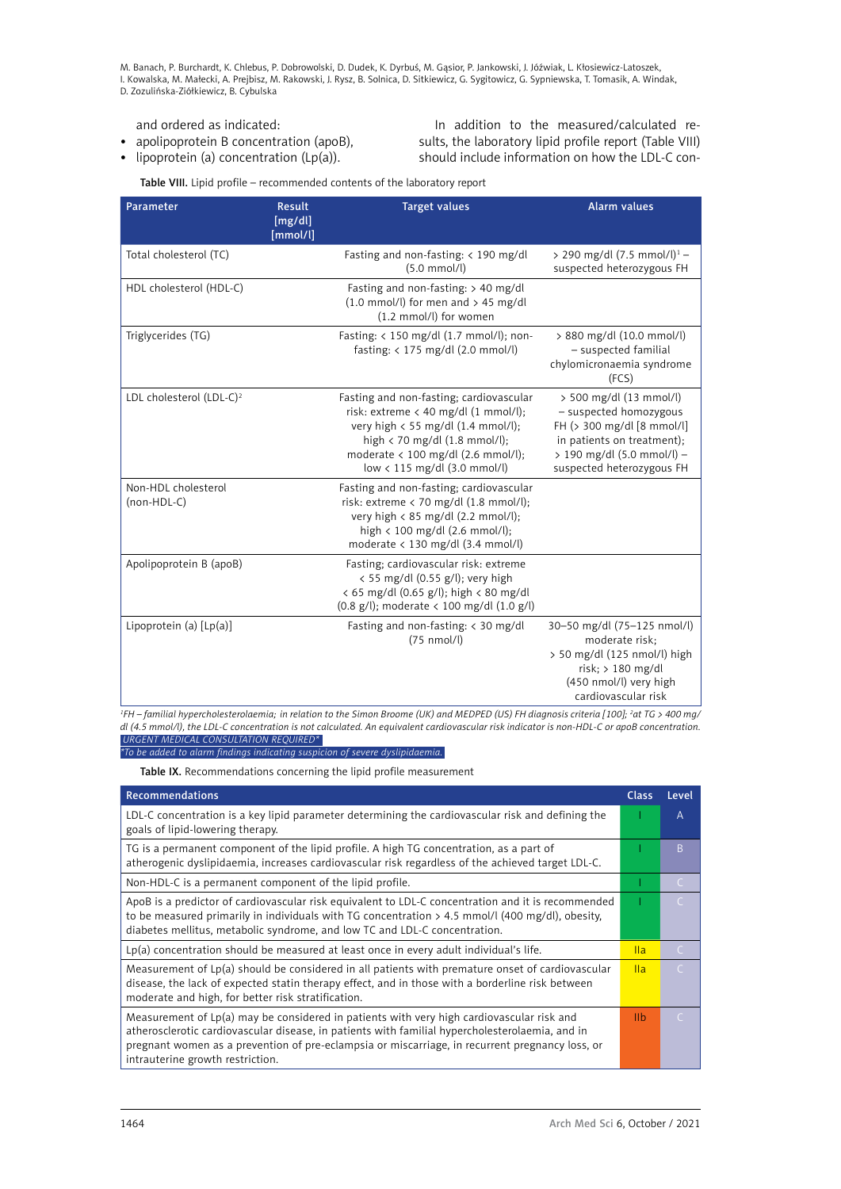and ordered as indicated:

- apolipoprotein B concentration (apoB),
- lipoprotein (a) concentration (Lp(a)).

In addition to the measured/calculated results, the laboratory lipid profile report (Table VIII) should include information on how the LDL-C con-

**Table VIII.** Lipid profile – recommended contents of the laboratory report

| Parameter | Result [mg/dl] [mmol/l] | Target values | Alarm values |
|---|---|---|---|
| Total cholesterol (TC) | | Fasting and non-fasting: < 190 mg/dl (5.0 mmol/l) | > 290 mg/dl (7.5 mmol/l)[1] – suspected heterozygous FH |
| HDL cholesterol (HDL-C) | | Fasting and non-fasting: > 40 mg/dl (1.0 mmol/l) for men and > 45 mg/dl (1.2 mmol/l) for women | |
| Triglycerides (TG) | | Fasting: < 150 mg/dl (1.7 mmol/l); non-fasting: < 175 mg/dl (2.0 mmol/l) | > 880 mg/dl (10.0 mmol/l) – suspected familial chylomicronaemia syndrome (FCS) |
| LDL cholesterol (LDL-C)[2] | | Fasting and non-fasting; cardiovascular risk: extreme < 40 mg/dl (1 mmol/l); very high < 55 mg/dl (1.4 mmol/l); high < 70 mg/dl (1.8 mmol/l); moderate < 100 mg/dl (2.6 mmol/l); low < 115 mg/dl (3.0 mmol/l) | > 500 mg/dl (13 mmol/l) – suspected homozygous FH (> 300 mg/dl [8 mmol/l] in patients on treatment); > 190 mg/dl (5.0 mmol/l) – suspected heterozygous FH |
| Non-HDL cholesterol (non-HDL-C) | | Fasting and non-fasting; cardiovascular risk: extreme < 70 mg/dl (1.8 mmol/l); very high < 85 mg/dl (2.2 mmol/l); high < 100 mg/dl (2.6 mmol/l); moderate < 130 mg/dl (3.4 mmol/l) | |
| Apolipoprotein B (apoB) | | Fasting; cardiovascular risk: extreme < 55 mg/dl (0.55 g/l); very high < 65 mg/dl (0.65 g/l); high < 80 mg/dl (0.8 g/l); moderate < 100 mg/dl (1.0 g/l) | |
| Lipoprotein (a) [Lp(a)] | | Fasting and non-fasting: < 30 mg/dl (75 nmol/l) | 30–50 mg/dl (75–125 nmol/l) moderate risk; > 50 mg/dl (125 nmol/l) high risk; > 180 mg/dl (450 nmol/l) very high cardiovascular risk |

*[1]FH – familial hypercholesterolaemia; in relation to the Simon Broome (UK) and MEDPED (US) FH diagnosis criteria [100]; [2]at TG > 400 mg/dl (4.5 mmol/l), the LDL-C concentration is not calculated. An equivalent cardiovascular risk indicator is non-HDL-C or apoB concentration.*

*URGENT MEDICAL CONSULTATION REQUIRED**

**To be added to alarm findings indicating suspicion of severe dyslipidaemia.*

**Table IX.** Recommendations concerning the lipid profile measurement

| Recommendations | Class | Level |
|---|---|---|
| LDL-C concentration is a key lipid parameter determining the cardiovascular risk and defining the goals of lipid-lowering therapy. | I | A |
| TG is a permanent component of the lipid profile. A high TG concentration, as a part of atherogenic dyslipidaemia, increases cardiovascular risk regardless of the achieved target LDL-C. | I | B |
| Non-HDL-C is a permanent component of the lipid profile. | I | C |
| ApoB is a predictor of cardiovascular risk equivalent to LDL-C concentration and it is recommended to be measured primarily in individuals with TG concentration > 4.5 mmol/l (400 mg/dl), obesity, diabetes mellitus, metabolic syndrome, and low TC and LDL-C concentration. | I | C |
| Lp(a) concentration should be measured at least once in every adult individual's life. | IIa | C |
| Measurement of Lp(a) should be considered in all patients with premature onset of cardiovascular disease, the lack of expected statin therapy effect, and in those with a borderline risk between moderate and high, for better risk stratification. | IIa | C |
| Measurement of Lp(a) may be considered in patients with very high cardiovascular risk and atherosclerotic cardiovascular disease, in patients with familial hypercholesterolaemia, and in pregnant women as a prevention of pre-eclampsia or miscarriage, in recurrent pregnancy loss, or intrauterine growth restriction. | IIb | C |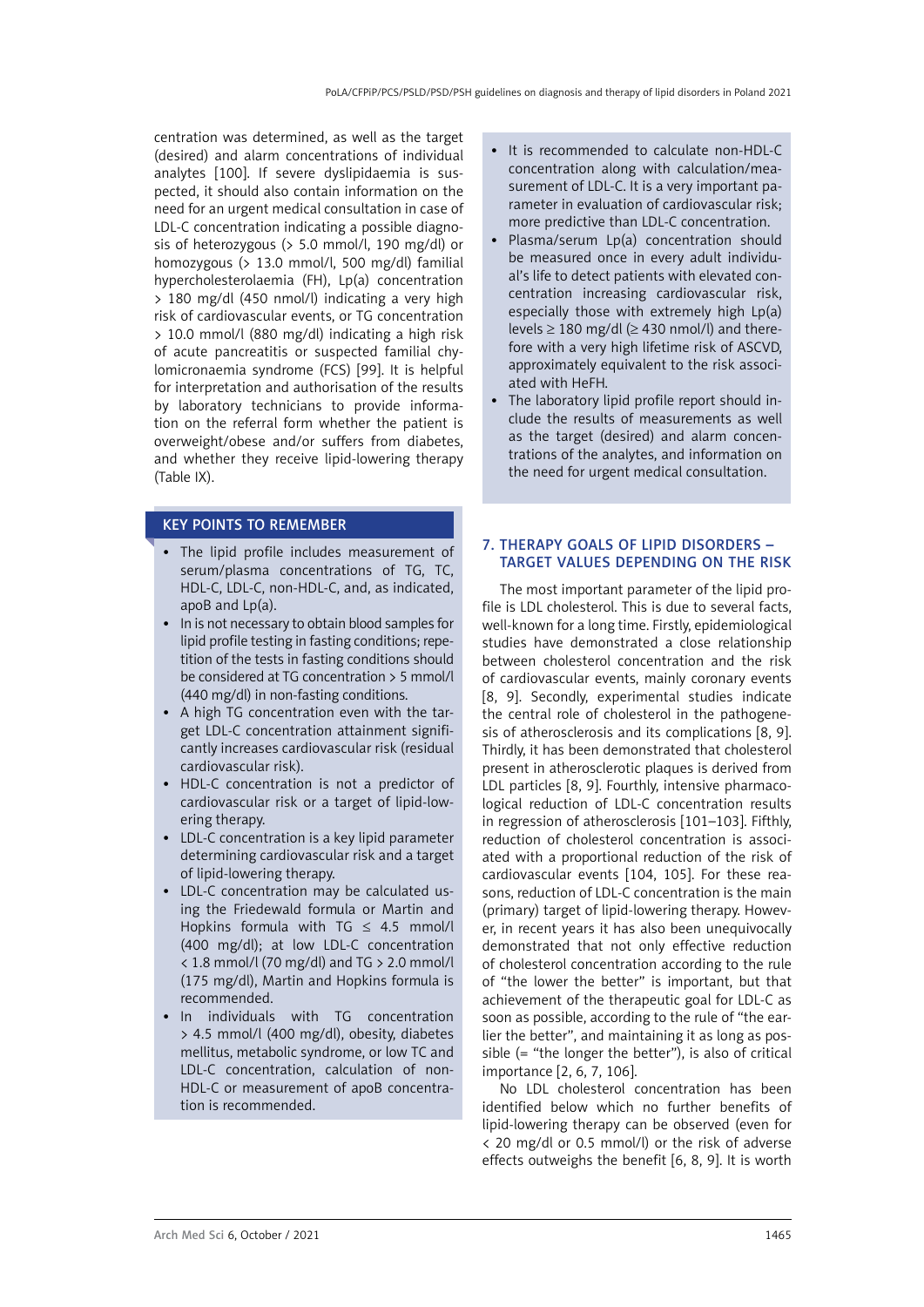centration was determined, as well as the target (desired) and alarm concentrations of individual analytes [100]. If severe dyslipidaemia is suspected, it should also contain information on the need for an urgent medical consultation in case of LDL-C concentration indicating a possible diagnosis of heterozygous (> 5.0 mmol/l, 190 mg/dl) or homozygous (> 13.0 mmol/l, 500 mg/dl) familial hypercholesterolaemia (FH), Lp(a) concentration > 180 mg/dl (450 nmol/l) indicating a very high risk of cardiovascular events, or TG concentration > 10.0 mmol/l (880 mg/dl) indicating a high risk of acute pancreatitis or suspected familial chylomicronaemia syndrome (FCS) [99]. It is helpful for interpretation and authorisation of the results by laboratory technicians to provide information on the referral form whether the patient is overweight/obese and/or suffers from diabetes, and whether they receive lipid-lowering therapy (Table IX).

### KEY POINTS TO REMEMBER

- The lipid profile includes measurement of serum/plasma concentrations of TG, TC, HDL-C, LDL-C, non-HDL-C, and, as indicated, apoB and Lp(a).
- In is not necessary to obtain blood samples for lipid profile testing in fasting conditions; repetition of the tests in fasting conditions should be considered at TG concentration > 5 mmol/l (440 mg/dl) in non-fasting conditions.
- A high TG concentration even with the target LDL-C concentration attainment significantly increases cardiovascular risk (residual cardiovascular risk).
- HDL-C concentration is not a predictor of cardiovascular risk or a target of lipid-lowering therapy.
- LDL-C concentration is a key lipid parameter determining cardiovascular risk and a target of lipid-lowering therapy.
- LDL-C concentration may be calculated using the Friedewald formula or Martin and Hopkins formula with TG ≤ 4.5 mmol/l (400 mg/dl); at low LDL-C concentration < 1.8 mmol/l (70 mg/dl) and TG > 2.0 mmol/l (175 mg/dl), Martin and Hopkins formula is recommended.
- In individuals with TG concentration > 4.5 mmol/l (400 mg/dl), obesity, diabetes mellitus, metabolic syndrome, or low TC and LDL-C concentration, calculation of non-HDL-C or measurement of apoB concentration is recommended.
- It is recommended to calculate non-HDL-C concentration along with calculation/measurement of LDL-C. It is a very important parameter in evaluation of cardiovascular risk; more predictive than LDL-C concentration.
- Plasma/serum Lp(a) concentration should be measured once in every adult individual's life to detect patients with elevated concentration increasing cardiovascular risk, especially those with extremely high Lp(a) levels ≥ 180 mg/dl (≥ 430 nmol/l) and therefore with a very high lifetime risk of ASCVD, approximately equivalent to the risk associated with HeFH.
- The laboratory lipid profile report should include the results of measurements as well as the target (desired) and alarm concentrations of the analytes, and information on the need for urgent medical consultation.

## 7. THERAPY GOALS OF LIPID DISORDERS – TARGET VALUES DEPENDING ON THE RISK

The most important parameter of the lipid profile is LDL cholesterol. This is due to several facts, well-known for a long time. Firstly, epidemiological studies have demonstrated a close relationship between cholesterol concentration and the risk of cardiovascular events, mainly coronary events [8, 9]. Secondly, experimental studies indicate the central role of cholesterol in the pathogenesis of atherosclerosis and its complications [8, 9]. Thirdly, it has been demonstrated that cholesterol present in atherosclerotic plaques is derived from LDL particles [8, 9]. Fourthly, intensive pharmacological reduction of LDL-C concentration results in regression of atherosclerosis [101–103]. Fifthly, reduction of cholesterol concentration is associated with a proportional reduction of the risk of cardiovascular events [104, 105]. For these reasons, reduction of LDL-C concentration is the main (primary) target of lipid-lowering therapy. However, in recent years it has also been unequivocally demonstrated that not only effective reduction of cholesterol concentration according to the rule of "the lower the better" is important, but that achievement of the therapeutic goal for LDL-C as soon as possible, according to the rule of "the earlier the better", and maintaining it as long as possible (= "the longer the better"), is also of critical importance [2, 6, 7, 106].

No LDL cholesterol concentration has been identified below which no further benefits of lipid-lowering therapy can be observed (even for < 20 mg/dl or 0.5 mmol/l) or the risk of adverse effects outweighs the benefit [6, 8, 9]. It is worth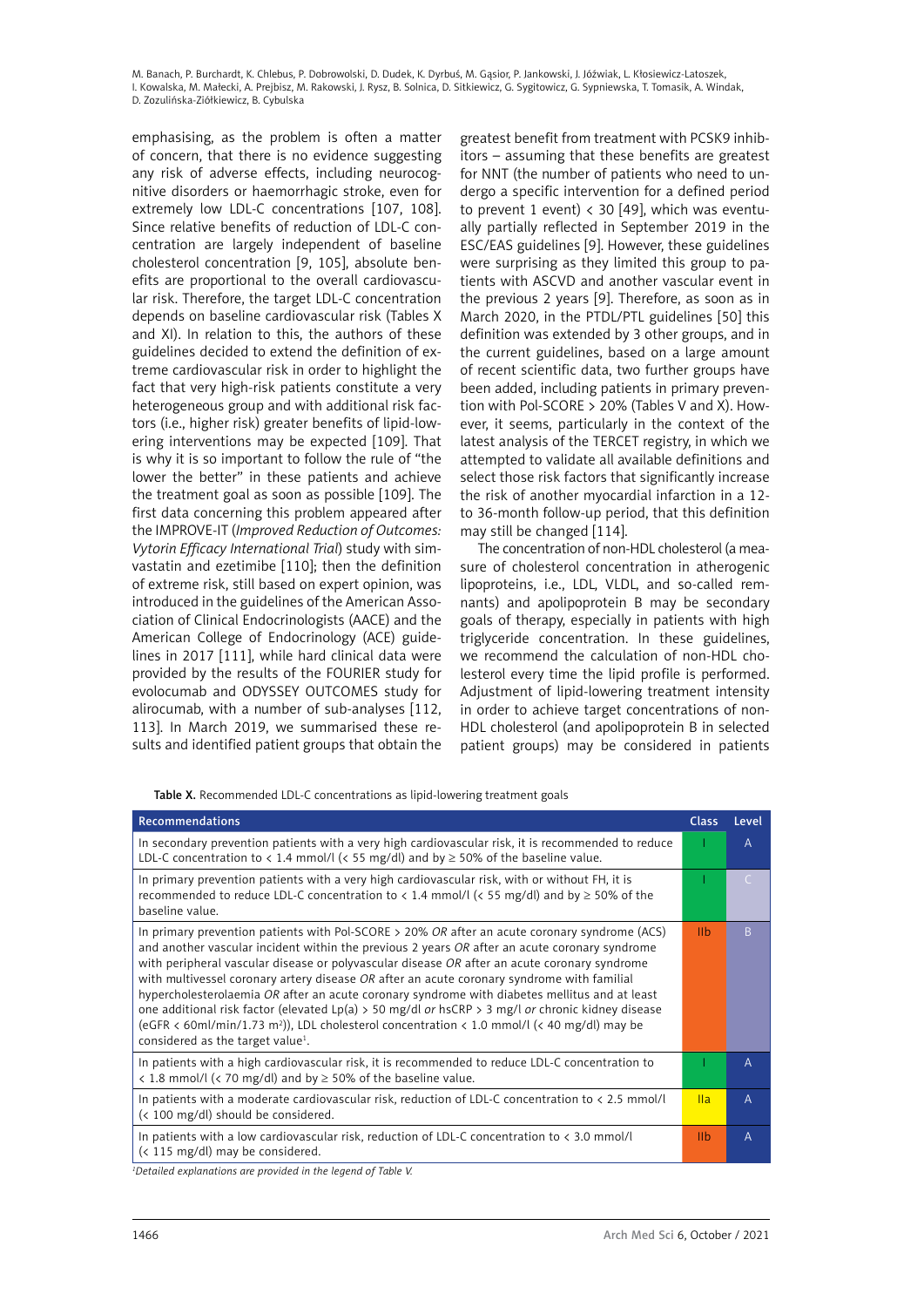emphasising, as the problem is often a matter of concern, that there is no evidence suggesting any risk of adverse effects, including neurocognitive disorders or haemorrhagic stroke, even for extremely low LDL-C concentrations [107, 108]. Since relative benefits of reduction of LDL-C concentration are largely independent of baseline cholesterol concentration [9, 105], absolute benefits are proportional to the overall cardiovascular risk. Therefore, the target LDL-C concentration depends on baseline cardiovascular risk (Tables X and XI). In relation to this, the authors of these guidelines decided to extend the definition of extreme cardiovascular risk in order to highlight the fact that very high-risk patients constitute a very heterogeneous group and with additional risk factors (i.e., higher risk) greater benefits of lipid-lowering interventions may be expected [109]. That is why it is so important to follow the rule of "the lower the better" in these patients and achieve the treatment goal as soon as possible [109]. The first data concerning this problem appeared after the IMPROVE-IT (*Improved Reduction of Outcomes: Vytorin Efficacy International Trial*) study with simvastatin and ezetimibe [110]; then the definition of extreme risk, still based on expert opinion, was introduced in the guidelines of the American Association of Clinical Endocrinologists (AACE) and the American College of Endocrinology (ACE) guidelines in 2017 [111], while hard clinical data were provided by the results of the FOURIER study for evolocumab and ODYSSEY OUTCOMES study for alirocumab, with a number of sub-analyses [112, 113]. In March 2019, we summarised these results and identified patient groups that obtain the greatest benefit from treatment with PCSK9 inhibitors – assuming that these benefits are greatest for NNT (the number of patients who need to undergo a specific intervention for a defined period to prevent 1 event) < 30 [49], which was eventually partially reflected in September 2019 in the ESC/EAS guidelines [9]. However, these guidelines were surprising as they limited this group to patients with ASCVD and another vascular event in the previous 2 years [9]. Therefore, as soon as in March 2020, in the PTDL/PTL guidelines [50] this definition was extended by 3 other groups, and in the current guidelines, based on a large amount of recent scientific data, two further groups have been added, including patients in primary prevention with Pol-SCORE > 20% (Tables V and X). However, it seems, particularly in the context of the latest analysis of the TERCET registry, in which we attempted to validate all available definitions and select those risk factors that significantly increase the risk of another myocardial infarction in a 12- to 36-month follow-up period, that this definition may still be changed [114].

The concentration of non-HDL cholesterol (a measure of cholesterol concentration in atherogenic lipoproteins, i.e., LDL, VLDL, and so-called remnants) and apolipoprotein B may be secondary goals of therapy, especially in patients with high triglyceride concentration. In these guidelines, we recommend the calculation of non-HDL cholesterol every time the lipid profile is performed. Adjustment of lipid-lowering treatment intensity in order to achieve target concentrations of non-HDL cholesterol (and apolipoprotein B in selected patient groups) may be considered in patients

**Table X.** Recommended LDL-C concentrations as lipid-lowering treatment goals

| Recommendations | Class | Level |
|---|---|---|
| In secondary prevention patients with a very high cardiovascular risk, it is recommended to reduce LDL-C concentration to < 1.4 mmol/l (< 55 mg/dl) and by ≥ 50% of the baseline value. | I | A |
| In primary prevention patients with a very high cardiovascular risk, with or without FH, it is recommended to reduce LDL-C concentration to < 1.4 mmol/l (< 55 mg/dl) and by ≥ 50% of the baseline value. | I | C |
| In primary prevention patients with Pol-SCORE > 20% *OR* after an acute coronary syndrome (ACS) and another vascular incident within the previous 2 years *OR* after an acute coronary syndrome with peripheral vascular disease or polyvascular disease *OR* after an acute coronary syndrome with multivessel coronary artery disease *OR* after an acute coronary syndrome with familial hypercholesterolaemia *OR* after an acute coronary syndrome with diabetes mellitus and at least one additional risk factor (elevated Lp(a) > 50 mg/dl *or* hsCRP > 3 mg/l *or* chronic kidney disease (eGFR < 60ml/min/1.73 m$^2$)), LDL cholesterol concentration < 1.0 mmol/l (< 40 mg/dl) may be considered as the target value[1]. | IIb | B |
| In patients with a high cardiovascular risk, it is recommended to reduce LDL-C concentration to < 1.8 mmol/l (< 70 mg/dl) and by ≥ 50% of the baseline value. | I | A |
| In patients with a moderate cardiovascular risk, reduction of LDL-C concentration to < 2.5 mmol/l (< 100 mg/dl) should be considered. | IIa | A |
| In patients with a low cardiovascular risk, reduction of LDL-C concentration to < 3.0 mmol/l (< 115 mg/dl) may be considered. | IIb | A |

[1]*Detailed explanations are provided in the legend of Table V.*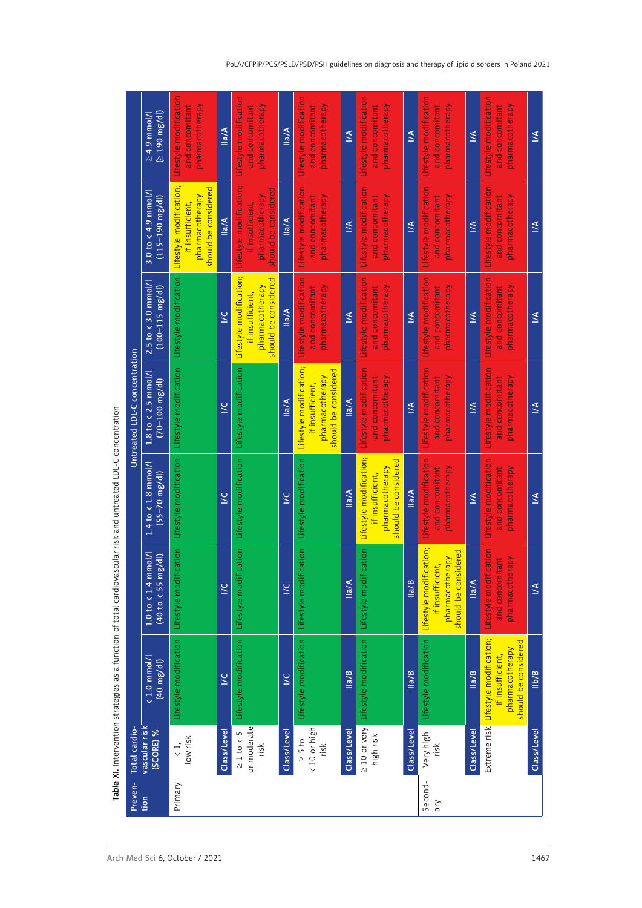**Table XI.** Intervention strategies as a function of total cardiovascular risk and untreated LDL-C concentration

| Prevention | Total cardiovascular risk (SCORE) % | Untreated LDL-C concentration | | | | | | |
|---|---|---|---|---|---|---|---|---|
| | | < 1.0 mmol/l (40 mg/dl) | 1.0 to < 1.4 mmol/l (40 to < 55 mg/dl) | 1.4 to < 1.8 mmol/l (55–70 mg/dl) | 1.8 to < 2.5 mmol/l (70–100 mg/dl) | 2.5 to < 3.0 mmol/l (100–115 mg/dl) | 3.0 to < 4.9 mmol/l (115–190 mg/dl) | ≥ 4.9 mmol/l (≥ 190 mg/dl) |
| Primary | < 1, low risk | Lifestyle modification | Lifestyle modification | Lifestyle modification | Lifestyle modification | Lifestyle modification | Lifestyle modification; if insufficient, pharmacotherapy should be considered | Lifestyle modification and concomitant pharmacotherapy |
| | Class/Level | I/C | I/C | I/C | I/C | I/C | IIa/A | IIa/A |
| | ≥ 1 to < 5 or moderate risk | Lifestyle modification | Lifestyle modification | Lifestyle modification | Lifestyle modification | Lifestyle modification; if insufficient, pharmacotherapy should be considered | Lifestyle modification; if insufficient, pharmacotherapy should be considered | Lifestyle modification and concomitant pharmacotherapy |
| | Class/Level | I/C | I/C | I/C | IIa/A | IIa/A | IIa/A | IIa/A |
| | ≥ 5 to < 10 or high risk | Lifestyle modification | Lifestyle modification | Lifestyle modification | Lifestyle modification; if insufficient, pharmacotherapy should be considered | Lifestyle modification and concomitant pharmacotherapy | Lifestyle modification and concomitant pharmacotherapy | Lifestyle modification and concomitant pharmacotherapy |
| | Class/Level | IIa/B | IIa/A | IIa/A | IIa/A | I/A | I/A | I/A |
| | ≥ 10 or very high risk | Lifestyle modification | Lifestyle modification | Lifestyle modification; if insufficient, pharmacotherapy should be considered | Lifestyle modification and concomitant pharmacotherapy | Lifestyle modification and concomitant pharmacotherapy | Lifestyle modification and concomitant pharmacotherapy | Lifestyle modification and concomitant pharmacotherapy |
| | Class/Level | IIa/B | IIa/B | IIa/A | I/A | I/A | I/A | I/A |
| Secondary | Very high risk | Lifestyle modification | Lifestyle modification; if insufficient, pharmacotherapy should be considered | Lifestyle modification and concomitant pharmacotherapy | Lifestyle modification and concomitant pharmacotherapy | Lifestyle modification and concomitant pharmacotherapy | Lifestyle modification and concomitant pharmacotherapy | Lifestyle modification and concomitant pharmacotherapy |
| | Class/Level | IIa/B | IIa/A | I/A | I/A | I/A | I/A | I/A |
| | Extreme risk | Lifestyle modification; if insufficient, pharmacotherapy should be considered | Lifestyle modification and concomitant pharmacotherapy | Lifestyle modification and concomitant pharmacotherapy | Lifestyle modification and concomitant pharmacotherapy | Lifestyle modification and concomitant pharmacotherapy | Lifestyle modification and concomitant pharmacotherapy | Lifestyle modification and concomitant pharmacotherapy |
| | Class/Level | IIb/B | I/A | I/A | I/A | I/A | I/A | I/A |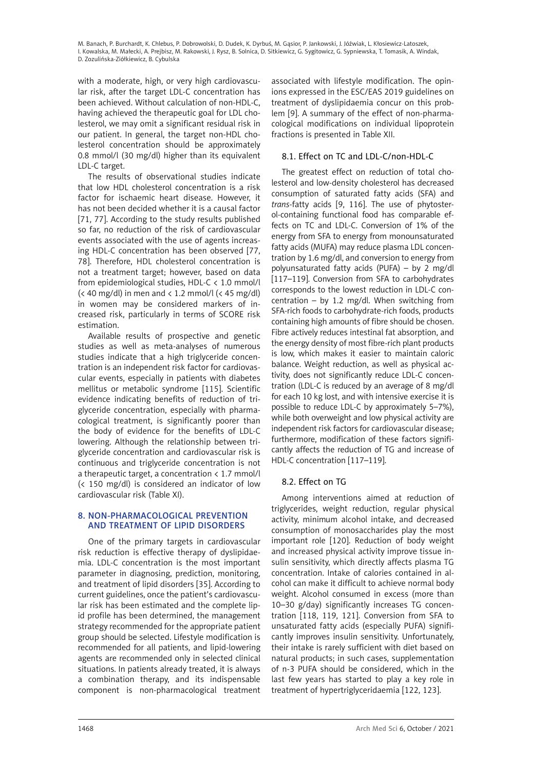with a moderate, high, or very high cardiovascular risk, after the target LDL-C concentration has been achieved. Without calculation of non-HDL-C, having achieved the therapeutic goal for LDL cholesterol, we may omit a significant residual risk in our patient. In general, the target non-HDL cholesterol concentration should be approximately 0.8 mmol/l (30 mg/dl) higher than its equivalent LDL-C target.

The results of observational studies indicate that low HDL cholesterol concentration is a risk factor for ischaemic heart disease. However, it has not been decided whether it is a causal factor [71, 77]. According to the study results published so far, no reduction of the risk of cardiovascular events associated with the use of agents increasing HDL-C concentration has been observed [77, 78]. Therefore, HDL cholesterol concentration is not a treatment target; however, based on data from epidemiological studies, HDL-C < 1.0 mmol/l (< 40 mg/dl) in men and < 1.2 mmol/l (< 45 mg/dl) in women may be considered markers of increased risk, particularly in terms of SCORE risk estimation.

Available results of prospective and genetic studies as well as meta-analyses of numerous studies indicate that a high triglyceride concentration is an independent risk factor for cardiovascular events, especially in patients with diabetes mellitus or metabolic syndrome [115]. Scientific evidence indicating benefits of reduction of triglyceride concentration, especially with pharmacological treatment, is significantly poorer than the body of evidence for the benefits of LDL-C lowering. Although the relationship between triglyceride concentration and cardiovascular risk is continuous and triglyceride concentration is not a therapeutic target, a concentration < 1.7 mmol/l (< 150 mg/dl) is considered an indicator of low cardiovascular risk (Table XI).

## 8. NON-PHARMACOLOGICAL PREVENTION AND TREATMENT OF LIPID DISORDERS

One of the primary targets in cardiovascular risk reduction is effective therapy of dyslipidaemia. LDL-C concentration is the most important parameter in diagnosing, prediction, monitoring, and treatment of lipid disorders [35]. According to current guidelines, once the patient's cardiovascular risk has been estimated and the complete lipid profile has been determined, the management strategy recommended for the appropriate patient group should be selected. Lifestyle modification is recommended for all patients, and lipid-lowering agents are recommended only in selected clinical situations. In patients already treated, it is always a combination therapy, and its indispensable component is non-pharmacological treatment associated with lifestyle modification. The opinions expressed in the ESC/EAS 2019 guidelines on treatment of dyslipidaemia concur on this problem [9]. A summary of the effect of non-pharmacological modifications on individual lipoprotein fractions is presented in Table XII.

### 8.1. Effect on TC and LDL-C/non-HDL-C

The greatest effect on reduction of total cholesterol and low-density cholesterol has decreased consumption of saturated fatty acids (SFA) and *trans*-fatty acids [9, 116]. The use of phytosterol-containing functional food has comparable effects on TC and LDL-C. Conversion of 1% of the energy from SFA to energy from monounsaturated fatty acids (MUFA) may reduce plasma LDL concentration by 1.6 mg/dl, and conversion to energy from polyunsaturated fatty acids (PUFA) – by 2 mg/dl [117–119]. Conversion from SFA to carbohydrates corresponds to the lowest reduction in LDL-C concentration – by 1.2 mg/dl. When switching from SFA-rich foods to carbohydrate-rich foods, products containing high amounts of fibre should be chosen. Fibre actively reduces intestinal fat absorption, and the energy density of most fibre-rich plant products is low, which makes it easier to maintain caloric balance. Weight reduction, as well as physical activity, does not significantly reduce LDL-C concentration (LDL-C is reduced by an average of 8 mg/dl for each 10 kg lost, and with intensive exercise it is possible to reduce LDL-C by approximately 5–7%), while both overweight and low physical activity are independent risk factors for cardiovascular disease; furthermore, modification of these factors significantly affects the reduction of TG and increase of HDL-C concentration [117–119].

### 8.2. Effect on TG

Among interventions aimed at reduction of triglycerides, weight reduction, regular physical activity, minimum alcohol intake, and decreased consumption of monosaccharides play the most important role [120]. Reduction of body weight and increased physical activity improve tissue insulin sensitivity, which directly affects plasma TG concentration. Intake of calories contained in alcohol can make it difficult to achieve normal body weight. Alcohol consumed in excess (more than 10–30 g/day) significantly increases TG concentration [118, 119, 121]. Conversion from SFA to unsaturated fatty acids (especially PUFA) significantly improves insulin sensitivity. Unfortunately, their intake is rarely sufficient with diet based on natural products; in such cases, supplementation of n-3 PUFA should be considered, which in the last few years has started to play a key role in treatment of hypertriglyceridaemia [122, 123].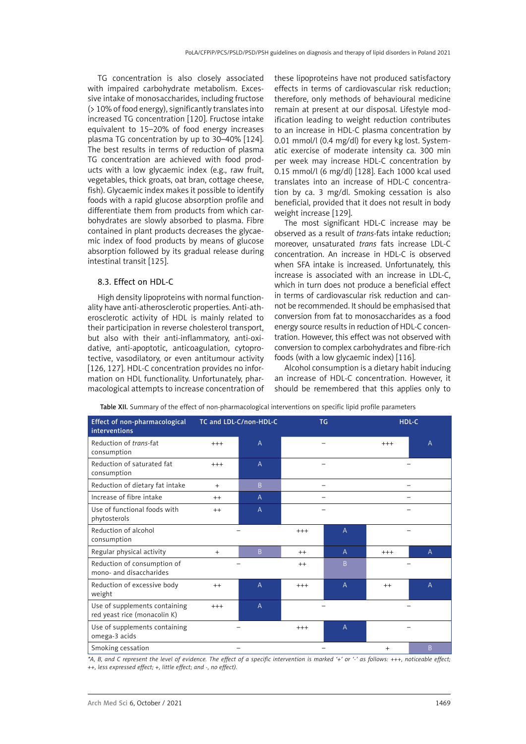TG concentration is also closely associated with impaired carbohydrate metabolism. Excessive intake of monosaccharides, including fructose (> 10% of food energy), significantly translates into increased TG concentration [120]. Fructose intake equivalent to 15–20% of food energy increases plasma TG concentration by up to 30–40% [124]. The best results in terms of reduction of plasma TG concentration are achieved with food products with a low glycaemic index (e.g., raw fruit, vegetables, thick groats, oat bran, cottage cheese, fish). Glycaemic index makes it possible to identify foods with a rapid glucose absorption profile and differentiate them from products from which carbohydrates are slowly absorbed to plasma. Fibre contained in plant products decreases the glycaemic index of food products by means of glucose absorption followed by its gradual release during intestinal transit [125].

### 8.3. Effect on HDL-C

High density lipoproteins with normal functionality have anti-atherosclerotic properties. Anti-atherosclerotic activity of HDL is mainly related to their participation in reverse cholesterol transport, but also with their anti-inflammatory, anti-oxidative, anti-apoptotic, anticoagulation, cytoprotective, vasodilatory, or even antitumour activity [126, 127]. HDL-C concentration provides no information on HDL functionality. Unfortunately, pharmacological attempts to increase concentration of these lipoproteins have not produced satisfactory effects in terms of cardiovascular risk reduction; therefore, only methods of behavioural medicine remain at present at our disposal. Lifestyle modification leading to weight reduction contributes to an increase in HDL-C plasma concentration by 0.01 mmol/l (0.4 mg/dl) for every kg lost. Systematic exercise of moderate intensity ca. 300 min per week may increase HDL-C concentration by 0.15 mmol/l (6 mg/dl) [128]. Each 1000 kcal used translates into an increase of HDL-C concentration by ca. 3 mg/dl. Smoking cessation is also beneficial, provided that it does not result in body weight increase [129].

The most significant HDL-C increase may be observed as a result of *trans*-fats intake reduction; moreover, unsaturated *trans* fats increase LDL-C concentration. An increase in HDL-C is observed when SFA intake is increased. Unfortunately, this increase is associated with an increase in LDL-C, which in turn does not produce a beneficial effect in terms of cardiovascular risk reduction and cannot be recommended. It should be emphasised that conversion from fat to monosaccharides as a food energy source results in reduction of HDL-C concentration. However, this effect was not observed with conversion to complex carbohydrates and fibre-rich foods (with a low glycaemic index) [116].

Alcohol consumption is a dietary habit inducing an increase of HDL-C concentration. However, it should be remembered that this applies only to

**Table XII.** Summary of the effect of non-pharmacological interventions on specific lipid profile parameters

| Effect of non-pharmacological interventions | TC and LDL-C/non-HDL-C | | TG | | HDL-C | |
|---|---|---|---|---|---|---|
| Reduction of *trans*-fat consumption | +++ | A | – | | +++ | A |
| Reduction of saturated fat consumption | +++ | A | – | | – | |
| Reduction of dietary fat intake | + | B | – | | – | |
| Increase of fibre intake | ++ | A | – | | – | |
| Use of functional foods with phytosterols | ++ | A | – | | – | |
| Reduction of alcohol consumption | – | | +++ | A | – | |
| Regular physical activity | + | B | ++ | A | +++ | A |
| Reduction of consumption of mono- and disaccharides | – | | ++ | B | – | |
| Reduction of excessive body weight | ++ | A | +++ | A | ++ | A |
| Use of supplements containing red yeast rice (monacolin K) | +++ | A | – | | – | |
| Use of supplements containing omega-3 acids | – | | +++ | A | – | |
| Smoking cessation | – | | – | | + | B |

*\*A, B, and C represent the level of evidence. The effect of a specific intervention is marked '+' or '-' as follows: +++, noticeable effect; ++, less expressed effect; +, little effect; and -, no effect).*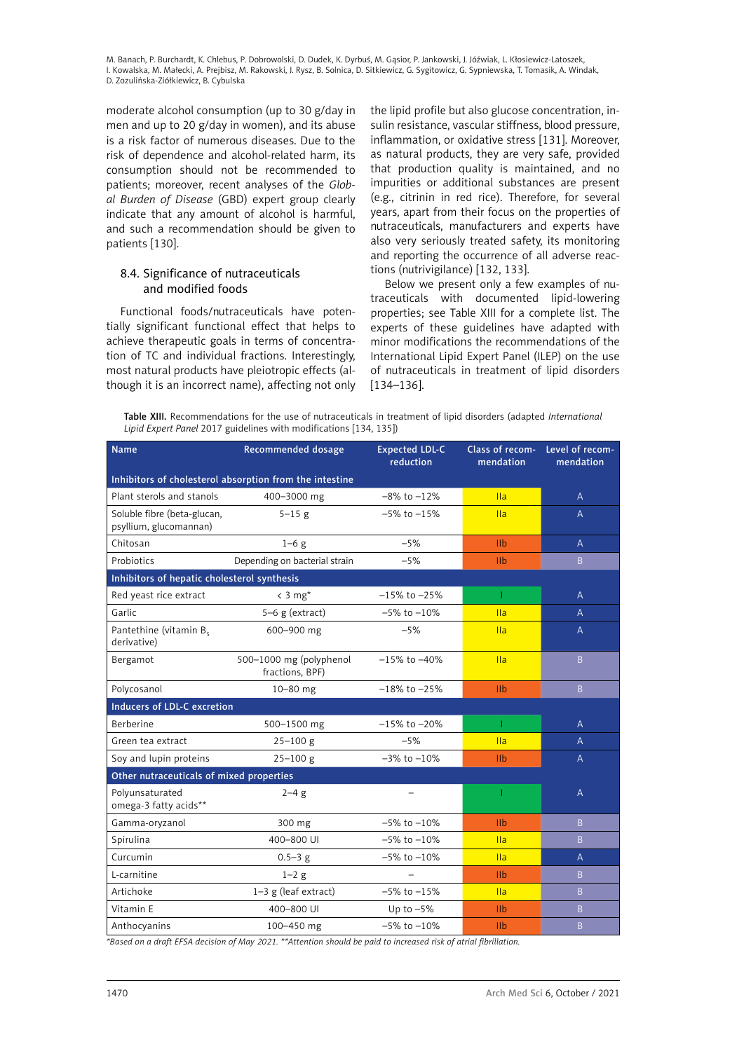moderate alcohol consumption (up to 30 g/day in men and up to 20 g/day in women), and its abuse is a risk factor of numerous diseases. Due to the risk of dependence and alcohol-related harm, its consumption should not be recommended to patients; moreover, recent analyses of the *Global Burden of Disease* (GBD) expert group clearly indicate that any amount of alcohol is harmful, and such a recommendation should be given to patients [130].

### 8.4. Significance of nutraceuticals and modified foods

Functional foods/nutraceuticals have potentially significant functional effect that helps to achieve therapeutic goals in terms of concentration of TC and individual fractions. Interestingly, most natural products have pleiotropic effects (although it is an incorrect name), affecting not only the lipid profile but also glucose concentration, insulin resistance, vascular stiffness, blood pressure, inflammation, or oxidative stress [131]. Moreover, as natural products, they are very safe, provided that production quality is maintained, and no impurities or additional substances are present (e.g., citrinin in red rice). Therefore, for several years, apart from their focus on the properties of nutraceuticals, manufacturers and experts have also very seriously treated safety, its monitoring and reporting the occurrence of all adverse reactions (nutrivigilance) [132, 133].

Below we present only a few examples of nutraceuticals with documented lipid-lowering properties; see Table XIII for a complete list. The experts of these guidelines have adapted with minor modifications the recommendations of the International Lipid Expert Panel (ILEP) on the use of nutraceuticals in treatment of lipid disorders [134–136].

**Table XIII.** Recommendations for the use of nutraceuticals in treatment of lipid disorders (adapted *International Lipid Expert Panel* 2017 guidelines with modifications [134, 135])

| Name | Recommended dosage | Expected LDL-C reduction | Class of recommendation | Level of recommendation |
|---|---|---|---|---|
| **Inhibitors of cholesterol absorption from the intestine** | | | | |
| Plant sterols and stanols | 400–3000 mg | –8% to –12% | IIa | A |
| Soluble fibre (beta-glucan, psyllium, glucomannan) | 5–15 g | –5% to –15% | IIa | A |
| Chitosan | 1–6 g | –5% | IIb | A |
| Probiotics | Depending on bacterial strain | –5% | IIb | B |
| **Inhibitors of hepatic cholesterol synthesis** | | | | |
| Red yeast rice extract | < 3 mg* | –15% to –25% | I | A |
| Garlic | 5–6 g (extract) | –5% to –10% | IIa | A |
| Pantethine (vitamin $B_5$ derivative) | 600–900 mg | –5% | IIa | A |
| Bergamot | 500–1000 mg (polyphenol fractions, BPF) | –15% to –40% | IIa | B |
| Polycosanol | 10–80 mg | –18% to –25% | IIb | B |
| **Inducers of LDL-C excretion** | | | | |
| Berberine | 500–1500 mg | –15% to –20% | I | A |
| Green tea extract | 25–100 g | –5% | IIa | A |
| Soy and lupin proteins | 25–100 g | –3% to –10% | IIb | A |
| **Other nutraceuticals of mixed properties** | | | | |
| Polyunsaturated omega-3 fatty acids** | 2–4 g | – | I | A |
| Gamma-oryzanol | 300 mg | –5% to –10% | IIb | B |
| Spirulina | 400–800 UI | –5% to –10% | IIa | B |
| Curcumin | 0.5–3 g | –5% to –10% | IIa | A |
| L-carnitine | 1–2 g | – | IIb | B |
| Artichoke | 1–3 g (leaf extract) | –5% to –15% | IIa | B |
| Vitamin E | 400–800 UI | Up to –5% | IIb | B |
| Anthocyanins | 100–450 mg | –5% to –10% | IIb | B |

*\*Based on a draft EFSA decision of May 2021. \*\*Attention should be paid to increased risk of atrial fibrillation.*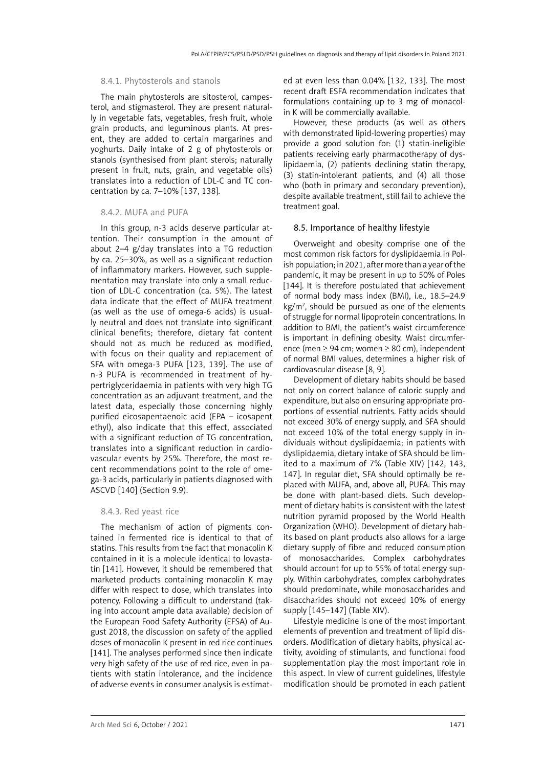#### 8.4.1. Phytosterols and stanols

The main phytosterols are sitosterol, campesterol, and stigmasterol. They are present naturally in vegetable fats, vegetables, fresh fruit, whole grain products, and leguminous plants. At present, they are added to certain margarines and yoghurts. Daily intake of 2 g of phytosterols or stanols (synthesised from plant sterols; naturally present in fruit, nuts, grain, and vegetable oils) translates into a reduction of LDL-C and TC concentration by ca. 7–10% [137, 138].

#### 8.4.2. MUFA and PUFA

In this group, n-3 acids deserve particular attention. Their consumption in the amount of about 2–4 g/day translates into a TG reduction by ca. 25–30%, as well as a significant reduction of inflammatory markers. However, such supplementation may translate into only a small reduction of LDL-C concentration (ca. 5%). The latest data indicate that the effect of MUFA treatment (as well as the use of omega-6 acids) is usually neutral and does not translate into significant clinical benefits; therefore, dietary fat content should not as much be reduced as modified, with focus on their quality and replacement of SFA with omega-3 PUFA [123, 139]. The use of n-3 PUFA is recommended in treatment of hypertriglyceridaemia in patients with very high TG concentration as an adjuvant treatment, and the latest data, especially those concerning highly purified eicosapentaenoic acid (EPA – icosapent ethyl), also indicate that this effect, associated with a significant reduction of TG concentration, translates into a significant reduction in cardiovascular events by 25%. Therefore, the most recent recommendations point to the role of omega-3 acids, particularly in patients diagnosed with ASCVD [140] (Section 9.9).

#### 8.4.3. Red yeast rice

The mechanism of action of pigments contained in fermented rice is identical to that of statins. This results from the fact that monacolin K contained in it is a molecule identical to lovastatin [141]. However, it should be remembered that marketed products containing monacolin K may differ with respect to dose, which translates into potency. Following a difficult to understand (taking into account ample data available) decision of the European Food Safety Authority (EFSA) of August 2018, the discussion on safety of the applied doses of monacolin K present in red rice continues [141]. The analyses performed since then indicate very high safety of the use of red rice, even in patients with statin intolerance, and the incidence of adverse events in consumer analysis is estimated at even less than 0.04% [132, 133]. The most recent draft ESFA recommendation indicates that formulations containing up to 3 mg of monacolin K will be commercially available.

However, these products (as well as others with demonstrated lipid-lowering properties) may provide a good solution for: (1) statin-ineligible patients receiving early pharmacotherapy of dyslipidaemia, (2) patients declining statin therapy, (3) statin-intolerant patients, and (4) all those who (both in primary and secondary prevention), despite available treatment, still fail to achieve the treatment goal.

### 8.5. Importance of healthy lifestyle

Overweight and obesity comprise one of the most common risk factors for dyslipidaemia in Polish population; in 2021, after more than a year of the pandemic, it may be present in up to 50% of Poles [144]. It is therefore postulated that achievement of normal body mass index (BMI), i.e., 18.5–24.9 kg/m$^2$, should be pursued as one of the elements of struggle for normal lipoprotein concentrations. In addition to BMI, the patient's waist circumference is important in defining obesity. Waist circumference (men ≥ 94 cm; women ≥ 80 cm), independent of normal BMI values, determines a higher risk of cardiovascular disease [8, 9].

Development of dietary habits should be based not only on correct balance of caloric supply and expenditure, but also on ensuring appropriate proportions of essential nutrients. Fatty acids should not exceed 30% of energy supply, and SFA should not exceed 10% of the total energy supply in individuals without dyslipidaemia; in patients with dyslipidaemia, dietary intake of SFA should be limited to a maximum of 7% (Table XIV) [142, 143, 147]. In regular diet, SFA should optimally be replaced with MUFA, and, above all, PUFA. This may be done with plant-based diets. Such development of dietary habits is consistent with the latest nutrition pyramid proposed by the World Health Organization (WHO). Development of dietary habits based on plant products also allows for a large dietary supply of fibre and reduced consumption of monosaccharides. Complex carbohydrates should account for up to 55% of total energy supply. Within carbohydrates, complex carbohydrates should predominate, while monosaccharides and disaccharides should not exceed 10% of energy supply [145–147] (Table XIV).

Lifestyle medicine is one of the most important elements of prevention and treatment of lipid disorders. Modification of dietary habits, physical activity, avoiding of stimulants, and functional food supplementation play the most important role in this aspect. In view of current guidelines, lifestyle modification should be promoted in each patient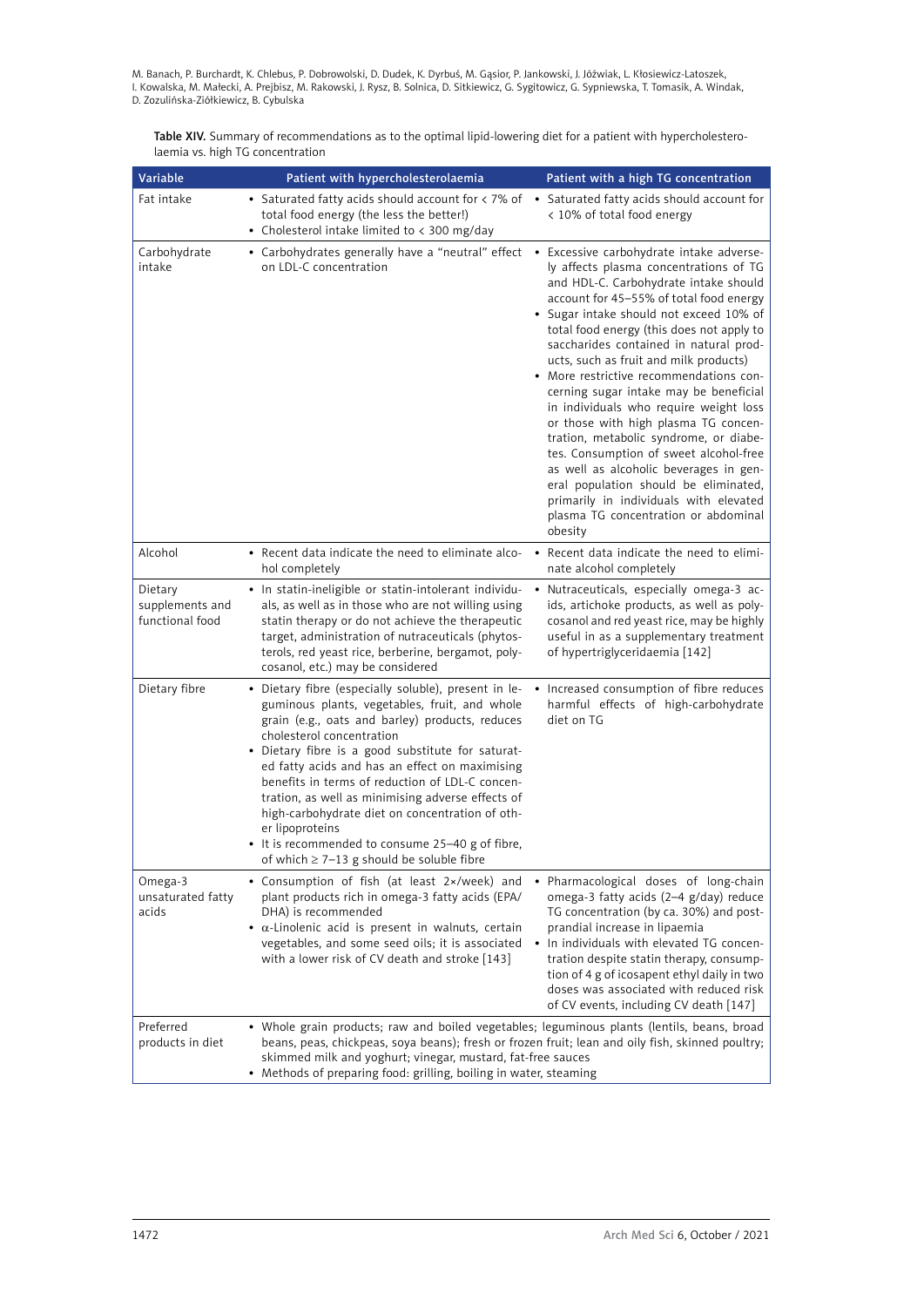**Table XIV.** Summary of recommendations as to the optimal lipid-lowering diet for a patient with hypercholesterolaemia vs. high TG concentration

| Variable | Patient with hypercholesterolaemia | Patient with a high TG concentration |
|---|---|---|
| Fat intake | • Saturated fatty acids should account for < 7% of total food energy (the less the better!)<br>• Cholesterol intake limited to < 300 mg/day | • Saturated fatty acids should account for < 10% of total food energy |
| Carbohydrate intake | • Carbohydrates generally have a "neutral" effect on LDL-C concentration | • Excessive carbohydrate intake adversely affects plasma concentrations of TG and HDL-C. Carbohydrate intake should account for 45–55% of total food energy<br>• Sugar intake should not exceed 10% of total food energy (this does not apply to saccharides contained in natural products, such as fruit and milk products)<br>• More restrictive recommendations concerning sugar intake may be beneficial in individuals who require weight loss or those with high plasma TG concentration, metabolic syndrome, or diabetes. Consumption of sweet alcohol-free as well as alcoholic beverages in general population should be eliminated, primarily in individuals with elevated plasma TG concentration or abdominal obesity |
| Alcohol | • Recent data indicate the need to eliminate alcohol completely | • Recent data indicate the need to eliminate alcohol completely |
| Dietary supplements and functional food | • In statin-ineligible or statin-intolerant individuals, as well as in those who are not willing using statin therapy or do not achieve the therapeutic target, administration of nutraceuticals (phytosterols, red yeast rice, berberine, bergamot, policosanol, etc.) may be considered | • Nutraceuticals, especially omega-3 acids, artichoke products, as well as policosanol and red yeast rice, may be highly useful in as a supplementary treatment of hypertriglyceridaemia [142] |
| Dietary fibre | • Dietary fibre (especially soluble), present in leguminous plants, vegetables, fruit, and whole grain (e.g., oats and barley) products, reduces cholesterol concentration<br>• Dietary fibre is a good substitute for saturated fatty acids and has an effect on maximising benefits in terms of reduction of LDL-C concentration, as well as minimising adverse effects of high-carbohydrate diet on concentration of other lipoproteins<br>• It is recommended to consume 25–40 g of fibre, of which ≥ 7–13 g should be soluble fibre | • Increased consumption of fibre reduces harmful effects of high-carbohydrate diet on TG |
| Omega-3 unsaturated fatty acids | • Consumption of fish (at least 2×/week) and plant products rich in omega-3 fatty acids (EPA/DHA) is recommended<br>• α-Linolenic acid is present in walnuts, certain vegetables, and some seed oils; it is associated with a lower risk of CV death and stroke [143] | • Pharmacological doses of long-chain omega-3 fatty acids (2–4 g/day) reduce TG concentration (by ca. 30%) and postprandial increase in lipaemia<br>• In individuals with elevated TG concentration despite statin therapy, consumption of 4 g of icosapent ethyl daily in two doses was associated with reduced risk of CV events, including CV death [147] |
| Preferred products in diet | • Whole grain products; raw and boiled vegetables; leguminous plants (lentils, beans, broad beans, peas, chickpeas, soya beans); fresh or frozen fruit; lean and oily fish, skinned poultry; skimmed milk and yoghurt; vinegar, mustard, fat-free sauces<br>• Methods of preparing food: grilling, boiling in water, steaming | |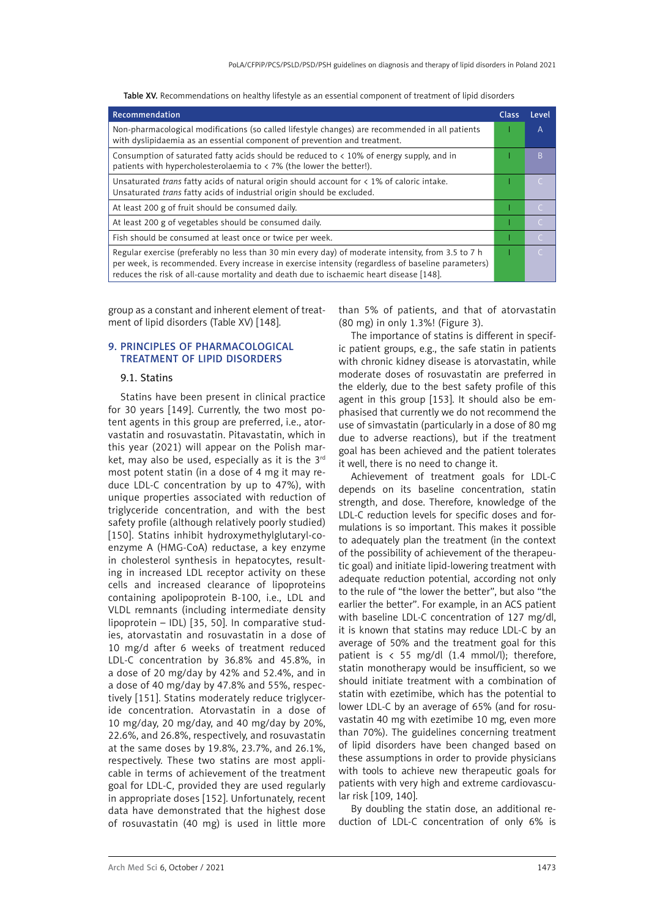Table XV. Recommendations on healthy lifestyle as an essential component of treatment of lipid disorders

| Recommendation | Class | Level |
|---|---|---|
| Non-pharmacological modifications (so called lifestyle changes) are recommended in all patients with dyslipidaemia as an essential component of prevention and treatment. | I | A |
| Consumption of saturated fatty acids should be reduced to < 10% of energy supply, and in patients with hypercholesterolaemia to < 7% (the lower the better!). | I | B |
| Unsaturated *trans* fatty acids of natural origin should account for < 1% of caloric intake. Unsaturated *trans* fatty acids of industrial origin should be excluded. | I | C |
| At least 200 g of fruit should be consumed daily. | I | C |
| At least 200 g of vegetables should be consumed daily. | I | C |
| Fish should be consumed at least once or twice per week. | I | C |
| Regular exercise (preferably no less than 30 min every day) of moderate intensity, from 3.5 to 7 h per week, is recommended. Every increase in exercise intensity (regardless of baseline parameters) reduces the risk of all-cause mortality and death due to ischaemic heart disease [148]. | I | C |

group as a constant and inherent element of treatment of lipid disorders (Table XV) [148].

## 9. PRINCIPLES OF PHARMACOLOGICAL TREATMENT OF LIPID DISORDERS

### 9.1. Statins

Statins have been present in clinical practice for 30 years [149]. Currently, the two most potent agents in this group are preferred, i.e., atorvastatin and rosuvastatin. Pitavastatin, which in this year (2021) will appear on the Polish market, may also be used, especially as it is the 3rd most potent statin (in a dose of 4 mg it may reduce LDL-C concentration by up to 47%), with unique properties associated with reduction of triglyceride concentration, and with the best safety profile (although relatively poorly studied) [150]. Statins inhibit hydroxymethylglutaryl-coenzyme A (HMG-CoA) reductase, a key enzyme in cholesterol synthesis in hepatocytes, resulting in increased LDL receptor activity on these cells and increased clearance of lipoproteins containing apolipoprotein B-100, i.e., LDL and VLDL remnants (including intermediate density lipoprotein – IDL) [35, 50]. In comparative studies, atorvastatin and rosuvastatin in a dose of 10 mg/d after 6 weeks of treatment reduced LDL-C concentration by 36.8% and 45.8%, in a dose of 20 mg/day by 42% and 52.4%, and in a dose of 40 mg/day by 47.8% and 55%, respectively [151]. Statins moderately reduce triglyceride concentration. Atorvastatin in a dose of 10 mg/day, 20 mg/day, and 40 mg/day by 20%, 22.6%, and 26.8%, respectively, and rosuvastatin at the same doses by 19.8%, 23.7%, and 26.1%, respectively. These two statins are most applicable in terms of achievement of the treatment goal for LDL-C, provided they are used regularly in appropriate doses [152]. Unfortunately, recent data have demonstrated that the highest dose of rosuvastatin (40 mg) is used in little more than 5% of patients, and that of atorvastatin (80 mg) in only 1.3%! (Figure 3).

The importance of statins is different in specific patient groups, e.g., the safe statin in patients with chronic kidney disease is atorvastatin, while moderate doses of rosuvastatin are preferred in the elderly, due to the best safety profile of this agent in this group [153]. It should also be emphasised that currently we do not recommend the use of simvastatin (particularly in a dose of 80 mg due to adverse reactions), but if the treatment goal has been achieved and the patient tolerates it well, there is no need to change it.

Achievement of treatment goals for LDL-C depends on its baseline concentration, statin strength, and dose. Therefore, knowledge of the LDL-C reduction levels for specific doses and formulations is so important. This makes it possible to adequately plan the treatment (in the context of the possibility of achievement of the therapeutic goal) and initiate lipid-lowering treatment with adequate reduction potential, according not only to the rule of "the lower the better", but also "the earlier the better". For example, in an ACS patient with baseline LDL-C concentration of 127 mg/dl, it is known that statins may reduce LDL-C by an average of 50% and the treatment goal for this patient is < 55 mg/dl (1.4 mmol/l); therefore, statin monotherapy would be insufficient, so we should initiate treatment with a combination of statin with ezetimibe, which has the potential to lower LDL-C by an average of 65% (and for rosuvastatin 40 mg with ezetimibe 10 mg, even more than 70%). The guidelines concerning treatment of lipid disorders have been changed based on these assumptions in order to provide physicians with tools to achieve new therapeutic goals for patients with very high and extreme cardiovascular risk [109, 140].

By doubling the statin dose, an additional reduction of LDL-C concentration of only 6% is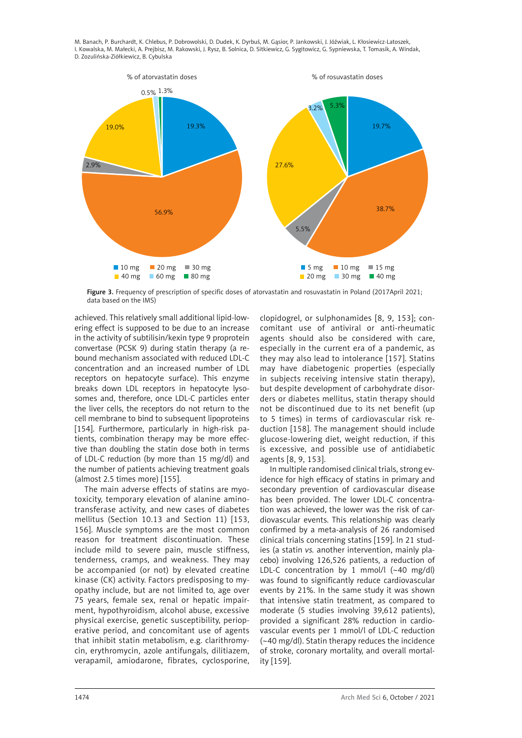Figure 3. Frequency of prescription of specific doses of atorvastatin and rosuvastatin in Poland (2017April 2021; data based on the IMS)

achieved. This relatively small additional lipid-lowering effect is supposed to be due to an increase in the activity of subtilisin/kexin type 9 proprotein convertase (PCSK 9) during statin therapy (a rebound mechanism associated with reduced LDL-C concentration and an increased number of LDL receptors on hepatocyte surface). This enzyme breaks down LDL receptors in hepatocyte lysosomes and, therefore, once LDL-C particles enter the liver cells, the receptors do not return to the cell membrane to bind to subsequent lipoproteins [154]. Furthermore, particularly in high-risk patients, combination therapy may be more effective than doubling the statin dose both in terms of LDL-C reduction (by more than 15 mg/dl) and the number of patients achieving treatment goals (almost 2.5 times more) [155].

The main adverse effects of statins are myotoxicity, temporary elevation of alanine aminotransferase activity, and new cases of diabetes mellitus (Section 10.13 and Section 11) [153, 156]. Muscle symptoms are the most common reason for treatment discontinuation. These include mild to severe pain, muscle stiffness, tenderness, cramps, and weakness. They may be accompanied (or not) by elevated creatine kinase (CK) activity. Factors predisposing to myopathy include, but are not limited to, age over 75 years, female sex, renal or hepatic impairment, hypothyroidism, alcohol abuse, excessive physical exercise, genetic susceptibility, perioperative period, and concomitant use of agents that inhibit statin metabolism, e.g. clarithromycin, erythromycin, azole antifungals, dilitiazem, verapamil, amiodarone, fibrates, cyclosporine, clopidogrel, or sulphonamides [8, 9, 153]; concomitant use of antiviral or anti-rheumatic agents should also be considered with care, especially in the current era of a pandemic, as they may also lead to intolerance [157]. Statins may have diabetogenic properties (especially in subjects receiving intensive statin therapy), but despite development of carbohydrate disorders or diabetes mellitus, statin therapy should not be discontinued due to its net benefit (up to 5 times) in terms of cardiovascular risk reduction [158]. The management should include glucose-lowering diet, weight reduction, if this is excessive, and possible use of antidiabetic agents [8, 9, 153].

In multiple randomised clinical trials, strong evidence for high efficacy of statins in primary and secondary prevention of cardiovascular disease has been provided. The lower LDL-C concentration was achieved, the lower was the risk of cardiovascular events. This relationship was clearly confirmed by a meta-analysis of 26 randomised clinical trials concerning statins [159]. In 21 studies (a statin *vs.* another intervention, mainly placebo) involving 126,526 patients, a reduction of LDL-C concentration by 1 mmol/l (~40 mg/dl) was found to significantly reduce cardiovascular events by 21%. In the same study it was shown that intensive statin treatment, as compared to moderate (5 studies involving 39,612 patients), provided a significant 28% reduction in cardiovascular events per 1 mmol/l of LDL-C reduction (~40 mg/dl). Statin therapy reduces the incidence of stroke, coronary mortality, and overall mortality [159].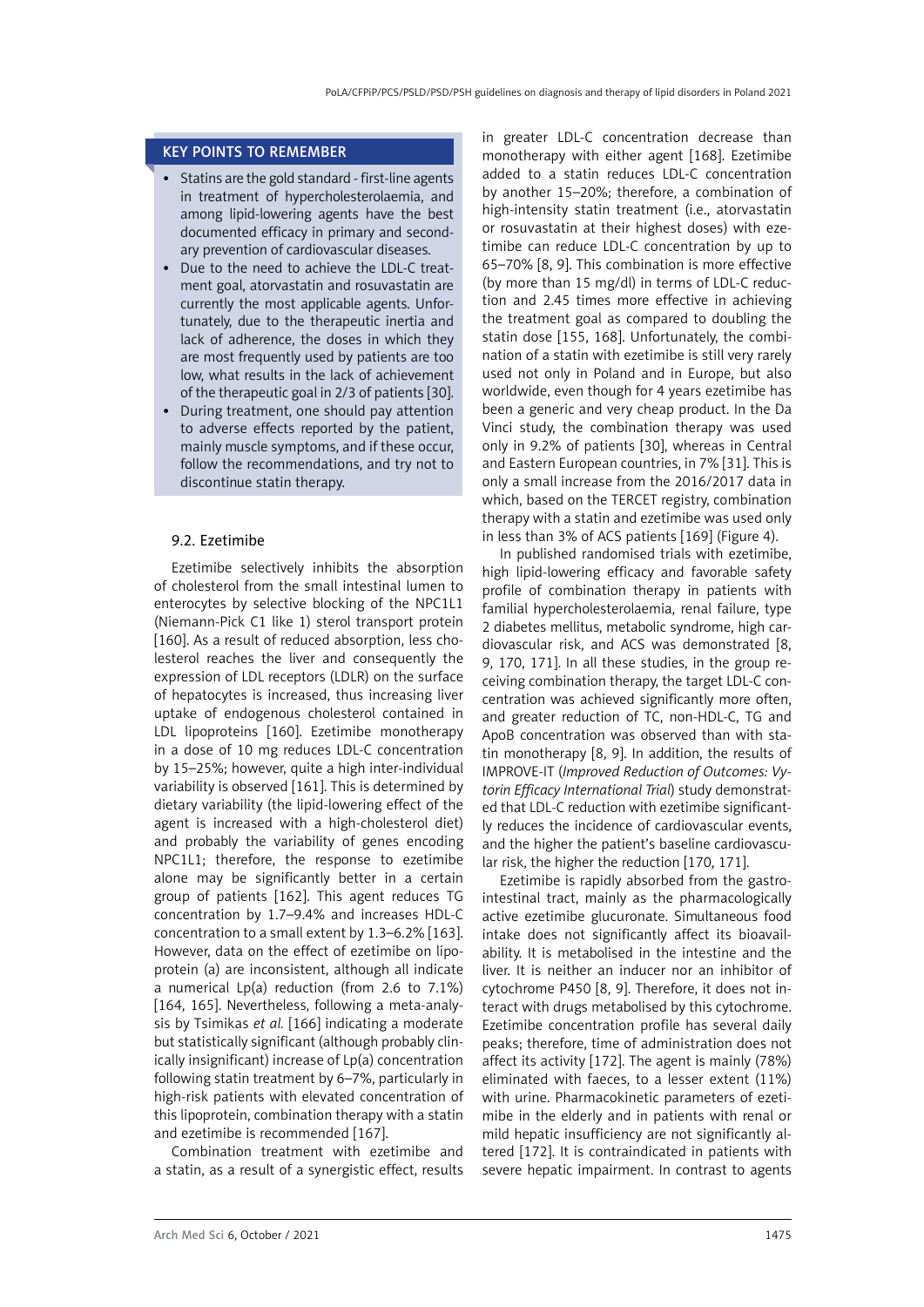### KEY POINTS TO REMEMBER

- Statins are the gold standard - first-line agents in treatment of hypercholesterolaemia, and among lipid-lowering agents have the best documented efficacy in primary and secondary prevention of cardiovascular diseases.
- Due to the need to achieve the LDL-C treatment goal, atorvastatin and rosuvastatin are currently the most applicable agents. Unfortunately, due to the therapeutic inertia and lack of adherence, the doses in which they are most frequently used by patients are too low, what results in the lack of achievement of the therapeutic goal in 2/3 of patients [30].
- During treatment, one should pay attention to adverse effects reported by the patient, mainly muscle symptoms, and if these occur, follow the recommendations, and try not to discontinue statin therapy.

### 9.2. Ezetimibe

Ezetimibe selectively inhibits the absorption of cholesterol from the small intestinal lumen to enterocytes by selective blocking of the NPC1L1 (Niemann-Pick C1 like 1) sterol transport protein [160]. As a result of reduced absorption, less cholesterol reaches the liver and consequently the expression of LDL receptors (LDLR) on the surface of hepatocytes is increased, thus increasing liver uptake of endogenous cholesterol contained in LDL lipoproteins [160]. Ezetimibe monotherapy in a dose of 10 mg reduces LDL-C concentration by 15–25%; however, quite a high inter-individual variability is observed [161]. This is determined by dietary variability (the lipid-lowering effect of the agent is increased with a high-cholesterol diet) and probably the variability of genes encoding NPC1L1; therefore, the response to ezetimibe alone may be significantly better in a certain group of patients [162]. This agent reduces TG concentration by 1.7–9.4% and increases HDL-C concentration to a small extent by 1.3–6.2% [163]. However, data on the effect of ezetimibe on lipoprotein (a) are inconsistent, although all indicate a numerical Lp(a) reduction (from 2.6 to 7.1%) [164, 165]. Nevertheless, following a meta-analysis by Tsimikas *et al.* [166] indicating a moderate but statistically significant (although probably clinically insignificant) increase of Lp(a) concentration following statin treatment by 6–7%, particularly in high-risk patients with elevated concentration of this lipoprotein, combination therapy with a statin and ezetimibe is recommended [167].

Combination treatment with ezetimibe and a statin, as a result of a synergistic effect, results in greater LDL-C concentration decrease than monotherapy with either agent [168]. Ezetimibe added to a statin reduces LDL-C concentration by another 15–20%; therefore, a combination of high-intensity statin treatment (i.e., atorvastatin or rosuvastatin at their highest doses) with ezetimibe can reduce LDL-C concentration by up to 65–70% [8, 9]. This combination is more effective (by more than 15 mg/dl) in terms of LDL-C reduction and 2.45 times more effective in achieving the treatment goal as compared to doubling the statin dose [155, 168]. Unfortunately, the combination of a statin with ezetimibe is still very rarely used not only in Poland and in Europe, but also worldwide, even though for 4 years ezetimibe has been a generic and very cheap product. In the Da Vinci study, the combination therapy was used only in 9.2% of patients [30], whereas in Central and Eastern European countries, in 7% [31]. This is only a small increase from the 2016/2017 data in which, based on the TERCET registry, combination therapy with a statin and ezetimibe was used only in less than 3% of ACS patients [169] (Figure 4).

In published randomised trials with ezetimibe, high lipid-lowering efficacy and favorable safety profile of combination therapy in patients with familial hypercholesterolaemia, renal failure, type 2 diabetes mellitus, metabolic syndrome, high cardiovascular risk, and ACS was demonstrated [8, 9, 170, 171]. In all these studies, in the group receiving combination therapy, the target LDL-C concentration was achieved significantly more often, and greater reduction of TC, non-HDL-C, TG and ApoB concentration was observed than with statin monotherapy [8, 9]. In addition, the results of IMPROVE-IT (*Improved Reduction of Outcomes: Vytorin Efficacy International Trial*) study demonstrated that LDL-C reduction with ezetimibe significantly reduces the incidence of cardiovascular events, and the higher the patient's baseline cardiovascular risk, the higher the reduction [170, 171].

Ezetimibe is rapidly absorbed from the gastrointestinal tract, mainly as the pharmacologically active ezetimibe glucuronate. Simultaneous food intake does not significantly affect its bioavailability. It is metabolised in the intestine and the liver. It is neither an inducer nor an inhibitor of cytochrome P450 [8, 9]. Therefore, it does not interact with drugs metabolised by this cytochrome. Ezetimibe concentration profile has several daily peaks; therefore, time of administration does not affect its activity [172]. The agent is mainly (78%) eliminated with faeces, to a lesser extent (11%) with urine. Pharmacokinetic parameters of ezetimibe in the elderly and in patients with renal or mild hepatic insufficiency are not significantly altered [172]. It is contraindicated in patients with severe hepatic impairment. In contrast to agents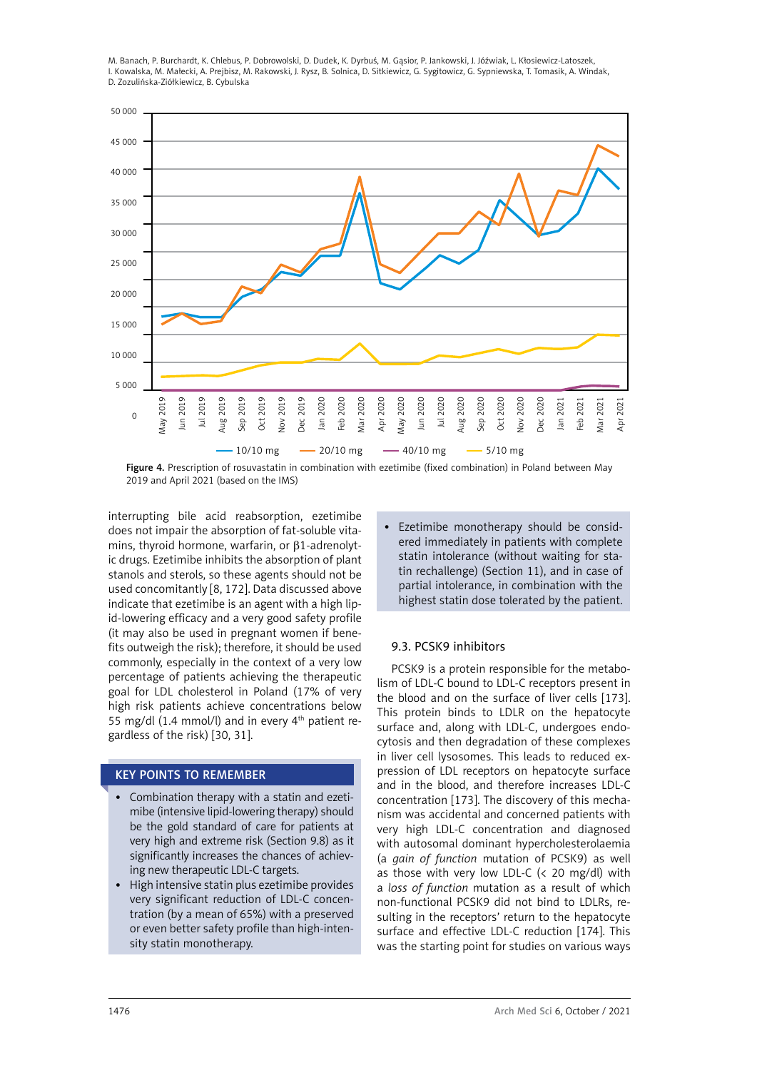Figure 4. Prescription of rosuvastatin in combination with ezetimibe (fixed combination) in Poland between May 2019 and April 2021 (based on the IMS)

interrupting bile acid reabsorption, ezetimibe does not impair the absorption of fat-soluble vitamins, thyroid hormone, warfarin, or β1-adrenolytic drugs. Ezetimibe inhibits the absorption of plant stanols and sterols, so these agents should not be used concomitantly [8, 172]. Data discussed above indicate that ezetimibe is an agent with a high lipid-lowering efficacy and a very good safety profile (it may also be used in pregnant women if benefits outweigh the risk); therefore, it should be used commonly, especially in the context of a very low percentage of patients achieving the therapeutic goal for LDL cholesterol in Poland (17% of very high risk patients achieve concentrations below 55 mg/dl (1.4 mmol/l) and in every 4th patient regardless of the risk) [30, 31].

### KEY POINTS TO REMEMBER

- Combination therapy with a statin and ezetimibe (intensive lipid-lowering therapy) should be the gold standard of care for patients at very high and extreme risk (Section 9.8) as it significantly increases the chances of achieving new therapeutic LDL-C targets.
- High intensive statin plus ezetimibe provides very significant reduction of LDL-C concentration (by a mean of 65%) with a preserved or even better safety profile than high-intensity statin monotherapy.
- Ezetimibe monotherapy should be considered immediately in patients with complete statin intolerance (without waiting for statin rechallenge) (Section 11), and in case of partial intolerance, in combination with the highest statin dose tolerated by the patient.

## 9.3. PCSK9 inhibitors

PCSK9 is a protein responsible for the metabolism of LDL-C bound to LDL-C receptors present in the blood and on the surface of liver cells [173]. This protein binds to LDLR on the hepatocyte surface and, along with LDL-C, undergoes endocytosis and then degradation of these complexes in liver cell lysosomes. This leads to reduced expression of LDL receptors on hepatocyte surface and in the blood, and therefore increases LDL-C concentration [173]. The discovery of this mechanism was accidental and concerned patients with very high LDL-C concentration and diagnosed with autosomal dominant hypercholesterolaemia (a *gain of function* mutation of PCSK9) as well as those with very low LDL-C (< 20 mg/dl) with a *loss of function* mutation as a result of which non-functional PCSK9 did not bind to LDLRs, resulting in the receptors' return to the hepatocyte surface and effective LDL-C reduction [174]. This was the starting point for studies on various ways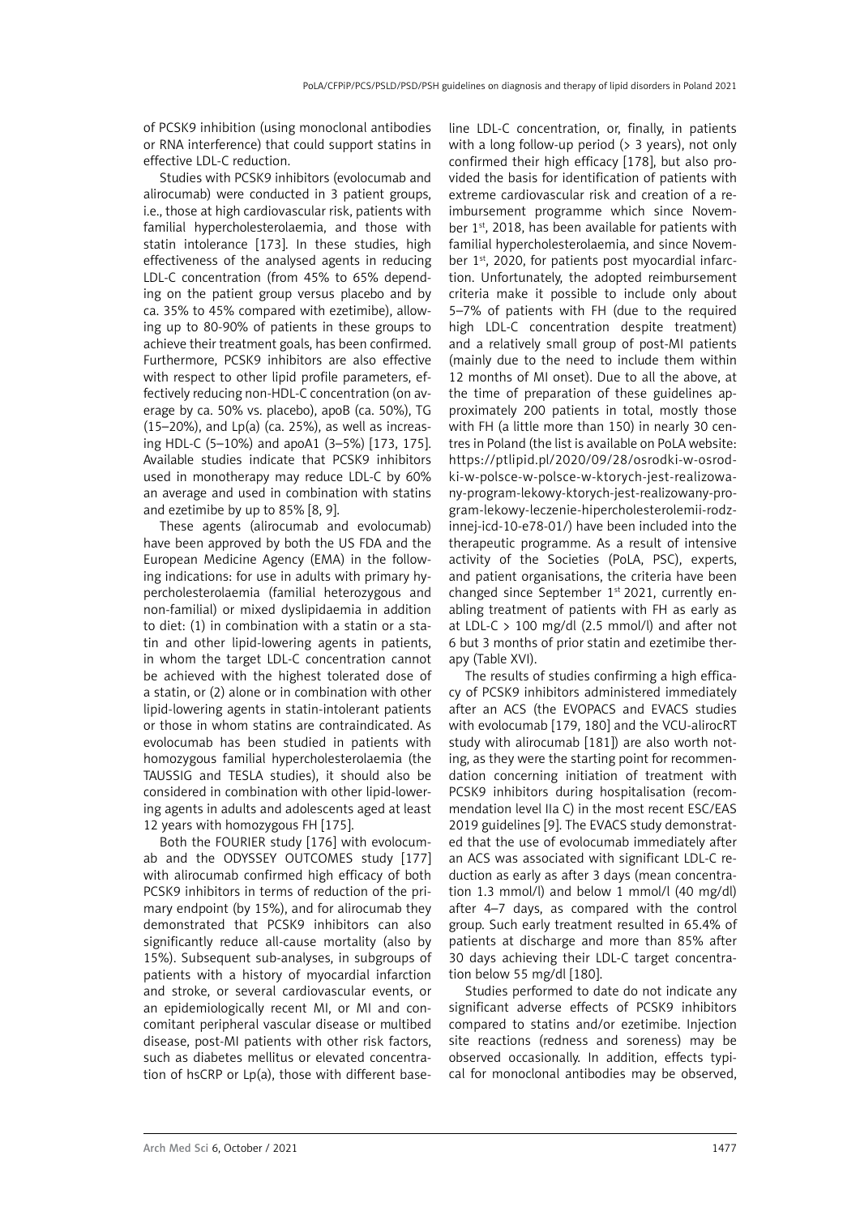of PCSK9 inhibition (using monoclonal antibodies or RNA interference) that could support statins in effective LDL-C reduction.

Studies with PCSK9 inhibitors (evolocumab and alirocumab) were conducted in 3 patient groups, i.e., those at high cardiovascular risk, patients with familial hypercholesterolaemia, and those with statin intolerance [173]. In these studies, high effectiveness of the analysed agents in reducing LDL-C concentration (from 45% to 65% depending on the patient group versus placebo and by ca. 35% to 45% compared with ezetimibe), allowing up to 80-90% of patients in these groups to achieve their treatment goals, has been confirmed. Furthermore, PCSK9 inhibitors are also effective with respect to other lipid profile parameters, effectively reducing non-HDL-C concentration (on average by ca. 50% vs. placebo), apoB (ca. 50%), TG (15–20%), and Lp(a) (ca. 25%), as well as increasing HDL-C (5–10%) and apoA1 (3–5%) [173, 175]. Available studies indicate that PCSK9 inhibitors used in monotherapy may reduce LDL-C by 60% an average and used in combination with statins and ezetimibe by up to 85% [8, 9].

These agents (alirocumab and evolocumab) have been approved by both the US FDA and the European Medicine Agency (EMA) in the following indications: for use in adults with primary hypercholesterolaemia (familial heterozygous and non-familial) or mixed dyslipidaemia in addition to diet: (1) in combination with a statin or a statin and other lipid-lowering agents in patients, in whom the target LDL-C concentration cannot be achieved with the highest tolerated dose of a statin, or (2) alone or in combination with other lipid-lowering agents in statin-intolerant patients or those in whom statins are contraindicated. As evolocumab has been studied in patients with homozygous familial hypercholesterolaemia (the TAUSSIG and TESLA studies), it should also be considered in combination with other lipid-lowering agents in adults and adolescents aged at least 12 years with homozygous FH [175].

Both the FOURIER study [176] with evolocumab and the ODYSSEY OUTCOMES study [177] with alirocumab confirmed high efficacy of both PCSK9 inhibitors in terms of reduction of the primary endpoint (by 15%), and for alirocumab they demonstrated that PCSK9 inhibitors can also significantly reduce all-cause mortality (also by 15%). Subsequent sub-analyses, in subgroups of patients with a history of myocardial infarction and stroke, or several cardiovascular events, or an epidemiologically recent MI, or MI and concomitant peripheral vascular disease or multibed disease, post-MI patients with other risk factors, such as diabetes mellitus or elevated concentration of hsCRP or Lp(a), those with different baseline LDL-C concentration, or, finally, in patients with a long follow-up period (> 3 years), not only confirmed their high efficacy [178], but also provided the basis for identification of patients with extreme cardiovascular risk and creation of a reimbursement programme which since November 1st, 2018, has been available for patients with familial hypercholesterolaemia, and since November 1st, 2020, for patients post myocardial infarction. Unfortunately, the adopted reimbursement criteria make it possible to include only about 5–7% of patients with FH (due to the required high LDL-C concentration despite treatment) and a relatively small group of post-MI patients (mainly due to the need to include them within 12 months of MI onset). Due to all the above, at the time of preparation of these guidelines approximately 200 patients in total, mostly those with FH (a little more than 150) in nearly 30 centres in Poland (the list is available on PoLA website: https://ptlipid.pl/2020/09/28/osrodki-w-osrodki-w-polsce-w-polsce-w-ktorych-jest-realizowany-program-lekowy-ktorych-jest-realizowany-program-lekowy-leczenie-hipercholesterolemii-rodzinnej-icd-10-e78-01/) have been included into the therapeutic programme. As a result of intensive activity of the Societies (PoLA, PSC), experts, and patient organisations, the criteria have been changed since September 1st 2021, currently enabling treatment of patients with FH as early as at LDL-C > 100 mg/dl (2.5 mmol/l) and after not 6 but 3 months of prior statin and ezetimibe therapy (Table XVI).

The results of studies confirming a high efficacy of PCSK9 inhibitors administered immediately after an ACS (the EVOPACS and EVACS studies with evolocumab [179, 180] and the VCU-alirocRT study with alirocumab [181]) are also worth noting, as they were the starting point for recommendation concerning initiation of treatment with PCSK9 inhibitors during hospitalisation (recommendation level IIa C) in the most recent ESC/EAS 2019 guidelines [9]. The EVACS study demonstrated that the use of evolocumab immediately after an ACS was associated with significant LDL-C reduction as early as after 3 days (mean concentration 1.3 mmol/l) and below 1 mmol/l (40 mg/dl) after 4–7 days, as compared with the control group. Such early treatment resulted in 65.4% of patients at discharge and more than 85% after 30 days achieving their LDL-C target concentration below 55 mg/dl [180].

Studies performed to date do not indicate any significant adverse effects of PCSK9 inhibitors compared to statins and/or ezetimibe. Injection site reactions (redness and soreness) may be observed occasionally. In addition, effects typical for monoclonal antibodies may be observed,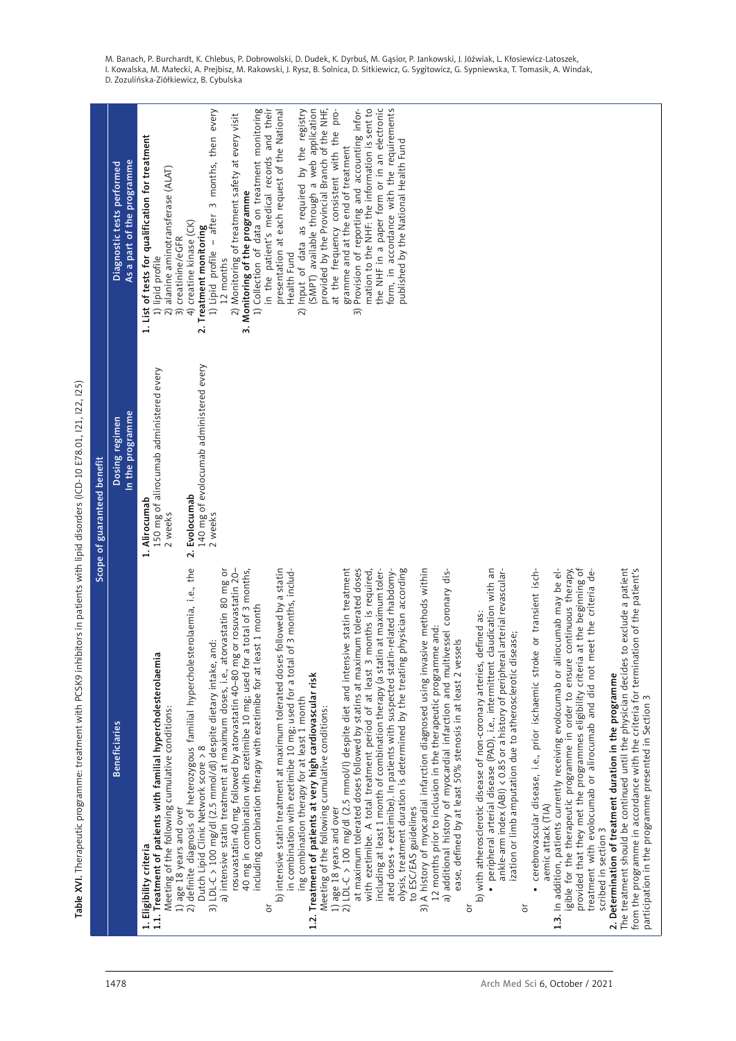**Table XVI.** Therapeutic programme: treatment with PCSK9 inhibitors in patients with lipid disorders (ICD-10 E78.01, I21, I22, I25)

| Scope of guaranteed benefit | | |
|---|---|---|
| **Beneficiaries** | **Dosing regimen in the programme** | **Diagnostic tests performed as a part of the programme** |
| **1. Eligibility criteria**<br>**1.1. Treatment of patients with familial hypercholesterolaemia**<br>Meeting of the following cumulative conditions:<br>1) age 18 years and over<br>2) definite diagnosis of heterozygous familial hypercholesterolaemia, i.e., the Dutch Lipid Clinic Network score > 8<br>3) LDL-C > 100 mg/dl (2.5 mmol/dl) despite dietary intake, and:<br>a) intensive statin treatment at maximum doses, i.e., atorvastatin 80 mg or rosuvastatin 40 mg, followed by atorvastatin 40–80 mg or rosuvastatin 20–40 mg in combination with ezetimibe 10 mg; used for a total of 3 months, including combination therapy with ezetimibe for at least 1 month<br>or<br>b) intensive statin treatment at maximum tolerated doses followed by a statin in combination with ezetimibe 10 mg; used for a total of 3 months, including combination therapy for at least 1 month<br>**1.2. Treatment of patients at very high cardiovascular risk**<br>Meeting of the following cumulative conditions:<br>1) age 18 years and over<br>2) LDL-C > 100 mg/dl (2.5 mmol/l) despite diet and intensive statin treatment at maximum tolerated doses followed by statins at maximum tolerated doses with ezetimibe. A total treatment period of at least 3 months is required, including at least 1 month of combination therapy (a statin at maximum tolerated doses + ezetimibe). In patients with suspected statin-related rhabdomyolysis, treatment duration is determined by the treating physician according to ESC/EAS guidelines<br>3) A history of myocardial infarction diagnosed using invasive methods within 12 months prior to inclusion in the therapeutic programme and:<br>a) additional history of myocardial infarction and multivessel coronary disease, defined by at least 50% stenosis in at least 2 vessels<br>or<br>b) with atherosclerotic disease of non-coronary arteries, defined as:<br>• peripheral arterial disease (PAD), i.e., intermittent claudication with an ankle-arm index (ABI) < 0.85 or a history of peripheral arterial revascularization or limb amputation due to atherosclerotic disease;<br>or<br>• cerebrovascular disease, i.e., prior ischaemic stroke or transient ischaemic attack (TIA)<br>**1.3.** In addition, patients currently receiving evolocumab or alirocumab may be eligible for the therapeutic programme in order to ensure continuous therapy, provided that they met the programmes eligibility criteria at the beginning of treatment with evolocumab or alirocumab and did not meet the criteria described in section 3<br>**2. Determination of treatment duration in the programme**<br>The treatment should be continued until the physician decides to exclude a patient from the programme in accordance with the criteria for termination of the patient's participation in the programme presented in Section 3 | **1. Alirocumab**<br>150 mg of alirocumab administered every 2 weeks<br>**2. Evolocumab**<br>140 mg of evolocumab administered every 2 weeks | **1. List of tests for qualification for treatment**<br>1) lipid profile<br>2) alanine aminotransferase (ALAT)<br>3) creatinine/eGFR<br>4) creatine kinase (CK)<br>**2. Treatment monitoring**<br>1) Lipid profile – after 3 months, then every 12 months<br>2) Monitoring of treatment safety at every visit<br>**3. Monitoring of the programme**<br>1) Collection of data on treatment monitoring in the patient's medical records and their presentation at each request of the National Health Fund<br>2) Input of data as required by the registry (SMPT) available through a web application provided by the Provincial Branch of the NHF, at the frequency consistent with the programme and at the end of treatment<br>3) Provision of reporting and accounting information to the NHF: the information is sent to the NHF in a paper form or in an electronic form, in accordance with the requirements published by the National Health Fund |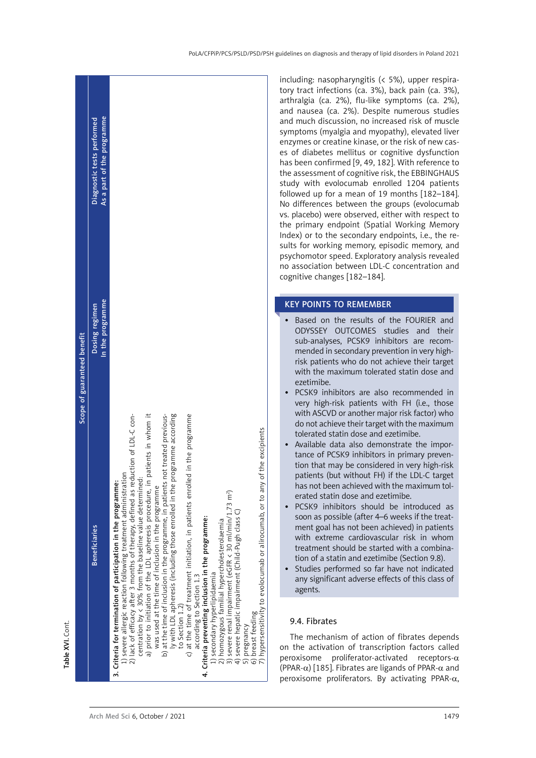Table XVI. Cont.

| Scope of guaranteed benefit | | |
|---|---|---|
| Beneficiaries | Dosing regimen In the programme | Diagnostic tests performed As a part of the programme |
| **3. Criteria for termination of participation in the programme:**<br>1) severe allergic reaction following treatment administration<br>2) lack of efficacy after 3 months of therapy, defined as reduction of LDL-C concentration by < 30% from the baseline value determined:<br>a) prior to initiation of the LDL apheresis procedure, in patients in whom it was used at the time of inclusion in the programme<br>b) at the time of inclusion in the programme, in patients not treated previously with LDL apheresis (including those enrolled in the programme according to Section 1.2)<br>c) at the time of treatment initiation, in patients enrolled in the programme according to Section 1.3<br>**4. Criteria preventing inclusion in the programme:**<br>1) secondary hyperlipidaemia<br>2) homozygous familial hypercholesterolaemia<br>3) severe renal impairment (eGFR < 30 ml/min/1.73 m²)<br>4) severe hepatic impairment (Child-Pugh class C)<br>5) pregnancy<br>6) breast feeding<br>7) hypersensitivity to evolocumab or alirocumab, or to any of the excipients | | |

including: nasopharyngitis (< 5%), upper respiratory tract infections (ca. 3%), back pain (ca. 3%), arthralgia (ca. 2%), flu-like symptoms (ca. 2%), and nausea (ca. 2%). Despite numerous studies and much discussion, no increased risk of muscle symptoms (myalgia and myopathy), elevated liver enzymes or creatine kinase, or the risk of new cases of diabetes mellitus or cognitive dysfunction has been confirmed [9, 49, 182]. With reference to the assessment of cognitive risk, the EBBINGHAUS study with evolocumab enrolled 1204 patients followed up for a mean of 19 months [182–184]. No differences between the groups (evolocumab vs. placebo) were observed, either with respect to the primary endpoint (Spatial Working Memory Index) or to the secondary endpoints, i.e., the results for working memory, episodic memory, and psychomotor speed. Exploratory analysis revealed no association between LDL-C concentration and cognitive changes [182–184].

**KEY POINTS TO REMEMBER**

- Based on the results of the FOURIER and ODYSSEY OUTCOMES studies and their sub-analyses, PCSK9 inhibitors are recommended in secondary prevention in very high-risk patients who do not achieve their target with the maximum tolerated statin dose and ezetimibe.
- PCSK9 inhibitors are also recommended in very high-risk patients with FH (i.e., those with ASCVD or another major risk factor) who do not achieve their target with the maximum tolerated statin dose and ezetimibe.
- Available data also demonstrate the importance of PCSK9 inhibitors in primary prevention that may be considered in very high-risk patients (but without FH) if the LDL-C target has not been achieved with the maximum tolerated statin dose and ezetimibe.
- PCSK9 inhibitors should be introduced as soon as possible (after 4–6 weeks if the treatment goal has not been achieved) in patients with extreme cardiovascular risk in whom treatment should be started with a combination of a statin and ezetimibe (Section 9.8).
- Studies performed so far have not indicated any significant adverse effects of this class of agents.

### 9.4. Fibrates

The mechanism of action of fibrates depends on the activation of transcription factors called peroxisome proliferator-activated receptors-α (PPAR-α) [185]. Fibrates are ligands of PPAR-α and peroxisome proliferators. By activating PPAR-α,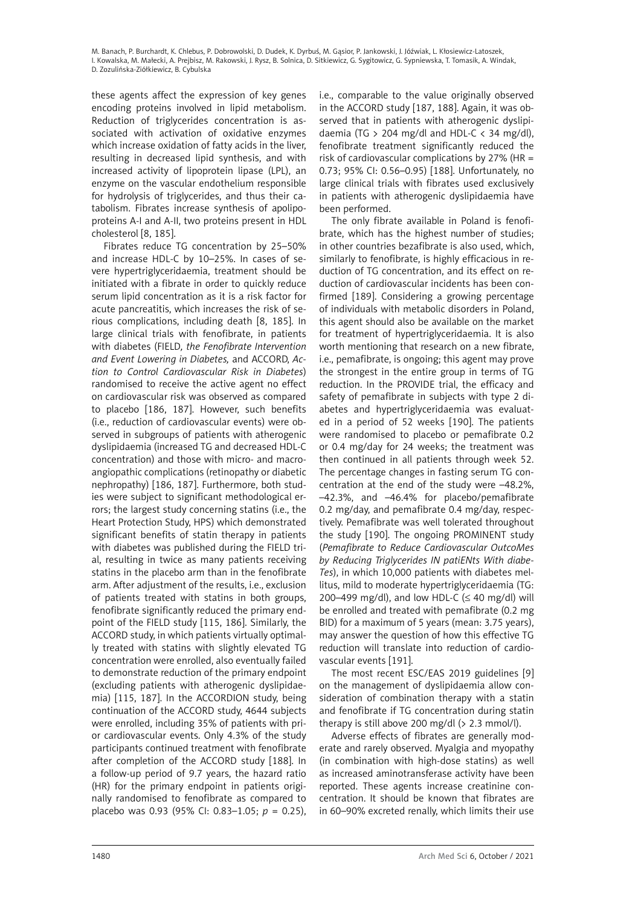these agents affect the expression of key genes encoding proteins involved in lipid metabolism. Reduction of triglycerides concentration is associated with activation of oxidative enzymes which increase oxidation of fatty acids in the liver, resulting in decreased lipid synthesis, and with increased activity of lipoprotein lipase (LPL), an enzyme on the vascular endothelium responsible for hydrolysis of triglycerides, and thus their catabolism. Fibrates increase synthesis of apolipoproteins A-I and A-II, two proteins present in HDL cholesterol [8, 185].

Fibrates reduce TG concentration by 25–50% and increase HDL-C by 10–25%. In cases of severe hypertriglyceridaemia, treatment should be initiated with a fibrate in order to quickly reduce serum lipid concentration as it is a risk factor for acute pancreatitis, which increases the risk of serious complications, including death [8, 185]. In large clinical trials with fenofibrate, in patients with diabetes (FIELD, *the Fenofibrate Intervention and Event Lowering in Diabetes,* and ACCORD, *Action to Control Cardiovascular Risk in Diabetes*) randomised to receive the active agent no effect on cardiovascular risk was observed as compared to placebo [186, 187]. However, such benefits (i.e., reduction of cardiovascular events) were observed in subgroups of patients with atherogenic dyslipidaemia (increased TG and decreased HDL-C concentration) and those with micro- and macroangiopathic complications (retinopathy or diabetic nephropathy) [186, 187]. Furthermore, both studies were subject to significant methodological errors; the largest study concerning statins (i.e., the Heart Protection Study, HPS) which demonstrated significant benefits of statin therapy in patients with diabetes was published during the FIELD trial, resulting in twice as many patients receiving statins in the placebo arm than in the fenofibrate arm. After adjustment of the results, i.e., exclusion of patients treated with statins in both groups, fenofibrate significantly reduced the primary endpoint of the FIELD study [115, 186]. Similarly, the ACCORD study, in which patients virtually optimally treated with statins with slightly elevated TG concentration were enrolled, also eventually failed to demonstrate reduction of the primary endpoint (excluding patients with atherogenic dyslipidaemia) [115, 187]. In the ACCORDION study, being continuation of the ACCORD study, 4644 subjects were enrolled, including 35% of patients with prior cardiovascular events. Only 4.3% of the study participants continued treatment with fenofibrate after completion of the ACCORD study [188]. In a follow-up period of 9.7 years, the hazard ratio (HR) for the primary endpoint in patients originally randomised to fenofibrate as compared to placebo was 0.93 (95% CI: 0.83–1.05; $p = 0.25$), i.e., comparable to the value originally observed in the ACCORD study [187, 188]. Again, it was observed that in patients with atherogenic dyslipidaemia (TG > 204 mg/dl and HDL-C < 34 mg/dl), fenofibrate treatment significantly reduced the risk of cardiovascular complications by 27% (HR = 0.73; 95% CI: 0.56–0.95) [188]. Unfortunately, no large clinical trials with fibrates used exclusively in patients with atherogenic dyslipidaemia have been performed.

The only fibrate available in Poland is fenofibrate, which has the highest number of studies; in other countries bezafibrate is also used, which, similarly to fenofibrate, is highly efficacious in reduction of TG concentration, and its effect on reduction of cardiovascular incidents has been confirmed [189]. Considering a growing percentage of individuals with metabolic disorders in Poland, this agent should also be available on the market for treatment of hypertriglyceridaemia. It is also worth mentioning that research on a new fibrate, i.e., pemafibrate, is ongoing; this agent may prove the strongest in the entire group in terms of TG reduction. In the PROVIDE trial, the efficacy and safety of pemafibrate in subjects with type 2 diabetes and hypertriglyceridaemia was evaluated in a period of 52 weeks [190]. The patients were randomised to placebo or pemafibrate 0.2 or 0.4 mg/day for 24 weeks; the treatment was then continued in all patients through week 52. The percentage changes in fasting serum TG concentration at the end of the study were –48.2%, –42.3%, and –46.4% for placebo/pemafibrate 0.2 mg/day, and pemafibrate 0.4 mg/day, respectively. Pemafibrate was well tolerated throughout the study [190]. The ongoing PROMINENT study (*Pemafibrate to Reduce Cardiovascular OutcoMes by Reducing Triglycerides IN patiENts With diabeTes*), in which 10,000 patients with diabetes mellitus, mild to moderate hypertriglyceridaemia (TG: 200–499 mg/dl), and low HDL-C (≤ 40 mg/dl) will be enrolled and treated with pemafibrate (0.2 mg BID) for a maximum of 5 years (mean: 3.75 years), may answer the question of how this effective TG reduction will translate into reduction of cardiovascular events [191].

The most recent ESC/EAS 2019 guidelines [9] on the management of dyslipidaemia allow consideration of combination therapy with a statin and fenofibrate if TG concentration during statin therapy is still above 200 mg/dl (> 2.3 mmol/l).

Adverse effects of fibrates are generally moderate and rarely observed. Myalgia and myopathy (in combination with high-dose statins) as well as increased aminotransferase activity have been reported. These agents increase creatinine concentration. It should be known that fibrates are in 60–90% excreted renally, which limits their use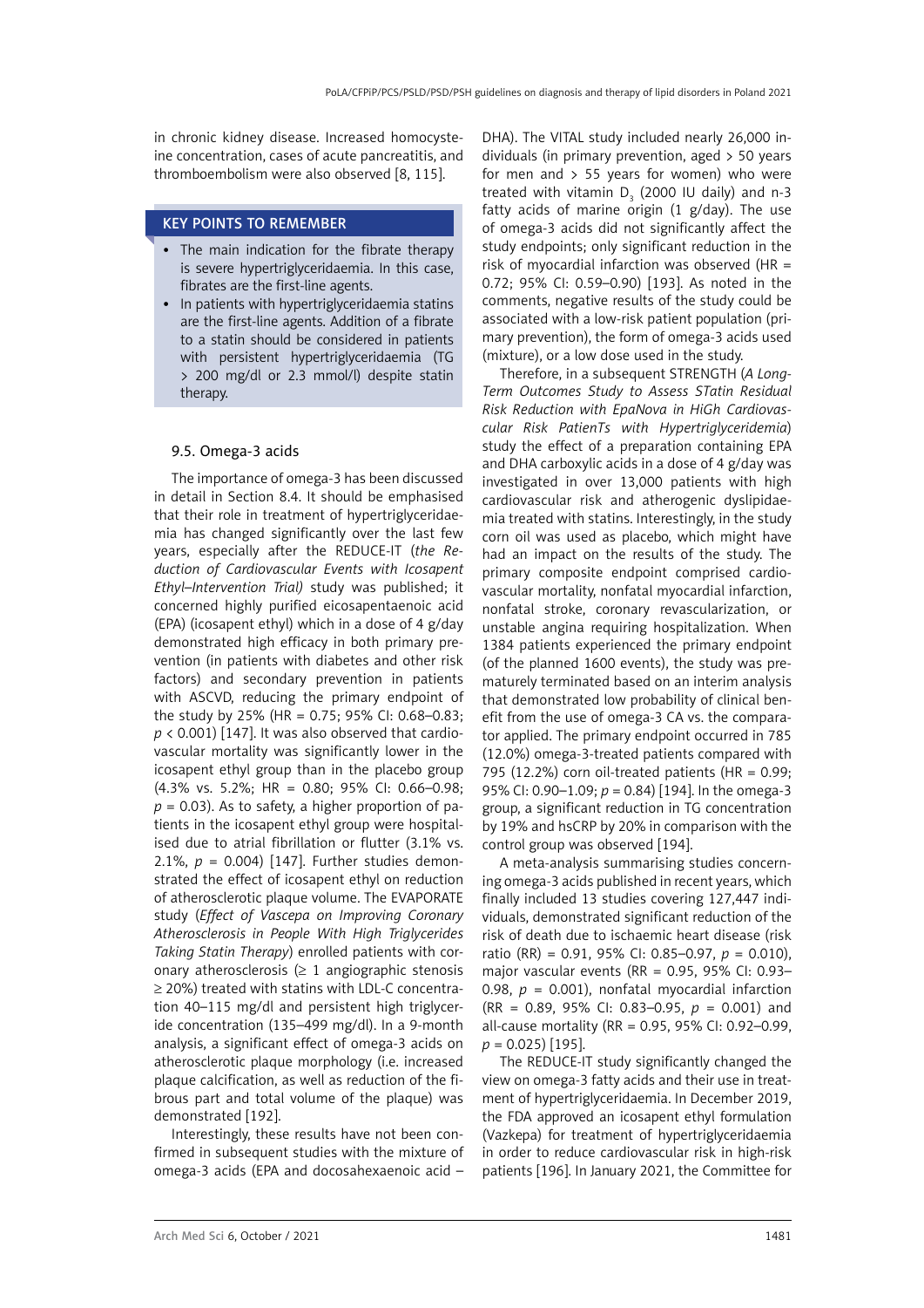in chronic kidney disease. Increased homocysteine concentration, cases of acute pancreatitis, and thromboembolism were also observed [8, 115].

**KEY POINTS TO REMEMBER**

- The main indication for the fibrate therapy is severe hypertriglyceridaemia. In this case, fibrates are the first-line agents.
- In patients with hypertriglyceridaemia statins are the first-line agents. Addition of a fibrate to a statin should be considered in patients with persistent hypertriglyceridaemia (TG > 200 mg/dl or 2.3 mmol/l) despite statin therapy.

### 9.5. Omega-3 acids

The importance of omega-3 has been discussed in detail in Section 8.4. It should be emphasised that their role in treatment of hypertriglyceridaemia has changed significantly over the last few years, especially after the REDUCE-IT (*the Reduction of Cardiovascular Events with Icosapent Ethyl–Intervention Trial)* study was published; it concerned highly purified eicosapentaenoic acid (EPA) (icosapent ethyl) which in a dose of 4 g/day demonstrated high efficacy in both primary prevention (in patients with diabetes and other risk factors) and secondary prevention in patients with ASCVD, reducing the primary endpoint of the study by 25% (HR = 0.75; 95% CI: 0.68–0.83; $p < 0.001$) [147]. It was also observed that cardiovascular mortality was significantly lower in the icosapent ethyl group than in the placebo group (4.3% vs. 5.2%; HR = 0.80; 95% CI: 0.66–0.98; $p = 0.03$). As to safety, a higher proportion of patients in the icosapent ethyl group were hospitalised due to atrial fibrillation or flutter (3.1% vs. 2.1%, $p = 0.004$) [147]. Further studies demonstrated the effect of icosapent ethyl on reduction of atherosclerotic plaque volume. The EVAPORATE study (*Effect of Vascepa on Improving Coronary Atherosclerosis in People With High Triglycerides Taking Statin Therapy*) enrolled patients with coronary atherosclerosis (≥ 1 angiographic stenosis ≥ 20%) treated with statins with LDL-C concentration 40–115 mg/dl and persistent high triglyceride concentration (135–499 mg/dl). In a 9-month analysis, a significant effect of omega-3 acids on atherosclerotic plaque morphology (i.e. increased plaque calcification, as well as reduction of the fibrous part and total volume of the plaque) was demonstrated [192].

Interestingly, these results have not been confirmed in subsequent studies with the mixture of omega-3 acids (EPA and docosahexaenoic acid – DHA). The VITAL study included nearly 26,000 individuals (in primary prevention, aged > 50 years for men and > 55 years for women) who were treated with vitamin $D_3$ (2000 IU daily) and n-3 fatty acids of marine origin (1 g/day). The use of omega-3 acids did not significantly affect the study endpoints; only significant reduction in the risk of myocardial infarction was observed (HR = 0.72; 95% CI: 0.59–0.90) [193]. As noted in the comments, negative results of the study could be associated with a low-risk patient population (primary prevention), the form of omega-3 acids used (mixture), or a low dose used in the study.

Therefore, in a subsequent STRENGTH (*A Long-Term Outcomes Study to Assess STatin Residual Risk Reduction with EpaNova in HiGh Cardiovascular Risk PatienTs with Hypertriglyceridemia*) study the effect of a preparation containing EPA and DHA carboxylic acids in a dose of 4 g/day was investigated in over 13,000 patients with high cardiovascular risk and atherogenic dyslipidaemia treated with statins. Interestingly, in the study corn oil was used as placebo, which might have had an impact on the results of the study. The primary composite endpoint comprised cardiovascular mortality, nonfatal myocardial infarction, nonfatal stroke, coronary revascularization, or unstable angina requiring hospitalization. When 1384 patients experienced the primary endpoint (of the planned 1600 events), the study was prematurely terminated based on an interim analysis that demonstrated low probability of clinical benefit from the use of omega-3 CA vs. the comparator applied. The primary endpoint occurred in 785 (12.0%) omega-3-treated patients compared with 795 (12.2%) corn oil-treated patients (HR = 0.99; 95% CI: 0.90–1.09; $p = 0.84$) [194]. In the omega-3 group, a significant reduction in TG concentration by 19% and hsCRP by 20% in comparison with the control group was observed [194].

A meta-analysis summarising studies concerning omega-3 acids published in recent years, which finally included 13 studies covering 127,447 individuals, demonstrated significant reduction of the risk of death due to ischaemic heart disease (risk ratio (RR) = 0.91, 95% CI: 0.85–0.97, $p = 0.010$), major vascular events (RR = 0.95, 95% CI: 0.93–0.98, $p = 0.001$), nonfatal myocardial infarction (RR = 0.89, 95% CI: 0.83–0.95, $p = 0.001$) and all-cause mortality (RR = 0.95, 95% CI: 0.92–0.99, $p = 0.025$) [195].

The REDUCE-IT study significantly changed the view on omega-3 fatty acids and their use in treatment of hypertriglyceridaemia. In December 2019, the FDA approved an icosapent ethyl formulation (Vazkepa) for treatment of hypertriglyceridaemia in order to reduce cardiovascular risk in high-risk patients [196]. In January 2021, the Committee for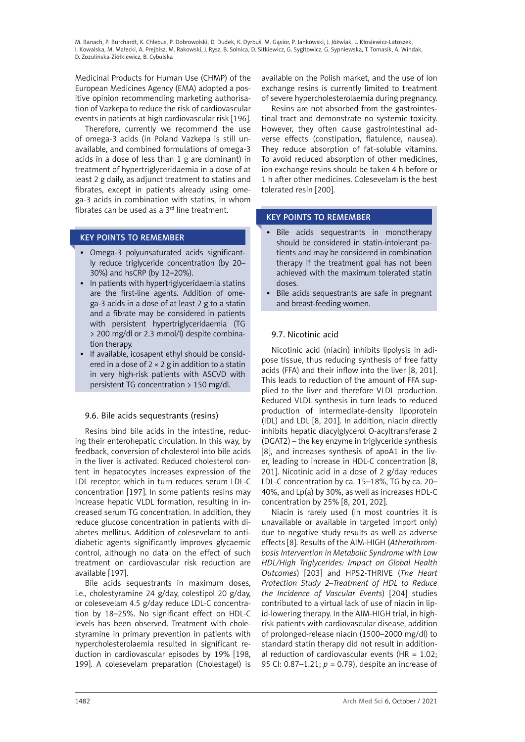Medicinal Products for Human Use (CHMP) of the European Medicines Agency (EMA) adopted a positive opinion recommending marketing authorisation of Vazkepa to reduce the risk of cardiovascular events in patients at high cardiovascular risk [196].

Therefore, currently we recommend the use of omega-3 acids (in Poland Vazkepa is still unavailable, and combined formulations of omega-3 acids in a dose of less than 1 g are dominant) in treatment of hypertriglyceridaemia in a dose of at least 2 g daily, as adjunct treatment to statins and fibrates, except in patients already using omega-3 acids in combination with statins, in whom fibrates can be used as a 3rd line treatment.

### KEY POINTS TO REMEMBER

- Omega-3 polyunsaturated acids significantly reduce triglyceride concentration (by 20–30%) and hsCRP (by 12–20%).
- In patients with hypertriglyceridaemia statins are the first-line agents. Addition of omega-3 acids in a dose of at least 2 g to a statin and a fibrate may be considered in patients with persistent hypertriglyceridaemia (TG > 200 mg/dl or 2.3 mmol/l) despite combination therapy.
- If available, icosapent ethyl should be considered in a dose of 2 × 2 g in addition to a statin in very high-risk patients with ASCVD with persistent TG concentration > 150 mg/dl.

### 9.6. Bile acids sequestrants (resins)

Resins bind bile acids in the intestine, reducing their enterohepatic circulation. In this way, by feedback, conversion of cholesterol into bile acids in the liver is activated. Reduced cholesterol content in hepatocytes increases expression of the LDL receptor, which in turn reduces serum LDL-C concentration [197]. In some patients resins may increase hepatic VLDL formation, resulting in increased serum TG concentration. In addition, they reduce glucose concentration in patients with diabetes mellitus. Addition of colesevelam to antidiabetic agents significantly improves glycaemic control, although no data on the effect of such treatment on cardiovascular risk reduction are available [197].

Bile acids sequestrants in maximum doses, i.e., cholestyramine 24 g/day, colestipol 20 g/day, or colesevelam 4.5 g/day reduce LDL-C concentration by 18–25%. No significant effect on HDL-C levels has been observed. Treatment with cholestyramine in primary prevention in patients with hypercholesterolaemia resulted in significant reduction in cardiovascular episodes by 19% [198, 199]. A colesevelam preparation (Cholestagel) is available on the Polish market, and the use of ion exchange resins is currently limited to treatment of severe hypercholesterolaemia during pregnancy.

Resins are not absorbed from the gastrointestinal tract and demonstrate no systemic toxicity. However, they often cause gastrointestinal adverse effects (constipation, flatulence, nausea). They reduce absorption of fat-soluble vitamins. To avoid reduced absorption of other medicines, ion exchange resins should be taken 4 h before or 1 h after other medicines. Colesevelam is the best tolerated resin [200].

### KEY POINTS TO REMEMBER

- Bile acids sequestrants in monotherapy should be considered in statin-intolerant patients and may be considered in combination therapy if the treatment goal has not been achieved with the maximum tolerated statin doses.
- Bile acids sequestrants are safe in pregnant and breast-feeding women.

### 9.7. Nicotinic acid

Nicotinic acid (niacin) inhibits lipolysis in adipose tissue, thus reducing synthesis of free fatty acids (FFA) and their inflow into the liver [8, 201]. This leads to reduction of the amount of FFA supplied to the liver and therefore VLDL production. Reduced VLDL synthesis in turn leads to reduced production of intermediate-density lipoprotein (IDL) and LDL [8, 201]. In addition, niacin directly inhibits hepatic diacylglycerol O-acyltransferase 2 (DGAT2) – the key enzyme in triglyceride synthesis [8], and increases synthesis of apoA1 in the liver, leading to increase in HDL-C concentration [8, 201]. Nicotinic acid in a dose of 2 g/day reduces LDL-C concentration by ca. 15–18%, TG by ca. 20–40%, and Lp(a) by 30%, as well as increases HDL-C concentration by 25% [8, 201, 202].

Niacin is rarely used (in most countries it is unavailable or available in targeted import only) due to negative study results as well as adverse effects [8]. Results of the AIM-HIGH (*Atherothrombosis Intervention in Metabolic Syndrome with Low HDL/High Triglycerides: Impact on Global Health Outcomes*) [203] and HPS2-THRIVE (*The Heart Protection Study 2–Treatment of HDL to Reduce the Incidence of Vascular Events*) [204] studies contributed to a virtual lack of use of niacin in lipid-lowering therapy. In the AIM-HIGH trial, in high-risk patients with cardiovascular disease, addition of prolonged-release niacin (1500–2000 mg/dl) to standard statin therapy did not result in additional reduction of cardiovascular events (HR = 1.02; 95 CI: 0.87–1.21; $p$ = 0.79), despite an increase of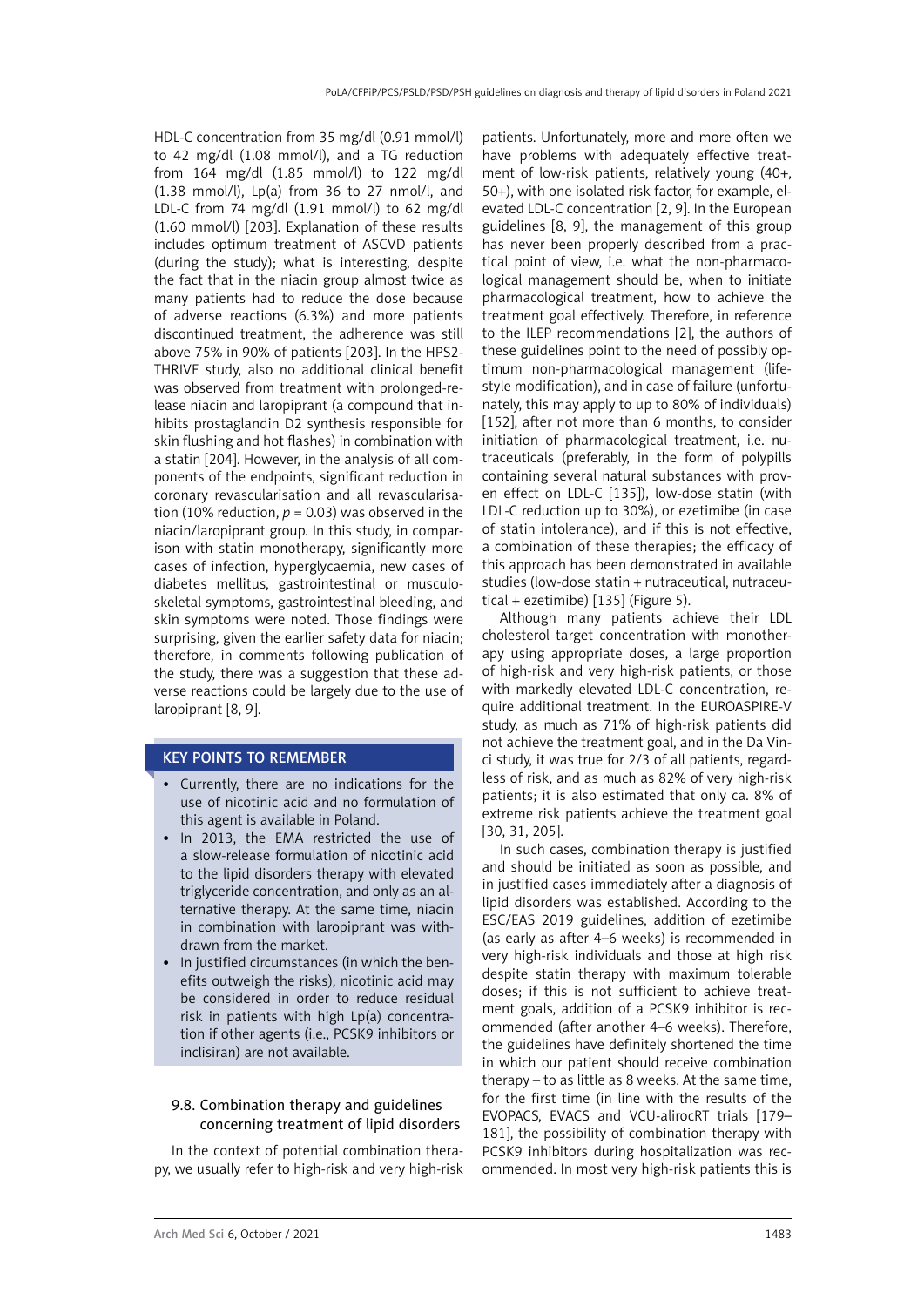HDL-C concentration from 35 mg/dl (0.91 mmol/l) to 42 mg/dl (1.08 mmol/l), and a TG reduction from 164 mg/dl (1.85 mmol/l) to 122 mg/dl (1.38 mmol/l), Lp(a) from 36 to 27 nmol/l, and LDL-C from 74 mg/dl (1.91 mmol/l) to 62 mg/dl (1.60 mmol/l) [203]. Explanation of these results includes optimum treatment of ASCVD patients (during the study); what is interesting, despite the fact that in the niacin group almost twice as many patients had to reduce the dose because of adverse reactions (6.3%) and more patients discontinued treatment, the adherence was still above 75% in 90% of patients [203]. In the HPS2-THRIVE study, also no additional clinical benefit was observed from treatment with prolonged-release niacin and laropiprant (a compound that inhibits prostaglandin D2 synthesis responsible for skin flushing and hot flashes) in combination with a statin [204]. However, in the analysis of all components of the endpoints, significant reduction in coronary revascularisation and all revascularisation (10% reduction, $p = 0.03$) was observed in the niacin/laropiprant group. In this study, in comparison with statin monotherapy, significantly more cases of infection, hyperglycaemia, new cases of diabetes mellitus, gastrointestinal or musculoskeletal symptoms, gastrointestinal bleeding, and skin symptoms were noted. Those findings were surprising, given the earlier safety data for niacin; therefore, in comments following publication of the study, there was a suggestion that these adverse reactions could be largely due to the use of laropiprant [8, 9].

**KEY POINTS TO REMEMBER**

- Currently, there are no indications for the use of nicotinic acid and no formulation of this agent is available in Poland.
- In 2013, the EMA restricted the use of a slow-release formulation of nicotinic acid to the lipid disorders therapy with elevated triglyceride concentration, and only as an alternative therapy. At the same time, niacin in combination with laropiprant was withdrawn from the market.
- In justified circumstances (in which the benefits outweigh the risks), nicotinic acid may be considered in order to reduce residual risk in patients with high Lp(a) concentration if other agents (i.e., PCSK9 inhibitors or inclisiran) are not available.

### 9.8. Combination therapy and guidelines concerning treatment of lipid disorders

In the context of potential combination therapy, we usually refer to high-risk and very high-risk patients. Unfortunately, more and more often we have problems with adequately effective treatment of low-risk patients, relatively young (40+, 50+), with one isolated risk factor, for example, elevated LDL-C concentration [2, 9]. In the European guidelines [8, 9], the management of this group has never been properly described from a practical point of view, i.e. what the non-pharmacological management should be, when to initiate pharmacological treatment, how to achieve the treatment goal effectively. Therefore, in reference to the ILEP recommendations [2], the authors of these guidelines point to the need of possibly optimum non-pharmacological management (lifestyle modification), and in case of failure (unfortunately, this may apply to up to 80% of individuals) [152], after not more than 6 months, to consider initiation of pharmacological treatment, i.e. nutraceuticals (preferably, in the form of polypills containing several natural substances with proven effect on LDL-C [135]), low-dose statin (with LDL-C reduction up to 30%), or ezetimibe (in case of statin intolerance), and if this is not effective, a combination of these therapies; the efficacy of this approach has been demonstrated in available studies (low-dose statin + nutraceutical, nutraceutical + ezetimibe) [135] (Figure 5).

Although many patients achieve their LDL cholesterol target concentration with monotherapy using appropriate doses, a large proportion of high-risk and very high-risk patients, or those with markedly elevated LDL-C concentration, require additional treatment. In the EUROASPIRE-V study, as much as 71% of high-risk patients did not achieve the treatment goal, and in the Da Vinci study, it was true for 2/3 of all patients, regardless of risk, and as much as 82% of very high-risk patients; it is also estimated that only ca. 8% of extreme risk patients achieve the treatment goal [30, 31, 205].

In such cases, combination therapy is justified and should be initiated as soon as possible, and in justified cases immediately after a diagnosis of lipid disorders was established. According to the ESC/EAS 2019 guidelines, addition of ezetimibe (as early as after 4–6 weeks) is recommended in very high-risk individuals and those at high risk despite statin therapy with maximum tolerable doses; if this is not sufficient to achieve treatment goals, addition of a PCSK9 inhibitor is recommended (after another 4–6 weeks). Therefore, the guidelines have definitely shortened the time in which our patient should receive combination therapy – to as little as 8 weeks. At the same time, for the first time (in line with the results of the EVOPACS, EVACS and VCU-alirocRT trials [179–181], the possibility of combination therapy with PCSK9 inhibitors during hospitalization was recommended. In most very high-risk patients this is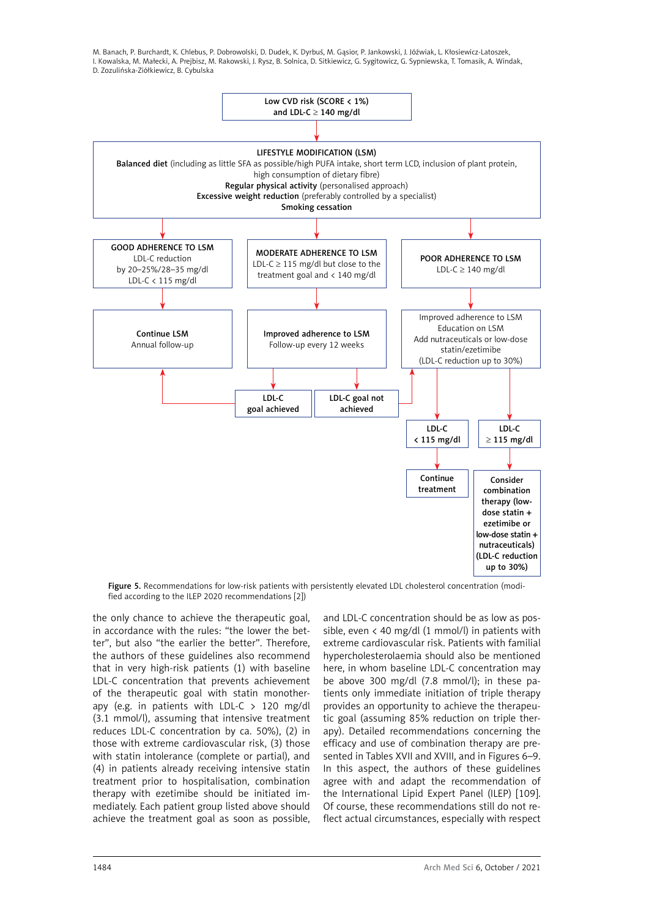Low CVD risk (SCORE < 1%) and LDL-C ≥ 140 mg/dl

LIFESTYLE MODIFICATION (LSM)
**Balanced diet** (including as little SFA as possible/high PUFA intake, short term LCD, inclusion of plant protein, high consumption of dietary fibre)
**Regular physical activity** (personalised approach)
**Excessive weight reduction** (preferably controlled by a specialist)
**Smoking cessation**

GOOD ADHERENCE TO LSM
LDL-C reduction by 20–25%/28–35 mg/dl
LDL-C < 115 mg/dl
→ Continue LSM
Annual follow-up

MODERATE ADHERENCE TO LSM
LDL-C ≥ 115 mg/dl but close to the treatment goal and < 140 mg/dl
→ Improved adherence to LSM
Follow-up every 12 weeks
→ LDL-C goal achieved → Continue LSM, Annual follow-up
→ LDL-C goal not achieved → Improved adherence to LSM, Education on LSM, Add nutraceuticals or low-dose statin/ezetimibe

POOR ADHERENCE TO LSM
LDL-C ≥ 140 mg/dl
→ Improved adherence to LSM
Education on LSM
Add nutraceuticals or low-dose statin/ezetimibe
(LDL-C reduction up to 30%)
→ LDL-C < 115 mg/dl → Continue treatment
→ LDL-C ≥ 115 mg/dl → Consider combination therapy (low-dose statin + ezetimibe or low-dose statin + nutraceuticals) (LDL-C reduction up to 30%)

**Figure 5.** Recommendations for low-risk patients with persistently elevated LDL cholesterol concentration (modified according to the ILEP 2020 recommendations [2])

the only chance to achieve the therapeutic goal, in accordance with the rules: "the lower the better", but also "the earlier the better". Therefore, the authors of these guidelines also recommend that in very high-risk patients (1) with baseline LDL-C concentration that prevents achievement of the therapeutic goal with statin monotherapy (e.g. in patients with LDL-C > 120 mg/dl (3.1 mmol/l), assuming that intensive treatment reduces LDL-C concentration by ca. 50%), (2) in those with extreme cardiovascular risk, (3) those with statin intolerance (complete or partial), and (4) in patients already receiving intensive statin treatment prior to hospitalisation, combination therapy with ezetimibe should be initiated immediately. Each patient group listed above should achieve the treatment goal as soon as possible, and LDL-C concentration should be as low as possible, even < 40 mg/dl (1 mmol/l) in patients with extreme cardiovascular risk. Patients with familial hypercholesterolaemia should also be mentioned here, in whom baseline LDL-C concentration may be above 300 mg/dl (7.8 mmol/l); in these patients only immediate initiation of triple therapy provides an opportunity to achieve the therapeutic goal (assuming 85% reduction on triple therapy). Detailed recommendations concerning the efficacy and use of combination therapy are presented in Tables XVII and XVIII, and in Figures 6–9. In this aspect, the authors of these guidelines agree with and adapt the recommendation of the International Lipid Expert Panel (ILEP) [109]. Of course, these recommendations still do not reflect actual circumstances, especially with respect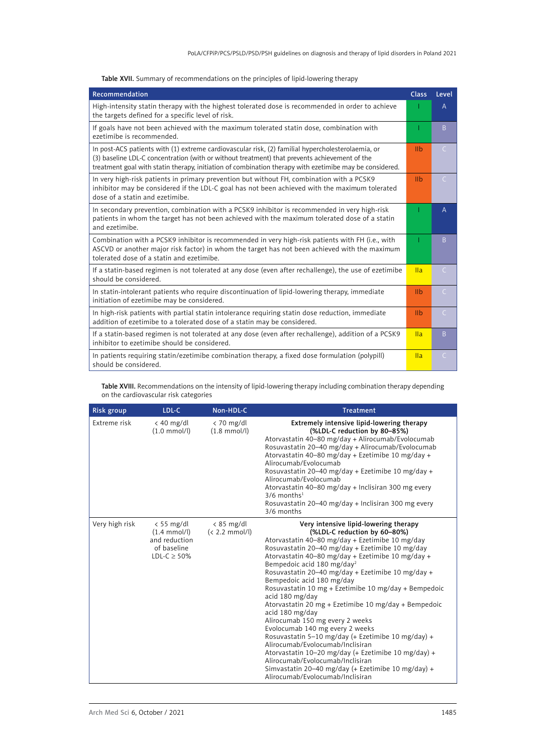**Table XVII.** Summary of recommendations on the principles of lipid-lowering therapy

| Recommendation | Class | Level |
|---|---|---|
| High-intensity statin therapy with the highest tolerated dose is recommended in order to achieve the targets defined for a specific level of risk. | I | A |
| If goals have not been achieved with the maximum tolerated statin dose, combination with ezetimibe is recommended. | I | B |
| In post-ACS patients with (1) extreme cardiovascular risk, (2) familial hypercholesterolaemia, or (3) baseline LDL-C concentration (with or without treatment) that prevents achievement of the treatment goal with statin therapy, initiation of combination therapy with ezetimibe may be considered. | IIb | C |
| In very high-risk patients in primary prevention but without FH, combination with a PCSK9 inhibitor may be considered if the LDL-C goal has not been achieved with the maximum tolerated dose of a statin and ezetimibe. | IIb | C |
| In secondary prevention, combination with a PCSK9 inhibitor is recommended in very high-risk patients in whom the target has not been achieved with the maximum tolerated dose of a statin and ezetimibe. | I | A |
| Combination with a PCSK9 inhibitor is recommended in very high-risk patients with FH (i.e., with ASCVD or another major risk factor) in whom the target has not been achieved with the maximum tolerated dose of a statin and ezetimibe. | I | B |
| If a statin-based regimen is not tolerated at any dose (even after rechallenge), the use of ezetimibe should be considered. | IIa | C |
| In statin-intolerant patients who require discontinuation of lipid-lowering therapy, immediate initiation of ezetimibe may be considered. | IIb | C |
| In high-risk patients with partial statin intolerance requiring statin dose reduction, immediate addition of ezetimibe to a tolerated dose of a statin may be considered. | IIb | C |
| If a statin-based regimen is not tolerated at any dose (even after rechallenge), addition of a PCSK9 inhibitor to ezetimibe should be considered. | IIa | B |
| In patients requiring statin/ezetimibe combination therapy, a fixed dose formulation (polypill) should be considered. | IIa | C |

**Table XVIII.** Recommendations on the intensity of lipid-lowering therapy including combination therapy depending on the cardiovascular risk categories

| Risk group | LDL-C | Non-HDL-C | Treatment |
|---|---|---|---|
| Extreme risk | < 40 mg/dl (1.0 mmol/l) | < 70 mg/dl (1.8 mmol/l) | **Extremely intensive lipid-lowering therapy (%LDL-C reduction by 80–85%)**<br>Atorvastatin 40–80 mg/day + Alirocumab/Evolocumab<br>Rosuvastatin 20–40 mg/day + Alirocumab/Evolocumab<br>Atorvastatin 40–80 mg/day + Ezetimibe 10 mg/day + Alirocumab/Evolocumab<br>Rosuvastatin 20–40 mg/day + Ezetimibe 10 mg/day + Alirocumab/Evolocumab<br>Atorvastatin 40–80 mg/day + Inclisiran 300 mg every 3/6 months[1]<br>Rosuvastatin 20–40 mg/day + Inclisiran 300 mg every 3/6 months |
| Very high risk | < 55 mg/dl (1.4 mmol/l) and reduction of baseline LDL-C ≥ 50% | < 85 mg/dl (< 2.2 mmol/l) | **Very intensive lipid-lowering therapy (%LDL-C reduction by 60–80%)**<br>Atorvastatin 40–80 mg/day + Ezetimibe 10 mg/day<br>Rosuvastatin 20–40 mg/day + Ezetimibe 10 mg/day<br>Atorvastatin 40–80 mg/day + Ezetimibe 10 mg/day + Bempedoic acid 180 mg/day[2]<br>Rosuvastatin 20–40 mg/day + Ezetimibe 10 mg/day + Bempedoic acid 180 mg/day<br>Rosuvastatin 10 mg + Ezetimibe 10 mg/day + Bempedoic acid 180 mg/day<br>Atorvastatin 20 mg + Ezetimibe 10 mg/day + Bempedoic acid 180 mg/day<br>Alirocumab 150 mg every 2 weeks<br>Evolocumab 140 mg every 2 weeks<br>Rosuvastatin 5–10 mg/day (+ Ezetimibe 10 mg/day) + Alirocumab/Evolocumab/Inclisiran<br>Atorvastatin 10–20 mg/day (+ Ezetimibe 10 mg/day) + Alirocumab/Evolocumab/Inclisiran<br>Simvastatin 20–40 mg/day (+ Ezetimibe 10 mg/day) + Alirocumab/Evolocumab/Inclisiran |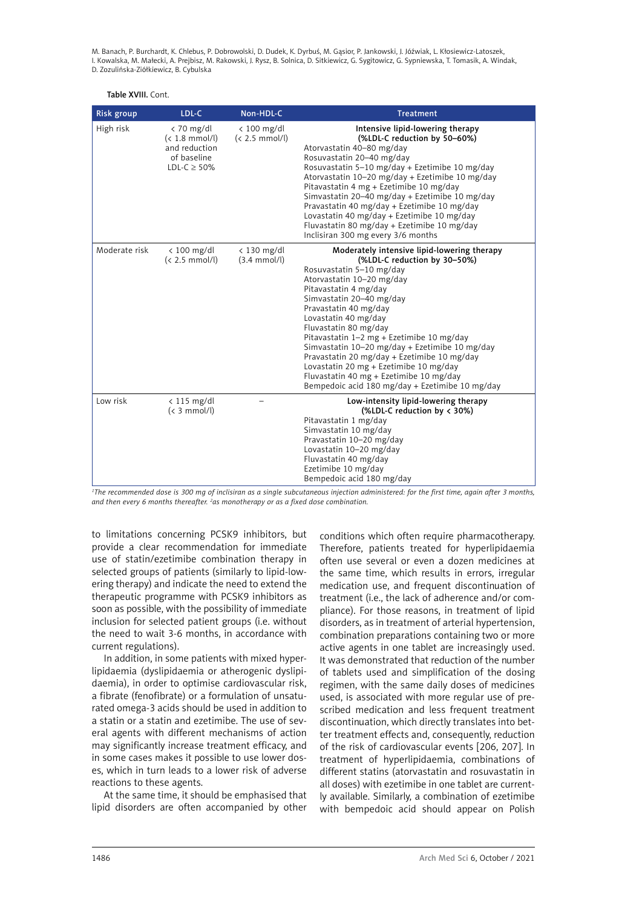Table XVIII. Cont.

| Risk group | LDL-C | Non-HDL-C | Treatment |
|---|---|---|---|
| High risk | < 70 mg/dl (< 1.8 mmol/l) and reduction of baseline LDL-C ≥ 50% | < 100 mg/dl (< 2.5 mmol/l) | **Intensive lipid-lowering therapy (%LDL-C reduction by 50–60%)**<br>Atorvastatin 40–80 mg/day<br>Rosuvastatin 20–40 mg/day<br>Rosuvastatin 5–10 mg/day + Ezetimibe 10 mg/day<br>Atorvastatin 10–20 mg/day + Ezetimibe 10 mg/day<br>Pitavastatin 4 mg + Ezetimibe 10 mg/day<br>Simvastatin 20–40 mg/day + Ezetimibe 10 mg/day<br>Pravastatin 40 mg/day + Ezetimibe 10 mg/day<br>Lovastatin 40 mg/day + Ezetimibe 10 mg/day<br>Fluvastatin 80 mg/day + Ezetimibe 10 mg/day<br>Inclisiran 300 mg every 3/6 months |
| Moderate risk | < 100 mg/dl (< 2.5 mmol/l) | < 130 mg/dl (3.4 mmol/l) | **Moderately intensive lipid-lowering therapy (%LDL-C reduction by 30–50%)**<br>Rosuvastatin 5–10 mg/day<br>Atorvastatin 10–20 mg/day<br>Pitavastatin 4 mg/day<br>Simvastatin 20–40 mg/day<br>Pravastatin 40 mg/day<br>Lovastatin 40 mg/day<br>Fluvastatin 80 mg/day<br>Pitavastatin 1–2 mg + Ezetimibe 10 mg/day<br>Simvastatin 10–20 mg/day + Ezetimibe 10 mg/day<br>Pravastatin 20 mg/day + Ezetimibe 10 mg/day<br>Lovastatin 20 mg + Ezetimibe 10 mg/day<br>Fluvastatin 40 mg + Ezetimibe 10 mg/day<br>Bempedoic acid 180 mg/day + Ezetimibe 10 mg/day |
| Low risk | < 115 mg/dl (< 3 mmol/l) | – | **Low-intensity lipid-lowering therapy (%LDL-C reduction by < 30%)**<br>Pitavastatin 1 mg/day<br>Simvastatin 10 mg/day<br>Pravastatin 10–20 mg/day<br>Lovastatin 10–20 mg/day<br>Fluvastatin 40 mg/day<br>Ezetimibe 10 mg/day<br>Bempedoic acid 180 mg/day |

*[1]The recommended dose is 300 mg of inclisiran as a single subcutaneous injection administered: for the first time, again after 3 months, and then every 6 months thereafter. [2]as monotherapy or as a fixed dose combination.*

to limitations concerning PCSK9 inhibitors, but provide a clear recommendation for immediate use of statin/ezetimibe combination therapy in selected groups of patients (similarly to lipid-lowering therapy) and indicate the need to extend the therapeutic programme with PCSK9 inhibitors as soon as possible, with the possibility of immediate inclusion for selected patient groups (i.e. without the need to wait 3-6 months, in accordance with current regulations).

In addition, in some patients with mixed hyperlipidaemia (dyslipidaemia or atherogenic dyslipidaemia), in order to optimise cardiovascular risk, a fibrate (fenofibrate) or a formulation of unsaturated omega-3 acids should be used in addition to a statin or a statin and ezetimibe. The use of several agents with different mechanisms of action may significantly increase treatment efficacy, and in some cases makes it possible to use lower doses, which in turn leads to a lower risk of adverse reactions to these agents.

At the same time, it should be emphasised that lipid disorders are often accompanied by other conditions which often require pharmacotherapy. Therefore, patients treated for hyperlipidaemia often use several or even a dozen medicines at the same time, which results in errors, irregular medication use, and frequent discontinuation of treatment (i.e., the lack of adherence and/or compliance). For those reasons, in treatment of lipid disorders, as in treatment of arterial hypertension, combination preparations containing two or more active agents in one tablet are increasingly used. It was demonstrated that reduction of the number of tablets used and simplification of the dosing regimen, with the same daily doses of medicines used, is associated with more regular use of prescribed medication and less frequent treatment discontinuation, which directly translates into better treatment effects and, consequently, reduction of the risk of cardiovascular events [206, 207]. In treatment of hyperlipidaemia, combinations of different statins (atorvastatin and rosuvastatin in all doses) with ezetimibe in one tablet are currently available. Similarly, a combination of ezetimibe with bempedoic acid should appear on Polish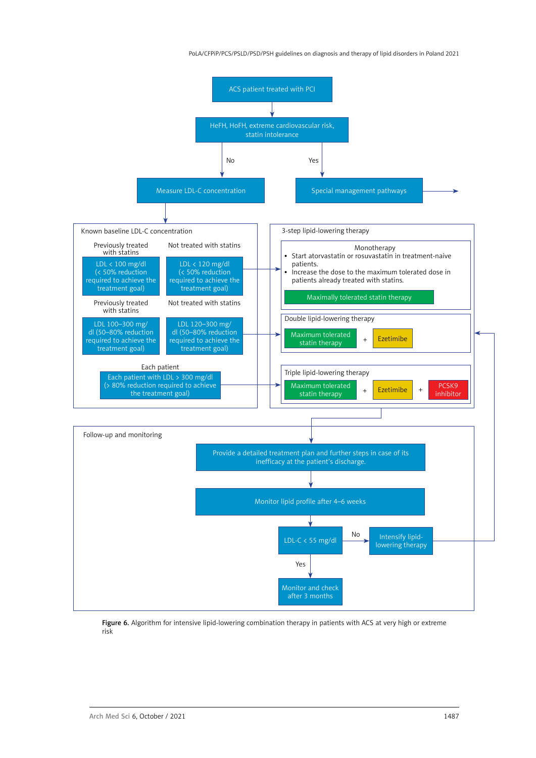ACS patient treated with PCI

HeFH, HoFH, extreme cardiovascular risk, statin intolerance

No → Measure LDL-C concentration

Yes → Special management pathways

**Known baseline LDL-C concentration**

| Previously treated with statins | Not treated with statins |
|---|---|
| LDL < 100 mg/dl (< 50% reduction required to achieve the treatment goal) | LDL < 120 mg/dl (< 50% reduction required to achieve the treatment goal) |

| Previously treated with statins | Not treated with statins |
|---|---|
| LDL 100–300 mg/dl (50–80% reduction required to achieve the treatment goal) | LDL 120–300 mg/dl (50–80% reduction required to achieve the treatment goal) |

Each patient

Each patient with LDL > 300 mg/dl (> 80% reduction required to achieve the treatment goal)

**3-step lipid-lowering therapy**

Monotherapy
- Start atorvastatin or rosuvastatin in treatment-naive patients.
- Increase the dose to the maximum tolerated dose in patients already treated with statins.

Maximally tolerated statin therapy

Double lipid-lowering therapy

Maximum tolerated statin therapy + Ezetimibe

Triple lipid-lowering therapy

Maximum tolerated statin therapy + Ezetimibe + PCSK9 inhibitor

**Follow-up and monitoring**

Provide a detailed treatment plan and further steps in case of its inefficacy at the patient's discharge.

Monitor lipid profile after 4–6 weeks

LDL-C < 55 mg/dl

No → Intensify lipid-lowering therapy

Yes → Monitor and check after 3 months

**Figure 6.** Algorithm for intensive lipid-lowering combination therapy in patients with ACS at very high or extreme risk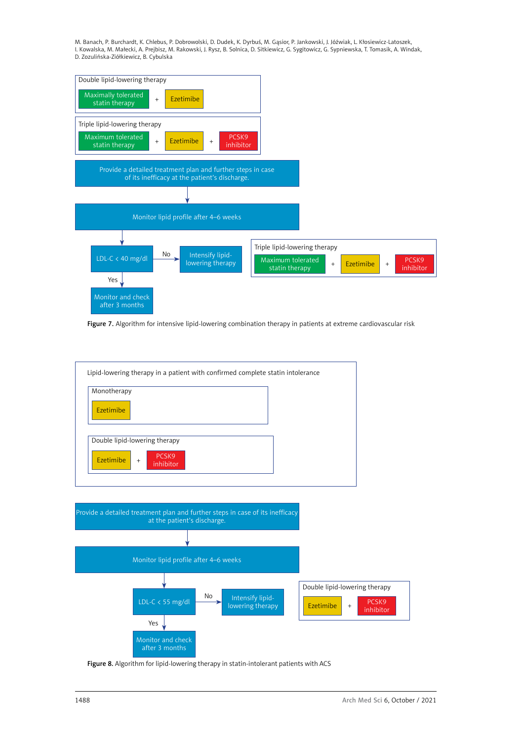Double lipid-lowering therapy

Maximally tolerated statin therapy + Ezetimibe

Triple lipid-lowering therapy

Maximum tolerated statin therapy + Ezetimibe + PCSK9 inhibitor

Provide a detailed treatment plan and further steps in case of its inefficacy at the patient's discharge.

Monitor lipid profile after 4–6 weeks

LDL-C < 40 mg/dl

No → Intensify lipid-lowering therapy

Triple lipid-lowering therapy

Maximum tolerated statin therapy + Ezetimibe + PCSK9 inhibitor

Yes → Monitor and check after 3 months

**Figure 7.** Algorithm for intensive lipid-lowering combination therapy in patients at extreme cardiovascular risk

Lipid-lowering therapy in a patient with confirmed complete statin intolerance

Monotherapy

Ezetimibe

Double lipid-lowering therapy

Ezetimibe + PCSK9 inhibitor

Provide a detailed treatment plan and further steps in case of its inefficacy at the patient's discharge.

Monitor lipid profile after 4–6 weeks

LDL-C < 55 mg/dl

No → Intensify lipid-lowering therapy

Double lipid-lowering therapy

Ezetimibe + PCSK9 inhibitor

Yes → Monitor and check after 3 months

**Figure 8.** Algorithm for lipid-lowering therapy in statin-intolerant patients with ACS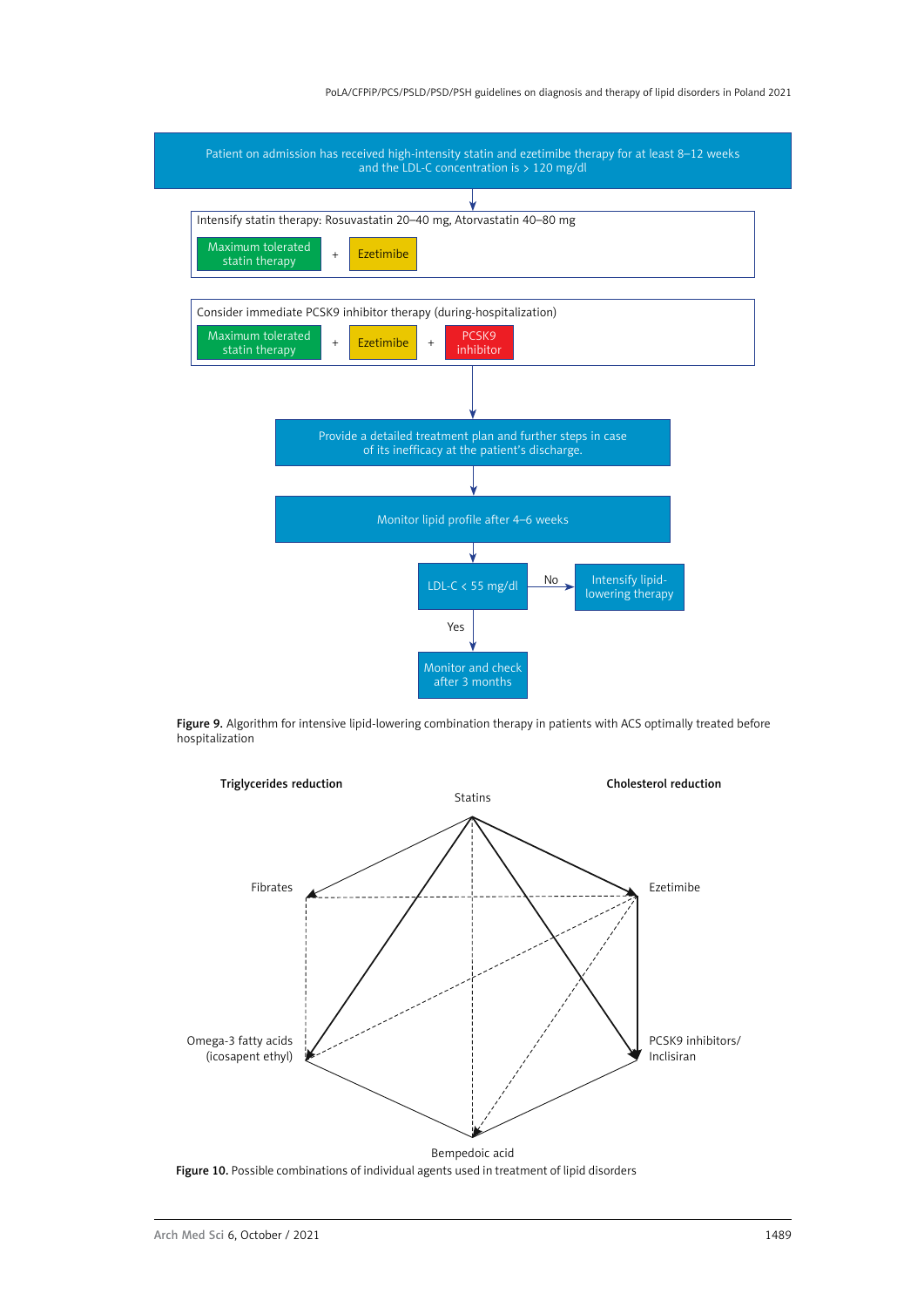Patient on admission has received high-intensity statin and ezetimibe therapy for at least 8–12 weeks and the LDL-C concentration is > 120 mg/dl

Intensify statin therapy: Rosuvastatin 20–40 mg, Atorvastatin 40–80 mg

Maximum tolerated statin therapy + Ezetimibe

Consider immediate PCSK9 inhibitor therapy (during-hospitalization)

Maximum tolerated statin therapy + Ezetimibe + PCSK9 inhibitor

Provide a detailed treatment plan and further steps in case of its inefficacy at the patient's discharge.

Monitor lipid profile after 4–6 weeks

LDL-C < 55 mg/dl — No → Intensify lipid-lowering therapy

Yes → Monitor and check after 3 months

**Figure 9.** Algorithm for intensive lipid-lowering combination therapy in patients with ACS optimally treated before hospitalization

**Triglycerides reduction** | **Cholesterol reduction**

Statins, Fibrates, Ezetimibe, Omega-3 fatty acids (icosapent ethyl), PCSK9 inhibitors/Inclisiran, Bempedoic acid

**Figure 10.** Possible combinations of individual agents used in treatment of lipid disorders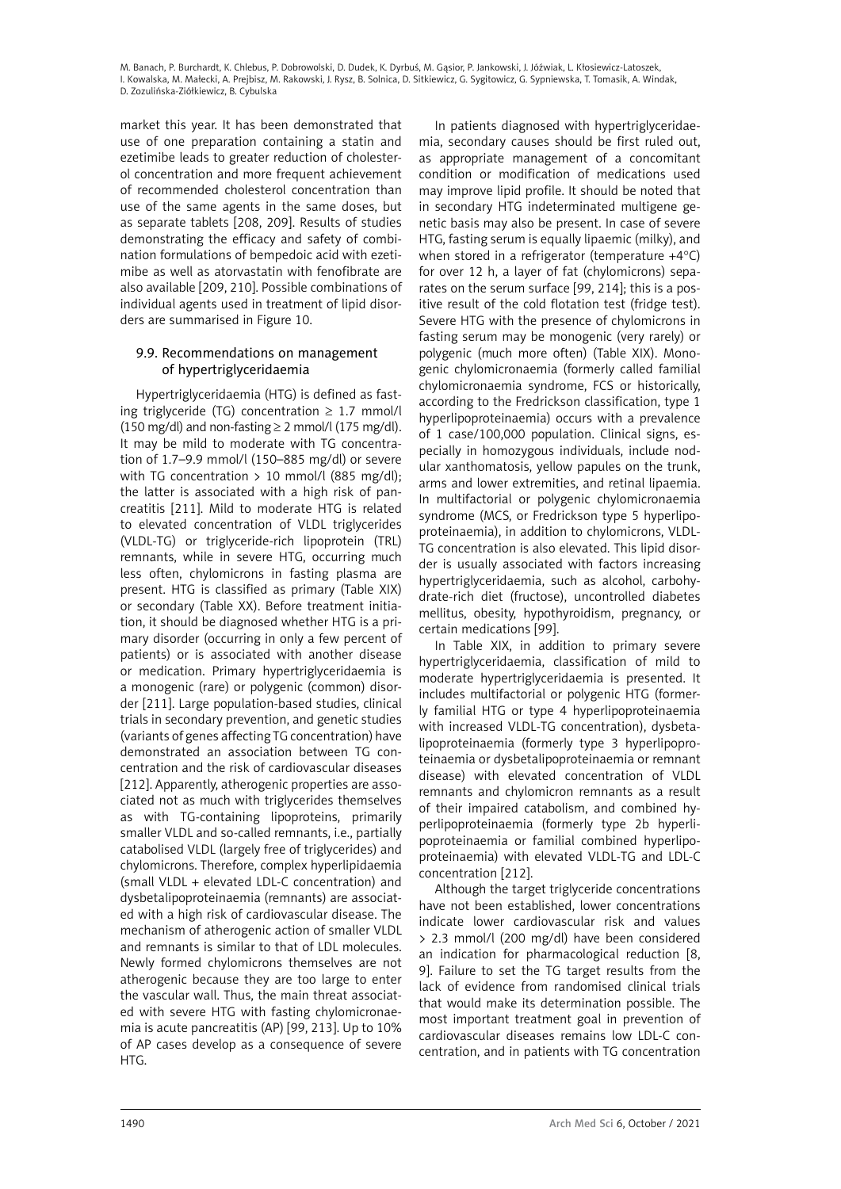market this year. It has been demonstrated that use of one preparation containing a statin and ezetimibe leads to greater reduction of cholesterol concentration and more frequent achievement of recommended cholesterol concentration than use of the same agents in the same doses, but as separate tablets [208, 209]. Results of studies demonstrating the efficacy and safety of combination formulations of bempedoic acid with ezetimibe as well as atorvastatin with fenofibrate are also available [209, 210]. Possible combinations of individual agents used in treatment of lipid disorders are summarised in Figure 10.

### 9.9. Recommendations on management of hypertriglyceridaemia

Hypertriglyceridaemia (HTG) is defined as fasting triglyceride (TG) concentration ≥ 1.7 mmol/l (150 mg/dl) and non-fasting ≥ 2 mmol/l (175 mg/dl). It may be mild to moderate with TG concentration of 1.7–9.9 mmol/l (150–885 mg/dl) or severe with TG concentration > 10 mmol/l (885 mg/dl); the latter is associated with a high risk of pancreatitis [211]. Mild to moderate HTG is related to elevated concentration of VLDL triglycerides (VLDL-TG) or triglyceride-rich lipoprotein (TRL) remnants, while in severe HTG, occurring much less often, chylomicrons in fasting plasma are present. HTG is classified as primary (Table XIX) or secondary (Table XX). Before treatment initiation, it should be diagnosed whether HTG is a primary disorder (occurring in only a few percent of patients) or is associated with another disease or medication. Primary hypertriglyceridaemia is a monogenic (rare) or polygenic (common) disorder [211]. Large population-based studies, clinical trials in secondary prevention, and genetic studies (variants of genes affecting TG concentration) have demonstrated an association between TG concentration and the risk of cardiovascular diseases [212]. Apparently, atherogenic properties are associated not as much with triglycerides themselves as with TG-containing lipoproteins, primarily smaller VLDL and so-called remnants, i.e., partially catabolised VLDL (largely free of triglycerides) and chylomicrons. Therefore, complex hyperlipidaemia (small VLDL + elevated LDL-C concentration) and dysbetalipoproteinaemia (remnants) are associated with a high risk of cardiovascular disease. The mechanism of atherogenic action of smaller VLDL and remnants is similar to that of LDL molecules. Newly formed chylomicrons themselves are not atherogenic because they are too large to enter the vascular wall. Thus, the main threat associated with severe HTG with fasting chylomicronaemia is acute pancreatitis (AP) [99, 213]. Up to 10% of AP cases develop as a consequence of severe HTG.

In patients diagnosed with hypertriglyceridaemia, secondary causes should be first ruled out, as appropriate management of a concomitant condition or modification of medications used may improve lipid profile. It should be noted that in secondary HTG indeterminated multigene genetic basis may also be present. In case of severe HTG, fasting serum is equally lipaemic (milky), and when stored in a refrigerator (temperature +4°C) for over 12 h, a layer of fat (chylomicrons) separates on the serum surface [99, 214]; this is a positive result of the cold flotation test (fridge test). Severe HTG with the presence of chylomicrons in fasting serum may be monogenic (very rarely) or polygenic (much more often) (Table XIX). Monogenic chylomicronaemia (formerly called familial chylomicronaemia syndrome, FCS or historically, according to the Fredrickson classification, type 1 hyperlipoproteinaemia) occurs with a prevalence of 1 case/100,000 population. Clinical signs, especially in homozygous individuals, include nodular xanthomatosis, yellow papules on the trunk, arms and lower extremities, and retinal lipaemia. In multifactorial or polygenic chylomicronaemia syndrome (MCS, or Fredrickson type 5 hyperlipoproteinaemia), in addition to chylomicrons, VLDL-TG concentration is also elevated. This lipid disorder is usually associated with factors increasing hypertriglyceridaemia, such as alcohol, carbohydrate-rich diet (fructose), uncontrolled diabetes mellitus, obesity, hypothyroidism, pregnancy, or certain medications [99].

In Table XIX, in addition to primary severe hypertriglyceridaemia, classification of mild to moderate hypertriglyceridaemia is presented. It includes multifactorial or polygenic HTG (formerly familial HTG or type 4 hyperlipoproteinaemia with increased VLDL-TG concentration), dysbetalipoproteinaemia (formerly type 3 hyperlipoproteinaemia or dysbetalipoproteinaemia or remnant disease) with elevated concentration of VLDL remnants and chylomicron remnants as a result of their impaired catabolism, and combined hyperlipoproteinaemia (formerly type 2b hyperlipoproteinaemia or familial combined hyperlipoproteinaemia) with elevated VLDL-TG and LDL-C concentration [212].

Although the target triglyceride concentrations have not been established, lower concentrations indicate lower cardiovascular risk and values > 2.3 mmol/l (200 mg/dl) have been considered an indication for pharmacological reduction [8, 9]. Failure to set the TG target results from the lack of evidence from randomised clinical trials that would make its determination possible. The most important treatment goal in prevention of cardiovascular diseases remains low LDL-C concentration, and in patients with TG concentration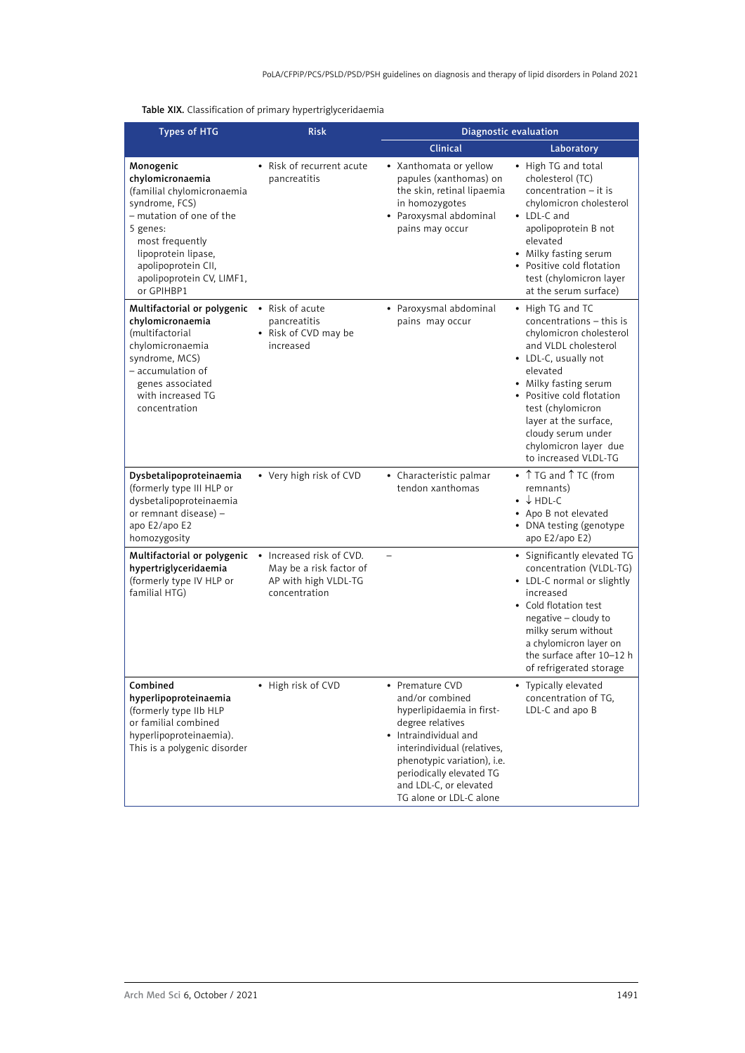**Table XIX.** Classification of primary hypertriglyceridaemia

| Types of HTG | Risk | Diagnostic evaluation | |
|---|---|---|---|
| | | Clinical | Laboratory |
| **Monogenic chylomicronaemia** (familial chylomicronaemia syndrome, FCS) – mutation of one of the 5 genes: most frequently lipoprotein lipase, apolipoprotein CII, apolipoprotein CV, LIMF1, or GPIHBP1 | • Risk of recurrent acute pancreatitis | • Xanthomata or yellow papules (xanthomas) on the skin, retinal lipaemia in homozygotes<br>• Paroxysmal abdominal pains may occur | • High TG and total cholesterol (TC) concentration – it is chylomicron cholesterol<br>• LDL-C and apolipoprotein B not elevated<br>• Milky fasting serum<br>• Positive cold flotation test (chylomicron layer at the serum surface) |
| **Multifactorial or polygenic chylomicronaemia** (multifactorial chylomicronaemia syndrome, MCS) – accumulation of genes associated with increased TG concentration | • Risk of acute pancreatitis<br>• Risk of CVD may be increased | • Paroxysmal abdominal pains may occur | • High TG and TC concentrations – this is chylomicron cholesterol and VLDL cholesterol<br>• LDL-C, usually not elevated<br>• Milky fasting serum<br>• Positive cold flotation test (chylomicron layer at the surface, cloudy serum under chylomicron layer due to increased VLDL-TG |
| **Dysbetalipoproteinaemia** (formerly type III HLP or dysbetalipoproteinaemia or remnant disease) – apo E2/apo E2 homozygosity | • Very high risk of CVD | • Characteristic palmar tendon xanthomas | • ↑ TG and ↑ TC (from remnants)<br>• ↓ HDL-C<br>• Apo B not elevated<br>• DNA testing (genotype apo E2/apo E2) |
| **Multifactorial or polygenic hypertriglyceridaemia** (formerly type IV HLP or familial HTG) | • Increased risk of CVD. May be a risk factor of AP with high VLDL-TG concentration | – | • Significantly elevated TG concentration (VLDL-TG)<br>• LDL-C normal or slightly increased<br>• Cold flotation test negative – cloudy to milky serum without a chylomicron layer on the surface after 10–12 h of refrigerated storage |
| **Combined hyperlipoproteinaemia** (formerly type IIb HLP or familial combined hyperlipoproteinaemia). This is a polygenic disorder | • High risk of CVD | • Premature CVD and/or combined hyperlipidaemia in first-degree relatives<br>• Intraindividual and interindividual (relatives, phenotypic variation), i.e. periodically elevated TG and LDL-C, or elevated TG alone or LDL-C alone | • Typically elevated concentration of TG, LDL-C and apo B |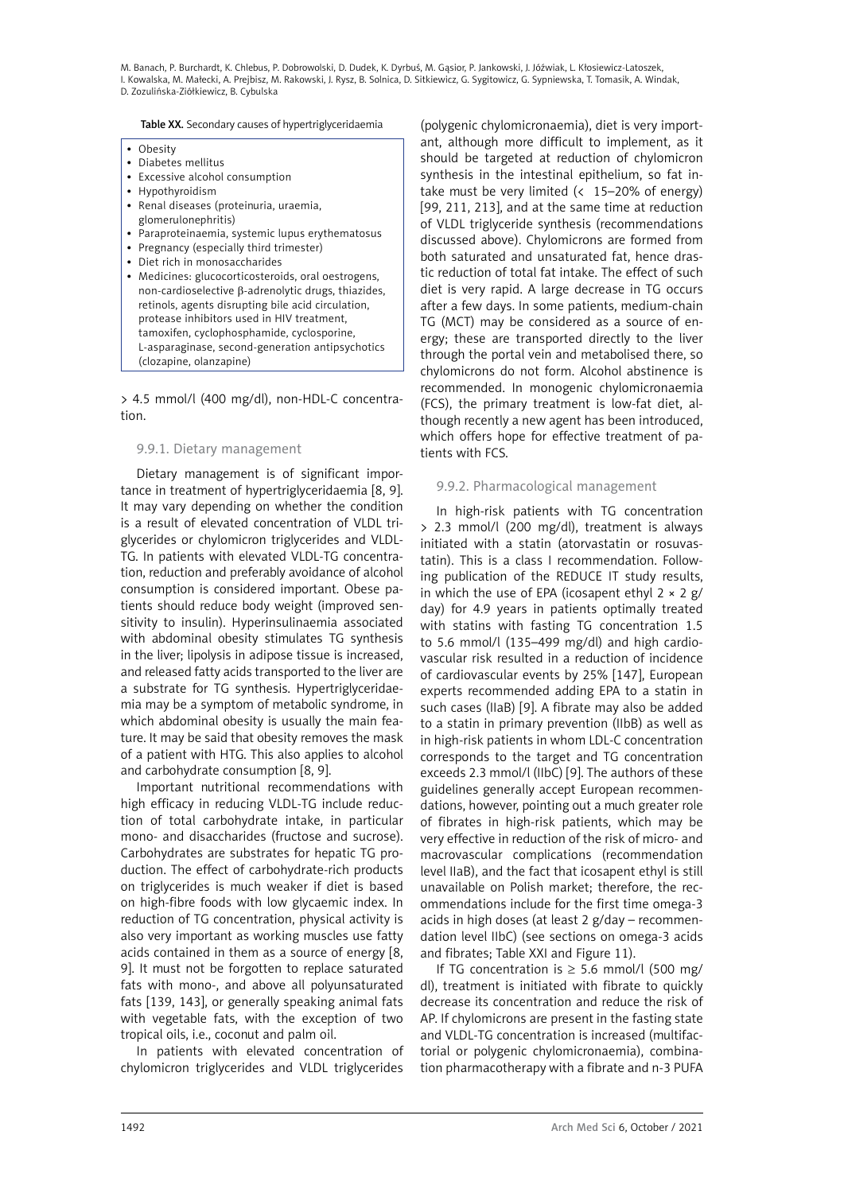Table XX. Secondary causes of hypertriglyceridaemia

- Obesity
- Diabetes mellitus
- Excessive alcohol consumption
- Hypothyroidism
- Renal diseases (proteinuria, uraemia, glomerulonephritis)
- Paraproteinaemia, systemic lupus erythematosus
- Pregnancy (especially third trimester)
- Diet rich in monosaccharides
- Medicines: glucocorticosteroids, oral oestrogens, non-cardioselective β-adrenolytic drugs, thiazides, retinols, agents disrupting bile acid circulation, protease inhibitors used in HIV treatment, tamoxifen, cyclophosphamide, cyclosporine, L-asparaginase, second-generation antipsychotics (clozapine, olanzapine)

> 4.5 mmol/l (400 mg/dl), non-HDL-C concentration.

### 9.9.1. Dietary management

Dietary management is of significant importance in treatment of hypertriglyceridaemia [8, 9]. It may vary depending on whether the condition is a result of elevated concentration of VLDL triglycerides or chylomicron triglycerides and VLDL-TG. In patients with elevated VLDL-TG concentration, reduction and preferably avoidance of alcohol consumption is considered important. Obese patients should reduce body weight (improved sensitivity to insulin). Hyperinsulinaemia associated with abdominal obesity stimulates TG synthesis in the liver; lipolysis in adipose tissue is increased, and released fatty acids transported to the liver are a substrate for TG synthesis. Hypertriglyceridaemia may be a symptom of metabolic syndrome, in which abdominal obesity is usually the main feature. It may be said that obesity removes the mask of a patient with HTG. This also applies to alcohol and carbohydrate consumption [8, 9].

Important nutritional recommendations with high efficacy in reducing VLDL-TG include reduction of total carbohydrate intake, in particular mono- and disaccharides (fructose and sucrose). Carbohydrates are substrates for hepatic TG production. The effect of carbohydrate-rich products on triglycerides is much weaker if diet is based on high-fibre foods with low glycaemic index. In reduction of TG concentration, physical activity is also very important as working muscles use fatty acids contained in them as a source of energy [8, 9]. It must not be forgotten to replace saturated fats with mono-, and above all polyunsaturated fats [139, 143], or generally speaking animal fats with vegetable fats, with the exception of two tropical oils, i.e., coconut and palm oil.

In patients with elevated concentration of chylomicron triglycerides and VLDL triglycerides (polygenic chylomicronaemia), diet is very important, although more difficult to implement, as it should be targeted at reduction of chylomicron synthesis in the intestinal epithelium, so fat intake must be very limited (< 15–20% of energy) [99, 211, 213], and at the same time at reduction of VLDL triglyceride synthesis (recommendations discussed above). Chylomicrons are formed from both saturated and unsaturated fat, hence drastic reduction of total fat intake. The effect of such diet is very rapid. A large decrease in TG occurs after a few days. In some patients, medium-chain TG (MCT) may be considered as a source of energy; these are transported directly to the liver through the portal vein and metabolised there, so chylomicrons do not form. Alcohol abstinence is recommended. In monogenic chylomicronaemia (FCS), the primary treatment is low-fat diet, although recently a new agent has been introduced, which offers hope for effective treatment of patients with FCS.

### 9.9.2. Pharmacological management

In high-risk patients with TG concentration > 2.3 mmol/l (200 mg/dl), treatment is always initiated with a statin (atorvastatin or rosuvastatin). This is a class I recommendation. Following publication of the REDUCE IT study results, in which the use of EPA (icosapent ethyl 2 × 2 g/day) for 4.9 years in patients optimally treated with statins with fasting TG concentration 1.5 to 5.6 mmol/l (135–499 mg/dl) and high cardiovascular risk resulted in a reduction of incidence of cardiovascular events by 25% [147], European experts recommended adding EPA to a statin in such cases (IIaB) [9]. A fibrate may also be added to a statin in primary prevention (IIbB) as well as in high-risk patients in whom LDL-C concentration corresponds to the target and TG concentration exceeds 2.3 mmol/l (IIbC) [9]. The authors of these guidelines generally accept European recommendations, however, pointing out a much greater role of fibrates in high-risk patients, which may be very effective in reduction of the risk of micro- and macrovascular complications (recommendation level IIaB), and the fact that icosapent ethyl is still unavailable on Polish market; therefore, the recommendations include for the first time omega-3 acids in high doses (at least 2 g/day – recommendation level IIbC) (see sections on omega-3 acids and fibrates; Table XXI and Figure 11).

If TG concentration is ≥ 5.6 mmol/l (500 mg/dl), treatment is initiated with fibrate to quickly decrease its concentration and reduce the risk of AP. If chylomicrons are present in the fasting state and VLDL-TG concentration is increased (multifactorial or polygenic chylomicronaemia), combination pharmacotherapy with a fibrate and n-3 PUFA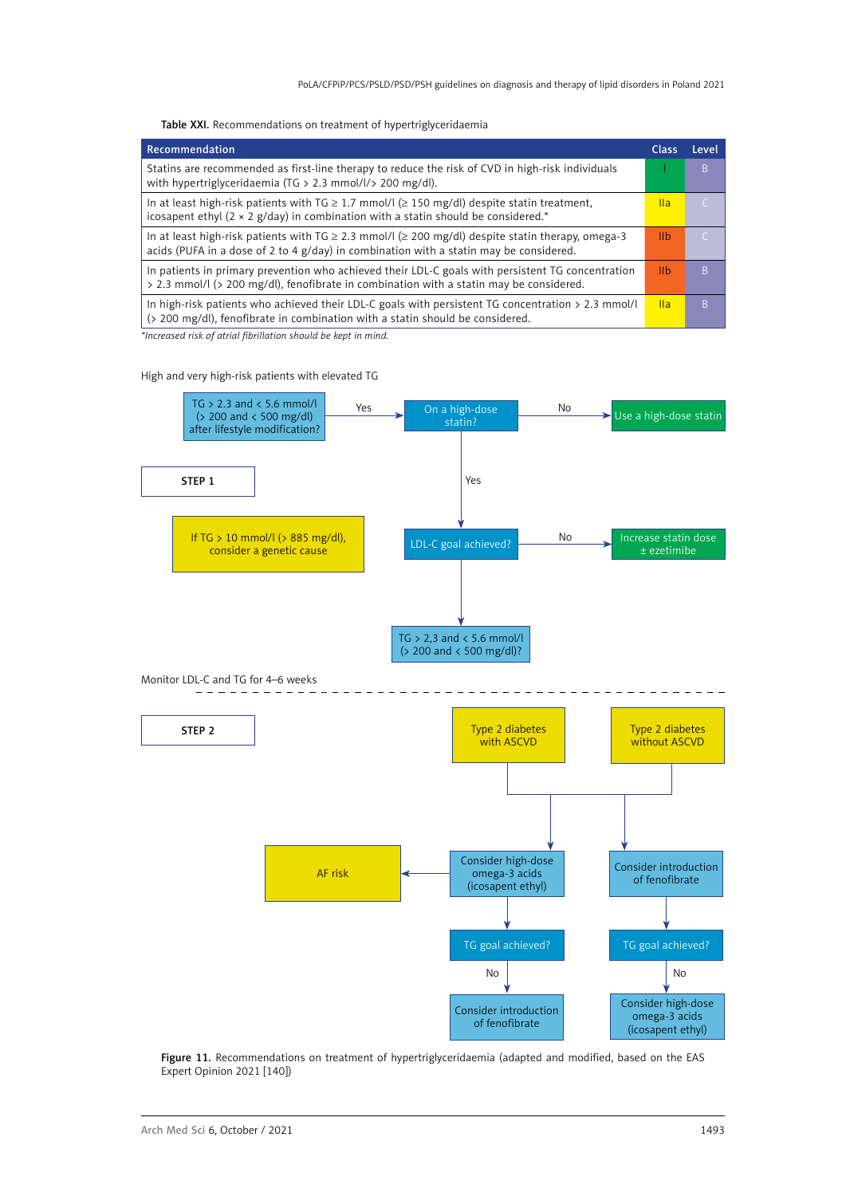**Table XXI.** Recommendations on treatment of hypertriglyceridaemia

| Recommendation | Class | Level |
|---|---|---|
| Statins are recommended as first-line therapy to reduce the risk of CVD in high-risk individuals with hypertriglyceridaemia (TG > 2.3 mmol/l/> 200 mg/dl). | I | B |
| In at least high-risk patients with TG ≥ 1.7 mmol/l (≥ 150 mg/dl) despite statin treatment, icosapent ethyl (2 × 2 g/day) in combination with a statin should be considered.* | IIa | C |
| In at least high-risk patients with TG ≥ 2.3 mmol/l (≥ 200 mg/dl) despite statin therapy, omega-3 acids (PUFA in a dose of 2 to 4 g/day) in combination with a statin may be considered. | IIb | C |
| In patients in primary prevention who achieved their LDL-C goals with persistent TG concentration > 2.3 mmol/l (> 200 mg/dl), fenofibrate in combination with a statin may be considered. | IIb | B |
| In high-risk patients who achieved their LDL-C goals with persistent TG concentration > 2.3 mmol/l (> 200 mg/dl), fenofibrate in combination with a statin should be considered. | IIa | B |

*Increased risk of atrial fibrillation should be kept in mind.*

High and very high-risk patients with elevated TG

**STEP 1**

- TG > 2.3 and < 5.6 mmol/l (> 200 and < 500 mg/dl) after lifestyle modification? → Yes → On a high-dose statin?
  - No → Use a high-dose statin
  - Yes → LDL-C goal achieved?
    - No → Increase statin dose ± ezetimibe
    - → TG > 2,3 and < 5.6 mmol/l (> 200 and < 500 mg/dl)?
- If TG > 10 mmol/l (> 885 mg/dl), consider a genetic cause

Monitor LDL-C and TG for 4–6 weeks

**STEP 2**

- Type 2 diabetes with ASCVD / Type 2 diabetes without ASCVD
  - → Consider high-dose omega-3 acids (icosapent ethyl) → AF risk
    - → TG goal achieved? → No → Consider introduction of fenofibrate
  - → Consider introduction of fenofibrate
    - → TG goal achieved? → No → Consider high-dose omega-3 acids (icosapent ethyl)

**Figure 11.** Recommendations on treatment of hypertriglyceridaemia (adapted and modified, based on the EAS Expert Opinion 2021 [140])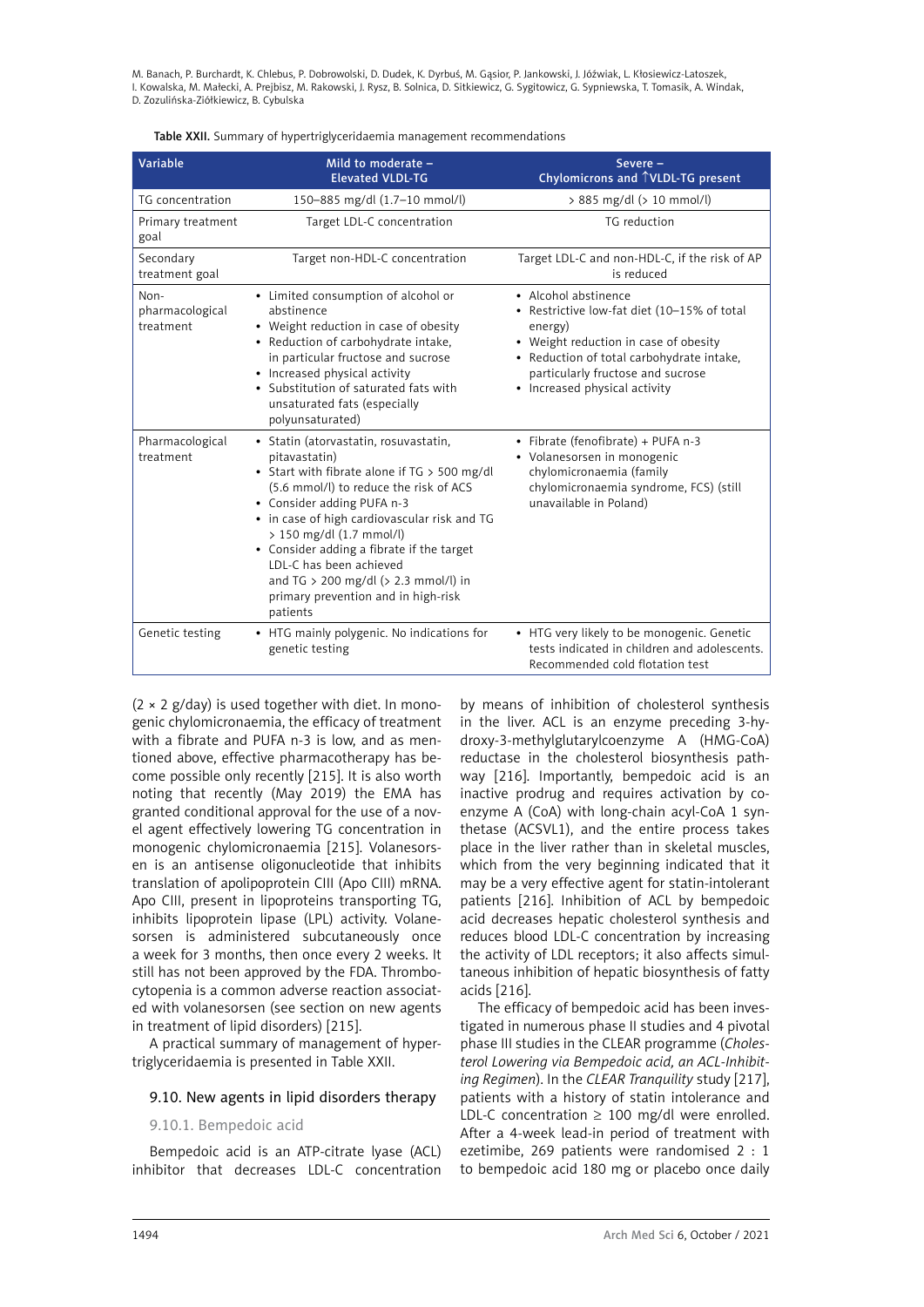Table XXII. Summary of hypertriglyceridaemia management recommendations

| Variable | Mild to moderate – Elevated VLDL-TG | Severe – Chylomicrons and ↑VLDL-TG present |
|---|---|---|
| TG concentration | 150–885 mg/dl (1.7–10 mmol/l) | > 885 mg/dl (> 10 mmol/l) |
| Primary treatment goal | Target LDL-C concentration | TG reduction |
| Secondary treatment goal | Target non-HDL-C concentration | Target LDL-C and non-HDL-C, if the risk of AP is reduced |
| Non-pharmacological treatment | • Limited consumption of alcohol or abstinence<br>• Weight reduction in case of obesity<br>• Reduction of carbohydrate intake, in particular fructose and sucrose<br>• Increased physical activity<br>• Substitution of saturated fats with unsaturated fats (especially polyunsaturated) | • Alcohol abstinence<br>• Restrictive low-fat diet (10–15% of total energy)<br>• Weight reduction in case of obesity<br>• Reduction of total carbohydrate intake, particularly fructose and sucrose<br>• Increased physical activity |
| Pharmacological treatment | • Statin (atorvastatin, rosuvastatin, pitavastatin)<br>• Start with fibrate alone if TG > 500 mg/dl (5.6 mmol/l) to reduce the risk of ACS<br>• Consider adding PUFA n-3<br>• in case of high cardiovascular risk and TG > 150 mg/dl (1.7 mmol/l)<br>• Consider adding a fibrate if the target LDL-C has been achieved and TG > 200 mg/dl (> 2.3 mmol/l) in primary prevention and in high-risk patients | • Fibrate (fenofibrate) + PUFA n-3<br>• Volanesorsen in monogenic chylomicronaemia (family chylomicronaemia syndrome, FCS) (still unavailable in Poland) |
| Genetic testing | • HTG mainly polygenic. No indications for genetic testing | • HTG very likely to be monogenic. Genetic tests indicated in children and adolescents. Recommended cold flotation test |

(2 × 2 g/day) is used together with diet. In monogenic chylomicronaemia, the efficacy of treatment with a fibrate and PUFA n-3 is low, and as mentioned above, effective pharmacotherapy has become possible only recently [215]. It is also worth noting that recently (May 2019) the EMA has granted conditional approval for the use of a novel agent effectively lowering TG concentration in monogenic chylomicronaemia [215]. Volanesorsen is an antisense oligonucleotide that inhibits translation of apolipoprotein CIII (Apo CIII) mRNA. Apo CIII, present in lipoproteins transporting TG, inhibits lipoprotein lipase (LPL) activity. Volanesorsen is administered subcutaneously once a week for 3 months, then once every 2 weeks. It still has not been approved by the FDA. Thrombocytopenia is a common adverse reaction associated with volanesorsen (see section on new agents in treatment of lipid disorders) [215].

A practical summary of management of hypertriglyceridaemia is presented in Table XXII.

## 9.10. New agents in lipid disorders therapy

### 9.10.1. Bempedoic acid

Bempedoic acid is an ATP-citrate lyase (ACL) inhibitor that decreases LDL-C concentration by means of inhibition of cholesterol synthesis in the liver. ACL is an enzyme preceding 3-hydroxy-3-methylglutarylcoenzyme A (HMG-CoA) reductase in the cholesterol biosynthesis pathway [216]. Importantly, bempedoic acid is an inactive prodrug and requires activation by coenzyme A (CoA) with long-chain acyl-CoA 1 synthetase (ACSVL1), and the entire process takes place in the liver rather than in skeletal muscles, which from the very beginning indicated that it may be a very effective agent for statin-intolerant patients [216]. Inhibition of ACL by bempedoic acid decreases hepatic cholesterol synthesis and reduces blood LDL-C concentration by increasing the activity of LDL receptors; it also affects simultaneous inhibition of hepatic biosynthesis of fatty acids [216].

The efficacy of bempedoic acid has been investigated in numerous phase II studies and 4 pivotal phase III studies in the CLEAR programme (*Cholesterol Lowering via Bempedoic acid, an ACL-Inhibiting Regimen*). In the *CLEAR Tranquility* study [217], patients with a history of statin intolerance and LDL-C concentration ≥ 100 mg/dl were enrolled. After a 4-week lead-in period of treatment with ezetimibe, 269 patients were randomised 2 : 1 to bempedoic acid 180 mg or placebo once daily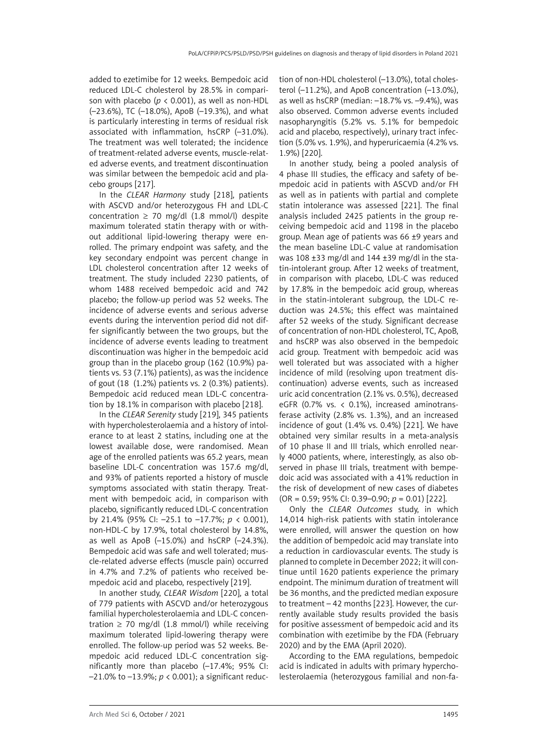added to ezetimibe for 12 weeks. Bempedoic acid reduced LDL-C cholesterol by 28.5% in comparison with placebo ($p < 0.001$), as well as non-HDL (–23.6%), TC (–18.0%), ApoB (–19.3%), and what is particularly interesting in terms of residual risk associated with inflammation, hsCRP (–31.0%). The treatment was well tolerated; the incidence of treatment-related adverse events, muscle-related adverse events, and treatment discontinuation was similar between the bempedoic acid and placebo groups [217].

In the *CLEAR Harmony* study [218], patients with ASCVD and/or heterozygous FH and LDL-C concentration ≥ 70 mg/dl (1.8 mmol/l) despite maximum tolerated statin therapy with or without additional lipid-lowering therapy were enrolled. The primary endpoint was safety, and the key secondary endpoint was percent change in LDL cholesterol concentration after 12 weeks of treatment. The study included 2230 patients, of whom 1488 received bempedoic acid and 742 placebo; the follow-up period was 52 weeks. The incidence of adverse events and serious adverse events during the intervention period did not differ significantly between the two groups, but the incidence of adverse events leading to treatment discontinuation was higher in the bempedoic acid group than in the placebo group (162 (10.9%) patients vs. 53 (7.1%) patients), as was the incidence of gout (18 (1.2%) patients vs. 2 (0.3%) patients). Bempedoic acid reduced mean LDL-C concentration by 18.1% in comparison with placebo [218].

In the *CLEAR Serenity* study [219], 345 patients with hypercholesterolaemia and a history of intolerance to at least 2 statins, including one at the lowest available dose, were randomised. Mean age of the enrolled patients was 65.2 years, mean baseline LDL-C concentration was 157.6 mg/dl, and 93% of patients reported a history of muscle symptoms associated with statin therapy. Treatment with bempedoic acid, in comparison with placebo, significantly reduced LDL-C concentration by 21.4% (95% CI: –25.1 to –17.7%; $p < 0.001$), non-HDL-C by 17.9%, total cholesterol by 14.8%, as well as ApoB (–15.0%) and hsCRP (–24.3%). Bempedoic acid was safe and well tolerated; muscle-related adverse effects (muscle pain) occurred in 4.7% and 7.2% of patients who received bempedoic acid and placebo, respectively [219].

In another study, *CLEAR Wisdom* [220], a total of 779 patients with ASCVD and/or heterozygous familial hypercholesterolaemia and LDL-C concentration ≥ 70 mg/dl (1.8 mmol/l) while receiving maximum tolerated lipid-lowering therapy were enrolled. The follow-up period was 52 weeks. Bempedoic acid reduced LDL-C concentration significantly more than placebo (–17.4%; 95% CI: –21.0% to –13.9%; $p < 0.001$); a significant reduction of non-HDL cholesterol (–13.0%), total cholesterol (–11.2%), and ApoB concentration (–13.0%), as well as hsCRP (median: –18.7% vs. –9.4%), was also observed. Common adverse events included nasopharyngitis (5.2% vs. 5.1% for bempedoic acid and placebo, respectively), urinary tract infection (5.0% vs. 1.9%), and hyperuricaemia (4.2% vs. 1.9%) [220].

In another study, being a pooled analysis of 4 phase III studies, the efficacy and safety of bempedoic acid in patients with ASCVD and/or FH as well as in patients with partial and complete statin intolerance was assessed [221]. The final analysis included 2425 patients in the group receiving bempedoic acid and 1198 in the placebo group. Mean age of patients was 66 ±9 years and the mean baseline LDL-C value at randomisation was 108 ±33 mg/dl and 144 ±39 mg/dl in the statin-intolerant group. After 12 weeks of treatment, in comparison with placebo, LDL-C was reduced by 17.8% in the bempedoic acid group, whereas in the statin-intolerant subgroup, the LDL-C reduction was 24.5%; this effect was maintained after 52 weeks of the study. Significant decrease of concentration of non-HDL cholesterol, TC, ApoB, and hsCRP was also observed in the bempedoic acid group. Treatment with bempedoic acid was well tolerated but was associated with a higher incidence of mild (resolving upon treatment discontinuation) adverse events, such as increased uric acid concentration (2.1% vs. 0.5%), decreased eGFR (0.7% vs. < 0.1%), increased aminotransferase activity (2.8% vs. 1.3%), and an increased incidence of gout (1.4% vs. 0.4%) [221]. We have obtained very similar results in a meta-analysis of 10 phase II and III trials, which enrolled nearly 4000 patients, where, interestingly, as also observed in phase III trials, treatment with bempedoic acid was associated with a 41% reduction in the risk of development of new cases of diabetes (OR = 0.59; 95% CI: 0.39–0.90; $p = 0.01$) [222].

Only the *CLEAR Outcomes* study, in which 14,014 high-risk patients with statin intolerance were enrolled, will answer the question on how the addition of bempedoic acid may translate into a reduction in cardiovascular events. The study is planned to complete in December 2022; it will continue until 1620 patients experience the primary endpoint. The minimum duration of treatment will be 36 months, and the predicted median exposure to treatment – 42 months [223]. However, the currently available study results provided the basis for positive assessment of bempedoic acid and its combination with ezetimibe by the FDA (February 2020) and by the EMA (April 2020).

According to the EMA regulations, bempedoic acid is indicated in adults with primary hypercholesterolaemia (heterozygous familial and non-fa-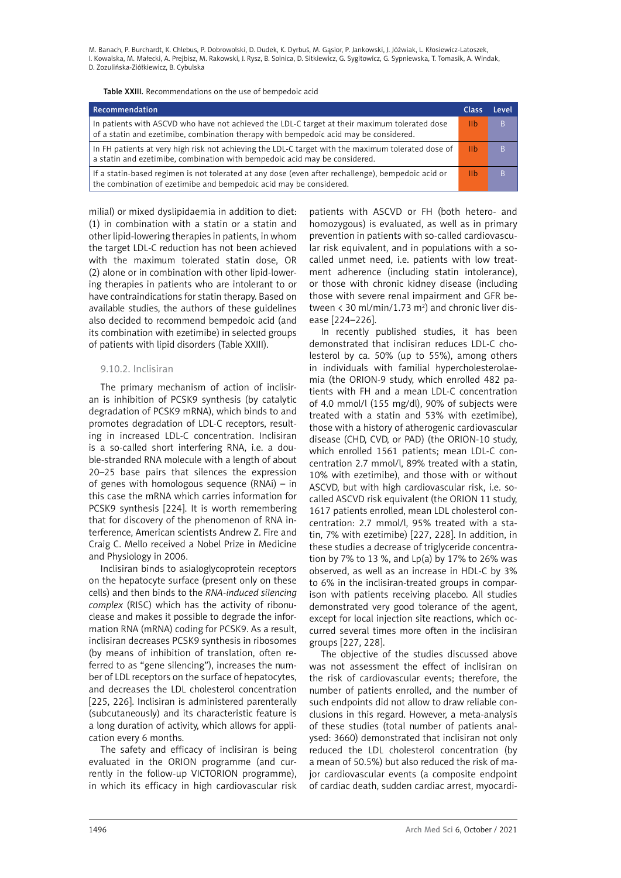Table XXIII. Recommendations on the use of bempedoic acid

| Recommendation | Class | Level |
|---|---|---|
| In patients with ASCVD who have not achieved the LDL-C target at their maximum tolerated dose of a statin and ezetimibe, combination therapy with bempedoic acid may be considered. | IIb | B |
| In FH patients at very high risk not achieving the LDL-C target with the maximum tolerated dose of a statin and ezetimibe, combination with bempedoic acid may be considered. | IIb | B |
| If a statin-based regimen is not tolerated at any dose (even after rechallenge), bempedoic acid or the combination of ezetimibe and bempedoic acid may be considered. | IIb | B |

milial) or mixed dyslipidaemia in addition to diet: (1) in combination with a statin or a statin and other lipid-lowering therapies in patients, in whom the target LDL-C reduction has not been achieved with the maximum tolerated statin dose, OR (2) alone or in combination with other lipid-lowering therapies in patients who are intolerant to or have contraindications for statin therapy. Based on available studies, the authors of these guidelines also decided to recommend bempedoic acid (and its combination with ezetimibe) in selected groups of patients with lipid disorders (Table XXIII).

### 9.10.2. Inclisiran

The primary mechanism of action of inclisiran is inhibition of PCSK9 synthesis (by catalytic degradation of PCSK9 mRNA), which binds to and promotes degradation of LDL-C receptors, resulting in increased LDL-C concentration. Inclisiran is a so-called short interfering RNA, i.e. a double-stranded RNA molecule with a length of about 20–25 base pairs that silences the expression of genes with homologous sequence (RNAi) – in this case the mRNA which carries information for PCSK9 synthesis [224]. It is worth remembering that for discovery of the phenomenon of RNA interference, American scientists Andrew Z. Fire and Craig C. Mello received a Nobel Prize in Medicine and Physiology in 2006.

Inclisiran binds to asialoglycoprotein receptors on the hepatocyte surface (present only on these cells) and then binds to the *RNA-induced silencing complex* (RISC) which has the activity of ribonuclease and makes it possible to degrade the information RNA (mRNA) coding for PCSK9. As a result, inclisiran decreases PCSK9 synthesis in ribosomes (by means of inhibition of translation, often referred to as "gene silencing"), increases the number of LDL receptors on the surface of hepatocytes, and decreases the LDL cholesterol concentration [225, 226]. Inclisiran is administered parenterally (subcutaneously) and its characteristic feature is a long duration of activity, which allows for application every 6 months.

The safety and efficacy of inclisiran is being evaluated in the ORION programme (and currently in the follow-up VICTORION programme), in which its efficacy in high cardiovascular risk patients with ASCVD or FH (both hetero- and homozygous) is evaluated, as well as in primary prevention in patients with so-called cardiovascular risk equivalent, and in populations with a so-called unmet need, i.e. patients with low treatment adherence (including statin intolerance), or those with chronic kidney disease (including those with severe renal impairment and GFR between < 30 ml/min/1.73 m$^2$) and chronic liver disease [224–226].

In recently published studies, it has been demonstrated that inclisiran reduces LDL-C cholesterol by ca. 50% (up to 55%), among others in individuals with familial hypercholesterolaemia (the ORION-9 study, which enrolled 482 patients with FH and a mean LDL-C concentration of 4.0 mmol/l (155 mg/dl), 90% of subjects were treated with a statin and 53% with ezetimibe), those with a history of atherogenic cardiovascular disease (CHD, CVD, or PAD) (the ORION-10 study, which enrolled 1561 patients; mean LDL-C concentration 2.7 mmol/l, 89% treated with a statin, 10% with ezetimibe), and those with or without ASCVD, but with high cardiovascular risk, i.e. so-called ASCVD risk equivalent (the ORION 11 study, 1617 patients enrolled, mean LDL cholesterol concentration: 2.7 mmol/l, 95% treated with a statin, 7% with ezetimibe) [227, 228]. In addition, in these studies a decrease of triglyceride concentration by 7% to 13 %, and Lp(a) by 17% to 26% was observed, as well as an increase in HDL-C by 3% to 6% in the inclisiran-treated groups in comparison with patients receiving placebo. All studies demonstrated very good tolerance of the agent, except for local injection site reactions, which occurred several times more often in the inclisiran groups [227, 228].

The objective of the studies discussed above was not assessment the effect of inclisiran on the risk of cardiovascular events; therefore, the number of patients enrolled, and the number of such endpoints did not allow to draw reliable conclusions in this regard. However, a meta-analysis of these studies (total number of patients analysed: 3660) demonstrated that inclisiran not only reduced the LDL cholesterol concentration (by a mean of 50.5%) but also reduced the risk of major cardiovascular events (a composite endpoint of cardiac death, sudden cardiac arrest, myocardi-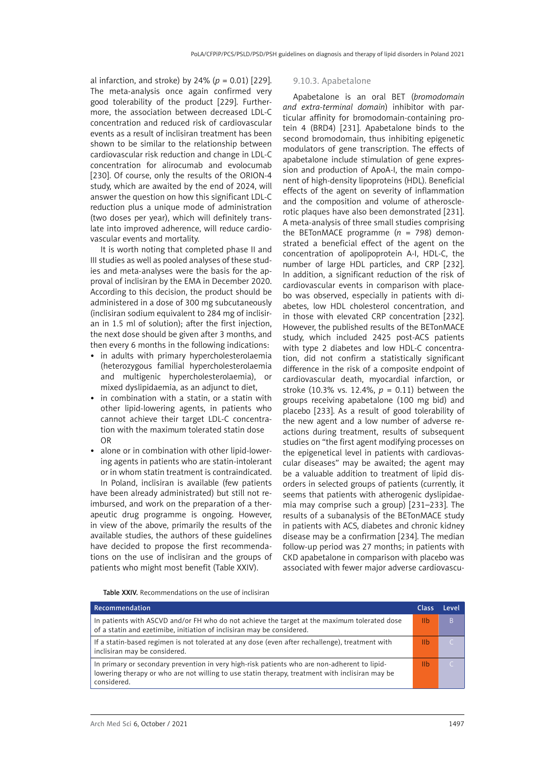al infarction, and stroke) by 24% ($p$ = 0.01) [229]. The meta-analysis once again confirmed very good tolerability of the product [229]. Furthermore, the association between decreased LDL-C concentration and reduced risk of cardiovascular events as a result of inclisiran treatment has been shown to be similar to the relationship between cardiovascular risk reduction and change in LDL-C concentration for alirocumab and evolocumab [230]. Of course, only the results of the ORION-4 study, which are awaited by the end of 2024, will answer the question on how this significant LDL-C reduction plus a unique mode of administration (two doses per year), which will definitely translate into improved adherence, will reduce cardiovascular events and mortality.

It is worth noting that completed phase II and III studies as well as pooled analyses of these studies and meta-analyses were the basis for the approval of inclisiran by the EMA in December 2020. According to this decision, the product should be administered in a dose of 300 mg subcutaneously (inclisiran sodium equivalent to 284 mg of inclisiran in 1.5 ml of solution); after the first injection, the next dose should be given after 3 months, and then every 6 months in the following indications:

- in adults with primary hypercholesterolaemia (heterozygous familial hypercholesterolaemia and multigenic hypercholesterolaemia), or mixed dyslipidaemia, as an adjunct to diet,
- in combination with a statin, or a statin with other lipid-lowering agents, in patients who cannot achieve their target LDL-C concentration with the maximum tolerated statin dose OR
- alone or in combination with other lipid-lowering agents in patients who are statin-intolerant or in whom statin treatment is contraindicated.

In Poland, inclisiran is available (few patients have been already administrated) but still not reimbursed, and work on the preparation of a therapeutic drug programme is ongoing. However, in view of the above, primarily the results of the available studies, the authors of these guidelines have decided to propose the first recommendations on the use of inclisiran and the groups of patients who might most benefit (Table XXIV).

### 9.10.3. Apabetalone

Apabetalone is an oral BET (*bromodomain and extra-terminal domain*) inhibitor with particular affinity for bromodomain-containing protein 4 (BRD4) [231]. Apabetalone binds to the second bromodomain, thus inhibiting epigenetic modulators of gene transcription. The effects of apabetalone include stimulation of gene expression and production of ApoA-I, the main component of high-density lipoproteins (HDL). Beneficial effects of the agent on severity of inflammation and the composition and volume of atherosclerotic plaques have also been demonstrated [231]. A meta-analysis of three small studies comprising the BETonMACE programme ($n$ = 798) demonstrated a beneficial effect of the agent on the concentration of apolipoprotein A-I, HDL-C, the number of large HDL particles, and CRP [232]. In addition, a significant reduction of the risk of cardiovascular events in comparison with placebo was observed, especially in patients with diabetes, low HDL cholesterol concentration, and in those with elevated CRP concentration [232]. However, the published results of the BETonMACE study, which included 2425 post-ACS patients with type 2 diabetes and low HDL-C concentration, did not confirm a statistically significant difference in the risk of a composite endpoint of cardiovascular death, myocardial infarction, or stroke (10.3% vs. 12.4%, $p$ = 0.11) between the groups receiving apabetalone (100 mg bid) and placebo [233]. As a result of good tolerability of the new agent and a low number of adverse reactions during treatment, results of subsequent studies on "the first agent modifying processes on the epigenetical level in patients with cardiovascular diseases" may be awaited; the agent may be a valuable addition to treatment of lipid disorders in selected groups of patients (currently, it seems that patients with atherogenic dyslipidaemia may comprise such a group) [231–233]. The results of a subanalysis of the BETonMACE study in patients with ACS, diabetes and chronic kidney disease may be a confirmation [234]. The median follow-up period was 27 months; in patients with CKD apabetalone in comparison with placebo was associated with fewer major adverse cardiovascu-

**Table XXIV.** Recommendations on the use of inclisiran

| Recommendation | Class | Level |
|---|---|---|
| In patients with ASCVD and/or FH who do not achieve the target at the maximum tolerated dose of a statin and ezetimibe, initiation of inclisiran may be considered. | IIb | B |
| If a statin-based regimen is not tolerated at any dose (even after rechallenge), treatment with inclisiran may be considered. | IIb | C |
| In primary or secondary prevention in very high-risk patients who are non-adherent to lipid-lowering therapy or who are not willing to use statin therapy, treatment with inclisiran may be considered. | IIb | C |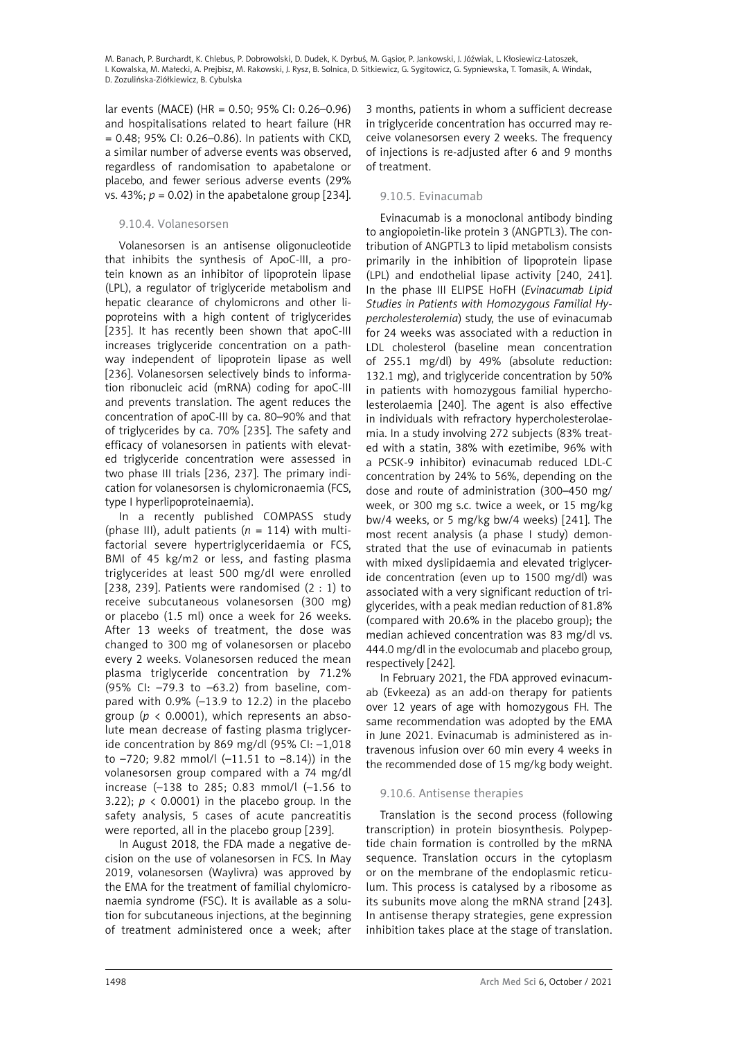lar events (MACE) (HR = 0.50; 95% CI: 0.26–0.96) and hospitalisations related to heart failure (HR = 0.48; 95% CI: 0.26–0.86). In patients with CKD, a similar number of adverse events was observed, regardless of randomisation to apabetalone or placebo, and fewer serious adverse events (29% vs. 43%; $p = 0.02$) in the apabetalone group [234].

### 9.10.4. Volanesorsen

Volanesorsen is an antisense oligonucleotide that inhibits the synthesis of ApoC-III, a protein known as an inhibitor of lipoprotein lipase (LPL), a regulator of triglyceride metabolism and hepatic clearance of chylomicrons and other lipoproteins with a high content of triglycerides [235]. It has recently been shown that apoC-III increases triglyceride concentration on a pathway independent of lipoprotein lipase as well [236]. Volanesorsen selectively binds to information ribonucleic acid (mRNA) coding for apoC-III and prevents translation. The agent reduces the concentration of apoC-III by ca. 80–90% and that of triglycerides by ca. 70% [235]. The safety and efficacy of volanesorsen in patients with elevated triglyceride concentration were assessed in two phase III trials [236, 237]. The primary indication for volanesorsen is chylomicronaemia (FCS, type I hyperlipoproteinaemia).

In a recently published COMPASS study (phase III), adult patients ($n = 114$) with multifactorial severe hypertriglyceridaemia or FCS, BMI of 45 kg/m2 or less, and fasting plasma triglycerides at least 500 mg/dl were enrolled [238, 239]. Patients were randomised (2 : 1) to receive subcutaneous volanesorsen (300 mg) or placebo (1.5 ml) once a week for 26 weeks. After 13 weeks of treatment, the dose was changed to 300 mg of volanesorsen or placebo every 2 weeks. Volanesorsen reduced the mean plasma triglyceride concentration by 71.2% (95% CI: –79.3 to –63.2) from baseline, compared with 0.9% (–13.9 to 12.2) in the placebo group ($p < 0.0001$), which represents an absolute mean decrease of fasting plasma triglyceride concentration by 869 mg/dl (95% CI: –1,018 to –720; 9.82 mmol/l (–11.51 to –8.14)) in the volanesorsen group compared with a 74 mg/dl increase (–138 to 285; 0.83 mmol/l (–1.56 to 3.22); $p < 0.0001$) in the placebo group. In the safety analysis, 5 cases of acute pancreatitis were reported, all in the placebo group [239].

In August 2018, the FDA made a negative decision on the use of volanesorsen in FCS. In May 2019, volanesorsen (Waylivra) was approved by the EMA for the treatment of familial chylomicronaemia syndrome (FSC). It is available as a solution for subcutaneous injections, at the beginning of treatment administered once a week; after 3 months, patients in whom a sufficient decrease in triglyceride concentration has occurred may receive volanesorsen every 2 weeks. The frequency of injections is re-adjusted after 6 and 9 months of treatment.

### 9.10.5. Evinacumab

Evinacumab is a monoclonal antibody binding to angiopoietin-like protein 3 (ANGPTL3). The contribution of ANGPTL3 to lipid metabolism consists primarily in the inhibition of lipoprotein lipase (LPL) and endothelial lipase activity [240, 241]. In the phase III ELIPSE HoFH (*Evinacumab Lipid Studies in Patients with Homozygous Familial Hypercholesterolemia*) study, the use of evinacumab for 24 weeks was associated with a reduction in LDL cholesterol (baseline mean concentration of 255.1 mg/dl) by 49% (absolute reduction: 132.1 mg), and triglyceride concentration by 50% in patients with homozygous familial hypercholesterolaemia [240]. The agent is also effective in individuals with refractory hypercholesterolaemia. In a study involving 272 subjects (83% treated with a statin, 38% with ezetimibe, 96% with a PCSK-9 inhibitor) evinacumab reduced LDL-C concentration by 24% to 56%, depending on the dose and route of administration (300–450 mg/week, or 300 mg s.c. twice a week, or 15 mg/kg bw/4 weeks, or 5 mg/kg bw/4 weeks) [241]. The most recent analysis (a phase I study) demonstrated that the use of evinacumab in patients with mixed dyslipidaemia and elevated triglyceride concentration (even up to 1500 mg/dl) was associated with a very significant reduction of triglycerides, with a peak median reduction of 81.8% (compared with 20.6% in the placebo group); the median achieved concentration was 83 mg/dl vs. 444.0 mg/dl in the evolocumab and placebo group, respectively [242].

In February 2021, the FDA approved evinacumab (Evkeeza) as an add-on therapy for patients over 12 years of age with homozygous FH. The same recommendation was adopted by the EMA in June 2021. Evinacumab is administered as intravenous infusion over 60 min every 4 weeks in the recommended dose of 15 mg/kg body weight.

### 9.10.6. Antisense therapies

Translation is the second process (following transcription) in protein biosynthesis. Polypeptide chain formation is controlled by the mRNA sequence. Translation occurs in the cytoplasm or on the membrane of the endoplasmic reticulum. This process is catalysed by a ribosome as its subunits move along the mRNA strand [243]. In antisense therapy strategies, gene expression inhibition takes place at the stage of translation.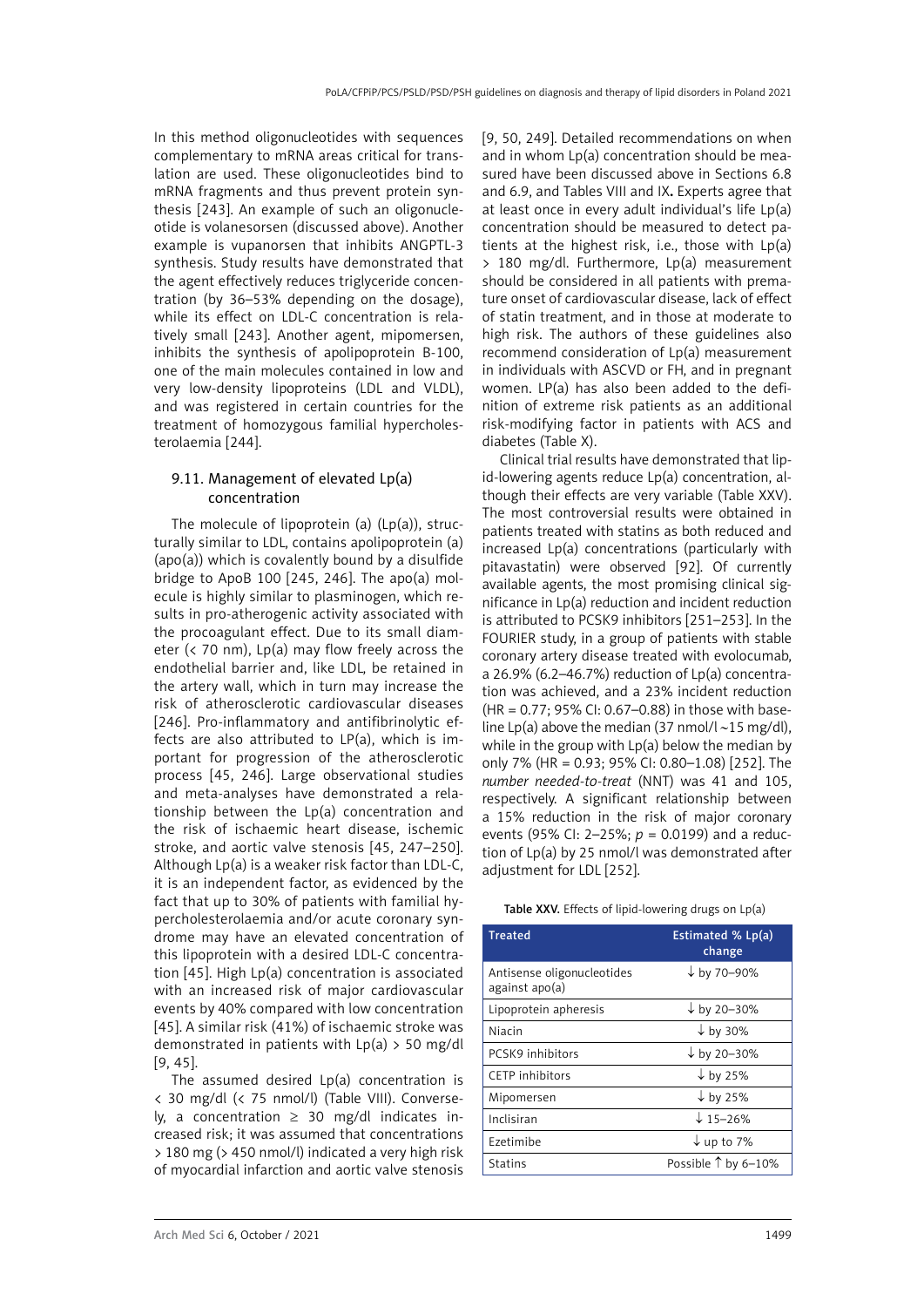In this method oligonucleotides with sequences complementary to mRNA areas critical for translation are used. These oligonucleotides bind to mRNA fragments and thus prevent protein synthesis [243]. An example of such an oligonucleotide is volanesorsen (discussed above). Another example is vupanorsen that inhibits ANGPTL-3 synthesis. Study results have demonstrated that the agent effectively reduces triglyceride concentration (by 36–53% depending on the dosage), while its effect on LDL-C concentration is relatively small [243]. Another agent, mipomersen, inhibits the synthesis of apolipoprotein B-100, one of the main molecules contained in low and very low-density lipoproteins (LDL and VLDL), and was registered in certain countries for the treatment of homozygous familial hypercholesterolaemia [244].

### 9.11. Management of elevated Lp(a) concentration

The molecule of lipoprotein (a) (Lp(a)), structurally similar to LDL, contains apolipoprotein (a) (apo(a)) which is covalently bound by a disulfide bridge to ApoB 100 [245, 246]. The apo(a) molecule is highly similar to plasminogen, which results in pro-atherogenic activity associated with the procoagulant effect. Due to its small diameter (< 70 nm), Lp(a) may flow freely across the endothelial barrier and, like LDL, be retained in the artery wall, which in turn may increase the risk of atherosclerotic cardiovascular diseases [246]. Pro-inflammatory and antifibrinolytic effects are also attributed to LP(a), which is important for progression of the atherosclerotic process [45, 246]. Large observational studies and meta-analyses have demonstrated a relationship between the Lp(a) concentration and the risk of ischaemic heart disease, ischemic stroke, and aortic valve stenosis [45, 247–250]. Although Lp(a) is a weaker risk factor than LDL-C, it is an independent factor, as evidenced by the fact that up to 30% of patients with familial hypercholesterolaemia and/or acute coronary syndrome may have an elevated concentration of this lipoprotein with a desired LDL-C concentration [45]. High Lp(a) concentration is associated with an increased risk of major cardiovascular events by 40% compared with low concentration [45]. A similar risk (41%) of ischaemic stroke was demonstrated in patients with Lp(a) > 50 mg/dl [9, 45].

The assumed desired Lp(a) concentration is < 30 mg/dl (< 75 nmol/l) (Table VIII). Conversely, a concentration ≥ 30 mg/dl indicates increased risk; it was assumed that concentrations > 180 mg (> 450 nmol/l) indicated a very high risk of myocardial infarction and aortic valve stenosis [9, 50, 249]. Detailed recommendations on when and in whom Lp(a) concentration should be measured have been discussed above in Sections 6.8 and 6.9, and Tables VIII and IX**.** Experts agree that at least once in every adult individual's life Lp(a) concentration should be measured to detect patients at the highest risk, i.e., those with Lp(a) > 180 mg/dl. Furthermore, Lp(a) measurement should be considered in all patients with premature onset of cardiovascular disease, lack of effect of statin treatment, and in those at moderate to high risk. The authors of these guidelines also recommend consideration of Lp(a) measurement in individuals with ASCVD or FH, and in pregnant women. LP(a) has also been added to the definition of extreme risk patients as an additional risk-modifying factor in patients with ACS and diabetes (Table X).

Clinical trial results have demonstrated that lipid-lowering agents reduce Lp(a) concentration, although their effects are very variable (Table XXV). The most controversial results were obtained in patients treated with statins as both reduced and increased Lp(a) concentrations (particularly with pitavastatin) were observed [92]. Of currently available agents, the most promising clinical significance in Lp(a) reduction and incident reduction is attributed to PCSK9 inhibitors [251–253]. In the FOURIER study, in a group of patients with stable coronary artery disease treated with evolocumab, a 26.9% (6.2–46.7%) reduction of Lp(a) concentration was achieved, and a 23% incident reduction (HR = 0.77; 95% CI: 0.67–0.88) in those with baseline Lp(a) above the median (37 nmol/l ~15 mg/dl), while in the group with Lp(a) below the median by only 7% (HR = 0.93; 95% CI: 0.80–1.08) [252]. The *number needed-to-treat* (NNT) was 41 and 105, respectively. A significant relationship between a 15% reduction in the risk of major coronary events (95% CI: 2–25%; $p = 0.0199$) and a reduction of Lp(a) by 25 nmol/l was demonstrated after adjustment for LDL [252].

**Table XXV.** Effects of lipid-lowering drugs on Lp(a)

| Treated | Estimated % Lp(a) change |
|---|---|
| Antisense oligonucleotides against apo(a) | ↓ by 70–90% |
| Lipoprotein apheresis | ↓ by 20–30% |
| Niacin | ↓ by 30% |
| PCSK9 inhibitors | ↓ by 20–30% |
| CETP inhibitors | ↓ by 25% |
| Mipomersen | ↓ by 25% |
| Inclisiran | ↓ 15–26% |
| Ezetimibe | ↓ up to 7% |
| Statins | Possible ↑ by 6–10% |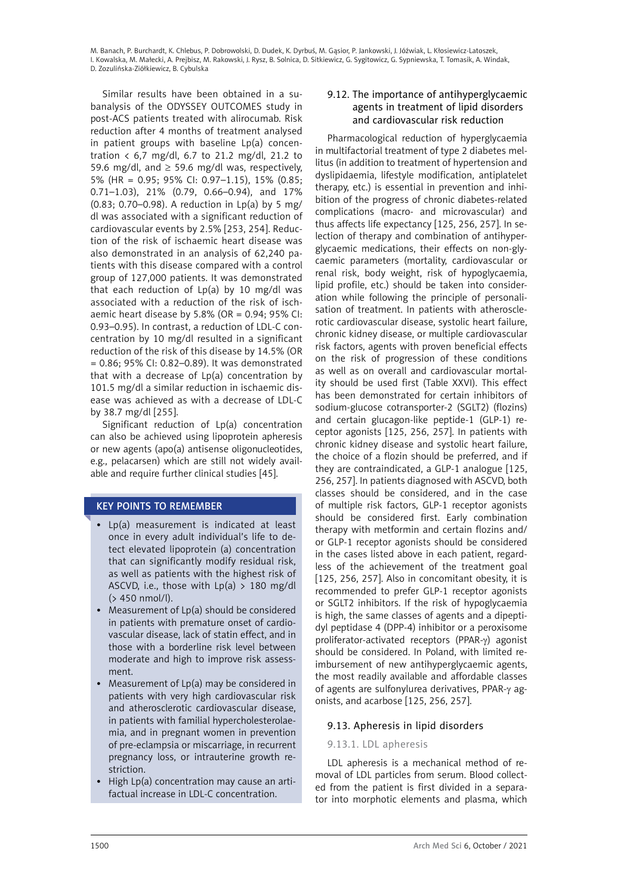Similar results have been obtained in a subanalysis of the ODYSSEY OUTCOMES study in post-ACS patients treated with alirocumab. Risk reduction after 4 months of treatment analysed in patient groups with baseline Lp(a) concentration < 6,7 mg/dl, 6.7 to 21.2 mg/dl, 21.2 to 59.6 mg/dl, and ≥ 59.6 mg/dl was, respectively, 5% (HR = 0.95; 95% CI: 0.97–1.15), 15% (0.85; 0.71–1.03), 21% (0.79, 0.66–0.94), and 17% (0.83; 0.70–0.98). A reduction in Lp(a) by 5 mg/dl was associated with a significant reduction of cardiovascular events by 2.5% [253, 254]. Reduction of the risk of ischaemic heart disease was also demonstrated in an analysis of 62,240 patients with this disease compared with a control group of 127,000 patients. It was demonstrated that each reduction of Lp(a) by 10 mg/dl was associated with a reduction of the risk of ischaemic heart disease by 5.8% (OR = 0.94; 95% CI: 0.93–0.95). In contrast, a reduction of LDL-C concentration by 10 mg/dl resulted in a significant reduction of the risk of this disease by 14.5% (OR = 0.86; 95% CI: 0.82–0.89). It was demonstrated that with a decrease of Lp(a) concentration by 101.5 mg/dl a similar reduction in ischaemic disease was achieved as with a decrease of LDL-C by 38.7 mg/dl [255].

Significant reduction of Lp(a) concentration can also be achieved using lipoprotein apheresis or new agents (apo(a) antisense oligonucleotides, e.g., pelacarsen) which are still not widely available and require further clinical studies [45].

**KEY POINTS TO REMEMBER**

- Lp(a) measurement is indicated at least once in every adult individual's life to detect elevated lipoprotein (a) concentration that can significantly modify residual risk, as well as patients with the highest risk of ASCVD, i.e., those with Lp(a) > 180 mg/dl (> 450 nmol/l).
- Measurement of Lp(a) should be considered in patients with premature onset of cardiovascular disease, lack of statin effect, and in those with a borderline risk level between moderate and high to improve risk assessment.
- Measurement of Lp(a) may be considered in patients with very high cardiovascular risk and atherosclerotic cardiovascular disease, in patients with familial hypercholesterolaemia, and in pregnant women in prevention of pre-eclampsia or miscarriage, in recurrent pregnancy loss, or intrauterine growth restriction.
- High Lp(a) concentration may cause an artifactual increase in LDL-C concentration.

### 9.12. The importance of antihyperglycaemic agents in treatment of lipid disorders and cardiovascular risk reduction

Pharmacological reduction of hyperglycaemia in multifactorial treatment of type 2 diabetes mellitus (in addition to treatment of hypertension and dyslipidaemia, lifestyle modification, antiplatelet therapy, etc.) is essential in prevention and inhibition of the progress of chronic diabetes-related complications (macro- and microvascular) and thus affects life expectancy [125, 256, 257]. In selection of therapy and combination of antihyperglycaemic medications, their effects on non-glycaemic parameters (mortality, cardiovascular or renal risk, body weight, risk of hypoglycaemia, lipid profile, etc.) should be taken into consideration while following the principle of personalisation of treatment. In patients with atherosclerotic cardiovascular disease, systolic heart failure, chronic kidney disease, or multiple cardiovascular risk factors, agents with proven beneficial effects on the risk of progression of these conditions as well as on overall and cardiovascular mortality should be used first (Table XXVI). This effect has been demonstrated for certain inhibitors of sodium-glucose cotransporter-2 (SGLT2) (flozins) and certain glucagon-like peptide-1 (GLP-1) receptor agonists [125, 256, 257]. In patients with chronic kidney disease and systolic heart failure, the choice of a flozin should be preferred, and if they are contraindicated, a GLP-1 analogue [125, 256, 257]. In patients diagnosed with ASCVD, both classes should be considered, and in the case of multiple risk factors, GLP-1 receptor agonists should be considered first. Early combination therapy with metformin and certain flozins and/or GLP-1 receptor agonists should be considered in the cases listed above in each patient, regardless of the achievement of the treatment goal [125, 256, 257]. Also in concomitant obesity, it is recommended to prefer GLP-1 receptor agonists or SGLT2 inhibitors. If the risk of hypoglycaemia is high, the same classes of agents and a dipeptidyl peptidase 4 (DPP-4) inhibitor or a peroxisome proliferator-activated receptors (PPAR-γ) agonist should be considered. In Poland, with limited reimbursement of new antihyperglycaemic agents, the most readily available and affordable classes of agents are sulfonylurea derivatives, PPAR-γ agonists, and acarbose [125, 256, 257].

### 9.13. Apheresis in lipid disorders

#### 9.13.1. LDL apheresis

LDL apheresis is a mechanical method of removal of LDL particles from serum. Blood collected from the patient is first divided in a separator into morphotic elements and plasma, which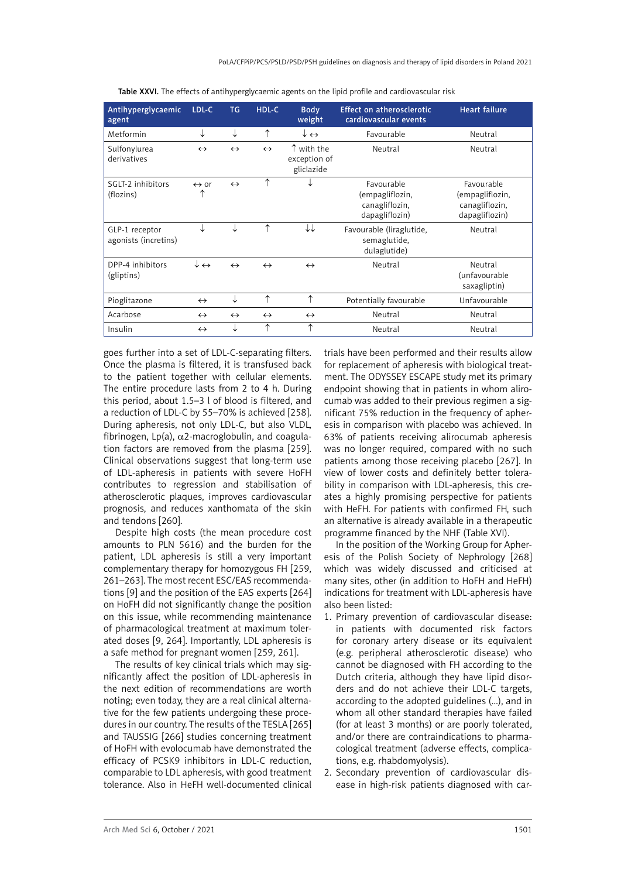Table XXVI. The effects of antihyperglycaemic agents on the lipid profile and cardiovascular risk

| Antihyperglycaemic agent | LDL-C | TG | HDL-C | Body weight | Effect on atherosclerotic cardiovascular events | Heart failure |
|---|---|---|---|---|---|---|
| Metformin | ↓ | ↓ | ↑ | ↓↔ | Favourable | Neutral |
| Sulfonylurea derivatives | ↔ | ↔ | ↔ | ↑ with the exception of gliclazide | Neutral | Neutral |
| SGLT-2 inhibitors (flozins) | ↔ or ↑ | ↔ | ↑ | ↓ | Favourable (empagliflozin, canagliflozin, dapagliflozin) | Favourable (empagliflozin, canagliflozin, dapagliflozin) |
| GLP-1 receptor agonists (incretins) | ↓ | ↓ | ↑ | ↓↓ | Favourable (liraglutide, semaglutide, dulaglutide) | Neutral |
| DPP-4 inhibitors (gliptins) | ↓↔ | ↔ | ↔ | ↔ | Neutral | Neutral (unfavourable saxagliptin) |
| Pioglitazone | ↔ | ↓ | ↑ | ↑ | Potentially favourable | Unfavourable |
| Acarbose | ↔ | ↔ | ↔ | ↔ | Neutral | Neutral |
| Insulin | ↔ | ↓ | ↑ | ↑ | Neutral | Neutral |

goes further into a set of LDL-C-separating filters. Once the plasma is filtered, it is transfused back to the patient together with cellular elements. The entire procedure lasts from 2 to 4 h. During this period, about 1.5–3 l of blood is filtered, and a reduction of LDL-C by 55–70% is achieved [258]. During apheresis, not only LDL-C, but also VLDL, fibrinogen, Lp(a), α2-macroglobulin, and coagulation factors are removed from the plasma [259]. Clinical observations suggest that long-term use of LDL-apheresis in patients with severe HoFH contributes to regression and stabilisation of atherosclerotic plaques, improves cardiovascular prognosis, and reduces xanthomata of the skin and tendons [260].

Despite high costs (the mean procedure cost amounts to PLN 5616) and the burden for the patient, LDL apheresis is still a very important complementary therapy for homozygous FH [259, 261–263]. The most recent ESC/EAS recommendations [9] and the position of the EAS experts [264] on HoFH did not significantly change the position on this issue, while recommending maintenance of pharmacological treatment at maximum tolerated doses [9, 264]. Importantly, LDL apheresis is a safe method for pregnant women [259, 261].

The results of key clinical trials which may significantly affect the position of LDL-apheresis in the next edition of recommendations are worth noting; even today, they are a real clinical alternative for the few patients undergoing these procedures in our country. The results of the TESLA [265] and TAUSSIG [266] studies concerning treatment of HoFH with evolocumab have demonstrated the efficacy of PCSK9 inhibitors in LDL-C reduction, comparable to LDL apheresis, with good treatment tolerance. Also in HeFH well-documented clinical trials have been performed and their results allow for replacement of apheresis with biological treatment. The ODYSSEY ESCAPE study met its primary endpoint showing that in patients in whom alirocumab was added to their previous regimen a significant 75% reduction in the frequency of apheresis in comparison with placebo was achieved. In 63% of patients receiving alirocumab apheresis was no longer required, compared with no such patients among those receiving placebo [267]. In view of lower costs and definitely better tolerability in comparison with LDL-apheresis, this creates a highly promising perspective for patients with HeFH. For patients with confirmed FH, such an alternative is already available in a therapeutic programme financed by the NHF (Table XVI).

In the position of the Working Group for Apheresis of the Polish Society of Nephrology [268] which was widely discussed and criticised at many sites, other (in addition to HoFH and HeFH) indications for treatment with LDL-apheresis have also been listed:

1. Primary prevention of cardiovascular disease: in patients with documented risk factors for coronary artery disease or its equivalent (e.g. peripheral atherosclerotic disease) who cannot be diagnosed with FH according to the Dutch criteria, although they have lipid disorders and do not achieve their LDL-C targets, according to the adopted guidelines (...), and in whom all other standard therapies have failed (for at least 3 months) or are poorly tolerated, and/or there are contraindications to pharmacological treatment (adverse effects, complications, e.g. rhabdomyolysis).
2. Secondary prevention of cardiovascular disease in high-risk patients diagnosed with car-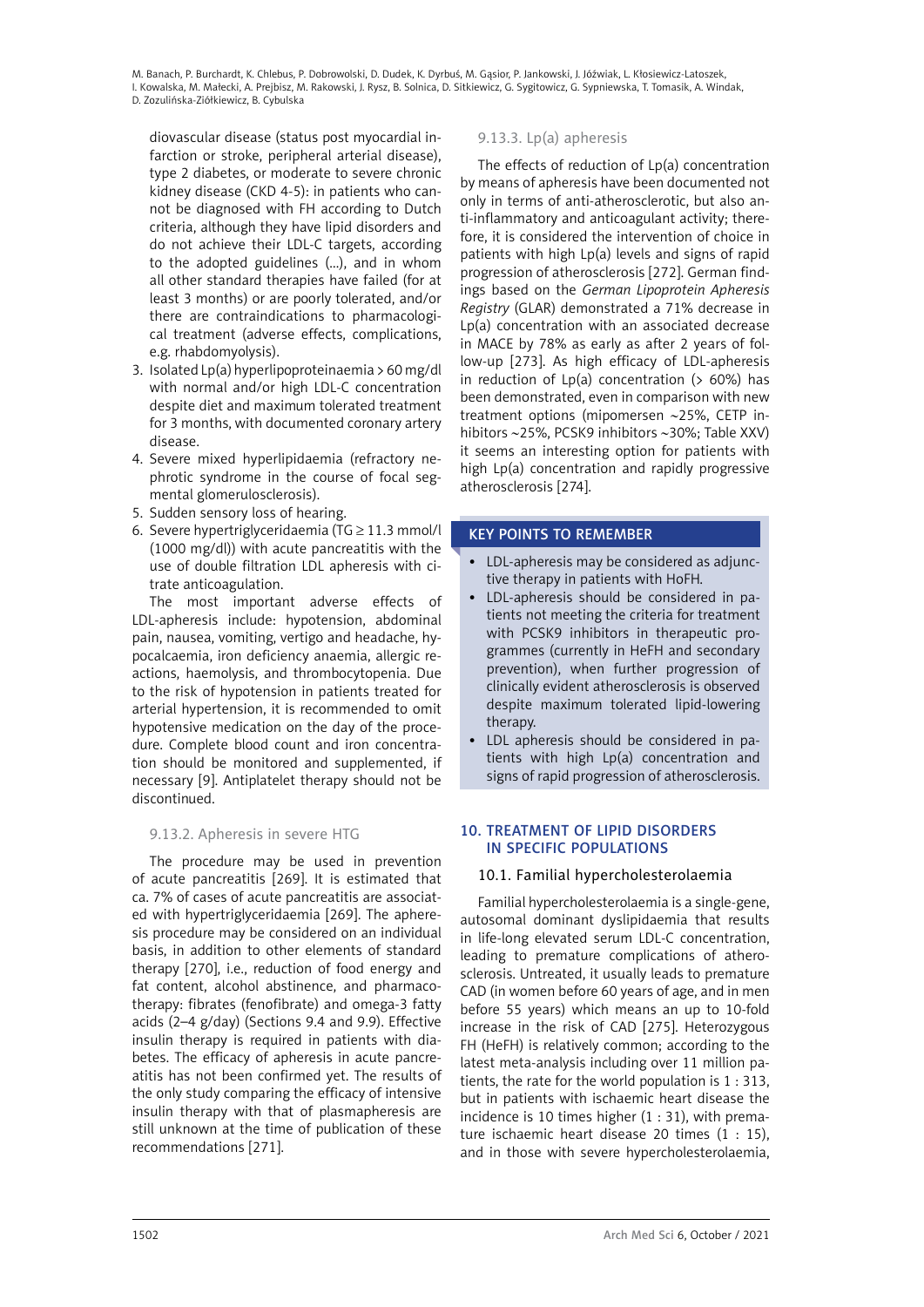diovascular disease (status post myocardial infarction or stroke, peripheral arterial disease), type 2 diabetes, or moderate to severe chronic kidney disease (CKD 4-5): in patients who cannot be diagnosed with FH according to Dutch criteria, although they have lipid disorders and do not achieve their LDL-C targets, according to the adopted guidelines (...), and in whom all other standard therapies have failed (for at least 3 months) or are poorly tolerated, and/or there are contraindications to pharmacological treatment (adverse effects, complications, e.g. rhabdomyolysis).
3. Isolated Lp(a) hyperlipoproteinaemia > 60 mg/dl with normal and/or high LDL-C concentration despite diet and maximum tolerated treatment for 3 months, with documented coronary artery disease.
4. Severe mixed hyperlipidaemia (refractory nephrotic syndrome in the course of focal segmental glomerulosclerosis).
5. Sudden sensory loss of hearing.
6. Severe hypertriglyceridaemia (TG ≥ 11.3 mmol/l (1000 mg/dl)) with acute pancreatitis with the use of double filtration LDL apheresis with citrate anticoagulation.

The most important adverse effects of LDL-apheresis include: hypotension, abdominal pain, nausea, vomiting, vertigo and headache, hypocalcaemia, iron deficiency anaemia, allergic reactions, haemolysis, and thrombocytopenia. Due to the risk of hypotension in patients treated for arterial hypertension, it is recommended to omit hypotensive medication on the day of the procedure. Complete blood count and iron concentration should be monitored and supplemented, if necessary [9]. Antiplatelet therapy should not be discontinued.

### 9.13.2. Apheresis in severe HTG

The procedure may be used in prevention of acute pancreatitis [269]. It is estimated that ca. 7% of cases of acute pancreatitis are associated with hypertriglyceridaemia [269]. The apheresis procedure may be considered on an individual basis, in addition to other elements of standard therapy [270], i.e., reduction of food energy and fat content, alcohol abstinence, and pharmacotherapy: fibrates (fenofibrate) and omega-3 fatty acids (2–4 g/day) (Sections 9.4 and 9.9). Effective insulin therapy is required in patients with diabetes. The efficacy of apheresis in acute pancreatitis has not been confirmed yet. The results of the only study comparing the efficacy of intensive insulin therapy with that of plasmapheresis are still unknown at the time of publication of these recommendations [271].

### 9.13.3. Lp(a) apheresis

The effects of reduction of Lp(a) concentration by means of apheresis have been documented not only in terms of anti-atherosclerotic, but also anti-inflammatory and anticoagulant activity; therefore, it is considered the intervention of choice in patients with high Lp(a) levels and signs of rapid progression of atherosclerosis [272]. German findings based on the *German Lipoprotein Apheresis Registry* (GLAR) demonstrated a 71% decrease in Lp(a) concentration with an associated decrease in MACE by 78% as early as after 2 years of follow-up [273]. As high efficacy of LDL-apheresis in reduction of Lp(a) concentration (> 60%) has been demonstrated, even in comparison with new treatment options (mipomersen ~25%, CETP inhibitors ~25%, PCSK9 inhibitors ~30%; Table XXV) it seems an interesting option for patients with high Lp(a) concentration and rapidly progressive atherosclerosis [274].

**KEY POINTS TO REMEMBER**

- LDL-apheresis may be considered as adjunctive therapy in patients with HoFH.
- LDL-apheresis should be considered in patients not meeting the criteria for treatment with PCSK9 inhibitors in therapeutic programmes (currently in HeFH and secondary prevention), when further progression of clinically evident atherosclerosis is observed despite maximum tolerated lipid-lowering therapy.
- LDL apheresis should be considered in patients with high Lp(a) concentration and signs of rapid progression of atherosclerosis.

## 10. TREATMENT OF LIPID DISORDERS IN SPECIFIC POPULATIONS

### 10.1. Familial hypercholesterolaemia

Familial hypercholesterolaemia is a single-gene, autosomal dominant dyslipidaemia that results in life-long elevated serum LDL-C concentration, leading to premature complications of atherosclerosis. Untreated, it usually leads to premature CAD (in women before 60 years of age, and in men before 55 years) which means an up to 10-fold increase in the risk of CAD [275]. Heterozygous FH (HeFH) is relatively common; according to the latest meta-analysis including over 11 million patients, the rate for the world population is 1 : 313, but in patients with ischaemic heart disease the incidence is 10 times higher (1 : 31), with premature ischaemic heart disease 20 times (1 : 15), and in those with severe hypercholesterolaemia,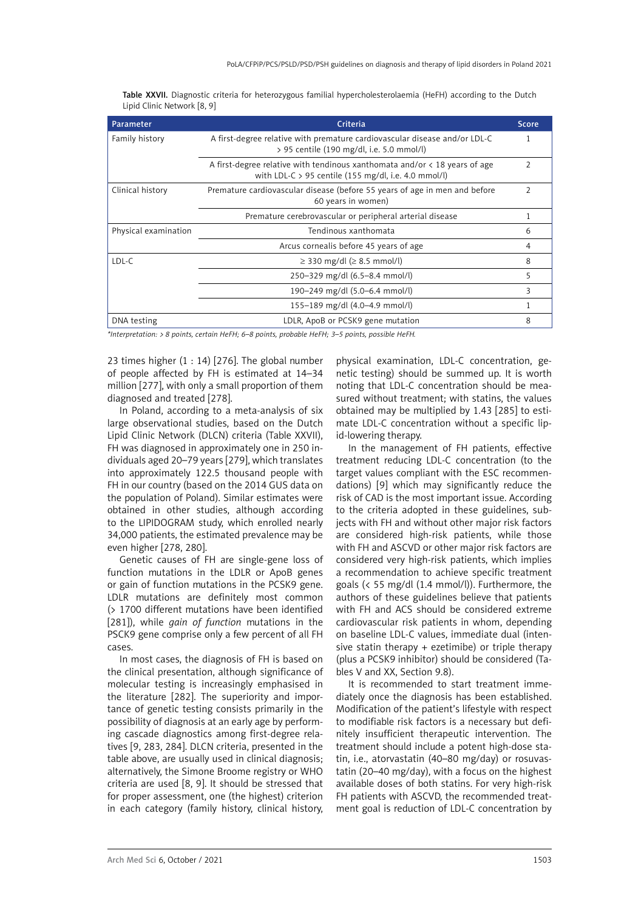Table XXVII. Diagnostic criteria for heterozygous familial hypercholesterolaemia (HeFH) according to the Dutch Lipid Clinic Network [8, 9]

| Parameter | Criteria | Score |
|---|---|---|
| Family history | A first-degree relative with premature cardiovascular disease and/or LDL-C > 95 centile (190 mg/dl, i.e. 5.0 mmol/l) | 1 |
| | A first-degree relative with tendinous xanthomata and/or < 18 years of age with LDL-C > 95 centile (155 mg/dl, i.e. 4.0 mmol/l) | 2 |
| Clinical history | Premature cardiovascular disease (before 55 years of age in men and before 60 years in women) | 2 |
| | Premature cerebrovascular or peripheral arterial disease | 1 |
| Physical examination | Tendinous xanthomata | 6 |
| | Arcus cornealis before 45 years of age | 4 |
| LDL-C | ≥ 330 mg/dl (≥ 8.5 mmol/l) | 8 |
| | 250–329 mg/dl (6.5–8.4 mmol/l) | 5 |
| | 190–249 mg/dl (5.0–6.4 mmol/l) | 3 |
| | 155–189 mg/dl (4.0–4.9 mmol/l) | 1 |
| DNA testing | LDLR, ApoB or PCSK9 gene mutation | 8 |

*Interpretation: > 8 points, certain HeFH; 6–8 points, probable HeFH; 3–5 points, possible HeFH.*

23 times higher (1 : 14) [276]. The global number of people affected by FH is estimated at 14–34 million [277], with only a small proportion of them diagnosed and treated [278].

In Poland, according to a meta-analysis of six large observational studies, based on the Dutch Lipid Clinic Network (DLCN) criteria (Table XXVII), FH was diagnosed in approximately one in 250 individuals aged 20–79 years [279], which translates into approximately 122.5 thousand people with FH in our country (based on the 2014 GUS data on the population of Poland). Similar estimates were obtained in other studies, although according to the LIPIDOGRAM study, which enrolled nearly 34,000 patients, the estimated prevalence may be even higher [278, 280].

Genetic causes of FH are single-gene loss of function mutations in the LDLR or ApoB genes or gain of function mutations in the PCSK9 gene. LDLR mutations are definitely most common (> 1700 different mutations have been identified [281]), while *gain of function* mutations in the PSCK9 gene comprise only a few percent of all FH cases.

In most cases, the diagnosis of FH is based on the clinical presentation, although significance of molecular testing is increasingly emphasised in the literature [282]. The superiority and importance of genetic testing consists primarily in the possibility of diagnosis at an early age by performing cascade diagnostics among first-degree relatives [9, 283, 284]. DLCN criteria, presented in the table above, are usually used in clinical diagnosis; alternatively, the Simone Broome registry or WHO criteria are used [8, 9]. It should be stressed that for proper assessment, one (the highest) criterion in each category (family history, clinical history, physical examination, LDL-C concentration, genetic testing) should be summed up. It is worth noting that LDL-C concentration should be measured without treatment; with statins, the values obtained may be multiplied by 1.43 [285] to estimate LDL-C concentration without a specific lipid-lowering therapy.

In the management of FH patients, effective treatment reducing LDL-C concentration (to the target values compliant with the ESC recommendations) [9] which may significantly reduce the risk of CAD is the most important issue. According to the criteria adopted in these guidelines, subjects with FH and without other major risk factors are considered high-risk patients, while those with FH and ASCVD or other major risk factors are considered very high-risk patients, which implies a recommendation to achieve specific treatment goals (< 55 mg/dl (1.4 mmol/l)). Furthermore, the authors of these guidelines believe that patients with FH and ACS should be considered extreme cardiovascular risk patients in whom, depending on baseline LDL-C values, immediate dual (intensive statin therapy + ezetimibe) or triple therapy (plus a PCSK9 inhibitor) should be considered (Tables V and XX, Section 9.8).

It is recommended to start treatment immediately once the diagnosis has been established. Modification of the patient's lifestyle with respect to modifiable risk factors is a necessary but definitely insufficient therapeutic intervention. The treatment should include a potent high-dose statin, i.e., atorvastatin (40–80 mg/day) or rosuvastatin (20–40 mg/day), with a focus on the highest available doses of both statins. For very high-risk FH patients with ASCVD, the recommended treatment goal is reduction of LDL-C concentration by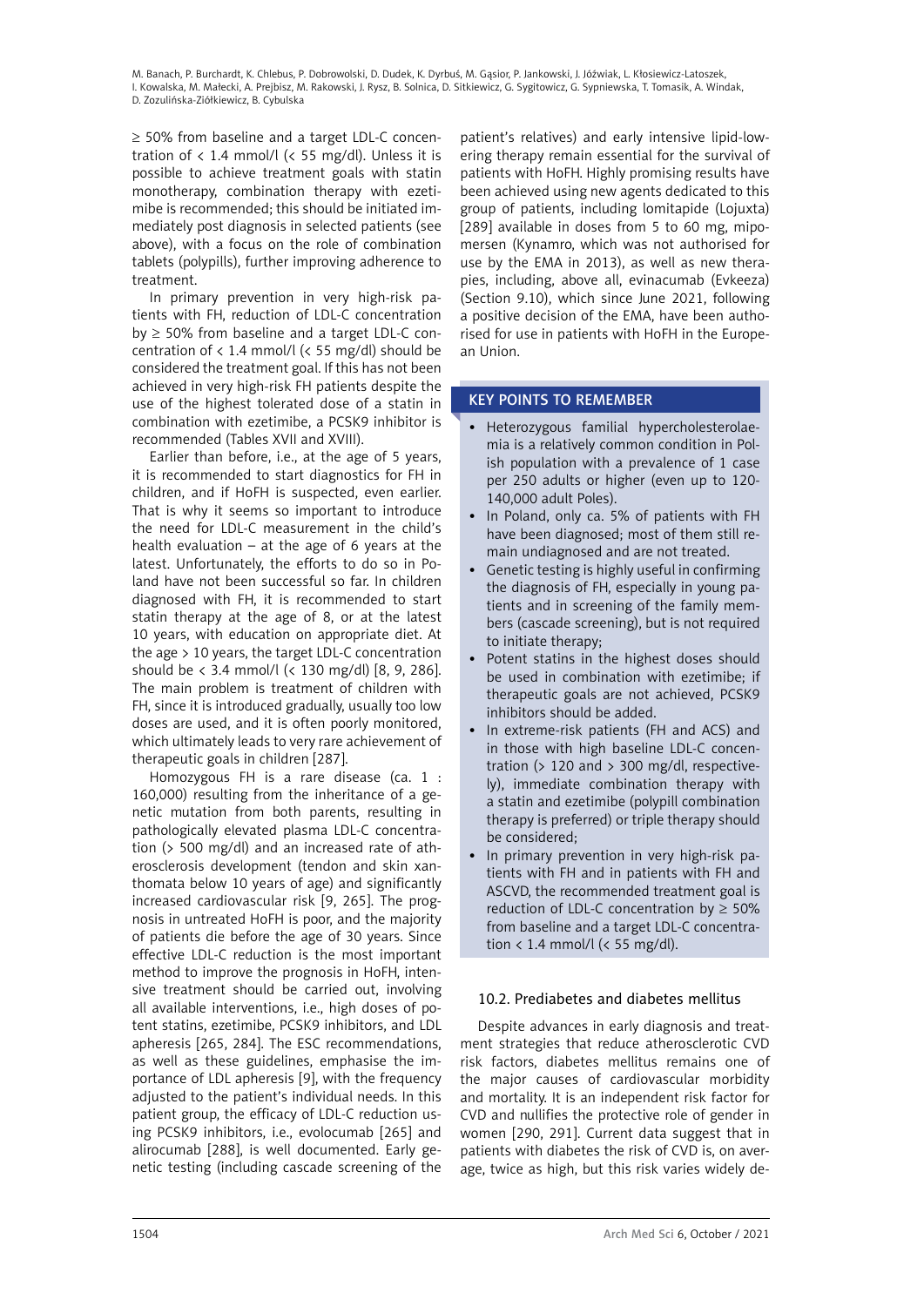≥ 50% from baseline and a target LDL-C concentration of < 1.4 mmol/l (< 55 mg/dl). Unless it is possible to achieve treatment goals with statin monotherapy, combination therapy with ezetimibe is recommended; this should be initiated immediately post diagnosis in selected patients (see above), with a focus on the role of combination tablets (polypills), further improving adherence to treatment.

In primary prevention in very high-risk patients with FH, reduction of LDL-C concentration by ≥ 50% from baseline and a target LDL-C concentration of < 1.4 mmol/l (< 55 mg/dl) should be considered the treatment goal. If this has not been achieved in very high-risk FH patients despite the use of the highest tolerated dose of a statin in combination with ezetimibe, a PCSK9 inhibitor is recommended (Tables XVII and XVIII).

Earlier than before, i.e., at the age of 5 years, it is recommended to start diagnostics for FH in children, and if HoFH is suspected, even earlier. That is why it seems so important to introduce the need for LDL-C measurement in the child's health evaluation – at the age of 6 years at the latest. Unfortunately, the efforts to do so in Poland have not been successful so far. In children diagnosed with FH, it is recommended to start statin therapy at the age of 8, or at the latest 10 years, with education on appropriate diet. At the age > 10 years, the target LDL-C concentration should be < 3.4 mmol/l (< 130 mg/dl) [8, 9, 286]. The main problem is treatment of children with FH, since it is introduced gradually, usually too low doses are used, and it is often poorly monitored, which ultimately leads to very rare achievement of therapeutic goals in children [287].

Homozygous FH is a rare disease (ca. 1 : 160,000) resulting from the inheritance of a genetic mutation from both parents, resulting in pathologically elevated plasma LDL-C concentration (> 500 mg/dl) and an increased rate of atherosclerosis development (tendon and skin xanthomata below 10 years of age) and significantly increased cardiovascular risk [9, 265]. The prognosis in untreated HoFH is poor, and the majority of patients die before the age of 30 years. Since effective LDL-C reduction is the most important method to improve the prognosis in HoFH, intensive treatment should be carried out, involving all available interventions, i.e., high doses of potent statins, ezetimibe, PCSK9 inhibitors, and LDL apheresis [265, 284]. The ESC recommendations, as well as these guidelines, emphasise the importance of LDL apheresis [9], with the frequency adjusted to the patient's individual needs. In this patient group, the efficacy of LDL-C reduction using PCSK9 inhibitors, i.e., evolocumab [265] and alirocumab [288], is well documented. Early genetic testing (including cascade screening of the patient's relatives) and early intensive lipid-lowering therapy remain essential for the survival of patients with HoFH. Highly promising results have been achieved using new agents dedicated to this group of patients, including lomitapide (Lojuxta) [289] available in doses from 5 to 60 mg, mipomersen (Kynamro, which was not authorised for use by the EMA in 2013), as well as new therapies, including, above all, evinacumab (Evkeeza) (Section 9.10), which since June 2021, following a positive decision of the EMA, have been authorised for use in patients with HoFH in the European Union.

**KEY POINTS TO REMEMBER**

- Heterozygous familial hypercholesterolaemia is a relatively common condition in Polish population with a prevalence of 1 case per 250 adults or higher (even up to 120-140,000 adult Poles).
- In Poland, only ca. 5% of patients with FH have been diagnosed; most of them still remain undiagnosed and are not treated.
- Genetic testing is highly useful in confirming the diagnosis of FH, especially in young patients and in screening of the family members (cascade screening), but is not required to initiate therapy;
- Potent statins in the highest doses should be used in combination with ezetimibe; if therapeutic goals are not achieved, PCSK9 inhibitors should be added.
- In extreme-risk patients (FH and ACS) and in those with high baseline LDL-C concentration (> 120 and > 300 mg/dl, respectively), immediate combination therapy with a statin and ezetimibe (polypill combination therapy is preferred) or triple therapy should be considered;
- In primary prevention in very high-risk patients with FH and in patients with FH and ASCVD, the recommended treatment goal is reduction of LDL-C concentration by ≥ 50% from baseline and a target LDL-C concentration < 1.4 mmol/l (< 55 mg/dl).

### 10.2. Prediabetes and diabetes mellitus

Despite advances in early diagnosis and treatment strategies that reduce atherosclerotic CVD risk factors, diabetes mellitus remains one of the major causes of cardiovascular morbidity and mortality. It is an independent risk factor for CVD and nullifies the protective role of gender in women [290, 291]. Current data suggest that in patients with diabetes the risk of CVD is, on average, twice as high, but this risk varies widely de-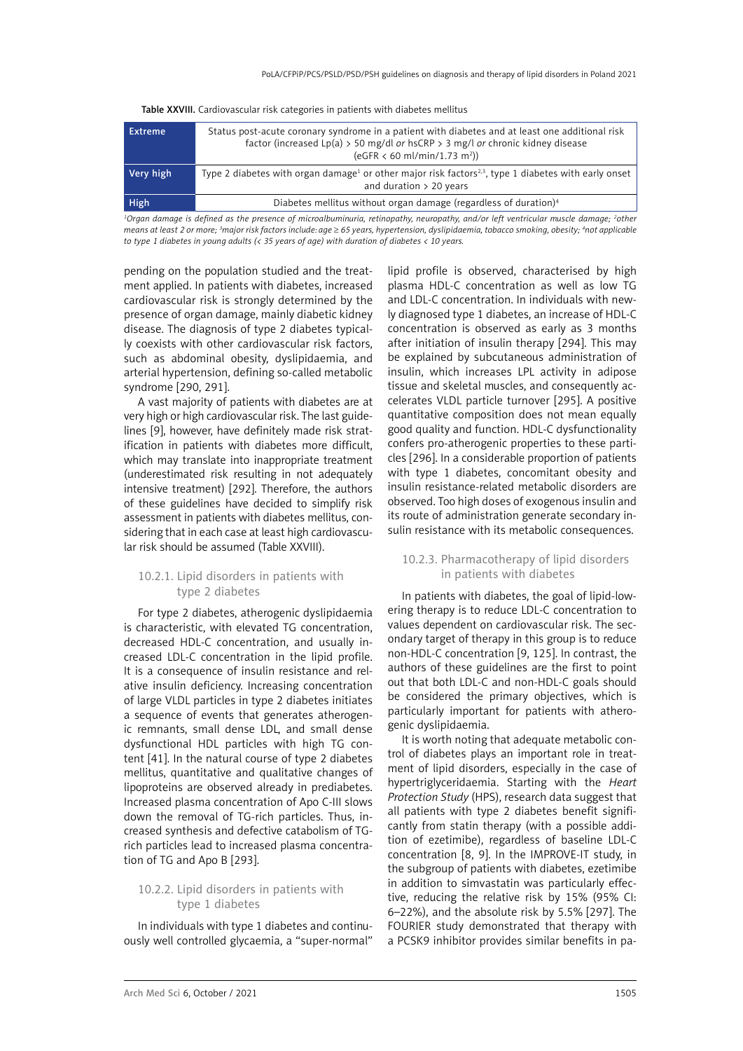Table XXVIII. Cardiovascular risk categories in patients with diabetes mellitus

| | |
|---|---|
| **Extreme** | Status post-acute coronary syndrome in a patient with diabetes and at least one additional risk factor (increased Lp(a) > 50 mg/dl *or* hsCRP > 3 mg/l *or* chronic kidney disease (eGFR < 60 ml/min/1.73 $m^2$)) |
| **Very high** | Type 2 diabetes with organ damage[1] or other major risk factors[2,3], type 1 diabetes with early onset and duration > 20 years |
| **High** | Diabetes mellitus without organ damage (regardless of duration)[4] |

*[1]Organ damage is defined as the presence of microalbuminuria, retinopathy, neuropathy, and/or left ventricular muscle damage; [2]other means at least 2 or more; [3]major risk factors include: age ≥ 65 years, hypertension, dyslipidaemia, tobacco smoking, obesity; [4]not applicable to type 1 diabetes in young adults (< 35 years of age) with duration of diabetes < 10 years.*

pending on the population studied and the treatment applied. In patients with diabetes, increased cardiovascular risk is strongly determined by the presence of organ damage, mainly diabetic kidney disease. The diagnosis of type 2 diabetes typically coexists with other cardiovascular risk factors, such as abdominal obesity, dyslipidaemia, and arterial hypertension, defining so-called metabolic syndrome [290, 291].

A vast majority of patients with diabetes are at very high or high cardiovascular risk. The last guidelines [9], however, have definitely made risk stratification in patients with diabetes more difficult, which may translate into inappropriate treatment (underestimated risk resulting in not adequately intensive treatment) [292]. Therefore, the authors of these guidelines have decided to simplify risk assessment in patients with diabetes mellitus, considering that in each case at least high cardiovascular risk should be assumed (Table XXVIII).

### 10.2.1. Lipid disorders in patients with type 2 diabetes

For type 2 diabetes, atherogenic dyslipidaemia is characteristic, with elevated TG concentration, decreased HDL-C concentration, and usually increased LDL-C concentration in the lipid profile. It is a consequence of insulin resistance and relative insulin deficiency. Increasing concentration of large VLDL particles in type 2 diabetes initiates a sequence of events that generates atherogenic remnants, small dense LDL, and small dense dysfunctional HDL particles with high TG content [41]. In the natural course of type 2 diabetes mellitus, quantitative and qualitative changes of lipoproteins are observed already in prediabetes. Increased plasma concentration of Apo C-III slows down the removal of TG-rich particles. Thus, increased synthesis and defective catabolism of TG-rich particles lead to increased plasma concentration of TG and Apo B [293].

### 10.2.2. Lipid disorders in patients with type 1 diabetes

In individuals with type 1 diabetes and continuously well controlled glycaemia, a "super-normal" lipid profile is observed, characterised by high plasma HDL-C concentration as well as low TG and LDL-C concentration. In individuals with newly diagnosed type 1 diabetes, an increase of HDL-C concentration is observed as early as 3 months after initiation of insulin therapy [294]. This may be explained by subcutaneous administration of insulin, which increases LPL activity in adipose tissue and skeletal muscles, and consequently accelerates VLDL particle turnover [295]. A positive quantitative composition does not mean equally good quality and function. HDL-C dysfunctionality confers pro-atherogenic properties to these particles [296]. In a considerable proportion of patients with type 1 diabetes, concomitant obesity and insulin resistance-related metabolic disorders are observed. Too high doses of exogenous insulin and its route of administration generate secondary insulin resistance with its metabolic consequences.

### 10.2.3. Pharmacotherapy of lipid disorders in patients with diabetes

In patients with diabetes, the goal of lipid-lowering therapy is to reduce LDL-C concentration to values dependent on cardiovascular risk. The secondary target of therapy in this group is to reduce non-HDL-C concentration [9, 125]. In contrast, the authors of these guidelines are the first to point out that both LDL-C and non-HDL-C goals should be considered the primary objectives, which is particularly important for patients with atherogenic dyslipidaemia.

It is worth noting that adequate metabolic control of diabetes plays an important role in treatment of lipid disorders, especially in the case of hypertriglyceridaemia. Starting with the *Heart Protection Study* (HPS), research data suggest that all patients with type 2 diabetes benefit significantly from statin therapy (with a possible addition of ezetimibe), regardless of baseline LDL-C concentration [8, 9]. In the IMPROVE-IT study, in the subgroup of patients with diabetes, ezetimibe in addition to simvastatin was particularly effective, reducing the relative risk by 15% (95% CI: 6–22%), and the absolute risk by 5.5% [297]. The FOURIER study demonstrated that therapy with a PCSK9 inhibitor provides similar benefits in pa-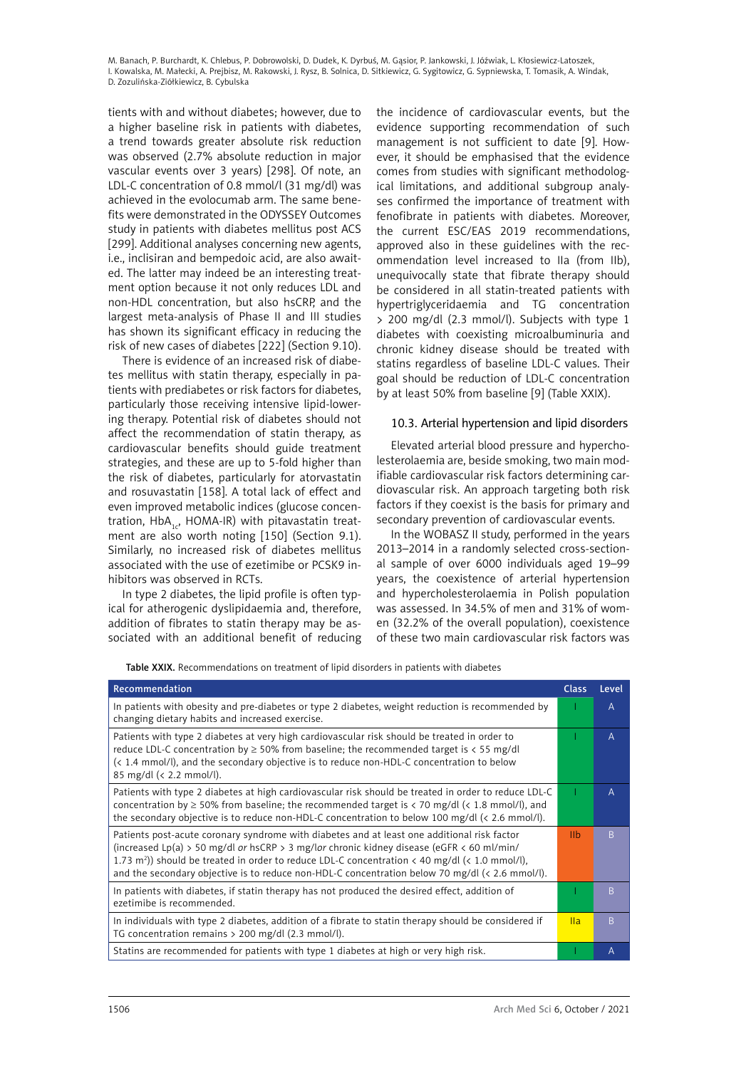tients with and without diabetes; however, due to a higher baseline risk in patients with diabetes, a trend towards greater absolute risk reduction was observed (2.7% absolute reduction in major vascular events over 3 years) [298]. Of note, an LDL-C concentration of 0.8 mmol/l (31 mg/dl) was achieved in the evolocumab arm. The same benefits were demonstrated in the ODYSSEY Outcomes study in patients with diabetes mellitus post ACS [299]. Additional analyses concerning new agents, i.e., inclisiran and bempedoic acid, are also awaited. The latter may indeed be an interesting treatment option because it not only reduces LDL and non-HDL concentration, but also hsCRP, and the largest meta-analysis of Phase II and III studies has shown its significant efficacy in reducing the risk of new cases of diabetes [222] (Section 9.10).

There is evidence of an increased risk of diabetes mellitus with statin therapy, especially in patients with prediabetes or risk factors for diabetes, particularly those receiving intensive lipid-lowering therapy. Potential risk of diabetes should not affect the recommendation of statin therapy, as cardiovascular benefits should guide treatment strategies, and these are up to 5-fold higher than the risk of diabetes, particularly for atorvastatin and rosuvastatin [158]. A total lack of effect and even improved metabolic indices (glucose concentration, $HbA_{1c}$, HOMA-IR) with pitavastatin treatment are also worth noting [150] (Section 9.1). Similarly, no increased risk of diabetes mellitus associated with the use of ezetimibe or PCSK9 inhibitors was observed in RCTs.

In type 2 diabetes, the lipid profile is often typical for atherogenic dyslipidaemia and, therefore, addition of fibrates to statin therapy may be associated with an additional benefit of reducing the incidence of cardiovascular events, but the evidence supporting recommendation of such management is not sufficient to date [9]. However, it should be emphasised that the evidence comes from studies with significant methodological limitations, and additional subgroup analyses confirmed the importance of treatment with fenofibrate in patients with diabetes. Moreover, the current ESC/EAS 2019 recommendations, approved also in these guidelines with the recommendation level increased to IIa (from IIb), unequivocally state that fibrate therapy should be considered in all statin-treated patients with hypertriglyceridaemia and TG concentration > 200 mg/dl (2.3 mmol/l). Subjects with type 1 diabetes with coexisting microalbuminuria and chronic kidney disease should be treated with statins regardless of baseline LDL-C values. Their goal should be reduction of LDL-C concentration by at least 50% from baseline [9] (Table XXIX).

### 10.3. Arterial hypertension and lipid disorders

Elevated arterial blood pressure and hypercholesterolaemia are, beside smoking, two main modifiable cardiovascular risk factors determining cardiovascular risk. An approach targeting both risk factors if they coexist is the basis for primary and secondary prevention of cardiovascular events.

In the WOBASZ II study, performed in the years 2013–2014 in a randomly selected cross-sectional sample of over 6000 individuals aged 19–99 years, the coexistence of arterial hypertension and hypercholesterolaemia in Polish population was assessed. In 34.5% of men and 31% of women (32.2% of the overall population), coexistence of these two main cardiovascular risk factors was

**Table XXIX.** Recommendations on treatment of lipid disorders in patients with diabetes

| Recommendation | Class | Level |
|---|---|---|
| In patients with obesity and pre-diabetes or type 2 diabetes, weight reduction is recommended by changing dietary habits and increased exercise. | I | A |
| Patients with type 2 diabetes at very high cardiovascular risk should be treated in order to reduce LDL-C concentration by ≥ 50% from baseline; the recommended target is < 55 mg/dl (< 1.4 mmol/l), and the secondary objective is to reduce non-HDL-C concentration to below 85 mg/dl (< 2.2 mmol/l). | I | A |
| Patients with type 2 diabetes at high cardiovascular risk should be treated in order to reduce LDL-C concentration by ≥ 50% from baseline; the recommended target is < 70 mg/dl (< 1.8 mmol/l), and the secondary objective is to reduce non-HDL-C concentration to below 100 mg/dl (< 2.6 mmol/l). | I | A |
| Patients post-acute coronary syndrome with diabetes and at least one additional risk factor (increased Lp(a) > 50 mg/dl *or* hsCRP > 3 mg/l*or* chronic kidney disease (eGFR < 60 ml/min/1.73 m²)) should be treated in order to reduce LDL-C concentration < 40 mg/dl (< 1.0 mmol/l), and the secondary objective is to reduce non-HDL-C concentration below 70 mg/dl (< 2.6 mmol/l). | IIb | B |
| In patients with diabetes, if statin therapy has not produced the desired effect, addition of ezetimibe is recommended. | I | B |
| In individuals with type 2 diabetes, addition of a fibrate to statin therapy should be considered if TG concentration remains > 200 mg/dl (2.3 mmol/l). | IIa | B |
| Statins are recommended for patients with type 1 diabetes at high or very high risk. | I | A |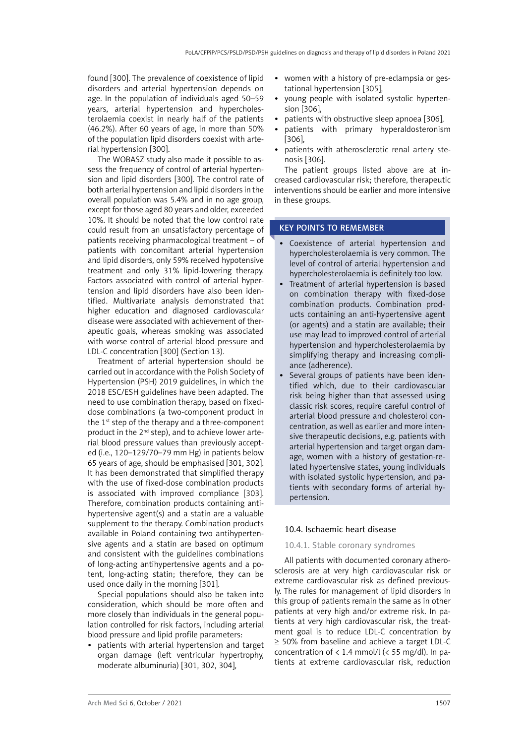found [300]. The prevalence of coexistence of lipid disorders and arterial hypertension depends on age. In the population of individuals aged 50–59 years, arterial hypertension and hypercholesterolaemia coexist in nearly half of the patients (46.2%). After 60 years of age, in more than 50% of the population lipid disorders coexist with arterial hypertension [300].

The WOBASZ study also made it possible to assess the frequency of control of arterial hypertension and lipid disorders [300]. The control rate of both arterial hypertension and lipid disorders in the overall population was 5.4% and in no age group, except for those aged 80 years and older, exceeded 10%. It should be noted that the low control rate could result from an unsatisfactory percentage of patients receiving pharmacological treatment – of patients with concomitant arterial hypertension and lipid disorders, only 59% received hypotensive treatment and only 31% lipid-lowering therapy. Factors associated with control of arterial hypertension and lipid disorders have also been identified. Multivariate analysis demonstrated that higher education and diagnosed cardiovascular disease were associated with achievement of therapeutic goals, whereas smoking was associated with worse control of arterial blood pressure and LDL-C concentration [300] (Section 13).

Treatment of arterial hypertension should be carried out in accordance with the Polish Society of Hypertension (PSH) 2019 guidelines, in which the 2018 ESC/ESH guidelines have been adapted. The need to use combination therapy, based on fixed-dose combinations (a two-component product in the 1st step of the therapy and a three-component product in the 2nd step), and to achieve lower arterial blood pressure values than previously accepted (i.e., 120–129/70–79 mm Hg) in patients below 65 years of age, should be emphasised [301, 302]. It has been demonstrated that simplified therapy with the use of fixed-dose combination products is associated with improved compliance [303]. Therefore, combination products containing antihypertensive agent(s) and a statin are a valuable supplement to the therapy. Combination products available in Poland containing two antihypertensive agents and a statin are based on optimum and consistent with the guidelines combinations of long-acting antihypertensive agents and a potent, long-acting statin; therefore, they can be used once daily in the morning [301].

Special populations should also be taken into consideration, which should be more often and more closely than individuals in the general population controlled for risk factors, including arterial blood pressure and lipid profile parameters:

- patients with arterial hypertension and target organ damage (left ventricular hypertrophy, moderate albuminuria) [301, 302, 304],
- women with a history of pre-eclampsia or gestational hypertension [305],
- young people with isolated systolic hypertension [306],
- patients with obstructive sleep apnoea [306],
- patients with primary hyperaldosteronism [306],
- patients with atherosclerotic renal artery stenosis [306].

The patient groups listed above are at increased cardiovascular risk; therefore, therapeutic interventions should be earlier and more intensive in these groups.

**KEY POINTS TO REMEMBER**

- Coexistence of arterial hypertension and hypercholesterolaemia is very common. The level of control of arterial hypertension and hypercholesterolaemia is definitely too low.
- Treatment of arterial hypertension is based on combination therapy with fixed-dose combination products. Combination products containing an anti-hypertensive agent (or agents) and a statin are available; their use may lead to improved control of arterial hypertension and hypercholesterolaemia by simplifying therapy and increasing compliance (adherence).
- Several groups of patients have been identified which, due to their cardiovascular risk being higher than that assessed using classic risk scores, require careful control of arterial blood pressure and cholesterol concentration, as well as earlier and more intensive therapeutic decisions, e.g. patients with arterial hypertension and target organ damage, women with a history of gestation-related hypertensive states, young individuals with isolated systolic hypertension, and patients with secondary forms of arterial hypertension.

## 10.4. Ischaemic heart disease

### 10.4.1. Stable coronary syndromes

All patients with documented coronary atherosclerosis are at very high cardiovascular risk or extreme cardiovascular risk as defined previously. The rules for management of lipid disorders in this group of patients remain the same as in other patients at very high and/or extreme risk. In patients at very high cardiovascular risk, the treatment goal is to reduce LDL-C concentration by ≥ 50% from baseline and achieve a target LDL-C concentration of < 1.4 mmol/l (< 55 mg/dl). In patients at extreme cardiovascular risk, reduction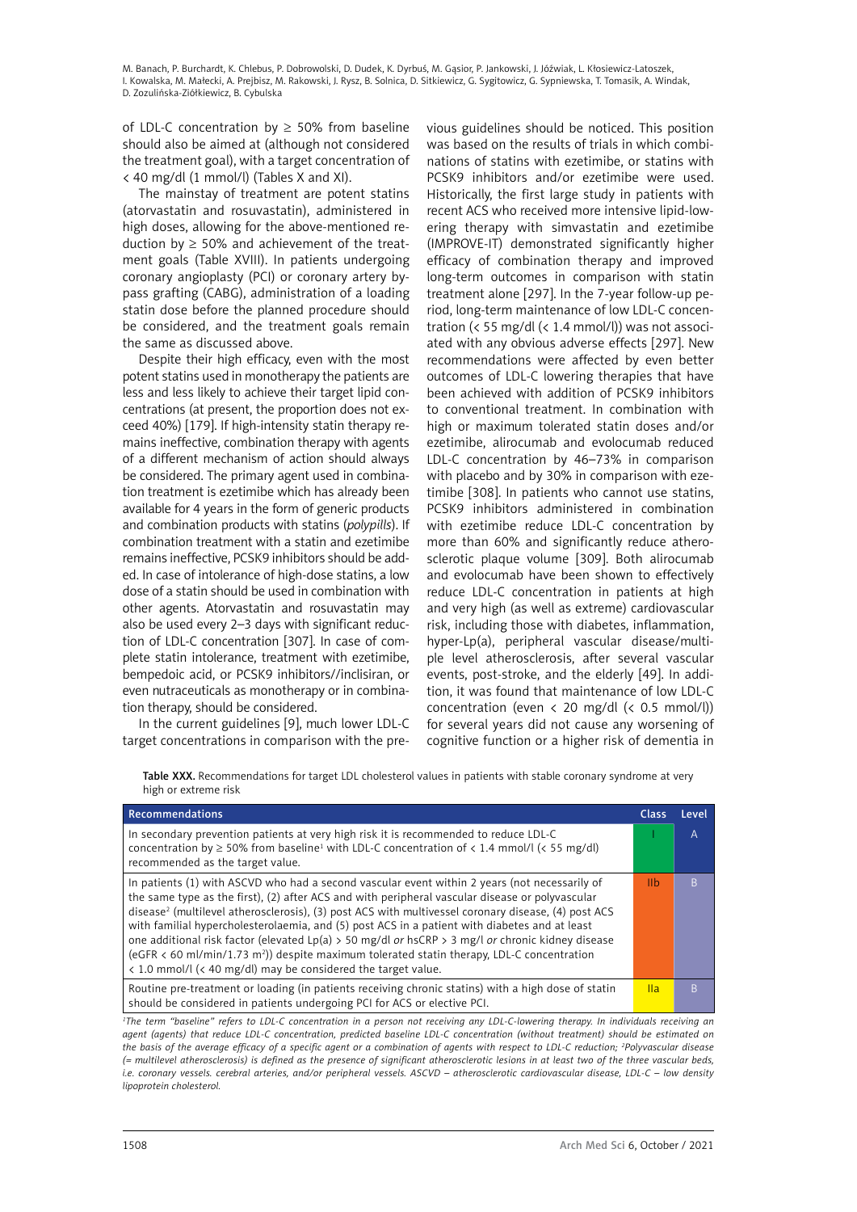of LDL-C concentration by ≥ 50% from baseline should also be aimed at (although not considered the treatment goal), with a target concentration of < 40 mg/dl (1 mmol/l) (Tables X and XI).

The mainstay of treatment are potent statins (atorvastatin and rosuvastatin), administered in high doses, allowing for the above-mentioned reduction by ≥ 50% and achievement of the treatment goals (Table XVIII). In patients undergoing coronary angioplasty (PCI) or coronary artery bypass grafting (CABG), administration of a loading statin dose before the planned procedure should be considered, and the treatment goals remain the same as discussed above.

Despite their high efficacy, even with the most potent statins used in monotherapy the patients are less and less likely to achieve their target lipid concentrations (at present, the proportion does not exceed 40%) [179]. If high-intensity statin therapy remains ineffective, combination therapy with agents of a different mechanism of action should always be considered. The primary agent used in combination treatment is ezetimibe which has already been available for 4 years in the form of generic products and combination products with statins (*polypills*). If combination treatment with a statin and ezetimibe remains ineffective, PCSK9 inhibitors should be added. In case of intolerance of high-dose statins, a low dose of a statin should be used in combination with other agents. Atorvastatin and rosuvastatin may also be used every 2–3 days with significant reduction of LDL-C concentration [307]. In case of complete statin intolerance, treatment with ezetimibe, bempedoic acid, or PCSK9 inhibitors//inclisiran, or even nutraceuticals as monotherapy or in combination therapy, should be considered.

In the current guidelines [9], much lower LDL-C target concentrations in comparison with the previous guidelines should be noticed. This position was based on the results of trials in which combinations of statins with ezetimibe, or statins with PCSK9 inhibitors and/or ezetimibe were used. Historically, the first large study in patients with recent ACS who received more intensive lipid-lowering therapy with simvastatin and ezetimibe (IMPROVE-IT) demonstrated significantly higher efficacy of combination therapy and improved long-term outcomes in comparison with statin treatment alone [297]. In the 7-year follow-up period, long-term maintenance of low LDL-C concentration (< 55 mg/dl (< 1.4 mmol/l)) was not associated with any obvious adverse effects [297]. New recommendations were affected by even better outcomes of LDL-C lowering therapies that have been achieved with addition of PCSK9 inhibitors to conventional treatment. In combination with high or maximum tolerated statin doses and/or ezetimibe, alirocumab and evolocumab reduced LDL-C concentration by 46–73% in comparison with placebo and by 30% in comparison with ezetimibe [308]. In patients who cannot use statins, PCSK9 inhibitors administered in combination with ezetimibe reduce LDL-C concentration by more than 60% and significantly reduce atherosclerotic plaque volume [309]. Both alirocumab and evolocumab have been shown to effectively reduce LDL-C concentration in patients at high and very high (as well as extreme) cardiovascular risk, including those with diabetes, inflammation, hyper-Lp(a), peripheral vascular disease/multiple level atherosclerosis, after several vascular events, post-stroke, and the elderly [49]. In addition, it was found that maintenance of low LDL-C concentration (even < 20 mg/dl (< 0.5 mmol/l)) for several years did not cause any worsening of cognitive function or a higher risk of dementia in

**Table XXX.** Recommendations for target LDL cholesterol values in patients with stable coronary syndrome at very high or extreme risk

| Recommendations | Class | Level |
|---|---|---|
| In secondary prevention patients at very high risk it is recommended to reduce LDL-C concentration by ≥ 50% from baseline[1] with LDL-C concentration of < 1.4 mmol/l (< 55 mg/dl) recommended as the target value. | I | A |
| In patients (1) with ASCVD who had a second vascular event within 2 years (not necessarily of the same type as the first), (2) after ACS and with peripheral vascular disease or polyvascular disease[2] (multilevel atherosclerosis), (3) post ACS with multivessel coronary disease, (4) post ACS with familial hypercholesterolaemia, and (5) post ACS in a patient with diabetes and at least one additional risk factor (elevated Lp(a) > 50 mg/dl *or* hsCRP > 3 mg/l *or* chronic kidney disease (eGFR < 60 ml/min/1.73 m$^2$)) despite maximum tolerated statin therapy, LDL-C concentration < 1.0 mmol/l (< 40 mg/dl) may be considered the target value. | IIb | B |
| Routine pre-treatment or loading (in patients receiving chronic statins) with a high dose of statin should be considered in patients undergoing PCI for ACS or elective PCI. | IIa | B |

*[1]The term "baseline" refers to LDL-C concentration in a person not receiving any LDL-C-lowering therapy. In individuals receiving an agent (agents) that reduce LDL-C concentration, predicted baseline LDL-C concentration (without treatment) should be estimated on the basis of the average efficacy of a specific agent or a combination of agents with respect to LDL-C reduction; [2]Polyvascular disease (= multilevel atherosclerosis) is defined as the presence of significant atherosclerotic lesions in at least two of the three vascular beds, i.e. coronary vessels. cerebral arteries, and/or peripheral vessels. ASCVD – atherosclerotic cardiovascular disease, LDL-C – low density lipoprotein cholesterol.*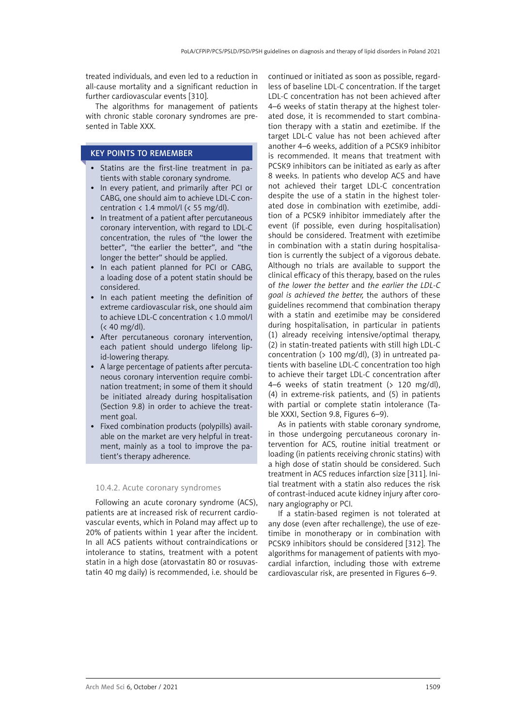treated individuals, and even led to a reduction in all-cause mortality and a significant reduction in further cardiovascular events [310].

The algorithms for management of patients with chronic stable coronary syndromes are presented in Table XXX.

### KEY POINTS TO REMEMBER

- Statins are the first-line treatment in patients with stable coronary syndrome.
- In every patient, and primarily after PCI or CABG, one should aim to achieve LDL-C concentration < 1.4 mmol/l (< 55 mg/dl).
- In treatment of a patient after percutaneous coronary intervention, with regard to LDL-C concentration, the rules of "the lower the better", "the earlier the better", and "the longer the better" should be applied.
- In each patient planned for PCI or CABG, a loading dose of a potent statin should be considered.
- In each patient meeting the definition of extreme cardiovascular risk, one should aim to achieve LDL-C concentration < 1.0 mmol/l (< 40 mg/dl).
- After percutaneous coronary intervention, each patient should undergo lifelong lipid-lowering therapy.
- A large percentage of patients after percutaneous coronary intervention require combination treatment; in some of them it should be initiated already during hospitalisation (Section 9.8) in order to achieve the treatment goal.
- Fixed combination products (polypills) available on the market are very helpful in treatment, mainly as a tool to improve the patient's therapy adherence.

### 10.4.2. Acute coronary syndromes

Following an acute coronary syndrome (ACS), patients are at increased risk of recurrent cardiovascular events, which in Poland may affect up to 20% of patients within 1 year after the incident. In all ACS patients without contraindications or intolerance to statins, treatment with a potent statin in a high dose (atorvastatin 80 or rosuvastatin 40 mg daily) is recommended, i.e. should be continued or initiated as soon as possible, regardless of baseline LDL-C concentration. If the target LDL-C concentration has not been achieved after 4–6 weeks of statin therapy at the highest tolerated dose, it is recommended to start combination therapy with a statin and ezetimibe. If the target LDL-C value has not been achieved after another 4–6 weeks, addition of a PCSK9 inhibitor is recommended. It means that treatment with PCSK9 inhibitors can be initiated as early as after 8 weeks. In patients who develop ACS and have not achieved their target LDL-C concentration despite the use of a statin in the highest tolerated dose in combination with ezetimibe, addition of a PCSK9 inhibitor immediately after the event (if possible, even during hospitalisation) should be considered. Treatment with ezetimibe in combination with a statin during hospitalisation is currently the subject of a vigorous debate. Although no trials are available to support the clinical efficacy of this therapy, based on the rules of *the lower the better* and *the earlier the LDL-C goal is achieved the better,* the authors of these guidelines recommend that combination therapy with a statin and ezetimibe may be considered during hospitalisation, in particular in patients (1) already receiving intensive/optimal therapy, (2) in statin-treated patients with still high LDL-C concentration (> 100 mg/dl), (3) in untreated patients with baseline LDL-C concentration too high to achieve their target LDL-C concentration after 4–6 weeks of statin treatment (> 120 mg/dl), (4) in extreme-risk patients, and (5) in patients with partial or complete statin intolerance (Table XXXI, Section 9.8, Figures 6–9).

As in patients with stable coronary syndrome, in those undergoing percutaneous coronary intervention for ACS, routine initial treatment or loading (in patients receiving chronic statins) with a high dose of statin should be considered. Such treatment in ACS reduces infarction size [311]. Initial treatment with a statin also reduces the risk of contrast-induced acute kidney injury after coronary angiography or PCI.

If a statin-based regimen is not tolerated at any dose (even after rechallenge), the use of ezetimibe in monotherapy or in combination with PCSK9 inhibitors should be considered [312]. The algorithms for management of patients with myocardial infarction, including those with extreme cardiovascular risk, are presented in Figures 6–9.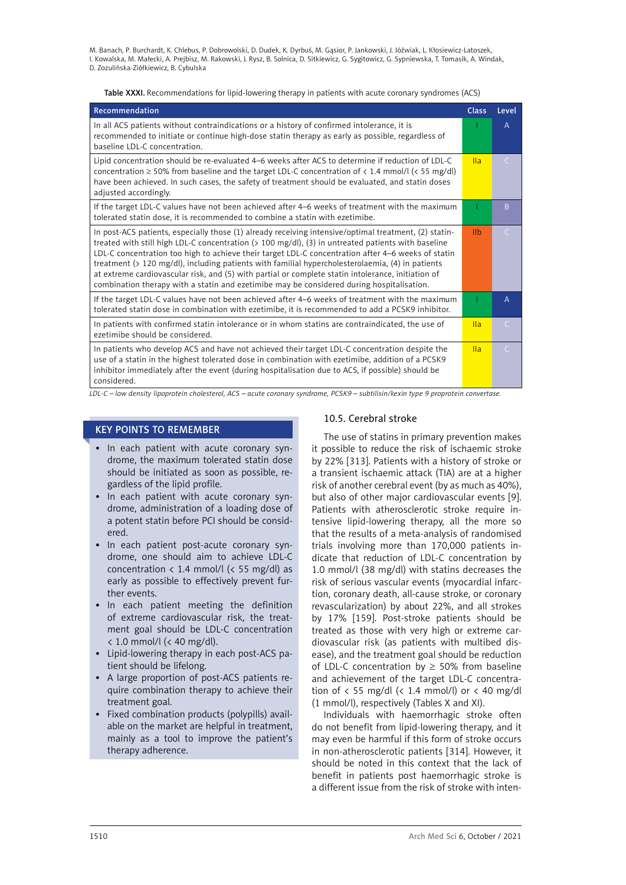Table XXXI. Recommendations for lipid-lowering therapy in patients with acute coronary syndromes (ACS)

| Recommendation | Class | Level |
|---|---|---|
| In all ACS patients without contraindications or a history of confirmed intolerance, it is recommended to initiate or continue high-dose statin therapy as early as possible, regardless of baseline LDL-C concentration. | I | A |
| Lipid concentration should be re-evaluated 4–6 weeks after ACS to determine if reduction of LDL-C concentration ≥ 50% from baseline and the target LDL-C concentration of < 1.4 mmol/l (< 55 mg/dl) have been achieved. In such cases, the safety of treatment should be evaluated, and statin doses adjusted accordingly. | IIa | C |
| If the target LDL-C values have not been achieved after 4–6 weeks of treatment with the maximum tolerated statin dose, it is recommended to combine a statin with ezetimibe. | I | B |
| In post-ACS patients, especially those (1) already receiving intensive/optimal treatment, (2) statin-treated with still high LDL-C concentration (> 100 mg/dl), (3) in untreated patients with baseline LDL-C concentration too high to achieve their target LDL-C concentration after 4–6 weeks of statin treatment (> 120 mg/dl), including patients with familial hypercholesterolaemia, (4) in patients at extreme cardiovascular risk, and (5) with partial or complete statin intolerance, initiation of combination therapy with a statin and ezetimibe may be considered during hospitalisation. | IIb | C |
| If the target LDL-C values have not been achieved after 4–6 weeks of treatment with the maximum tolerated statin dose in combination with ezetimibe, it is recommended to add a PCSK9 inhibitor. | I | A |
| In patients with confirmed statin intolerance or in whom statins are contraindicated, the use of ezetimibe should be considered. | IIa | C |
| In patients who develop ACS and have not achieved their target LDL-C concentration despite the use of a statin in the highest tolerated dose in combination with ezetimibe, addition of a PCSK9 inhibitor immediately after the event (during hospitalisation due to ACS, if possible) should be considered. | IIa | C |

*LDL-C – low density lipoprotein cholesterol, ACS – acute coronary syndrome, PCSK9 – subtilisin/kexin type 9 proprotein convertase.*

### KEY POINTS TO REMEMBER

- In each patient with acute coronary syndrome, the maximum tolerated statin dose should be initiated as soon as possible, regardless of the lipid profile.
- In each patient with acute coronary syndrome, administration of a loading dose of a potent statin before PCI should be considered.
- In each patient post-acute coronary syndrome, one should aim to achieve LDL-C concentration < 1.4 mmol/l (< 55 mg/dl) as early as possible to effectively prevent further events.
- In each patient meeting the definition of extreme cardiovascular risk, the treatment goal should be LDL-C concentration < 1.0 mmol/l (< 40 mg/dl).
- Lipid-lowering therapy in each post-ACS patient should be lifelong.
- A large proportion of post-ACS patients require combination therapy to achieve their treatment goal.
- Fixed combination products (polypills) available on the market are helpful in treatment, mainly as a tool to improve the patient's therapy adherence.

### 10.5. Cerebral stroke

The use of statins in primary prevention makes it possible to reduce the risk of ischaemic stroke by 22% [313]. Patients with a history of stroke or a transient ischaemic attack (TIA) are at a higher risk of another cerebral event (by as much as 40%), but also of other major cardiovascular events [9]. Patients with atherosclerotic stroke require intensive lipid-lowering therapy, all the more so that the results of a meta-analysis of randomised trials involving more than 170,000 patients indicate that reduction of LDL-C concentration by 1.0 mmol/l (38 mg/dl) with statins decreases the risk of serious vascular events (myocardial infarction, coronary death, all-cause stroke, or coronary revascularization) by about 22%, and all strokes by 17% [159]. Post-stroke patients should be treated as those with very high or extreme cardiovascular risk (as patients with multibed disease), and the treatment goal should be reduction of LDL-C concentration by ≥ 50% from baseline and achievement of the target LDL-C concentration of < 55 mg/dl (< 1.4 mmol/l) or < 40 mg/dl (1 mmol/l), respectively (Tables X and XI).

Individuals with haemorrhagic stroke often do not benefit from lipid-lowering therapy, and it may even be harmful if this form of stroke occurs in non-atherosclerotic patients [314]. However, it should be noted in this context that the lack of benefit in patients post haemorrhagic stroke is a different issue from the risk of stroke with inten-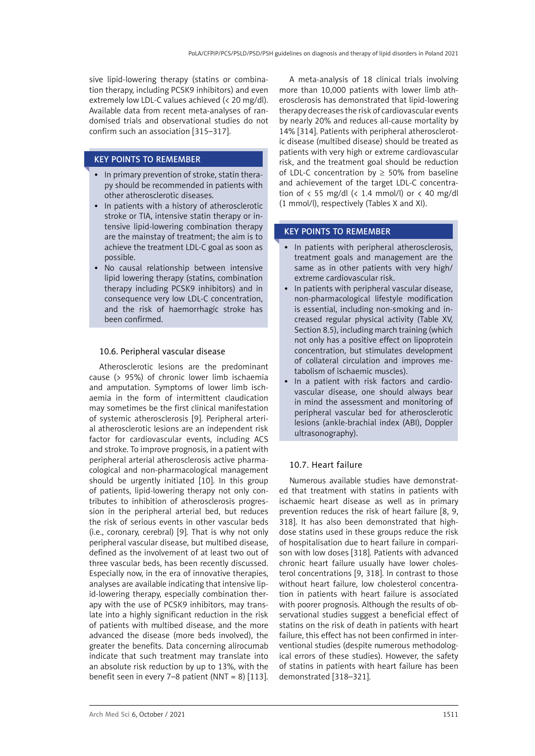sive lipid-lowering therapy (statins or combination therapy, including PCSK9 inhibitors) and even extremely low LDL-C values achieved (< 20 mg/dl). Available data from recent meta-analyses of randomised trials and observational studies do not confirm such an association [315–317].

### KEY POINTS TO REMEMBER

- In primary prevention of stroke, statin therapy should be recommended in patients with other atherosclerotic diseases.
- In patients with a history of atherosclerotic stroke or TIA, intensive statin therapy or intensive lipid-lowering combination therapy are the mainstay of treatment; the aim is to achieve the treatment LDL-C goal as soon as possible.
- No causal relationship between intensive lipid lowering therapy (statins, combination therapy including PCSK9 inhibitors) and in consequence very low LDL-C concentration, and the risk of haemorrhagic stroke has been confirmed.

## 10.6. Peripheral vascular disease

Atherosclerotic lesions are the predominant cause (> 95%) of chronic lower limb ischaemia and amputation. Symptoms of lower limb ischaemia in the form of intermittent claudication may sometimes be the first clinical manifestation of systemic atherosclerosis [9]. Peripheral arterial atherosclerotic lesions are an independent risk factor for cardiovascular events, including ACS and stroke. To improve prognosis, in a patient with peripheral arterial atherosclerosis active pharmacological and non-pharmacological management should be urgently initiated [10]. In this group of patients, lipid-lowering therapy not only contributes to inhibition of atherosclerosis progression in the peripheral arterial bed, but reduces the risk of serious events in other vascular beds (i.e., coronary, cerebral) [9]. That is why not only peripheral vascular disease, but multibed disease, defined as the involvement of at least two out of three vascular beds, has been recently discussed. Especially now, in the era of innovative therapies, analyses are available indicating that intensive lipid-lowering therapy, especially combination therapy with the use of PCSK9 inhibitors, may translate into a highly significant reduction in the risk of patients with multibed disease, and the more advanced the disease (more beds involved), the greater the benefits. Data concerning alirocumab indicate that such treatment may translate into an absolute risk reduction by up to 13%, with the benefit seen in every 7–8 patient (NNT = 8) [113].

A meta-analysis of 18 clinical trials involving more than 10,000 patients with lower limb atherosclerosis has demonstrated that lipid-lowering therapy decreases the risk of cardiovascular events by nearly 20% and reduces all-cause mortality by 14% [314]. Patients with peripheral atherosclerotic disease (multibed disease) should be treated as patients with very high or extreme cardiovascular risk, and the treatment goal should be reduction of LDL-C concentration by ≥ 50% from baseline and achievement of the target LDL-C concentration of < 55 mg/dl (< 1.4 mmol/l) or < 40 mg/dl (1 mmol/l), respectively (Tables X and XI).

### KEY POINTS TO REMEMBER

- In patients with peripheral atherosclerosis, treatment goals and management are the same as in other patients with very high/extreme cardiovascular risk.
- In patients with peripheral vascular disease, non-pharmacological lifestyle modification is essential, including non-smoking and increased regular physical activity (Table XV, Section 8.5), including march training (which not only has a positive effect on lipoprotein concentration, but stimulates development of collateral circulation and improves metabolism of ischaemic muscles).
- In a patient with risk factors and cardiovascular disease, one should always bear in mind the assessment and monitoring of peripheral vascular bed for atherosclerotic lesions (ankle-brachial index (ABI), Doppler ultrasonography).

## 10.7. Heart failure

Numerous available studies have demonstrated that treatment with statins in patients with ischaemic heart disease as well as in primary prevention reduces the risk of heart failure [8, 9, 318]. It has also been demonstrated that high-dose statins used in these groups reduce the risk of hospitalisation due to heart failure in comparison with low doses [318]. Patients with advanced chronic heart failure usually have lower cholesterol concentrations [9, 318]. In contrast to those without heart failure, low cholesterol concentration in patients with heart failure is associated with poorer prognosis. Although the results of observational studies suggest a beneficial effect of statins on the risk of death in patients with heart failure, this effect has not been confirmed in interventional studies (despite numerous methodological errors of these studies). However, the safety of statins in patients with heart failure has been demonstrated [318–321].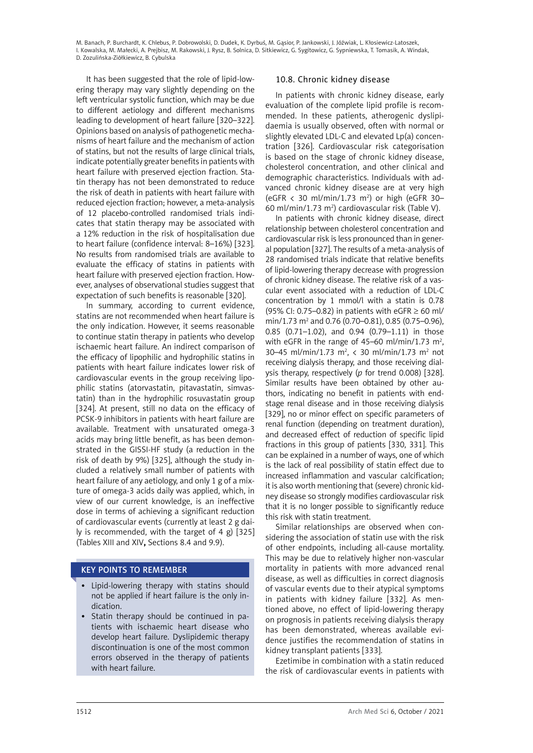It has been suggested that the role of lipid-lowering therapy may vary slightly depending on the left ventricular systolic function, which may be due to different aetiology and different mechanisms leading to development of heart failure [320–322]. Opinions based on analysis of pathogenetic mechanisms of heart failure and the mechanism of action of statins, but not the results of large clinical trials, indicate potentially greater benefits in patients with heart failure with preserved ejection fraction. Statin therapy has not been demonstrated to reduce the risk of death in patients with heart failure with reduced ejection fraction; however, a meta-analysis of 12 placebo-controlled randomised trials indicates that statin therapy may be associated with a 12% reduction in the risk of hospitalisation due to heart failure (confidence interval: 8–16%) [323]. No results from randomised trials are available to evaluate the efficacy of statins in patients with heart failure with preserved ejection fraction. However, analyses of observational studies suggest that expectation of such benefits is reasonable [320].

In summary, according to current evidence, statins are not recommended when heart failure is the only indication. However, it seems reasonable to continue statin therapy in patients who develop ischaemic heart failure. An indirect comparison of the efficacy of lipophilic and hydrophilic statins in patients with heart failure indicates lower risk of cardiovascular events in the group receiving lipophilic statins (atorvastatin, pitavastatin, simvastatin) than in the hydrophilic rosuvastatin group [324]. At present, still no data on the efficacy of PCSK-9 inhibitors in patients with heart failure are available. Treatment with unsaturated omega-3 acids may bring little benefit, as has been demonstrated in the GISSI-HF study (a reduction in the risk of death by 9%) [325], although the study included a relatively small number of patients with heart failure of any aetiology, and only 1 g of a mixture of omega-3 acids daily was applied, which, in view of our current knowledge, is an ineffective dose in terms of achieving a significant reduction of cardiovascular events (currently at least 2 g daily is recommended, with the target of 4 g) [325] (Tables XIII and XIV**,** Sections 8.4 and 9.9).

**KEY POINTS TO REMEMBER**

- Lipid-lowering therapy with statins should not be applied if heart failure is the only indication.
- Statin therapy should be continued in patients with ischaemic heart disease who develop heart failure. Dyslipidemic therapy discontinuation is one of the most common errors observed in the therapy of patients with heart failure.

### 10.8. Chronic kidney disease

In patients with chronic kidney disease, early evaluation of the complete lipid profile is recommended. In these patients, atherogenic dyslipidaemia is usually observed, often with normal or slightly elevated LDL-C and elevated Lp(a) concentration [326]. Cardiovascular risk categorisation is based on the stage of chronic kidney disease, cholesterol concentration, and other clinical and demographic characteristics. Individuals with advanced chronic kidney disease are at very high (eGFR < 30 ml/min/1.73 m$^2$) or high (eGFR 30–60 ml/min/1.73 m$^2$) cardiovascular risk (Table V).

In patients with chronic kidney disease, direct relationship between cholesterol concentration and cardiovascular risk is less pronounced than in general population [327]. The results of a meta-analysis of 28 randomised trials indicate that relative benefits of lipid-lowering therapy decrease with progression of chronic kidney disease. The relative risk of a vascular event associated with a reduction of LDL-C concentration by 1 mmol/l with a statin is 0.78 (95% CI: 0.75–0.82) in patients with eGFR ≥ 60 ml/min/1.73 m$^2$ and 0.76 (0.70–0.81), 0.85 (0.75–0.96), 0.85 (0.71–1.02), and 0.94 (0.79–1.11) in those with eGFR in the range of 45–60 ml/min/1.73 m$^2$, 30–45 ml/min/1.73 m$^2$, < 30 ml/min/1.73 m$^2$ not receiving dialysis therapy, and those receiving dialysis therapy, respectively (*p* for trend 0.008) [328]. Similar results have been obtained by other authors, indicating no benefit in patients with end-stage renal disease and in those receiving dialysis [329], no or minor effect on specific parameters of renal function (depending on treatment duration), and decreased effect of reduction of specific lipid fractions in this group of patients [330, 331]. This can be explained in a number of ways, one of which is the lack of real possibility of statin effect due to increased inflammation and vascular calcification; it is also worth mentioning that (severe) chronic kidney disease so strongly modifies cardiovascular risk that it is no longer possible to significantly reduce this risk with statin treatment.

Similar relationships are observed when considering the association of statin use with the risk of other endpoints, including all-cause mortality. This may be due to relatively higher non-vascular mortality in patients with more advanced renal disease, as well as difficulties in correct diagnosis of vascular events due to their atypical symptoms in patients with kidney failure [332]. As mentioned above, no effect of lipid-lowering therapy on prognosis in patients receiving dialysis therapy has been demonstrated, whereas available evidence justifies the recommendation of statins in kidney transplant patients [333].

Ezetimibe in combination with a statin reduced the risk of cardiovascular events in patients with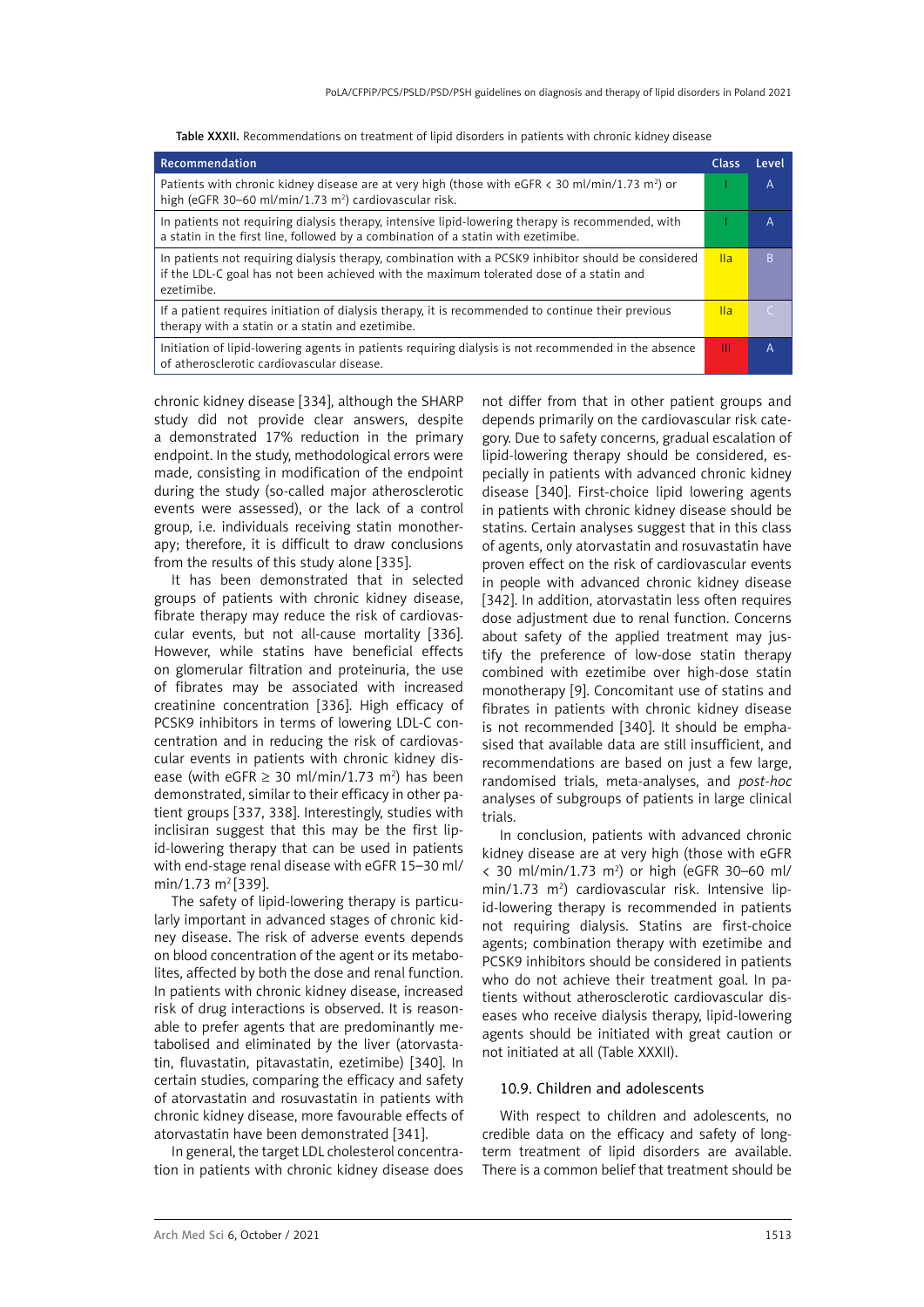Table XXXII. Recommendations on treatment of lipid disorders in patients with chronic kidney disease

| Recommendation | Class | Level |
|---|---|---|
| Patients with chronic kidney disease are at very high (those with eGFR < 30 ml/min/1.73 m$^2$) or high (eGFR 30–60 ml/min/1.73 m$^2$) cardiovascular risk. | I | A |
| In patients not requiring dialysis therapy, intensive lipid-lowering therapy is recommended, with a statin in the first line, followed by a combination of a statin with ezetimibe. | I | A |
| In patients not requiring dialysis therapy, combination with a PCSK9 inhibitor should be considered if the LDL-C goal has not been achieved with the maximum tolerated dose of a statin and ezetimibe. | IIa | B |
| If a patient requires initiation of dialysis therapy, it is recommended to continue their previous therapy with a statin or a statin and ezetimibe. | IIa | C |
| Initiation of lipid-lowering agents in patients requiring dialysis is not recommended in the absence of atherosclerotic cardiovascular disease. | III | A |

chronic kidney disease [334], although the SHARP study did not provide clear answers, despite a demonstrated 17% reduction in the primary endpoint. In the study, methodological errors were made, consisting in modification of the endpoint during the study (so-called major atherosclerotic events were assessed), or the lack of a control group, i.e. individuals receiving statin monotherapy; therefore, it is difficult to draw conclusions from the results of this study alone [335].

It has been demonstrated that in selected groups of patients with chronic kidney disease, fibrate therapy may reduce the risk of cardiovascular events, but not all-cause mortality [336]. However, while statins have beneficial effects on glomerular filtration and proteinuria, the use of fibrates may be associated with increased creatinine concentration [336]. High efficacy of PCSK9 inhibitors in terms of lowering LDL-C concentration and in reducing the risk of cardiovascular events in patients with chronic kidney disease (with eGFR ≥ 30 ml/min/1.73 m$^2$) has been demonstrated, similar to their efficacy in other patient groups [337, 338]. Interestingly, studies with inclisiran suggest that this may be the first lipid-lowering therapy that can be used in patients with end-stage renal disease with eGFR 15–30 ml/min/1.73 m$^2$ [339].

The safety of lipid-lowering therapy is particularly important in advanced stages of chronic kidney disease. The risk of adverse events depends on blood concentration of the agent or its metabolites, affected by both the dose and renal function. In patients with chronic kidney disease, increased risk of drug interactions is observed. It is reasonable to prefer agents that are predominantly metabolised and eliminated by the liver (atorvastatin, fluvastatin, pitavastatin, ezetimibe) [340]. In certain studies, comparing the efficacy and safety of atorvastatin and rosuvastatin in patients with chronic kidney disease, more favourable effects of atorvastatin have been demonstrated [341].

In general, the target LDL cholesterol concentration in patients with chronic kidney disease does not differ from that in other patient groups and depends primarily on the cardiovascular risk category. Due to safety concerns, gradual escalation of lipid-lowering therapy should be considered, especially in patients with advanced chronic kidney disease [340]. First-choice lipid lowering agents in patients with chronic kidney disease should be statins. Certain analyses suggest that in this class of agents, only atorvastatin and rosuvastatin have proven effect on the risk of cardiovascular events in people with advanced chronic kidney disease [342]. In addition, atorvastatin less often requires dose adjustment due to renal function. Concerns about safety of the applied treatment may justify the preference of low-dose statin therapy combined with ezetimibe over high-dose statin monotherapy [9]. Concomitant use of statins and fibrates in patients with chronic kidney disease is not recommended [340]. It should be emphasised that available data are still insufficient, and recommendations are based on just a few large, randomised trials, meta-analyses, and *post-hoc* analyses of subgroups of patients in large clinical trials.

In conclusion, patients with advanced chronic kidney disease are at very high (those with eGFR < 30 ml/min/1.73 m$^2$) or high (eGFR 30–60 ml/min/1.73 m$^2$) cardiovascular risk. Intensive lipid-lowering therapy is recommended in patients not requiring dialysis. Statins are first-choice agents; combination therapy with ezetimibe and PCSK9 inhibitors should be considered in patients who do not achieve their treatment goal. In patients without atherosclerotic cardiovascular diseases who receive dialysis therapy, lipid-lowering agents should be initiated with great caution or not initiated at all (Table XXXII).

### 10.9. Children and adolescents

With respect to children and adolescents, no credible data on the efficacy and safety of long-term treatment of lipid disorders are available. There is a common belief that treatment should be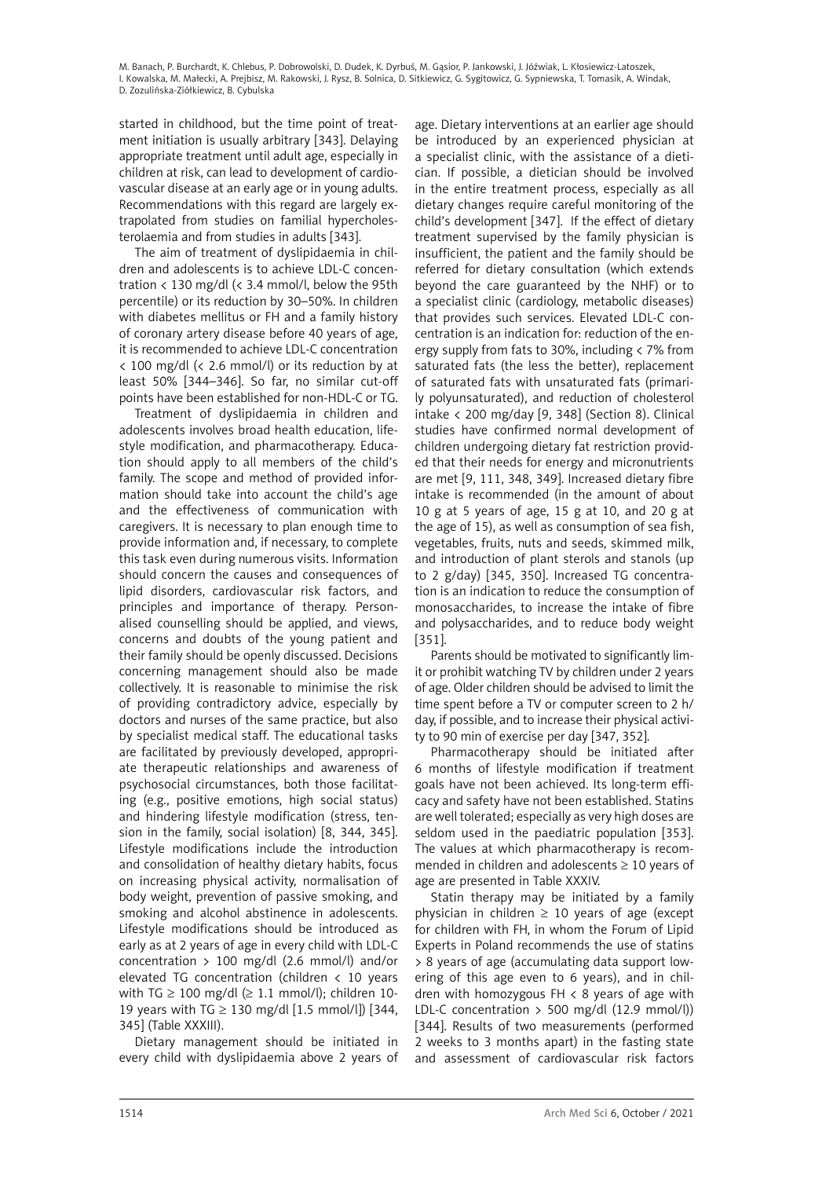started in childhood, but the time point of treatment initiation is usually arbitrary [343]. Delaying appropriate treatment until adult age, especially in children at risk, can lead to development of cardiovascular disease at an early age or in young adults. Recommendations with this regard are largely extrapolated from studies on familial hypercholesterolaemia and from studies in adults [343].

The aim of treatment of dyslipidaemia in children and adolescents is to achieve LDL-C concentration < 130 mg/dl (< 3.4 mmol/l, below the 95th percentile) or its reduction by 30–50%. In children with diabetes mellitus or FH and a family history of coronary artery disease before 40 years of age, it is recommended to achieve LDL-C concentration < 100 mg/dl (< 2.6 mmol/l) or its reduction by at least 50% [344–346]. So far, no similar cut-off points have been established for non-HDL-C or TG.

Treatment of dyslipidaemia in children and adolescents involves broad health education, lifestyle modification, and pharmacotherapy. Education should apply to all members of the child's family. The scope and method of provided information should take into account the child's age and the effectiveness of communication with caregivers. It is necessary to plan enough time to provide information and, if necessary, to complete this task even during numerous visits. Information should concern the causes and consequences of lipid disorders, cardiovascular risk factors, and principles and importance of therapy. Personalised counselling should be applied, and views, concerns and doubts of the young patient and their family should be openly discussed. Decisions concerning management should also be made collectively. It is reasonable to minimise the risk of providing contradictory advice, especially by doctors and nurses of the same practice, but also by specialist medical staff. The educational tasks are facilitated by previously developed, appropriate therapeutic relationships and awareness of psychosocial circumstances, both those facilitating (e.g., positive emotions, high social status) and hindering lifestyle modification (stress, tension in the family, social isolation) [8, 344, 345]. Lifestyle modifications include the introduction and consolidation of healthy dietary habits, focus on increasing physical activity, normalisation of body weight, prevention of passive smoking, and smoking and alcohol abstinence in adolescents. Lifestyle modifications should be introduced as early as at 2 years of age in every child with LDL-C concentration > 100 mg/dl (2.6 mmol/l) and/or elevated TG concentration (children < 10 years with TG ≥ 100 mg/dl (≥ 1.1 mmol/l); children 10-19 years with TG ≥ 130 mg/dl [1.5 mmol/l]) [344, 345] (Table XXXIII).

Dietary management should be initiated in every child with dyslipidaemia above 2 years of age. Dietary interventions at an earlier age should be introduced by an experienced physician at a specialist clinic, with the assistance of a dietician. If possible, a dietician should be involved in the entire treatment process, especially as all dietary changes require careful monitoring of the child's development [347]. If the effect of dietary treatment supervised by the family physician is insufficient, the patient and the family should be referred for dietary consultation (which extends beyond the care guaranteed by the NHF) or to a specialist clinic (cardiology, metabolic diseases) that provides such services. Elevated LDL-C concentration is an indication for: reduction of the energy supply from fats to 30%, including < 7% from saturated fats (the less the better), replacement of saturated fats with unsaturated fats (primarily polyunsaturated), and reduction of cholesterol intake < 200 mg/day [9, 348] (Section 8). Clinical studies have confirmed normal development of children undergoing dietary fat restriction provided that their needs for energy and micronutrients are met [9, 111, 348, 349]. Increased dietary fibre intake is recommended (in the amount of about 10 g at 5 years of age, 15 g at 10, and 20 g at the age of 15), as well as consumption of sea fish, vegetables, fruits, nuts and seeds, skimmed milk, and introduction of plant sterols and stanols (up to 2 g/day) [345, 350]. Increased TG concentration is an indication to reduce the consumption of monosaccharides, to increase the intake of fibre and polysaccharides, and to reduce body weight [351].

Parents should be motivated to significantly limit or prohibit watching TV by children under 2 years of age. Older children should be advised to limit the time spent before a TV or computer screen to 2 h/day, if possible, and to increase their physical activity to 90 min of exercise per day [347, 352].

Pharmacotherapy should be initiated after 6 months of lifestyle modification if treatment goals have not been achieved. Its long-term efficacy and safety have not been established. Statins are well tolerated; especially as very high doses are seldom used in the paediatric population [353]. The values at which pharmacotherapy is recommended in children and adolescents ≥ 10 years of age are presented in Table XXXIV.

Statin therapy may be initiated by a family physician in children ≥ 10 years of age (except for children with FH, in whom the Forum of Lipid Experts in Poland recommends the use of statins > 8 years of age (accumulating data support lowering of this age even to 6 years), and in children with homozygous FH < 8 years of age with LDL-C concentration > 500 mg/dl (12.9 mmol/l)) [344]. Results of two measurements (performed 2 weeks to 3 months apart) in the fasting state and assessment of cardiovascular risk factors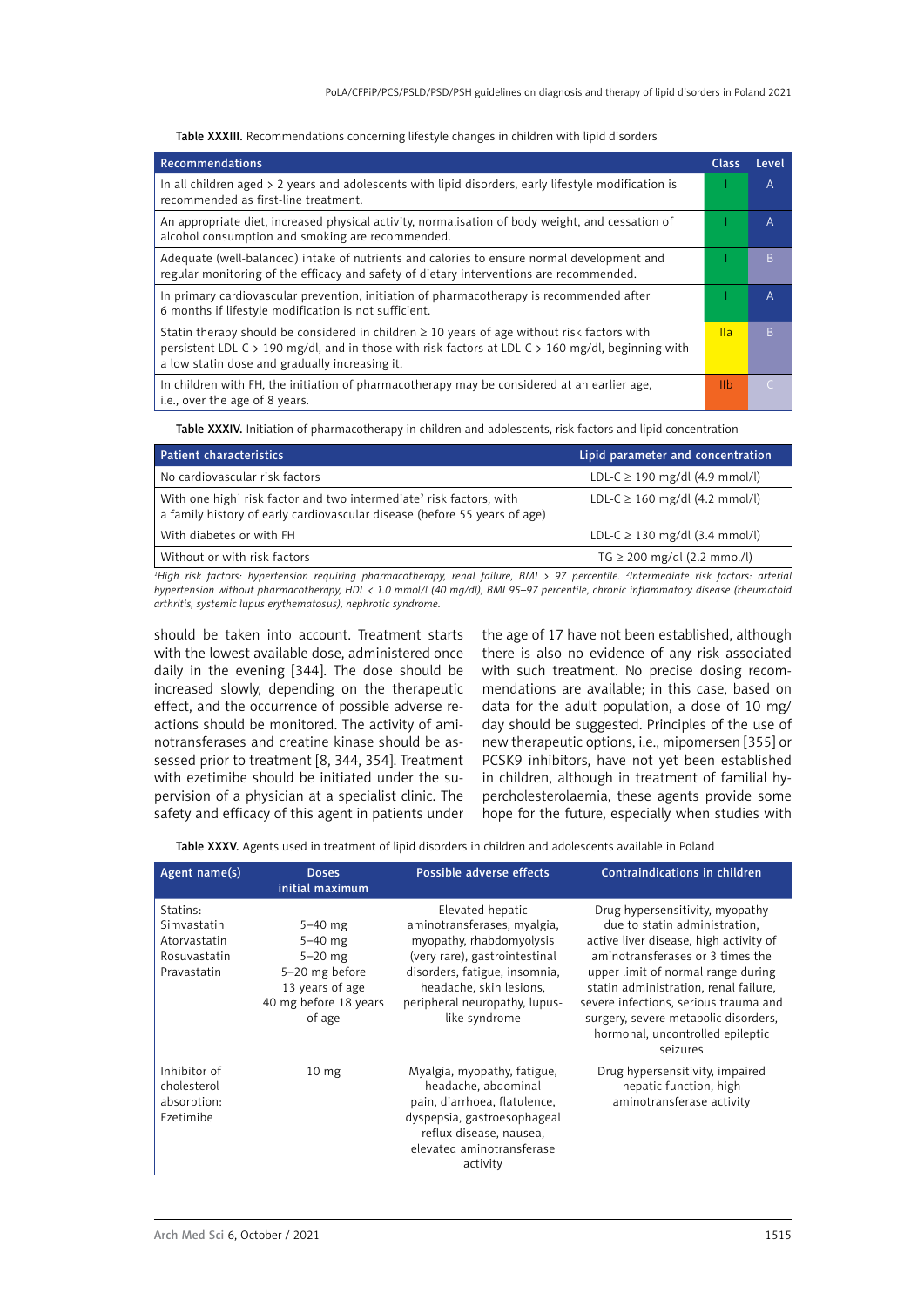Table XXXIII. Recommendations concerning lifestyle changes in children with lipid disorders

| Recommendations | Class | Level |
|---|---|---|
| In all children aged > 2 years and adolescents with lipid disorders, early lifestyle modification is recommended as first-line treatment. | I | A |
| An appropriate diet, increased physical activity, normalisation of body weight, and cessation of alcohol consumption and smoking are recommended. | I | A |
| Adequate (well-balanced) intake of nutrients and calories to ensure normal development and regular monitoring of the efficacy and safety of dietary interventions are recommended. | I | B |
| In primary cardiovascular prevention, initiation of pharmacotherapy is recommended after 6 months if lifestyle modification is not sufficient. | I | A |
| Statin therapy should be considered in children ≥ 10 years of age without risk factors with persistent LDL-C > 190 mg/dl, and in those with risk factors at LDL-C > 160 mg/dl, beginning with a low statin dose and gradually increasing it. | IIa | B |
| In children with FH, the initiation of pharmacotherapy may be considered at an earlier age, i.e., over the age of 8 years. | IIb | C |

Table XXXIV. Initiation of pharmacotherapy in children and adolescents, risk factors and lipid concentration

| Patient characteristics | Lipid parameter and concentration |
|---|---|
| No cardiovascular risk factors | LDL-C ≥ 190 mg/dl (4.9 mmol/l) |
| With one high[1] risk factor and two intermediate[2] risk factors, with a family history of early cardiovascular disease (before 55 years of age) | LDL-C ≥ 160 mg/dl (4.2 mmol/l) |
| With diabetes or with FH | LDL-C ≥ 130 mg/dl (3.4 mmol/l) |
| Without or with risk factors | TG ≥ 200 mg/dl (2.2 mmol/l) |

*[1]High risk factors: hypertension requiring pharmacotherapy, renal failure, BMI > 97 percentile. [2]Intermediate risk factors: arterial hypertension without pharmacotherapy, HDL < 1.0 mmol/l (40 mg/dl), BMI 95–97 percentile, chronic inflammatory disease (rheumatoid arthritis, systemic lupus erythematosus), nephrotic syndrome.*

should be taken into account. Treatment starts with the lowest available dose, administered once daily in the evening [344]. The dose should be increased slowly, depending on the therapeutic effect, and the occurrence of possible adverse reactions should be monitored. The activity of aminotransferases and creatine kinase should be assessed prior to treatment [8, 344, 354]. Treatment with ezetimibe should be initiated under the supervision of a physician at a specialist clinic. The safety and efficacy of this agent in patients under the age of 17 have not been established, although there is also no evidence of any risk associated with such treatment. No precise dosing recommendations are available; in this case, based on data for the adult population, a dose of 10 mg/day should be suggested. Principles of the use of new therapeutic options, i.e., mipomersen [355] or PCSK9 inhibitors, have not yet been established in children, although in treatment of familial hypercholesterolaemia, these agents provide some hope for the future, especially when studies with

Table XXXV. Agents used in treatment of lipid disorders in children and adolescents available in Poland

| Agent name(s) | Doses initial maximum | Possible adverse effects | Contraindications in children |
|---|---|---|---|
| Statins:<br>Simvastatin<br>Atorvastatin<br>Rosuvastatin<br>Pravastatin | <br>5–40 mg<br>5–40 mg<br>5–20 mg<br>5–20 mg before 13 years of age<br>40 mg before 18 years of age | Elevated hepatic aminotransferases, myalgia, myopathy, rhabdomyolysis (very rare), gastrointestinal disorders, fatigue, insomnia, headache, skin lesions, peripheral neuropathy, lupus-like syndrome | Drug hypersensitivity, myopathy due to statin administration, active liver disease, high activity of aminotransferases or 3 times the upper limit of normal range during statin administration, renal failure, severe infections, serious trauma and surgery, severe metabolic disorders, hormonal, uncontrolled epileptic seizures |
| Inhibitor of cholesterol absorption:<br>Ezetimibe | 10 mg | Myalgia, myopathy, fatigue, headache, abdominal pain, diarrhoea, flatulence, dyspepsia, gastroesophageal reflux disease, nausea, elevated aminotransferase activity | Drug hypersensitivity, impaired hepatic function, high aminotransferase activity |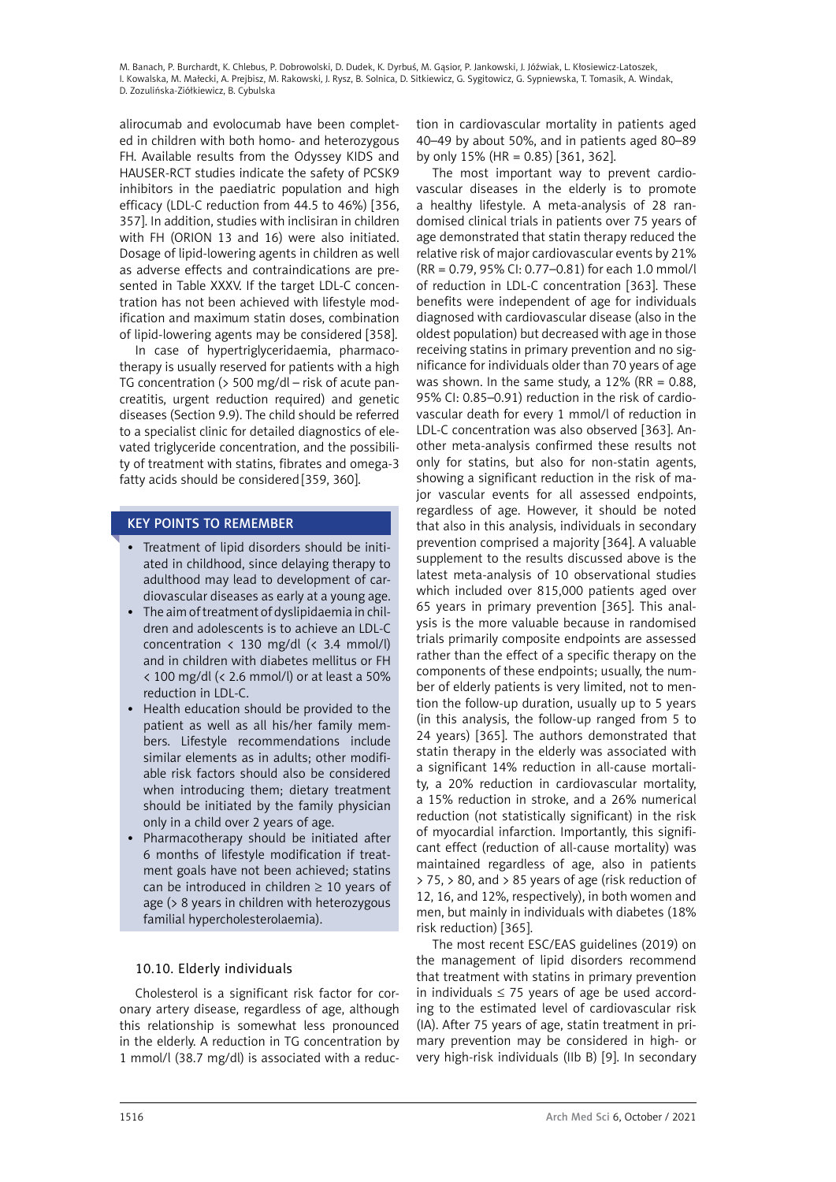alirocumab and evolocumab have been completed in children with both homo- and heterozygous FH. Available results from the Odyssey KIDS and HAUSER-RCT studies indicate the safety of PCSK9 inhibitors in the paediatric population and high efficacy (LDL-C reduction from 44.5 to 46%) [356, 357]. In addition, studies with inclisiran in children with FH (ORION 13 and 16) were also initiated. Dosage of lipid-lowering agents in children as well as adverse effects and contraindications are presented in Table XXXV. If the target LDL-C concentration has not been achieved with lifestyle modification and maximum statin doses, combination of lipid-lowering agents may be considered [358].

In case of hypertriglyceridaemia, pharmacotherapy is usually reserved for patients with a high TG concentration (> 500 mg/dl – risk of acute pancreatitis, urgent reduction required) and genetic diseases (Section 9.9). The child should be referred to a specialist clinic for detailed diagnostics of elevated triglyceride concentration, and the possibility of treatment with statins, fibrates and omega-3 fatty acids should be considered [359, 360].

#### KEY POINTS TO REMEMBER

- Treatment of lipid disorders should be initiated in childhood, since delaying therapy to adulthood may lead to development of cardiovascular diseases as early at a young age.
- The aim of treatment of dyslipidaemia in children and adolescents is to achieve an LDL-C concentration < 130 mg/dl (< 3.4 mmol/l) and in children with diabetes mellitus or FH < 100 mg/dl (< 2.6 mmol/l) or at least a 50% reduction in LDL-C.
- Health education should be provided to the patient as well as all his/her family members. Lifestyle recommendations include similar elements as in adults; other modifiable risk factors should also be considered when introducing them; dietary treatment should be initiated by the family physician only in a child over 2 years of age.
- Pharmacotherapy should be initiated after 6 months of lifestyle modification if treatment goals have not been achieved; statins can be introduced in children ≥ 10 years of age (> 8 years in children with heterozygous familial hypercholesterolaemia).

### 10.10. Elderly individuals

Cholesterol is a significant risk factor for coronary artery disease, regardless of age, although this relationship is somewhat less pronounced in the elderly. A reduction in TG concentration by 1 mmol/l (38.7 mg/dl) is associated with a reduction in cardiovascular mortality in patients aged 40–49 by about 50%, and in patients aged 80–89 by only 15% (HR = 0.85) [361, 362].

The most important way to prevent cardiovascular diseases in the elderly is to promote a healthy lifestyle. A meta-analysis of 28 randomised clinical trials in patients over 75 years of age demonstrated that statin therapy reduced the relative risk of major cardiovascular events by 21% (RR = 0.79, 95% CI: 0.77–0.81) for each 1.0 mmol/l of reduction in LDL-C concentration [363]. These benefits were independent of age for individuals diagnosed with cardiovascular disease (also in the oldest population) but decreased with age in those receiving statins in primary prevention and no significance for individuals older than 70 years of age was shown. In the same study, a 12% (RR = 0.88, 95% CI: 0.85–0.91) reduction in the risk of cardiovascular death for every 1 mmol/l of reduction in LDL-C concentration was also observed [363]. Another meta-analysis confirmed these results not only for statins, but also for non-statin agents, showing a significant reduction in the risk of major vascular events for all assessed endpoints, regardless of age. However, it should be noted that also in this analysis, individuals in secondary prevention comprised a majority [364]. A valuable supplement to the results discussed above is the latest meta-analysis of 10 observational studies which included over 815,000 patients aged over 65 years in primary prevention [365]. This analysis is the more valuable because in randomised trials primarily composite endpoints are assessed rather than the effect of a specific therapy on the components of these endpoints; usually, the number of elderly patients is very limited, not to mention the follow-up duration, usually up to 5 years (in this analysis, the follow-up ranged from 5 to 24 years) [365]. The authors demonstrated that statin therapy in the elderly was associated with a significant 14% reduction in all-cause mortality, a 20% reduction in cardiovascular mortality, a 15% reduction in stroke, and a 26% numerical reduction (not statistically significant) in the risk of myocardial infarction. Importantly, this significant effect (reduction of all-cause mortality) was maintained regardless of age, also in patients > 75, > 80, and > 85 years of age (risk reduction of 12, 16, and 12%, respectively), in both women and men, but mainly in individuals with diabetes (18% risk reduction) [365].

The most recent ESC/EAS guidelines (2019) on the management of lipid disorders recommend that treatment with statins in primary prevention in individuals ≤ 75 years of age be used according to the estimated level of cardiovascular risk (IA). After 75 years of age, statin treatment in primary prevention may be considered in high- or very high-risk individuals (IIb B) [9]. In secondary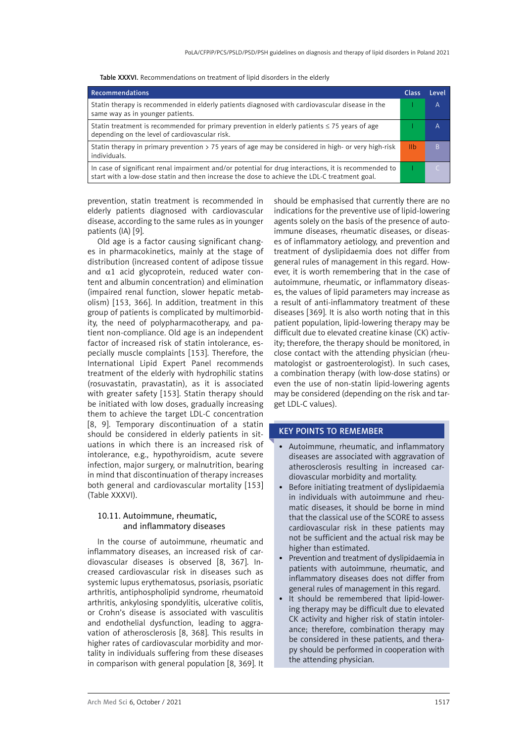Table XXXVI. Recommendations on treatment of lipid disorders in the elderly

| Recommendations | Class | Level |
|---|---|---|
| Statin therapy is recommended in elderly patients diagnosed with cardiovascular disease in the same way as in younger patients. | I | A |
| Statin treatment is recommended for primary prevention in elderly patients ≤ 75 years of age depending on the level of cardiovascular risk. | I | A |
| Statin therapy in primary prevention > 75 years of age may be considered in high- or very high-risk individuals. | IIb | B |
| In case of significant renal impairment and/or potential for drug interactions, it is recommended to start with a low-dose statin and then increase the dose to achieve the LDL-C treatment goal. | I | C |

prevention, statin treatment is recommended in elderly patients diagnosed with cardiovascular disease, according to the same rules as in younger patients (IA) [9].

Old age is a factor causing significant changes in pharmacokinetics, mainly at the stage of distribution (increased content of adipose tissue and $\alpha$1 acid glycoprotein, reduced water content and albumin concentration) and elimination (impaired renal function, slower hepatic metabolism) [153, 366]. In addition, treatment in this group of patients is complicated by multimorbidity, the need of polypharmacotherapy, and patient non-compliance. Old age is an independent factor of increased risk of statin intolerance, especially muscle complaints [153]. Therefore, the International Lipid Expert Panel recommends treatment of the elderly with hydrophilic statins (rosuvastatin, pravastatin), as it is associated with greater safety [153]. Statin therapy should be initiated with low doses, gradually increasing them to achieve the target LDL-C concentration [8, 9]. Temporary discontinuation of a statin should be considered in elderly patients in situations in which there is an increased risk of intolerance, e.g., hypothyroidism, acute severe infection, major surgery, or malnutrition, bearing in mind that discontinuation of therapy increases both general and cardiovascular mortality [153] (Table XXXVI).

### 10.11. Autoimmune, rheumatic, and inflammatory diseases

In the course of autoimmune, rheumatic and inflammatory diseases, an increased risk of cardiovascular diseases is observed [8, 367]. Increased cardiovascular risk in diseases such as systemic lupus erythematosus, psoriasis, psoriatic arthritis, antiphospholipid syndrome, rheumatoid arthritis, ankylosing spondylitis, ulcerative colitis, or Crohn's disease is associated with vasculitis and endothelial dysfunction, leading to aggravation of atherosclerosis [8, 368]. This results in higher rates of cardiovascular morbidity and mortality in individuals suffering from these diseases in comparison with general population [8, 369]. It should be emphasised that currently there are no indications for the preventive use of lipid-lowering agents solely on the basis of the presence of autoimmune diseases, rheumatic diseases, or diseases of inflammatory aetiology, and prevention and treatment of dyslipidaemia does not differ from general rules of management in this regard. However, it is worth remembering that in the case of autoimmune, rheumatic, or inflammatory diseases, the values of lipid parameters may increase as a result of anti-inflammatory treatment of these diseases [369]. It is also worth noting that in this patient population, lipid-lowering therapy may be difficult due to elevated creatine kinase (CK) activity; therefore, the therapy should be monitored, in close contact with the attending physician (rheumatologist or gastroenterologist). In such cases, a combination therapy (with low-dose statins) or even the use of non-statin lipid-lowering agents may be considered (depending on the risk and target LDL-C values).

#### KEY POINTS TO REMEMBER

- Autoimmune, rheumatic, and inflammatory diseases are associated with aggravation of atherosclerosis resulting in increased cardiovascular morbidity and mortality.
- Before initiating treatment of dyslipidaemia in individuals with autoimmune and rheumatic diseases, it should be borne in mind that the classical use of the SCORE to assess cardiovascular risk in these patients may not be sufficient and the actual risk may be higher than estimated.
- Prevention and treatment of dyslipidaemia in patients with autoimmune, rheumatic, and inflammatory diseases does not differ from general rules of management in this regard.
- It should be remembered that lipid-lowering therapy may be difficult due to elevated CK activity and higher risk of statin intolerance; therefore, combination therapy may be considered in these patients, and therapy should be performed in cooperation with the attending physician.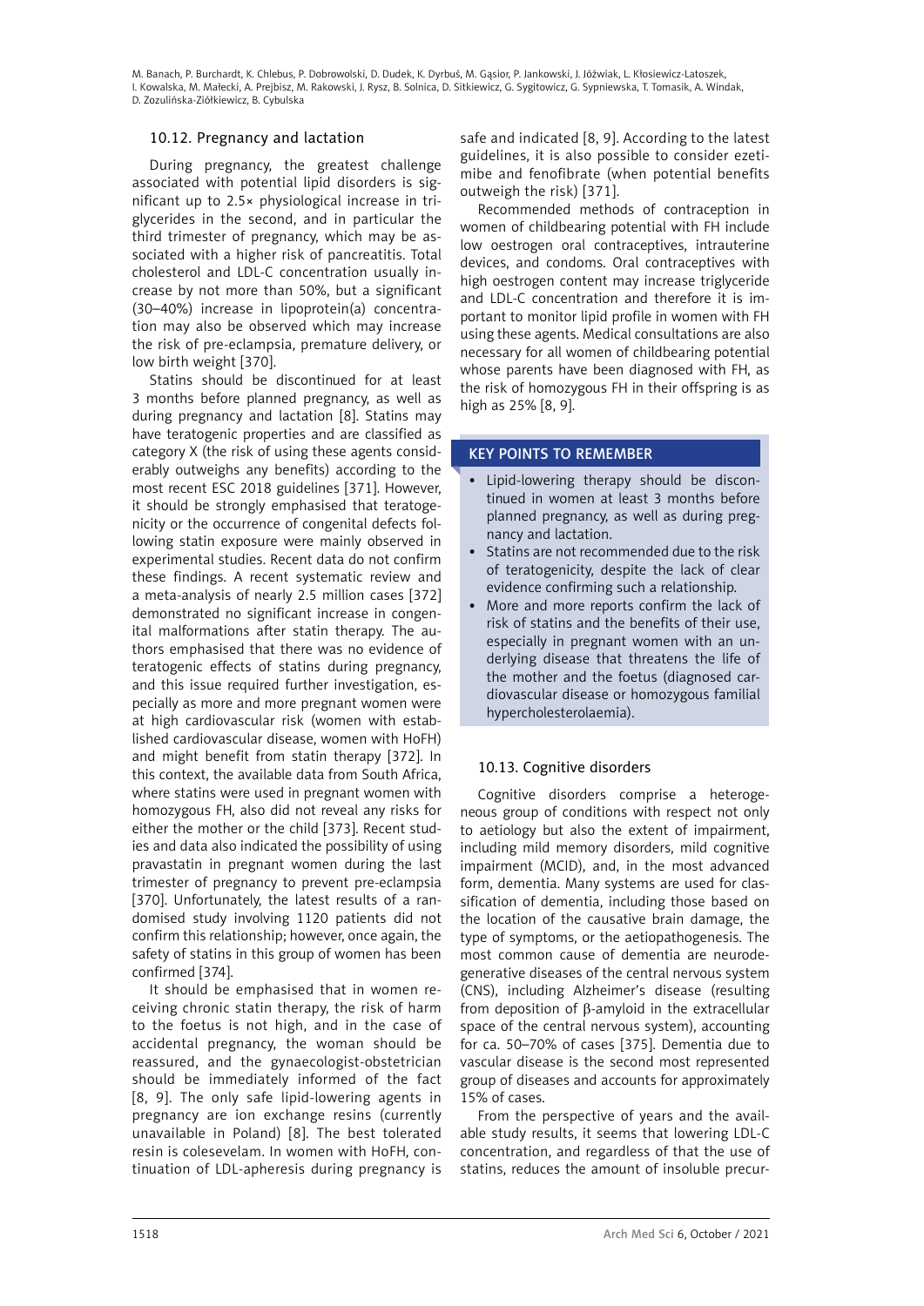### 10.12. Pregnancy and lactation

During pregnancy, the greatest challenge associated with potential lipid disorders is significant up to 2.5× physiological increase in triglycerides in the second, and in particular the third trimester of pregnancy, which may be associated with a higher risk of pancreatitis. Total cholesterol and LDL-C concentration usually increase by not more than 50%, but a significant (30–40%) increase in lipoprotein(a) concentration may also be observed which may increase the risk of pre-eclampsia, premature delivery, or low birth weight [370].

Statins should be discontinued for at least 3 months before planned pregnancy, as well as during pregnancy and lactation [8]. Statins may have teratogenic properties and are classified as category X (the risk of using these agents considerably outweighs any benefits) according to the most recent ESC 2018 guidelines [371]. However, it should be strongly emphasised that teratogenicity or the occurrence of congenital defects following statin exposure were mainly observed in experimental studies. Recent data do not confirm these findings. A recent systematic review and a meta-analysis of nearly 2.5 million cases [372] demonstrated no significant increase in congenital malformations after statin therapy. The authors emphasised that there was no evidence of teratogenic effects of statins during pregnancy, and this issue required further investigation, especially as more and more pregnant women were at high cardiovascular risk (women with established cardiovascular disease, women with HoFH) and might benefit from statin therapy [372]. In this context, the available data from South Africa, where statins were used in pregnant women with homozygous FH, also did not reveal any risks for either the mother or the child [373]. Recent studies and data also indicated the possibility of using pravastatin in pregnant women during the last trimester of pregnancy to prevent pre-eclampsia [370]. Unfortunately, the latest results of a randomised study involving 1120 patients did not confirm this relationship; however, once again, the safety of statins in this group of women has been confirmed [374].

It should be emphasised that in women receiving chronic statin therapy, the risk of harm to the foetus is not high, and in the case of accidental pregnancy, the woman should be reassured, and the gynaecologist-obstetrician should be immediately informed of the fact [8, 9]. The only safe lipid-lowering agents in pregnancy are ion exchange resins (currently unavailable in Poland) [8]. The best tolerated resin is colesevelam. In women with HoFH, continuation of LDL-apheresis during pregnancy is safe and indicated [8, 9]. According to the latest guidelines, it is also possible to consider ezetimibe and fenofibrate (when potential benefits outweigh the risk) [371].

Recommended methods of contraception in women of childbearing potential with FH include low oestrogen oral contraceptives, intrauterine devices, and condoms. Oral contraceptives with high oestrogen content may increase triglyceride and LDL-C concentration and therefore it is important to monitor lipid profile in women with FH using these agents. Medical consultations are also necessary for all women of childbearing potential whose parents have been diagnosed with FH, as the risk of homozygous FH in their offspring is as high as 25% [8, 9].

**KEY POINTS TO REMEMBER**

- Lipid-lowering therapy should be discontinued in women at least 3 months before planned pregnancy, as well as during pregnancy and lactation.
- Statins are not recommended due to the risk of teratogenicity, despite the lack of clear evidence confirming such a relationship.
- More and more reports confirm the lack of risk of statins and the benefits of their use, especially in pregnant women with an underlying disease that threatens the life of the mother and the foetus (diagnosed cardiovascular disease or homozygous familial hypercholesterolaemia).

### 10.13. Cognitive disorders

Cognitive disorders comprise a heterogeneous group of conditions with respect not only to aetiology but also the extent of impairment, including mild memory disorders, mild cognitive impairment (MCID), and, in the most advanced form, dementia. Many systems are used for classification of dementia, including those based on the location of the causative brain damage, the type of symptoms, or the aetiopathogenesis. The most common cause of dementia are neurodegenerative diseases of the central nervous system (CNS), including Alzheimer's disease (resulting from deposition of β-amyloid in the extracellular space of the central nervous system), accounting for ca. 50–70% of cases [375]. Dementia due to vascular disease is the second most represented group of diseases and accounts for approximately 15% of cases.

From the perspective of years and the available study results, it seems that lowering LDL-C concentration, and regardless of that the use of statins, reduces the amount of insoluble precur-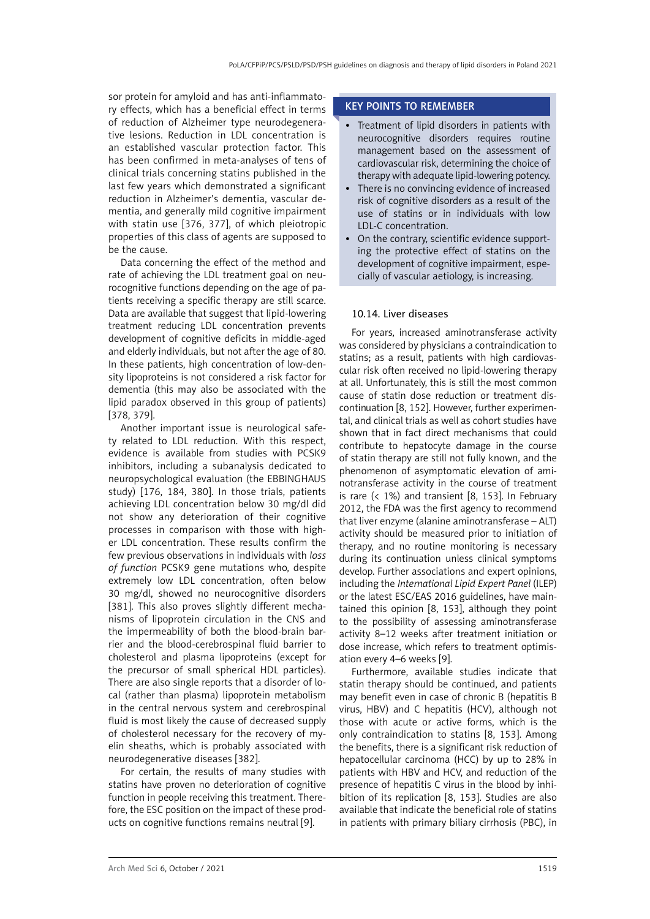sor protein for amyloid and has anti-inflammatory effects, which has a beneficial effect in terms of reduction of Alzheimer type neurodegenerative lesions. Reduction in LDL concentration is an established vascular protection factor. This has been confirmed in meta-analyses of tens of clinical trials concerning statins published in the last few years which demonstrated a significant reduction in Alzheimer's dementia, vascular dementia, and generally mild cognitive impairment with statin use [376, 377], of which pleiotropic properties of this class of agents are supposed to be the cause.

Data concerning the effect of the method and rate of achieving the LDL treatment goal on neurocognitive functions depending on the age of patients receiving a specific therapy are still scarce. Data are available that suggest that lipid-lowering treatment reducing LDL concentration prevents development of cognitive deficits in middle-aged and elderly individuals, but not after the age of 80. In these patients, high concentration of low-density lipoproteins is not considered a risk factor for dementia (this may also be associated with the lipid paradox observed in this group of patients) [378, 379].

Another important issue is neurological safety related to LDL reduction. With this respect, evidence is available from studies with PCSK9 inhibitors, including a subanalysis dedicated to neuropsychological evaluation (the EBBINGHAUS study) [176, 184, 380]. In those trials, patients achieving LDL concentration below 30 mg/dl did not show any deterioration of their cognitive processes in comparison with those with higher LDL concentration. These results confirm the few previous observations in individuals with *loss of function* PCSK9 gene mutations who, despite extremely low LDL concentration, often below 30 mg/dl, showed no neurocognitive disorders [381]. This also proves slightly different mechanisms of lipoprotein circulation in the CNS and the impermeability of both the blood-brain barrier and the blood-cerebrospinal fluid barrier to cholesterol and plasma lipoproteins (except for the precursor of small spherical HDL particles). There are also single reports that a disorder of local (rather than plasma) lipoprotein metabolism in the central nervous system and cerebrospinal fluid is most likely the cause of decreased supply of cholesterol necessary for the recovery of myelin sheaths, which is probably associated with neurodegenerative diseases [382].

For certain, the results of many studies with statins have proven no deterioration of cognitive function in people receiving this treatment. Therefore, the ESC position on the impact of these products on cognitive functions remains neutral [9].

**KEY POINTS TO REMEMBER**

- Treatment of lipid disorders in patients with neurocognitive disorders requires routine management based on the assessment of cardiovascular risk, determining the choice of therapy with adequate lipid-lowering potency.
- There is no convincing evidence of increased risk of cognitive disorders as a result of the use of statins or in individuals with low LDL-C concentration.
- On the contrary, scientific evidence supporting the protective effect of statins on the development of cognitive impairment, especially of vascular aetiology, is increasing.

### 10.14. Liver diseases

For years, increased aminotransferase activity was considered by physicians a contraindication to statins; as a result, patients with high cardiovascular risk often received no lipid-lowering therapy at all. Unfortunately, this is still the most common cause of statin dose reduction or treatment discontinuation [8, 152]. However, further experimental, and clinical trials as well as cohort studies have shown that in fact direct mechanisms that could contribute to hepatocyte damage in the course of statin therapy are still not fully known, and the phenomenon of asymptomatic elevation of aminotransferase activity in the course of treatment is rare (< 1%) and transient [8, 153]. In February 2012, the FDA was the first agency to recommend that liver enzyme (alanine aminotransferase – ALT) activity should be measured prior to initiation of therapy, and no routine monitoring is necessary during its continuation unless clinical symptoms develop. Further associations and expert opinions, including the *International Lipid Expert Panel* (ILEP) or the latest ESC/EAS 2016 guidelines, have maintained this opinion [8, 153], although they point to the possibility of assessing aminotransferase activity 8–12 weeks after treatment initiation or dose increase, which refers to treatment optimisation every 4–6 weeks [9].

Furthermore, available studies indicate that statin therapy should be continued, and patients may benefit even in case of chronic B (hepatitis B virus, HBV) and C hepatitis (HCV), although not those with acute or active forms, which is the only contraindication to statins [8, 153]. Among the benefits, there is a significant risk reduction of hepatocellular carcinoma (HCC) by up to 28% in patients with HBV and HCV, and reduction of the presence of hepatitis C virus in the blood by inhibition of its replication [8, 153]. Studies are also available that indicate the beneficial role of statins in patients with primary biliary cirrhosis (PBC), in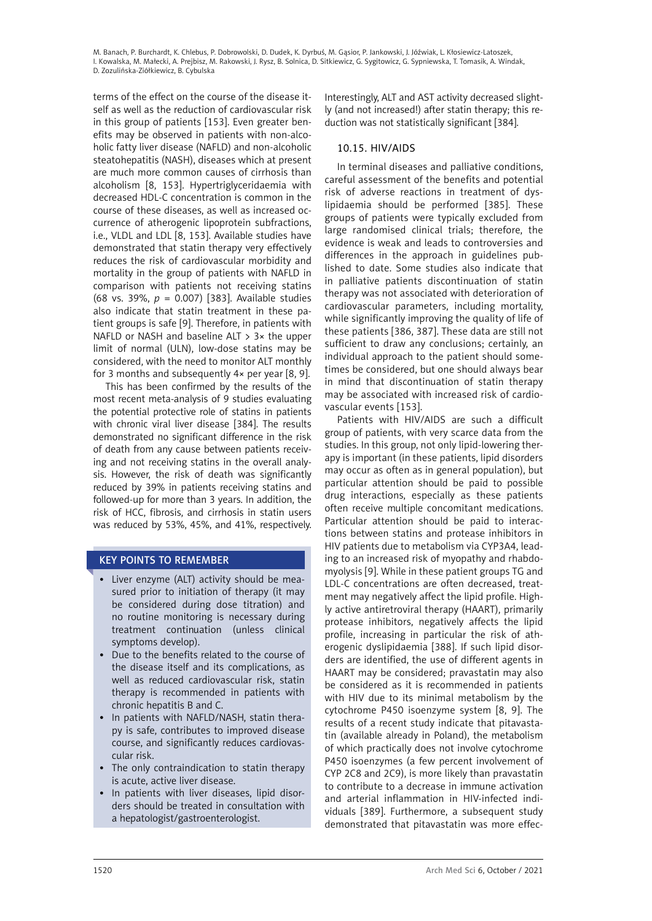terms of the effect on the course of the disease itself as well as the reduction of cardiovascular risk in this group of patients [153]. Even greater benefits may be observed in patients with non-alcoholic fatty liver disease (NAFLD) and non-alcoholic steatohepatitis (NASH), diseases which at present are much more common causes of cirrhosis than alcoholism [8, 153]. Hypertriglyceridaemia with decreased HDL-C concentration is common in the course of these diseases, as well as increased occurrence of atherogenic lipoprotein subfractions, i.e., VLDL and LDL [8, 153]. Available studies have demonstrated that statin therapy very effectively reduces the risk of cardiovascular morbidity and mortality in the group of patients with NAFLD in comparison with patients not receiving statins (68 vs. 39%, $p = 0.007$) [383]. Available studies also indicate that statin treatment in these patient groups is safe [9]. Therefore, in patients with NAFLD or NASH and baseline ALT > 3× the upper limit of normal (ULN), low-dose statins may be considered, with the need to monitor ALT monthly for 3 months and subsequently 4× per year [8, 9].

This has been confirmed by the results of the most recent meta-analysis of 9 studies evaluating the potential protective role of statins in patients with chronic viral liver disease [384]. The results demonstrated no significant difference in the risk of death from any cause between patients receiving and not receiving statins in the overall analysis. However, the risk of death was significantly reduced by 39% in patients receiving statins and followed-up for more than 3 years. In addition, the risk of HCC, fibrosis, and cirrhosis in statin users was reduced by 53%, 45%, and 41%, respectively. Interestingly, ALT and AST activity decreased slightly (and not increased!) after statin therapy; this reduction was not statistically significant [384].

**KEY POINTS TO REMEMBER**

- Liver enzyme (ALT) activity should be measured prior to initiation of therapy (it may be considered during dose titration) and no routine monitoring is necessary during treatment continuation (unless clinical symptoms develop).
- Due to the benefits related to the course of the disease itself and its complications, as well as reduced cardiovascular risk, statin therapy is recommended in patients with chronic hepatitis B and C.
- In patients with NAFLD/NASH, statin therapy is safe, contributes to improved disease course, and significantly reduces cardiovascular risk.
- The only contraindication to statin therapy is acute, active liver disease.
- In patients with liver diseases, lipid disorders should be treated in consultation with a hepatologist/gastroenterologist.

## 10.15. HIV/AIDS

In terminal diseases and palliative conditions, careful assessment of the benefits and potential risk of adverse reactions in treatment of dyslipidaemia should be performed [385]. These groups of patients were typically excluded from large randomised clinical trials; therefore, the evidence is weak and leads to controversies and differences in the approach in guidelines published to date. Some studies also indicate that in palliative patients discontinuation of statin therapy was not associated with deterioration of cardiovascular parameters, including mortality, while significantly improving the quality of life of these patients [386, 387]. These data are still not sufficient to draw any conclusions; certainly, an individual approach to the patient should sometimes be considered, but one should always bear in mind that discontinuation of statin therapy may be associated with increased risk of cardiovascular events [153].

Patients with HIV/AIDS are such a difficult group of patients, with very scarce data from the studies. In this group, not only lipid-lowering therapy is important (in these patients, lipid disorders may occur as often as in general population), but particular attention should be paid to possible drug interactions, especially as these patients often receive multiple concomitant medications. Particular attention should be paid to interactions between statins and protease inhibitors in HIV patients due to metabolism via CYP3A4, leading to an increased risk of myopathy and rhabdomyolysis [9]. While in these patient groups TG and LDL-C concentrations are often decreased, treatment may negatively affect the lipid profile. Highly active antiretroviral therapy (HAART), primarily protease inhibitors, negatively affects the lipid profile, increasing in particular the risk of atherogenic dyslipidaemia [388]. If such lipid disorders are identified, the use of different agents in HAART may be considered; pravastatin may also be considered as it is recommended in patients with HIV due to its minimal metabolism by the cytochrome P450 isoenzyme system [8, 9]. The results of a recent study indicate that pitavastatin (available already in Poland), the metabolism of which practically does not involve cytochrome P450 isoenzymes (a few percent involvement of CYP 2C8 and 2C9), is more likely than pravastatin to contribute to a decrease in immune activation and arterial inflammation in HIV-infected individuals [389]. Furthermore, a subsequent study demonstrated that pitavastatin was more effec-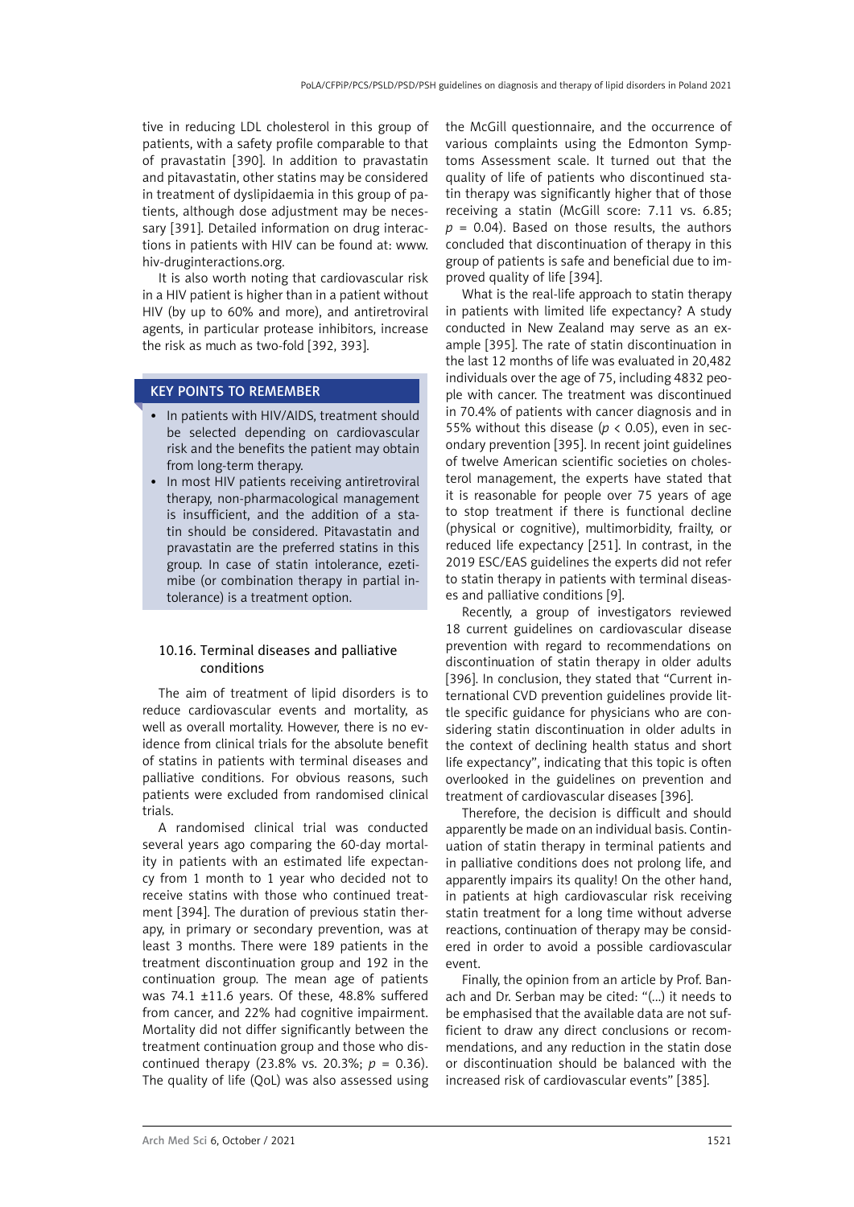tive in reducing LDL cholesterol in this group of patients, with a safety profile comparable to that of pravastatin [390]. In addition to pravastatin and pitavastatin, other statins may be considered in treatment of dyslipidaemia in this group of patients, although dose adjustment may be necessary [391]. Detailed information on drug interactions in patients with HIV can be found at: www.hiv-druginteractions.org.

It is also worth noting that cardiovascular risk in a HIV patient is higher than in a patient without HIV (by up to 60% and more), and antiretroviral agents, in particular protease inhibitors, increase the risk as much as two-fold [392, 393].

**KEY POINTS TO REMEMBER**

- In patients with HIV/AIDS, treatment should be selected depending on cardiovascular risk and the benefits the patient may obtain from long-term therapy.
- In most HIV patients receiving antiretroviral therapy, non-pharmacological management is insufficient, and the addition of a statin should be considered. Pitavastatin and pravastatin are the preferred statins in this group. In case of statin intolerance, ezetimibe (or combination therapy in partial intolerance) is a treatment option.

### 10.16. Terminal diseases and palliative conditions

The aim of treatment of lipid disorders is to reduce cardiovascular events and mortality, as well as overall mortality. However, there is no evidence from clinical trials for the absolute benefit of statins in patients with terminal diseases and palliative conditions. For obvious reasons, such patients were excluded from randomised clinical trials.

A randomised clinical trial was conducted several years ago comparing the 60-day mortality in patients with an estimated life expectancy from 1 month to 1 year who decided not to receive statins with those who continued treatment [394]. The duration of previous statin therapy, in primary or secondary prevention, was at least 3 months. There were 189 patients in the treatment discontinuation group and 192 in the continuation group. The mean age of patients was 74.1 ±11.6 years. Of these, 48.8% suffered from cancer, and 22% had cognitive impairment. Mortality did not differ significantly between the treatment continuation group and those who discontinued therapy (23.8% vs. 20.3%; $p = 0.36$). The quality of life (QoL) was also assessed using the McGill questionnaire, and the occurrence of various complaints using the Edmonton Symptoms Assessment scale. It turned out that the quality of life of patients who discontinued statin therapy was significantly higher that of those receiving a statin (McGill score: 7.11 vs. 6.85; $p = 0.04$). Based on those results, the authors concluded that discontinuation of therapy in this group of patients is safe and beneficial due to improved quality of life [394].

What is the real-life approach to statin therapy in patients with limited life expectancy? A study conducted in New Zealand may serve as an example [395]. The rate of statin discontinuation in the last 12 months of life was evaluated in 20,482 individuals over the age of 75, including 4832 people with cancer. The treatment was discontinued in 70.4% of patients with cancer diagnosis and in 55% without this disease ($p < 0.05$), even in secondary prevention [395]. In recent joint guidelines of twelve American scientific societies on cholesterol management, the experts have stated that it is reasonable for people over 75 years of age to stop treatment if there is functional decline (physical or cognitive), multimorbidity, frailty, or reduced life expectancy [251]. In contrast, in the 2019 ESC/EAS guidelines the experts did not refer to statin therapy in patients with terminal diseases and palliative conditions [9].

Recently, a group of investigators reviewed 18 current guidelines on cardiovascular disease prevention with regard to recommendations on discontinuation of statin therapy in older adults [396]. In conclusion, they stated that "Current international CVD prevention guidelines provide little specific guidance for physicians who are considering statin discontinuation in older adults in the context of declining health status and short life expectancy", indicating that this topic is often overlooked in the guidelines on prevention and treatment of cardiovascular diseases [396].

Therefore, the decision is difficult and should apparently be made on an individual basis. Continuation of statin therapy in terminal patients and in palliative conditions does not prolong life, and apparently impairs its quality! On the other hand, in patients at high cardiovascular risk receiving statin treatment for a long time without adverse reactions, continuation of therapy may be considered in order to avoid a possible cardiovascular event.

Finally, the opinion from an article by Prof. Banach and Dr. Serban may be cited: "(...) it needs to be emphasised that the available data are not sufficient to draw any direct conclusions or recommendations, and any reduction in the statin dose or discontinuation should be balanced with the increased risk of cardiovascular events" [385].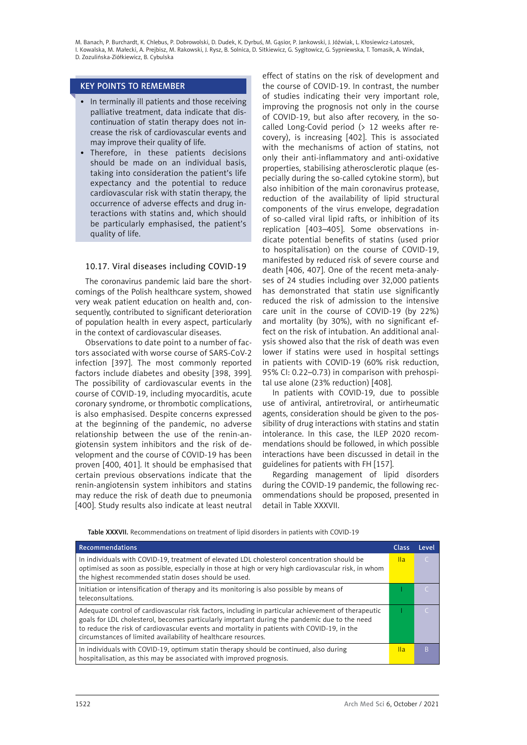## KEY POINTS TO REMEMBER

- In terminally ill patients and those receiving palliative treatment, data indicate that discontinuation of statin therapy does not increase the risk of cardiovascular events and may improve their quality of life.
- Therefore, in these patients decisions should be made on an individual basis, taking into consideration the patient's life expectancy and the potential to reduce cardiovascular risk with statin therapy, the occurrence of adverse effects and drug interactions with statins and, which should be particularly emphasised, the patient's quality of life.

### 10.17. Viral diseases including COVID-19

The coronavirus pandemic laid bare the shortcomings of the Polish healthcare system, showed very weak patient education on health and, consequently, contributed to significant deterioration of population health in every aspect, particularly in the context of cardiovascular diseases.

Observations to date point to a number of factors associated with worse course of SARS-CoV-2 infection [397]. The most commonly reported factors include diabetes and obesity [398, 399]. The possibility of cardiovascular events in the course of COVID-19, including myocarditis, acute coronary syndrome, or thrombotic complications, is also emphasised. Despite concerns expressed at the beginning of the pandemic, no adverse relationship between the use of the renin-angiotensin system inhibitors and the risk of development and the course of COVID-19 has been proven [400, 401]. It should be emphasised that certain previous observations indicate that the renin-angiotensin system inhibitors and statins may reduce the risk of death due to pneumonia [400]. Study results also indicate at least neutral effect of statins on the risk of development and the course of COVID-19. In contrast, the number of studies indicating their very important role, improving the prognosis not only in the course of COVID-19, but also after recovery, in the so-called Long-Covid period (> 12 weeks after recovery), is increasing [402]. This is associated with the mechanisms of action of statins, not only their anti-inflammatory and anti-oxidative properties, stabilising atherosclerotic plaque (especially during the so-called cytokine storm), but also inhibition of the main coronavirus protease, reduction of the availability of lipid structural components of the virus envelope, degradation of so-called viral lipid rafts, or inhibition of its replication [403–405]. Some observations indicate potential benefits of statins (used prior to hospitalisation) on the course of COVID-19, manifested by reduced risk of severe course and death [406, 407]. One of the recent meta-analyses of 24 studies including over 32,000 patients has demonstrated that statin use significantly reduced the risk of admission to the intensive care unit in the course of COVID-19 (by 22%) and mortality (by 30%), with no significant effect on the risk of intubation. An additional analysis showed also that the risk of death was even lower if statins were used in hospital settings in patients with COVID-19 (60% risk reduction, 95% CI: 0.22–0.73) in comparison with prehospital use alone (23% reduction) [408].

In patients with COVID-19, due to possible use of antiviral, antiretroviral, or antirheumatic agents, consideration should be given to the possibility of drug interactions with statins and statin intolerance. In this case, the ILEP 2020 recommendations should be followed, in which possible interactions have been discussed in detail in the guidelines for patients with FH [157].

Regarding management of lipid disorders during the COVID-19 pandemic, the following recommendations should be proposed, presented in detail in Table XXXVII.

**Table XXXVII.** Recommendations on treatment of lipid disorders in patients with COVID-19

| Recommendations | Class | Level |
|---|---|---|
| In individuals with COVID-19, treatment of elevated LDL cholesterol concentration should be optimised as soon as possible, especially in those at high or very high cardiovascular risk, in whom the highest recommended statin doses should be used. | IIa | C |
| Initiation or intensification of therapy and its monitoring is also possible by means of teleconsultations. | I | C |
| Adequate control of cardiovascular risk factors, including in particular achievement of therapeutic goals for LDL cholesterol, becomes particularly important during the pandemic due to the need to reduce the risk of cardiovascular events and mortality in patients with COVID-19, in the circumstances of limited availability of healthcare resources. | I | C |
| In individuals with COVID-19, optimum statin therapy should be continued, also during hospitalisation, as this may be associated with improved prognosis. | IIa | B |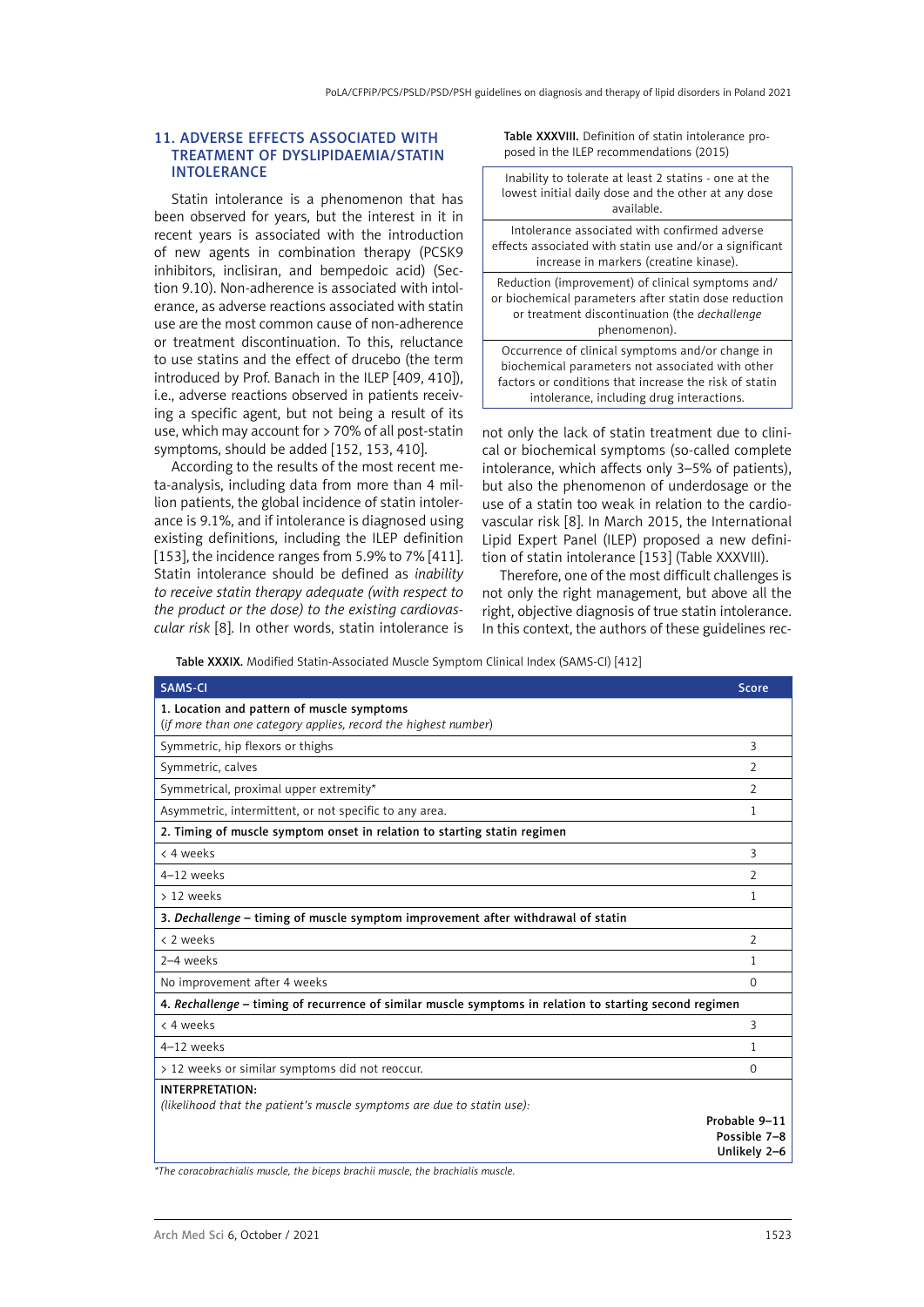## 11. ADVERSE EFFECTS ASSOCIATED WITH TREATMENT OF DYSLIPIDAEMIA/STATIN INTOLERANCE

Statin intolerance is a phenomenon that has been observed for years, but the interest in it in recent years is associated with the introduction of new agents in combination therapy (PCSK9 inhibitors, inclisiran, and bempedoic acid) (Section 9.10). Non-adherence is associated with intolerance, as adverse reactions associated with statin use are the most common cause of non-adherence or treatment discontinuation. To this, reluctance to use statins and the effect of drucebo (the term introduced by Prof. Banach in the ILEP [409, 410]), i.e., adverse reactions observed in patients receiving a specific agent, but not being a result of its use, which may account for > 70% of all post-statin symptoms, should be added [152, 153, 410].

According to the results of the most recent meta-analysis, including data from more than 4 million patients, the global incidence of statin intolerance is 9.1%, and if intolerance is diagnosed using existing definitions, including the ILEP definition [153], the incidence ranges from 5.9% to 7% [411]. Statin intolerance should be defined as *inability to receive statin therapy adequate (with respect to the product or the dose) to the existing cardiovascular risk* [8]. In other words, statin intolerance is not only the lack of statin treatment due to clinical or biochemical symptoms (so-called complete intolerance, which affects only 3–5% of patients), but also the phenomenon of underdosage or the use of a statin too weak in relation to the cardiovascular risk [8]. In March 2015, the International Lipid Expert Panel (ILEP) proposed a new definition of statin intolerance [153] (Table XXXVIII).

**Table XXXVIII.** Definition of statin intolerance proposed in the ILEP recommendations (2015)

| |
|---|
| Inability to tolerate at least 2 statins - one at the lowest initial daily dose and the other at any dose available. |
| Intolerance associated with confirmed adverse effects associated with statin use and/or a significant increase in markers (creatine kinase). |
| Reduction (improvement) of clinical symptoms and/or biochemical parameters after statin dose reduction or treatment discontinuation (the *dechallenge* phenomenon). |
| Occurrence of clinical symptoms and/or change in biochemical parameters not associated with other factors or conditions that increase the risk of statin intolerance, including drug interactions. |

Therefore, one of the most difficult challenges is not only the right management, but above all the right, objective diagnosis of true statin intolerance. In this context, the authors of these guidelines rec-

**Table XXXIX.** Modified Statin-Associated Muscle Symptom Clinical Index (SAMS-CI) [412]

| SAMS-CI | Score |
|---|---|
| **1. Location and pattern of muscle symptoms** (*if more than one category applies, record the highest number*) | |
| Symmetric, hip flexors or thighs | 3 |
| Symmetric, calves | 2 |
| Symmetrical, proximal upper extremity* | 2 |
| Asymmetric, intermittent, or not specific to any area. | 1 |
| **2. Timing of muscle symptom onset in relation to starting statin regimen** | |
| < 4 weeks | 3 |
| 4–12 weeks | 2 |
| > 12 weeks | 1 |
| **3. *Dechallenge* – timing of muscle symptom improvement after withdrawal of statin** | |
| < 2 weeks | 2 |
| 2–4 weeks | 1 |
| No improvement after 4 weeks | 0 |
| **4. *Rechallenge* – timing of recurrence of similar muscle symptoms in relation to starting second regimen** | |
| < 4 weeks | 3 |
| 4–12 weeks | 1 |
| > 12 weeks or similar symptoms did not reoccur. | 0 |
| **INTERPRETATION:** *(likelihood that the patient's muscle symptoms are due to statin use):* | Probable 9–11<br>Possible 7–8<br>Unlikely 2–6 |

*The coracobrachialis muscle, the biceps brachii muscle, the brachialis muscle.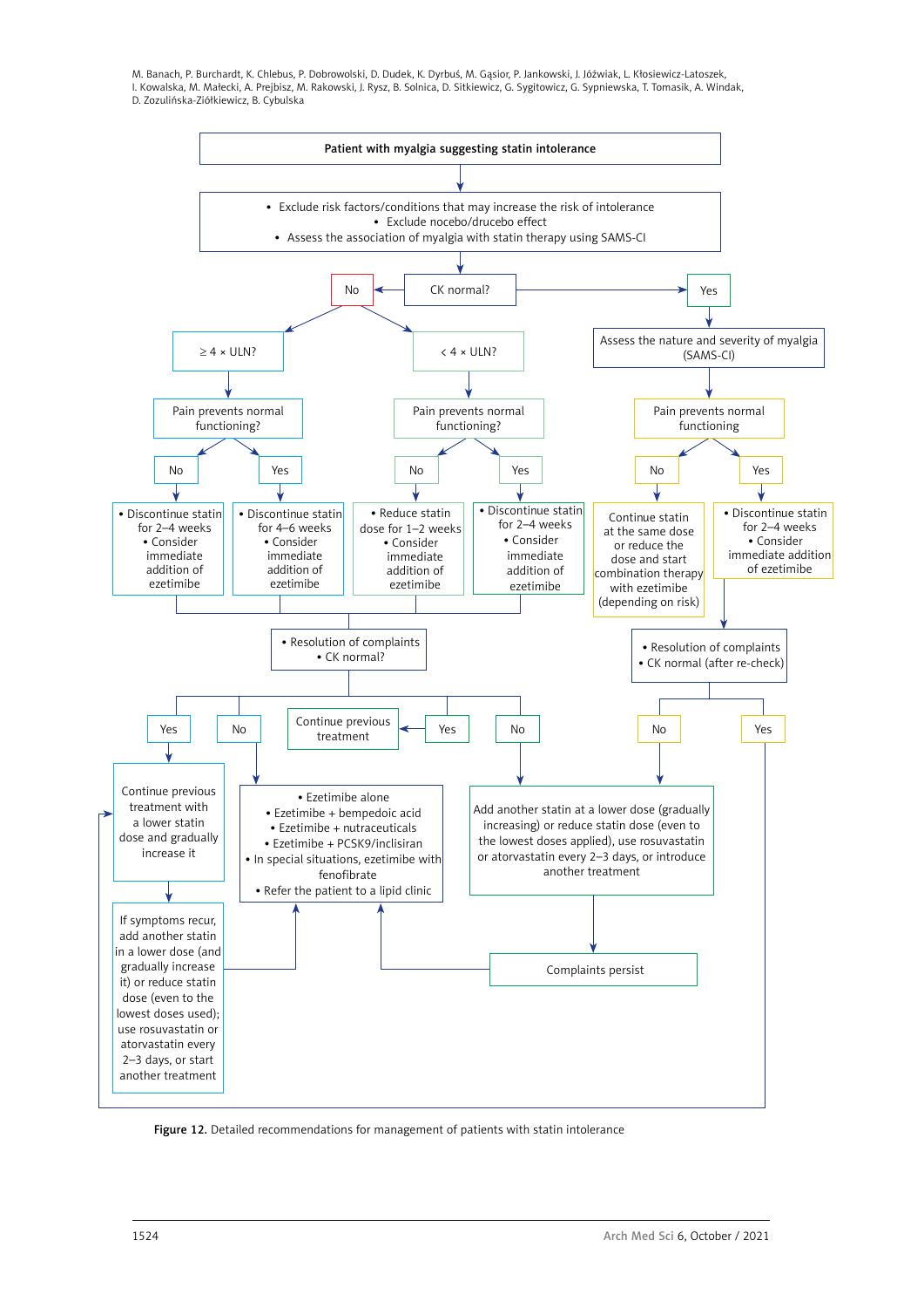**Patient with myalgia suggesting statin intolerance**

- Exclude risk factors/conditions that may increase the risk of intolerance
- Exclude nocebo/drucebo effect
- Assess the association of myalgia with statin therapy using SAMS-CI

**CK normal?**

**No:**

- **≥ 4 × ULN?** → Pain prevents normal functioning?
  - No → • Discontinue statin for 2–4 weeks • Consider immediate addition of ezetimibe
  - Yes → • Discontinue statin for 4–6 weeks • Consider immediate addition of ezetimibe
- **< 4 × ULN?** → Pain prevents normal functioning?
  - No → • Reduce statin dose for 1–2 weeks • Consider immediate addition of ezetimibe
  - Yes → • Discontinue statin for 2–4 weeks • Consider immediate addition of ezetimibe

→ • Resolution of complaints • CK normal?

- Yes → Continue previous treatment with a lower statin dose and gradually increase it → If symptoms recur, add another statin in a lower dose (and gradually increase it) or reduce statin dose (even to the lowest doses used); use rosuvastatin or atorvastatin every 2–3 days, or start another treatment
- No → • Ezetimibe alone • Ezetimibe + bempedoic acid • Ezetimibe + nutraceuticals • Ezetimibe + PCSK9/inclisiran • In special situations, ezetimibe with fenofibrate • Refer the patient to a lipid clinic
- Yes → Continue previous treatment
- No → Add another statin at a lower dose (gradually increasing) or reduce statin dose (even to the lowest doses applied), use rosuvastatin or atorvastatin every 2–3 days, or introduce another treatment → Complaints persist → (Ezetimibe-based options / lipid clinic)

**Yes:**

Assess the nature and severity of myalgia (SAMS-CI) → Pain prevents normal functioning

- No → Continue statin at the same dose or reduce the dose and start combination therapy with ezetimibe (depending on risk)
- Yes → • Discontinue statin for 2–4 weeks • Consider immediate addition of ezetimibe → • Resolution of complaints • CK normal (after re-check)
  - No → Add another statin at a lower dose (gradually increasing) or reduce statin dose (even to the lowest doses applied), use rosuvastatin or atorvastatin every 2–3 days, or introduce another treatment
  - Yes → Continue previous treatment with a lower statin dose and gradually increase it

**Figure 12.** Detailed recommendations for management of patients with statin intolerance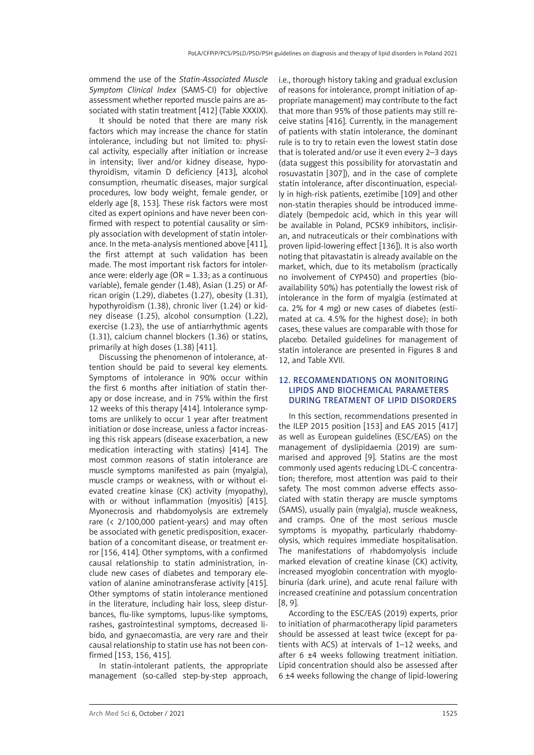ommend the use of the *Statin-Associated Muscle Symptom Clinical Index* (SAMS-CI) for objective assessment whether reported muscle pains are associated with statin treatment [412] (Table XXXIX).

It should be noted that there are many risk factors which may increase the chance for statin intolerance, including but not limited to: physical activity, especially after initiation or increase in intensity; liver and/or kidney disease, hypothyroidism, vitamin D deficiency [413], alcohol consumption, rheumatic diseases, major surgical procedures, low body weight, female gender, or elderly age [8, 153]. These risk factors were most cited as expert opinions and have never been confirmed with respect to potential causality or simply association with development of statin intolerance. In the meta-analysis mentioned above [411], the first attempt at such validation has been made. The most important risk factors for intolerance were: elderly age (OR = 1.33; as a continuous variable), female gender (1.48), Asian (1.25) or African origin (1.29), diabetes (1.27), obesity (1.31), hypothyroidism (1.38), chronic liver (1.24) or kidney disease (1.25), alcohol consumption (1.22), exercise (1.23), the use of antiarrhythmic agents (1.31), calcium channel blockers (1.36) or statins, primarily at high doses (1.38) [411].

Discussing the phenomenon of intolerance, attention should be paid to several key elements. Symptoms of intolerance in 90% occur within the first 6 months after initiation of statin therapy or dose increase, and in 75% within the first 12 weeks of this therapy [414]. Intolerance symptoms are unlikely to occur 1 year after treatment initiation or dose increase, unless a factor increasing this risk appears (disease exacerbation, a new medication interacting with statins) [414]. The most common reasons of statin intolerance are muscle symptoms manifested as pain (myalgia), muscle cramps or weakness, with or without elevated creatine kinase (CK) activity (myopathy), with or without inflammation (myositis) [415]. Myonecrosis and rhabdomyolysis are extremely rare (< 2/100,000 patient-years) and may often be associated with genetic predisposition, exacerbation of a concomitant disease, or treatment error [156, 414]. Other symptoms, with a confirmed causal relationship to statin administration, include new cases of diabetes and temporary elevation of alanine aminotransferase activity [415]. Other symptoms of statin intolerance mentioned in the literature, including hair loss, sleep disturbances, flu-like symptoms, lupus-like symptoms, rashes, gastrointestinal symptoms, decreased libido, and gynaecomastia, are very rare and their causal relationship to statin use has not been confirmed [153, 156, 415].

In statin-intolerant patients, the appropriate management (so-called step-by-step approach, i.e., thorough history taking and gradual exclusion of reasons for intolerance, prompt initiation of appropriate management) may contribute to the fact that more than 95% of those patients may still receive statins [416]. Currently, in the management of patients with statin intolerance, the dominant rule is to try to retain even the lowest statin dose that is tolerated and/or use it even every 2–3 days (data suggest this possibility for atorvastatin and rosuvastatin [307]), and in the case of complete statin intolerance, after discontinuation, especially in high-risk patients, ezetimibe [109] and other non-statin therapies should be introduced immediately (bempedoic acid, which in this year will be available in Poland, PCSK9 inhibitors, inclisiran, and nutraceuticals or their combinations with proven lipid-lowering effect [136]). It is also worth noting that pitavastatin is already available on the market, which, due to its metabolism (practically no involvement of CYP450) and properties (bioavailability 50%) has potentially the lowest risk of intolerance in the form of myalgia (estimated at ca. 2% for 4 mg) or new cases of diabetes (estimated at ca. 4.5% for the highest dose); in both cases, these values are comparable with those for placebo. Detailed guidelines for management of statin intolerance are presented in Figures 8 and 12, and Table XVII.

## 12. RECOMMENDATIONS ON MONITORING LIPIDS AND BIOCHEMICAL PARAMETERS DURING TREATMENT OF LIPID DISORDERS

In this section, recommendations presented in the ILEP 2015 position [153] and EAS 2015 [417] as well as European guidelines (ESC/EAS) on the management of dyslipidaemia (2019) are summarised and approved [9]. Statins are the most commonly used agents reducing LDL-C concentration; therefore, most attention was paid to their safety. The most common adverse effects associated with statin therapy are muscle symptoms (SAMS), usually pain (myalgia), muscle weakness, and cramps. One of the most serious muscle symptoms is myopathy, particularly rhabdomyolysis, which requires immediate hospitalisation. The manifestations of rhabdomyolysis include marked elevation of creatine kinase (CK) activity, increased myoglobin concentration with myoglobinuria (dark urine), and acute renal failure with increased creatinine and potassium concentration [8, 9].

According to the ESC/EAS (2019) experts, prior to initiation of pharmacotherapy lipid parameters should be assessed at least twice (except for patients with ACS) at intervals of 1–12 weeks, and after 6 ±4 weeks following treatment initiation. Lipid concentration should also be assessed after 6 ±4 weeks following the change of lipid-lowering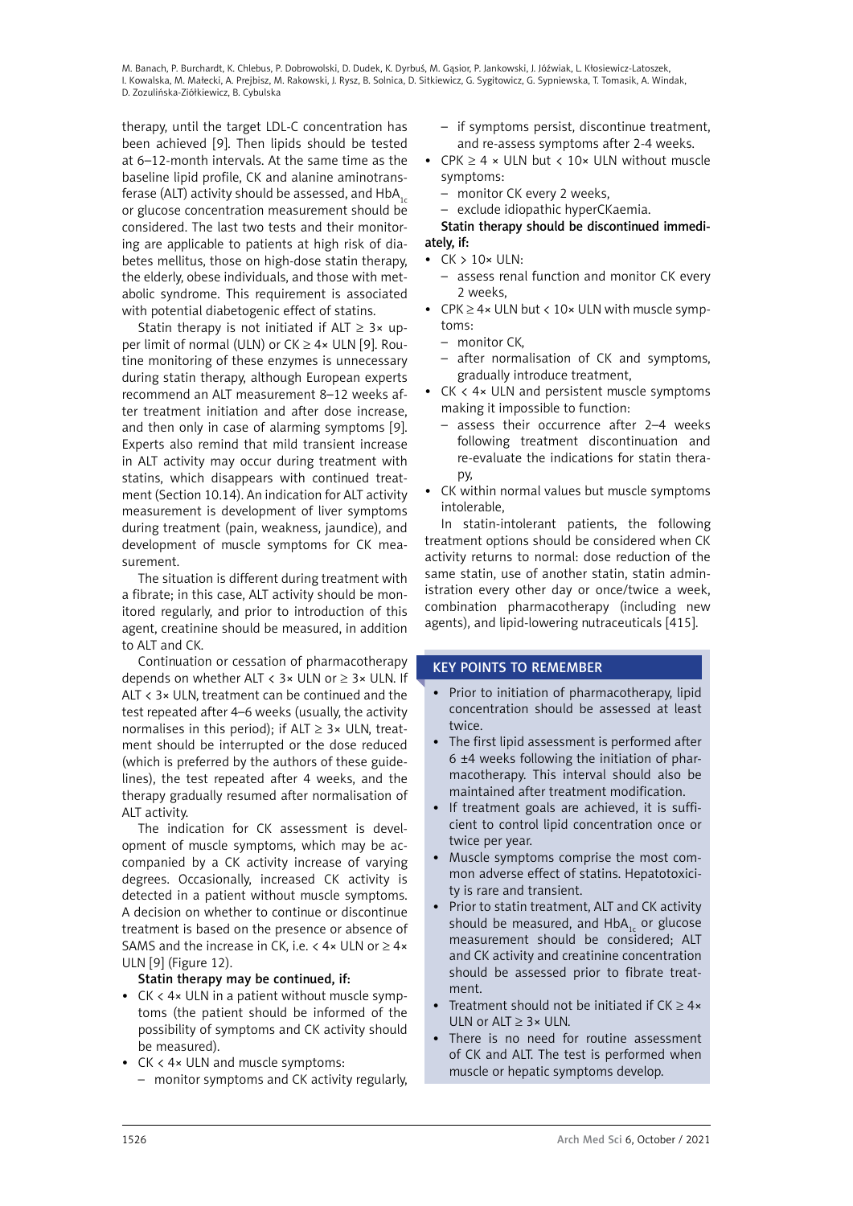therapy, until the target LDL-C concentration has been achieved [9]. Then lipids should be tested at 6–12-month intervals. At the same time as the baseline lipid profile, CK and alanine aminotransferase (ALT) activity should be assessed, and $HbA_{1c}$ or glucose concentration measurement should be considered. The last two tests and their monitoring are applicable to patients at high risk of diabetes mellitus, those on high-dose statin therapy, the elderly, obese individuals, and those with metabolic syndrome. This requirement is associated with potential diabetogenic effect of statins.

Statin therapy is not initiated if ALT ≥ 3× upper limit of normal (ULN) or CK ≥ 4× ULN [9]. Routine monitoring of these enzymes is unnecessary during statin therapy, although European experts recommend an ALT measurement 8–12 weeks after treatment initiation and after dose increase, and then only in case of alarming symptoms [9]. Experts also remind that mild transient increase in ALT activity may occur during treatment with statins, which disappears with continued treatment (Section 10.14). An indication for ALT activity measurement is development of liver symptoms during treatment (pain, weakness, jaundice), and development of muscle symptoms for CK measurement.

The situation is different during treatment with a fibrate; in this case, ALT activity should be monitored regularly, and prior to introduction of this agent, creatinine should be measured, in addition to ALT and CK.

Continuation or cessation of pharmacotherapy depends on whether ALT < 3× ULN or ≥ 3× ULN. If ALT < 3× ULN, treatment can be continued and the test repeated after 4–6 weeks (usually, the activity normalises in this period); if ALT ≥ 3× ULN, treatment should be interrupted or the dose reduced (which is preferred by the authors of these guidelines), the test repeated after 4 weeks, and the therapy gradually resumed after normalisation of ALT activity.

The indication for CK assessment is development of muscle symptoms, which may be accompanied by a CK activity increase of varying degrees. Occasionally, increased CK activity is detected in a patient without muscle symptoms. A decision on whether to continue or discontinue treatment is based on the presence or absence of SAMS and the increase in CK, i.e. < 4× ULN or ≥ 4× ULN [9] (Figure 12).

**Statin therapy may be continued, if:**

- CK < 4× ULN in a patient without muscle symptoms (the patient should be informed of the possibility of symptoms and CK activity should be measured).
- CK < 4× ULN and muscle symptoms:
  - monitor symptoms and CK activity regularly,
  - if symptoms persist, discontinue treatment, and re-assess symptoms after 2-4 weeks.
- CPK ≥ 4 × ULN but < 10× ULN without muscle symptoms:
  - monitor CK every 2 weeks,
  - exclude idiopathic hyperCKaemia.

**Statin therapy should be discontinued immediately, if:**

- CK > 10× ULN:
  - assess renal function and monitor CK every 2 weeks,
- CPK ≥ 4× ULN but < 10× ULN with muscle symptoms:
  - monitor CK,
  - after normalisation of CK and symptoms, gradually introduce treatment,
- CK < 4× ULN and persistent muscle symptoms making it impossible to function:
  - assess their occurrence after 2–4 weeks following treatment discontinuation and re-evaluate the indications for statin therapy,
- CK within normal values but muscle symptoms intolerable,

In statin-intolerant patients, the following treatment options should be considered when CK activity returns to normal: dose reduction of the same statin, use of another statin, statin administration every other day or once/twice a week, combination pharmacotherapy (including new agents), and lipid-lowering nutraceuticals [415].

## KEY POINTS TO REMEMBER

- Prior to initiation of pharmacotherapy, lipid concentration should be assessed at least twice.
- The first lipid assessment is performed after 6 ±4 weeks following the initiation of pharmacotherapy. This interval should also be maintained after treatment modification.
- If treatment goals are achieved, it is sufficient to control lipid concentration once or twice per year.
- Muscle symptoms comprise the most common adverse effect of statins. Hepatotoxicity is rare and transient.
- Prior to statin treatment, ALT and CK activity should be measured, and $HbA_{1c}$ or glucose measurement should be considered; ALT and CK activity and creatinine concentration should be assessed prior to fibrate treatment.
- Treatment should not be initiated if CK ≥ 4× ULN or ALT ≥ 3× ULN.
- There is no need for routine assessment of CK and ALT. The test is performed when muscle or hepatic symptoms develop.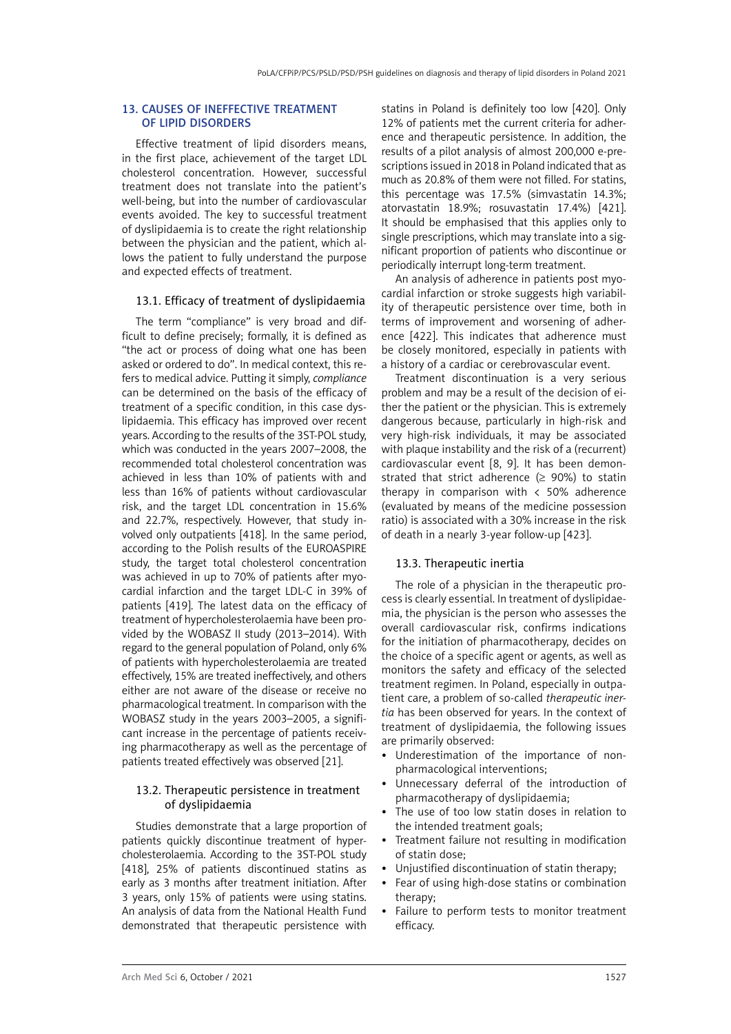## 13. CAUSES OF INEFFECTIVE TREATMENT OF LIPID DISORDERS

Effective treatment of lipid disorders means, in the first place, achievement of the target LDL cholesterol concentration. However, successful treatment does not translate into the patient's well-being, but into the number of cardiovascular events avoided. The key to successful treatment of dyslipidaemia is to create the right relationship between the physician and the patient, which allows the patient to fully understand the purpose and expected effects of treatment.

### 13.1. Efficacy of treatment of dyslipidaemia

The term "compliance" is very broad and difficult to define precisely; formally, it is defined as "the act or process of doing what one has been asked or ordered to do". In medical context, this refers to medical advice. Putting it simply, *compliance* can be determined on the basis of the efficacy of treatment of a specific condition, in this case dyslipidaemia. This efficacy has improved over recent years. According to the results of the 3ST-POL study, which was conducted in the years 2007–2008, the recommended total cholesterol concentration was achieved in less than 10% of patients with and less than 16% of patients without cardiovascular risk, and the target LDL concentration in 15.6% and 22.7%, respectively. However, that study involved only outpatients [418]. In the same period, according to the Polish results of the EUROASPIRE study, the target total cholesterol concentration was achieved in up to 70% of patients after myocardial infarction and the target LDL-C in 39% of patients [419]. The latest data on the efficacy of treatment of hypercholesterolaemia have been provided by the WOBASZ II study (2013–2014). With regard to the general population of Poland, only 6% of patients with hypercholesterolaemia are treated effectively, 15% are treated ineffectively, and others either are not aware of the disease or receive no pharmacological treatment. In comparison with the WOBASZ study in the years 2003–2005, a significant increase in the percentage of patients receiving pharmacotherapy as well as the percentage of patients treated effectively was observed [21].

### 13.2. Therapeutic persistence in treatment of dyslipidaemia

Studies demonstrate that a large proportion of patients quickly discontinue treatment of hypercholesterolaemia. According to the 3ST-POL study [418], 25% of patients discontinued statins as early as 3 months after treatment initiation. After 3 years, only 15% of patients were using statins. An analysis of data from the National Health Fund demonstrated that therapeutic persistence with statins in Poland is definitely too low [420]. Only 12% of patients met the current criteria for adherence and therapeutic persistence. In addition, the results of a pilot analysis of almost 200,000 e-prescriptions issued in 2018 in Poland indicated that as much as 20.8% of them were not filled. For statins, this percentage was 17.5% (simvastatin 14.3%; atorvastatin 18.9%; rosuvastatin 17.4%) [421]. It should be emphasised that this applies only to single prescriptions, which may translate into a significant proportion of patients who discontinue or periodically interrupt long-term treatment.

An analysis of adherence in patients post myocardial infarction or stroke suggests high variability of therapeutic persistence over time, both in terms of improvement and worsening of adherence [422]. This indicates that adherence must be closely monitored, especially in patients with a history of a cardiac or cerebrovascular event.

Treatment discontinuation is a very serious problem and may be a result of the decision of either the patient or the physician. This is extremely dangerous because, particularly in high-risk and very high-risk individuals, it may be associated with plaque instability and the risk of a (recurrent) cardiovascular event [8, 9]. It has been demonstrated that strict adherence (≥ 90%) to statin therapy in comparison with < 50% adherence (evaluated by means of the medicine possession ratio) is associated with a 30% increase in the risk of death in a nearly 3-year follow-up [423].

### 13.3. Therapeutic inertia

The role of a physician in the therapeutic process is clearly essential. In treatment of dyslipidaemia, the physician is the person who assesses the overall cardiovascular risk, confirms indications for the initiation of pharmacotherapy, decides on the choice of a specific agent or agents, as well as monitors the safety and efficacy of the selected treatment regimen. In Poland, especially in outpatient care, a problem of so-called *therapeutic inertia* has been observed for years. In the context of treatment of dyslipidaemia, the following issues are primarily observed:

- Underestimation of the importance of non-pharmacological interventions;
- Unnecessary deferral of the introduction of pharmacotherapy of dyslipidaemia;
- The use of too low statin doses in relation to the intended treatment goals;
- Treatment failure not resulting in modification of statin dose;
- Unjustified discontinuation of statin therapy;
- Fear of using high-dose statins or combination therapy;
- Failure to perform tests to monitor treatment efficacy.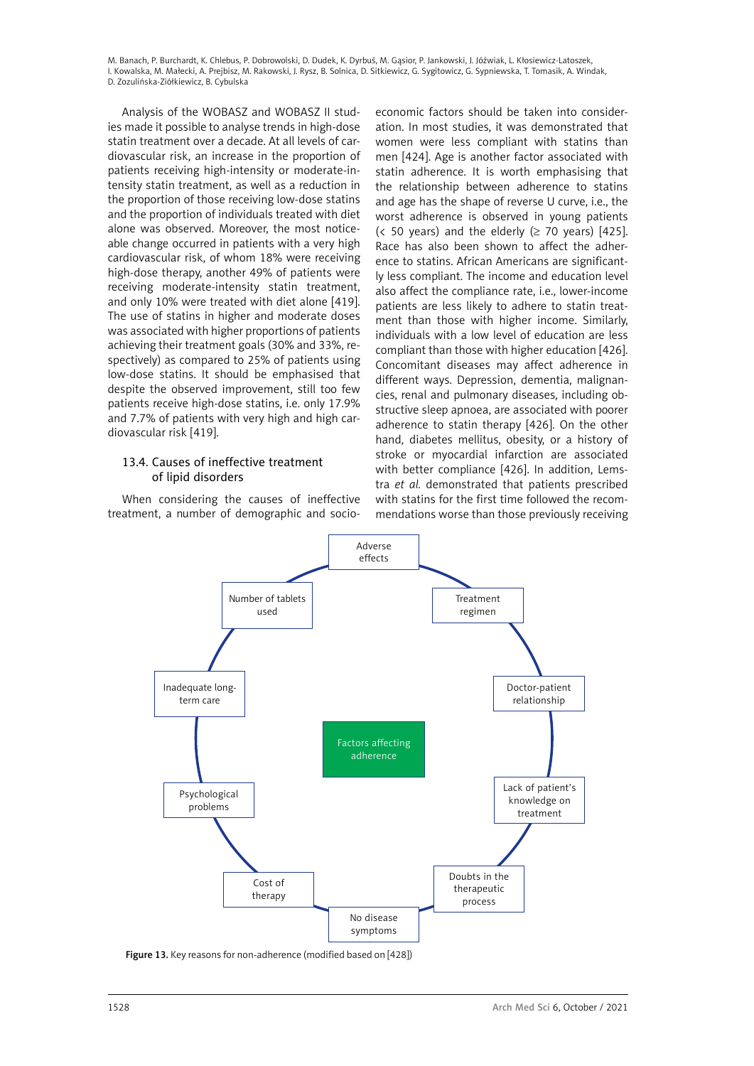Analysis of the WOBASZ and WOBASZ II studies made it possible to analyse trends in high-dose statin treatment over a decade. At all levels of cardiovascular risk, an increase in the proportion of patients receiving high-intensity or moderate-intensity statin treatment, as well as a reduction in the proportion of those receiving low-dose statins and the proportion of individuals treated with diet alone was observed. Moreover, the most noticeable change occurred in patients with a very high cardiovascular risk, of whom 18% were receiving high-dose therapy, another 49% of patients were receiving moderate-intensity statin treatment, and only 10% were treated with diet alone [419]. The use of statins in higher and moderate doses was associated with higher proportions of patients achieving their treatment goals (30% and 33%, respectively) as compared to 25% of patients using low-dose statins. It should be emphasised that despite the observed improvement, still too few patients receive high-dose statins, i.e. only 17.9% and 7.7% of patients with very high and high cardiovascular risk [419].

### 13.4. Causes of ineffective treatment of lipid disorders

When considering the causes of ineffective treatment, a number of demographic and socio-economic factors should be taken into consideration. In most studies, it was demonstrated that women were less compliant with statins than men [424]. Age is another factor associated with statin adherence. It is worth emphasising that the relationship between adherence to statins and age has the shape of reverse U curve, i.e., the worst adherence is observed in young patients (< 50 years) and the elderly (≥ 70 years) [425]. Race has also been shown to affect the adherence to statins. African Americans are significantly less compliant. The income and education level also affect the compliance rate, i.e., lower-income patients are less likely to adhere to statin treatment than those with higher income. Similarly, individuals with a low level of education are less compliant than those with higher education [426]. Concomitant diseases may affect adherence in different ways. Depression, dementia, malignancies, renal and pulmonary diseases, including obstructive sleep apnoea, are associated with poorer adherence to statin therapy [426]. On the other hand, diabetes mellitus, obesity, or a history of stroke or myocardial infarction are associated with better compliance [426]. In addition, Lemstra *et al.* demonstrated that patients prescribed with statins for the first time followed the recommendations worse than those previously receiving

Factors affecting adherence: Adverse effects; Treatment regimen; Doctor-patient relationship; Lack of patient's knowledge on treatment; Doubts in the therapeutic process; No disease symptoms; Cost of therapy; Psychological problems; Inadequate long-term care; Number of tablets used

**Figure 13.** Key reasons for non-adherence (modified based on [428])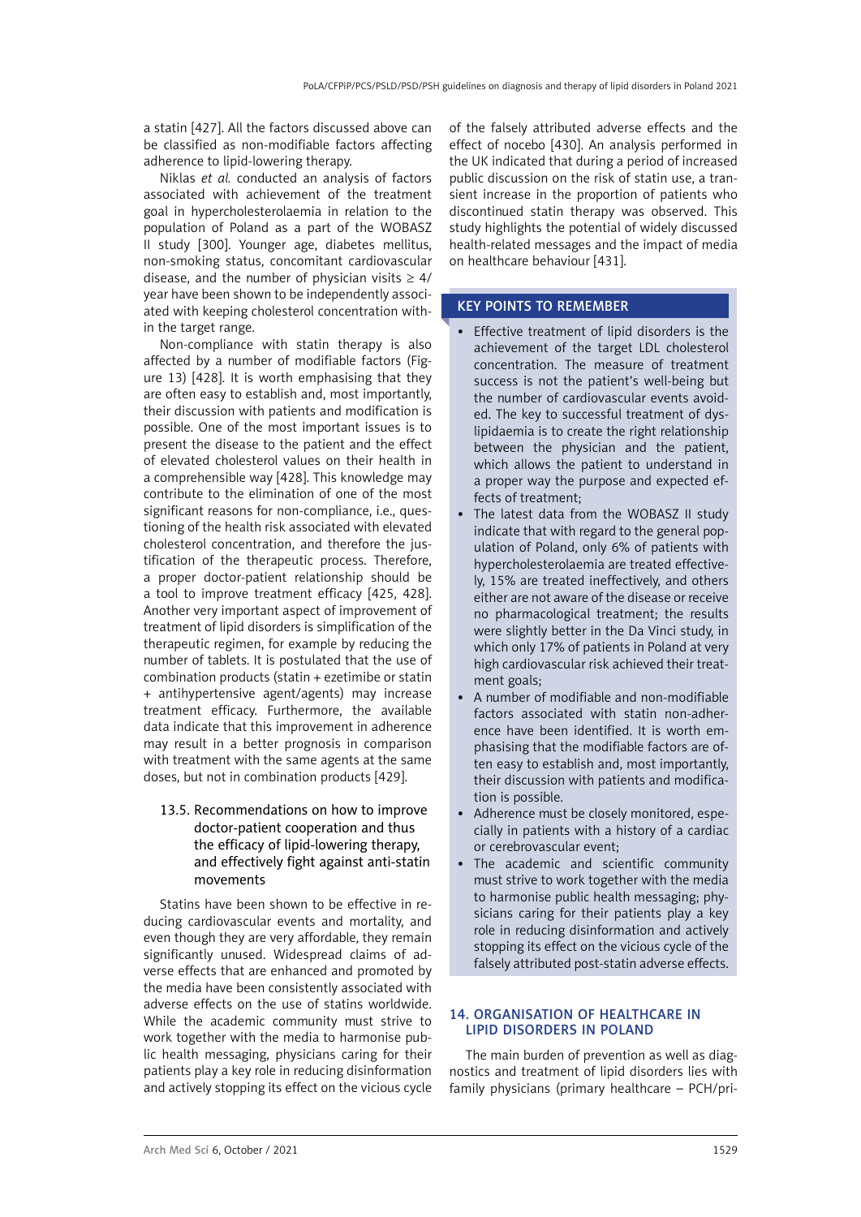a statin [427]. All the factors discussed above can be classified as non-modifiable factors affecting adherence to lipid-lowering therapy.

Niklas *et al.* conducted an analysis of factors associated with achievement of the treatment goal in hypercholesterolaemia in relation to the population of Poland as a part of the WOBASZ II study [300]. Younger age, diabetes mellitus, non-smoking status, concomitant cardiovascular disease, and the number of physician visits ≥ 4/year have been shown to be independently associated with keeping cholesterol concentration within the target range.

Non-compliance with statin therapy is also affected by a number of modifiable factors (Figure 13) [428]. It is worth emphasising that they are often easy to establish and, most importantly, their discussion with patients and modification is possible. One of the most important issues is to present the disease to the patient and the effect of elevated cholesterol values on their health in a comprehensible way [428]. This knowledge may contribute to the elimination of one of the most significant reasons for non-compliance, i.e., questioning of the health risk associated with elevated cholesterol concentration, and therefore the justification of the therapeutic process. Therefore, a proper doctor-patient relationship should be a tool to improve treatment efficacy [425, 428]. Another very important aspect of improvement of treatment of lipid disorders is simplification of the therapeutic regimen, for example by reducing the number of tablets. It is postulated that the use of combination products (statin + ezetimibe or statin + antihypertensive agent/agents) may increase treatment efficacy. Furthermore, the available data indicate that this improvement in adherence may result in a better prognosis in comparison with treatment with the same agents at the same doses, but not in combination products [429].

### 13.5. Recommendations on how to improve doctor-patient cooperation and thus the efficacy of lipid-lowering therapy, and effectively fight against anti-statin movements

Statins have been shown to be effective in reducing cardiovascular events and mortality, and even though they are very affordable, they remain significantly unused. Widespread claims of adverse effects that are enhanced and promoted by the media have been consistently associated with adverse effects on the use of statins worldwide. While the academic community must strive to work together with the media to harmonise public health messaging, physicians caring for their patients play a key role in reducing disinformation and actively stopping its effect on the vicious cycle of the falsely attributed adverse effects and the effect of nocebo [430]. An analysis performed in the UK indicated that during a period of increased public discussion on the risk of statin use, a transient increase in the proportion of patients who discontinued statin therapy was observed. This study highlights the potential of widely discussed health-related messages and the impact of media on healthcare behaviour [431].

**KEY POINTS TO REMEMBER**

- Effective treatment of lipid disorders is the achievement of the target LDL cholesterol concentration. The measure of treatment success is not the patient's well-being but the number of cardiovascular events avoided. The key to successful treatment of dyslipidaemia is to create the right relationship between the physician and the patient, which allows the patient to understand in a proper way the purpose and expected effects of treatment;
- The latest data from the WOBASZ II study indicate that with regard to the general population of Poland, only 6% of patients with hypercholesterolaemia are treated effectively, 15% are treated ineffectively, and others either are not aware of the disease or receive no pharmacological treatment; the results were slightly better in the Da Vinci study, in which only 17% of patients in Poland at very high cardiovascular risk achieved their treatment goals;
- A number of modifiable and non-modifiable factors associated with statin non-adherence have been identified. It is worth emphasising that the modifiable factors are often easy to establish and, most importantly, their discussion with patients and modification is possible.
- Adherence must be closely monitored, especially in patients with a history of a cardiac or cerebrovascular event;
- The academic and scientific community must strive to work together with the media to harmonise public health messaging; physicians caring for their patients play a key role in reducing disinformation and actively stopping its effect on the vicious cycle of the falsely attributed post-statin adverse effects.

## 14. ORGANISATION OF HEALTHCARE IN LIPID DISORDERS IN POLAND

The main burden of prevention as well as diagnostics and treatment of lipid disorders lies with family physicians (primary healthcare – PCH/pri-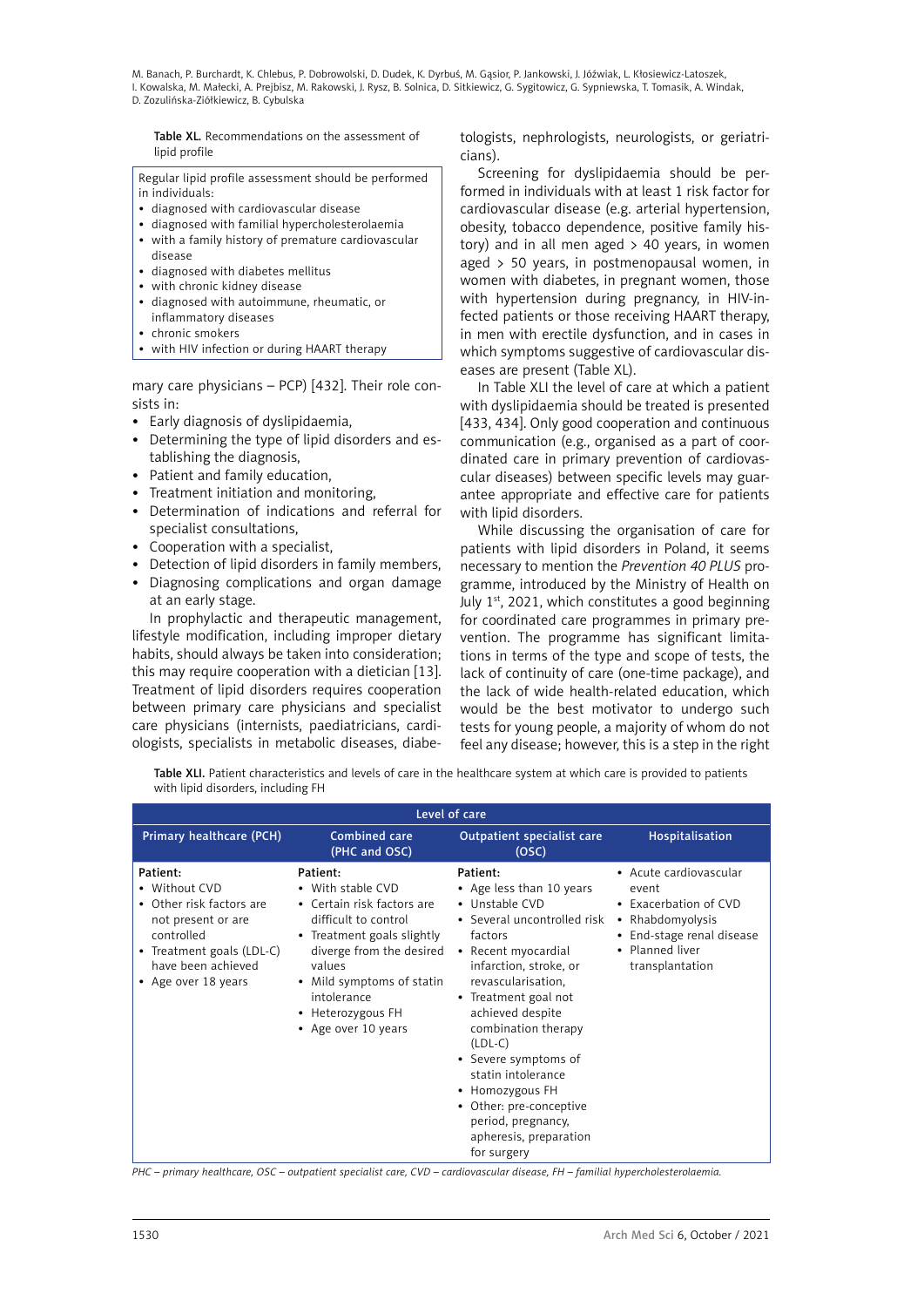Table XL. Recommendations on the assessment of lipid profile

| Regular lipid profile assessment should be performed in individuals: |
|---|
| • diagnosed with cardiovascular disease<br>• diagnosed with familial hypercholesterolaemia<br>• with a family history of premature cardiovascular disease<br>• diagnosed with diabetes mellitus<br>• with chronic kidney disease<br>• diagnosed with autoimmune, rheumatic, or inflammatory diseases<br>• chronic smokers<br>• with HIV infection or during HAART therapy |

mary care physicians – PCP) [432]. Their role consists in:

- Early diagnosis of dyslipidaemia,
- Determining the type of lipid disorders and establishing the diagnosis,
- Patient and family education,
- Treatment initiation and monitoring,
- Determination of indications and referral for specialist consultations,
- Cooperation with a specialist,
- Detection of lipid disorders in family members,
- Diagnosing complications and organ damage at an early stage.

In prophylactic and therapeutic management, lifestyle modification, including improper dietary habits, should always be taken into consideration; this may require cooperation with a dietician [13]. Treatment of lipid disorders requires cooperation between primary care physicians and specialist care physicians (internists, paediatricians, cardiologists, specialists in metabolic diseases, diabetologists, nephrologists, neurologists, or geriatricians).

Screening for dyslipidaemia should be performed in individuals with at least 1 risk factor for cardiovascular disease (e.g. arterial hypertension, obesity, tobacco dependence, positive family history) and in all men aged > 40 years, in women aged > 50 years, in postmenopausal women, in women with diabetes, in pregnant women, those with hypertension during pregnancy, in HIV-infected patients or those receiving HAART therapy, in men with erectile dysfunction, and in cases in which symptoms suggestive of cardiovascular diseases are present (Table XL).

In Table XLI the level of care at which a patient with dyslipidaemia should be treated is presented [433, 434]. Only good cooperation and continuous communication (e.g., organised as a part of coordinated care in primary prevention of cardiovascular diseases) between specific levels may guarantee appropriate and effective care for patients with lipid disorders.

While discussing the organisation of care for patients with lipid disorders in Poland, it seems necessary to mention the *Prevention 40 PLUS* programme, introduced by the Ministry of Health on July 1st, 2021, which constitutes a good beginning for coordinated care programmes in primary prevention. The programme has significant limitations in terms of the type and scope of tests, the lack of continuity of care (one-time package), and the lack of wide health-related education, which would be the best motivator to undergo such tests for young people, a majority of whom do not feel any disease; however, this is a step in the right

Table XLI. Patient characteristics and levels of care in the healthcare system at which care is provided to patients with lipid disorders, including FH

| Level of care | | | |
|---|---|---|---|
| Primary healthcare (PCH) | Combined care (PHC and OSC) | Outpatient specialist care (OSC) | Hospitalisation |
| Patient:<br>• Without CVD<br>• Other risk factors are not present or are controlled<br>• Treatment goals (LDL-C) have been achieved<br>• Age over 18 years | Patient:<br>• With stable CVD<br>• Certain risk factors are difficult to control<br>• Treatment goals slightly diverge from the desired values<br>• Mild symptoms of statin intolerance<br>• Heterozygous FH<br>• Age over 10 years | Patient:<br>• Age less than 10 years<br>• Unstable CVD<br>• Several uncontrolled risk factors<br>• Recent myocardial infarction, stroke, or revascularisation,<br>• Treatment goal not achieved despite combination therapy (LDL-C)<br>• Severe symptoms of statin intolerance<br>• Homozygous FH<br>• Other: pre-conceptive period, pregnancy, apheresis, preparation for surgery | • Acute cardiovascular event<br>• Exacerbation of CVD<br>• Rhabdomyolysis<br>• End-stage renal disease<br>• Planned liver transplantation |

*PHC – primary healthcare, OSC – outpatient specialist care, CVD – cardiovascular disease, FH – familial hypercholesterolaemia.*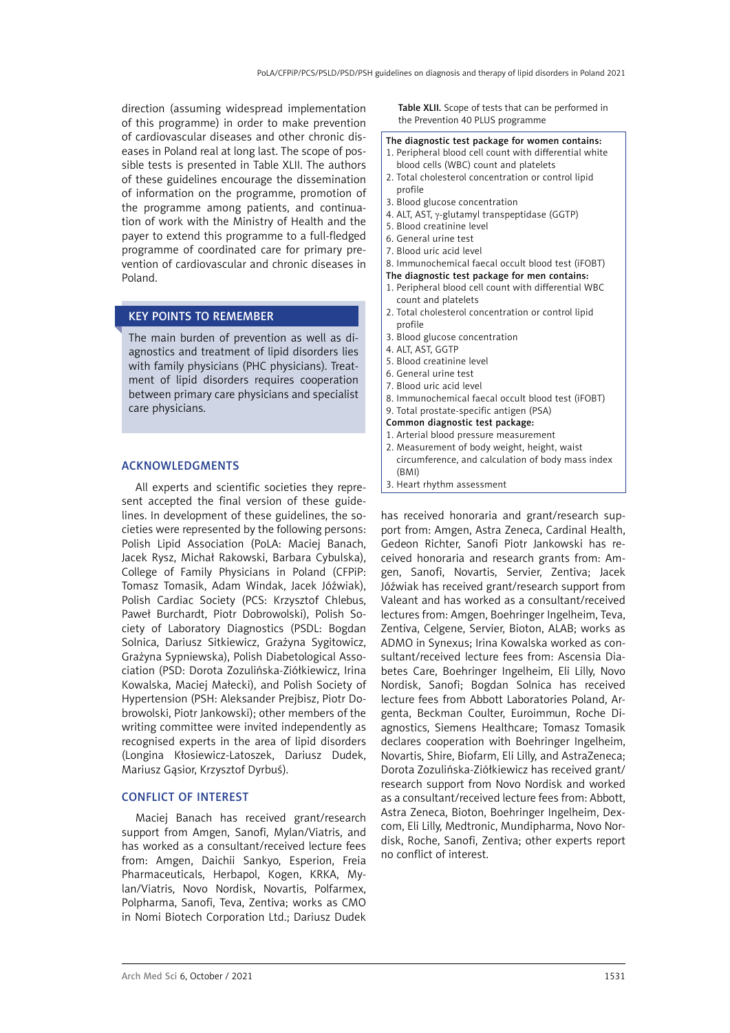direction (assuming widespread implementation of this programme) in order to make prevention of cardiovascular diseases and other chronic diseases in Poland real at long last. The scope of possible tests is presented in Table XLII. The authors of these guidelines encourage the dissemination of information on the programme, promotion of the programme among patients, and continuation of work with the Ministry of Health and the payer to extend this programme to a full-fledged programme of coordinated care for primary prevention of cardiovascular and chronic diseases in Poland.

**Table XLII.** Scope of tests that can be performed in the Prevention 40 PLUS programme

| |
|---|
| **The diagnostic test package for women contains:** |
| 1. Peripheral blood cell count with differential white blood cells (WBC) count and platelets |
| 2. Total cholesterol concentration or control lipid profile |
| 3. Blood glucose concentration |
| 4. ALT, AST, γ-glutamyl transpeptidase (GGTP) |
| 5. Blood creatinine level |
| 6. General urine test |
| 7. Blood uric acid level |
| 8. Immunochemical faecal occult blood test (iFOBT) |
| **The diagnostic test package for men contains:** |
| 1. Peripheral blood cell count with differential WBC count and platelets |
| 2. Total cholesterol concentration or control lipid profile |
| 3. Blood glucose concentration |
| 4. ALT, AST, GGTP |
| 5. Blood creatinine level |
| 6. General urine test |
| 7. Blood uric acid level |
| 8. Immunochemical faecal occult blood test (iFOBT) |
| 9. Total prostate-specific antigen (PSA) |
| **Common diagnostic test package:** |
| 1. Arterial blood pressure measurement |
| 2. Measurement of body weight, height, waist circumference, and calculation of body mass index (BMI) |
| 3. Heart rhythm assessment |

## KEY POINTS TO REMEMBER

The main burden of prevention as well as diagnostics and treatment of lipid disorders lies with family physicians (PHC physicians). Treatment of lipid disorders requires cooperation between primary care physicians and specialist care physicians.

## ACKNOWLEDGMENTS

All experts and scientific societies they represent accepted the final version of these guidelines. In development of these guidelines, the societies were represented by the following persons: Polish Lipid Association (PoLA: Maciej Banach, Jacek Rysz, Michał Rakowski, Barbara Cybulska), College of Family Physicians in Poland (CFPiP: Tomasz Tomasik, Adam Windak, Jacek Jóźwiak), Polish Cardiac Society (PCS: Krzysztof Chlebus, Paweł Burchardt, Piotr Dobrowolski), Polish Society of Laboratory Diagnostics (PSDL: Bogdan Solnica, Dariusz Sitkiewicz, Grażyna Sygitowicz, Grażyna Sypniewska), Polish Diabetological Association (PSD: Dorota Zozulińska-Ziółkiewicz, Irina Kowalska, Maciej Małecki), and Polish Society of Hypertension (PSH: Aleksander Prejbisz, Piotr Dobrowolski, Piotr Jankowski); other members of the writing committee were invited independently as recognised experts in the area of lipid disorders (Longina Kłosiewicz-Latoszek, Dariusz Dudek, Mariusz Gąsior, Krzysztof Dyrbuś).

## CONFLICT OF INTEREST

Maciej Banach has received grant/research support from Amgen, Sanofi, Mylan/Viatris, and has worked as a consultant/received lecture fees from: Amgen, Daichii Sankyo, Esperion, Freia Pharmaceuticals, Herbapol, Kogen, KRKA, Mylan/Viatris, Novo Nordisk, Novartis, Polfarmex, Polpharma, Sanofi, Teva, Zentiva; works as CMO in Nomi Biotech Corporation Ltd.; Dariusz Dudek has received honoraria and grant/research support from: Amgen, Astra Zeneca, Cardinal Health, Gedeon Richter, Sanofi Piotr Jankowski has received honoraria and research grants from: Amgen, Sanofi, Novartis, Servier, Zentiva; Jacek Jóźwiak has received grant/research support from Valeant and has worked as a consultant/received lectures from: Amgen, Boehringer Ingelheim, Teva, Zentiva, Celgene, Servier, Bioton, ALAB; works as ADMO in Synexus; Irina Kowalska worked as consultant/received lecture fees from: Ascensia Diabetes Care, Boehringer Ingelheim, Eli Lilly, Novo Nordisk, Sanofi; Bogdan Solnica has received lecture fees from Abbott Laboratories Poland, Argenta, Beckman Coulter, Euroimmun, Roche Diagnostics, Siemens Healthcare; Tomasz Tomasik declares cooperation with Boehringer Ingelheim, Novartis, Shire, Biofarm, Eli Lilly, and AstraZeneca; Dorota Zozulińska-Ziółkiewicz has received grant/research support from Novo Nordisk and worked as a consultant/received lecture fees from: Abbott, Astra Zeneca, Bioton, Boehringer Ingelheim, Dexcom, Eli Lilly, Medtronic, Mundipharma, Novo Nordisk, Roche, Sanofi, Zentiva; other experts report no conflict of interest.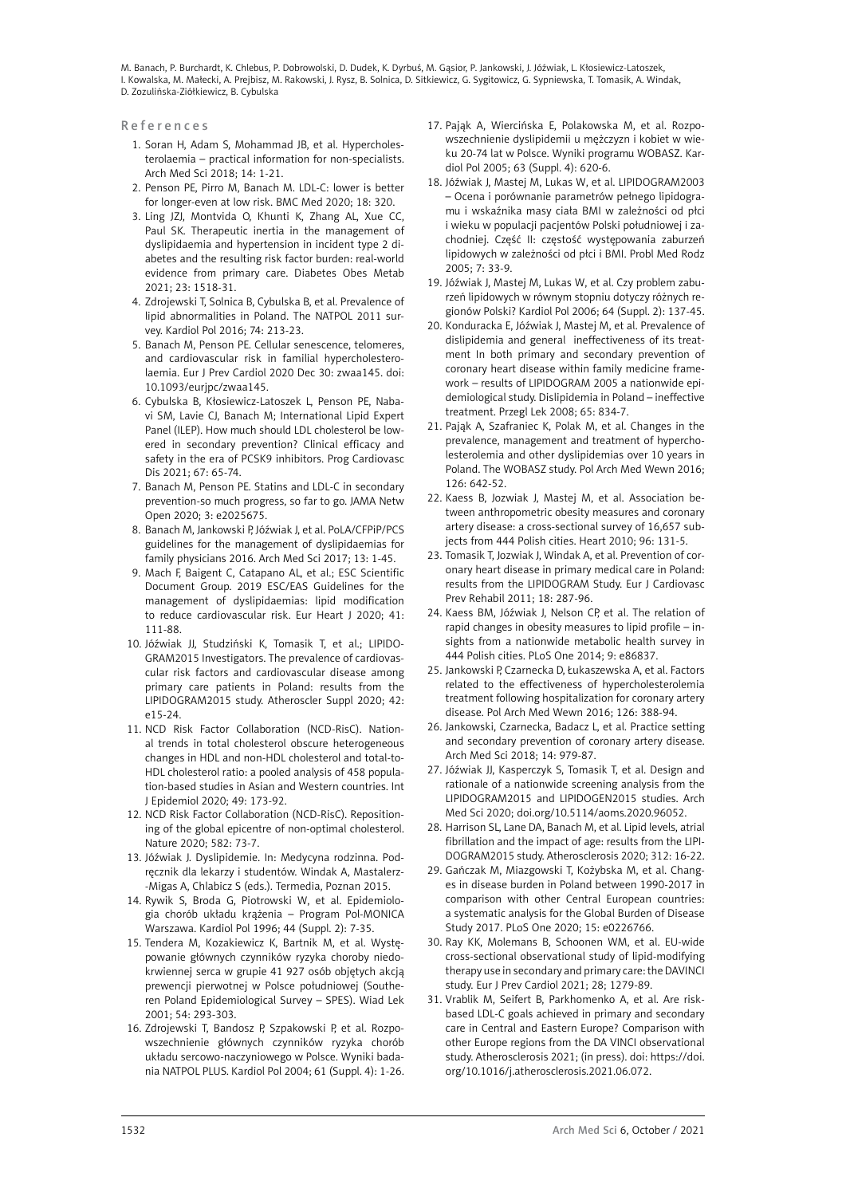## References

1. Soran H, Adam S, Mohammad JB, et al. Hypercholesterolaemia – practical information for non-specialists. Arch Med Sci 2018; 14: 1-21.
2. Penson PE, Pirro M, Banach M. LDL-C: lower is better for longer-even at low risk. BMC Med 2020; 18: 320.
3. Ling JZJ, Montvida O, Khunti K, Zhang AL, Xue CC, Paul SK. Therapeutic inertia in the management of dyslipidaemia and hypertension in incident type 2 diabetes and the resulting risk factor burden: real-world evidence from primary care. Diabetes Obes Metab 2021; 23: 1518-31.
4. Zdrojewski T, Solnica B, Cybulska B, et al. Prevalence of lipid abnormalities in Poland. The NATPOL 2011 survey. Kardiol Pol 2016; 74: 213-23.
5. Banach M, Penson PE. Cellular senescence, telomeres, and cardiovascular risk in familial hypercholesterolaemia. Eur J Prev Cardiol 2020 Dec 30: zwaa145. doi: 10.1093/eurjpc/zwaa145.
6. Cybulska B, Kłosiewicz-Latoszek L, Penson PE, Nabavi SM, Lavie CJ, Banach M; International Lipid Expert Panel (ILEP). How much should LDL cholesterol be lowered in secondary prevention? Clinical efficacy and safety in the era of PCSK9 inhibitors. Prog Cardiovasc Dis 2021; 67: 65-74.
7. Banach M, Penson PE. Statins and LDL-C in secondary prevention-so much progress, so far to go. JAMA Netw Open 2020; 3: e2025675.
8. Banach M, Jankowski P, Jóźwiak J, et al. PoLA/CFPiP/PCS guidelines for the management of dyslipidaemias for family physicians 2016. Arch Med Sci 2017; 13: 1-45.
9. Mach F, Baigent C, Catapano AL, et al.; ESC Scientific Document Group. 2019 ESC/EAS Guidelines for the management of dyslipidaemias: lipid modification to reduce cardiovascular risk. Eur Heart J 2020; 41: 111-88.
10. Jóźwiak JJ, Studziński K, Tomasik T, et al.; LIPIDOGRAM2015 Investigators. The prevalence of cardiovascular risk factors and cardiovascular disease among primary care patients in Poland: results from the LIPIDOGRAM2015 study. Atheroscler Suppl 2020; 42: e15-24.
11. NCD Risk Factor Collaboration (NCD-RisC). National trends in total cholesterol obscure heterogeneous changes in HDL and non-HDL cholesterol and total-to-HDL cholesterol ratio: a pooled analysis of 458 population-based studies in Asian and Western countries. Int J Epidemiol 2020; 49: 173-92.
12. NCD Risk Factor Collaboration (NCD-RisC). Repositioning of the global epicentre of non-optimal cholesterol. Nature 2020; 582: 73-7.
13. Jóźwiak J. Dyslipidemie. In: Medycyna rodzinna. Podręcznik dla lekarzy i studentów. Windak A, Mastalerz-Migas A, Chlabicz S (eds.). Termedia, Poznan 2015.
14. Rywik S, Broda G, Piotrowski W, et al. Epidemiologia chorób układu krążenia – Program Pol-MONICA Warszawa. Kardiol Pol 1996; 44 (Suppl. 2): 7-35.
15. Tendera M, Kozakiewicz K, Bartnik M, et al. Występowanie głównych czynników ryzyka choroby niedokrwiennej serca w grupie 41 927 osób objętych akcją prewencji pierwotnej w Polsce południowej (Southeren Poland Epidemiological Survey – SPES). Wiad Lek 2001; 54: 293-303.
16. Zdrojewski T, Bandosz P, Szpakowski P, et al. Rozpowszechnienie głównych czynników ryzyka chorób układu sercowo-naczyniowego w Polsce. Wyniki badania NATPOL PLUS. Kardiol Pol 2004; 61 (Suppl. 4): 1-26.
17. Pająk A, Wiercińska E, Polakowska M, et al. Rozpowszechnienie dyslipidemii u mężczyzn i kobiet w wieku 20-74 lat w Polsce. Wyniki programu WOBASZ. Kardiol Pol 2005; 63 (Suppl. 4): 620-6.
18. Jóźwiak J, Mastej M, Lukas W, et al. LIPIDOGRAM2003 – Ocena i porównanie parametrów pełnego lipidogramu i wskaźnika masy ciała BMI w zależności od płci i wieku w populacji pacjentów Polski południowej i zachodniej. Część II: częstość występowania zaburzeń lipidowych w zależności od płci i BMI. Probl Med Rodz 2005; 7: 33-9.
19. Jóźwiak J, Mastej M, Lukas W, et al. Czy problem zaburzeń lipidowych w równym stopniu dotyczy różnych regionów Polski? Kardiol Pol 2006; 64 (Suppl. 2): 137-45.
20. Konduracka E, Jóźwiak J, Mastej M, et al. Prevalence of dislipidemia and general ineffectiveness of its treatment In both primary and secondary prevention of coronary heart disease within family medicine framework – results of LIPIDOGRAM 2005 a nationwide epidemiological study. Dislipidemia in Poland – ineffective treatment. Przegl Lek 2008; 65: 834-7.
21. Pająk A, Szafraniec K, Polak M, et al. Changes in the prevalence, management and treatment of hypercholesterolemia and other dyslipidemias over 10 years in Poland. The WOBASZ study. Pol Arch Med Wewn 2016; 126: 642-52.
22. Kaess B, Jozwiak J, Mastej M, et al. Association between anthropometric obesity measures and coronary artery disease: a cross-sectional survey of 16,657 subjects from 444 Polish cities. Heart 2010; 96: 131-5.
23. Tomasik T, Jozwiak J, Windak A, et al. Prevention of coronary heart disease in primary medical care in Poland: results from the LIPIDOGRAM Study. Eur J Cardiovasc Prev Rehabil 2011; 18: 287-96.
24. Kaess BM, Jóźwiak J, Nelson CP, et al. The relation of rapid changes in obesity measures to lipid profile – insights from a nationwide metabolic health survey in 444 Polish cities. PLoS One 2014; 9: e86837.
25. Jankowski P, Czarnecka D, Łukaszewska A, et al. Factors related to the effectiveness of hypercholesterolemia treatment following hospitalization for coronary artery disease. Pol Arch Med Wewn 2016; 126: 388-94.
26. Jankowski, Czarnecka, Badacz L, et al. Practice setting and secondary prevention of coronary artery disease. Arch Med Sci 2018; 14: 979-87.
27. Jóźwiak JJ, Kasperczyk S, Tomasik T, et al. Design and rationale of a nationwide screening analysis from the LIPIDOGRAM2015 and LIPIDOGEN2015 studies. Arch Med Sci 2020; doi.org/10.5114/aoms.2020.96052.
28. Harrison SL, Lane DA, Banach M, et al. Lipid levels, atrial fibrillation and the impact of age: results from the LIPIDOGRAM2015 study. Atherosclerosis 2020; 312: 16-22.
29. Gańczak M, Miazgowski T, Kożybska M, et al. Changes in disease burden in Poland between 1990-2017 in comparison with other Central European countries: a systematic analysis for the Global Burden of Disease Study 2017. PLoS One 2020; 15: e0226766.
30. Ray KK, Molemans B, Schoonen WM, et al. EU-wide cross-sectional observational study of lipid-modifying therapy use in secondary and primary care: the DAVINCI study. Eur J Prev Cardiol 2021; 28; 1279-89.
31. Vrablik M, Seifert B, Parkhomenko A, et al. Are risk-based LDL-C goals achieved in primary and secondary care in Central and Eastern Europe? Comparison with other Europe regions from the DA VINCI observational study. Atherosclerosis 2021; (in press). doi: https://doi.org/10.1016/j.atherosclerosis.2021.06.072.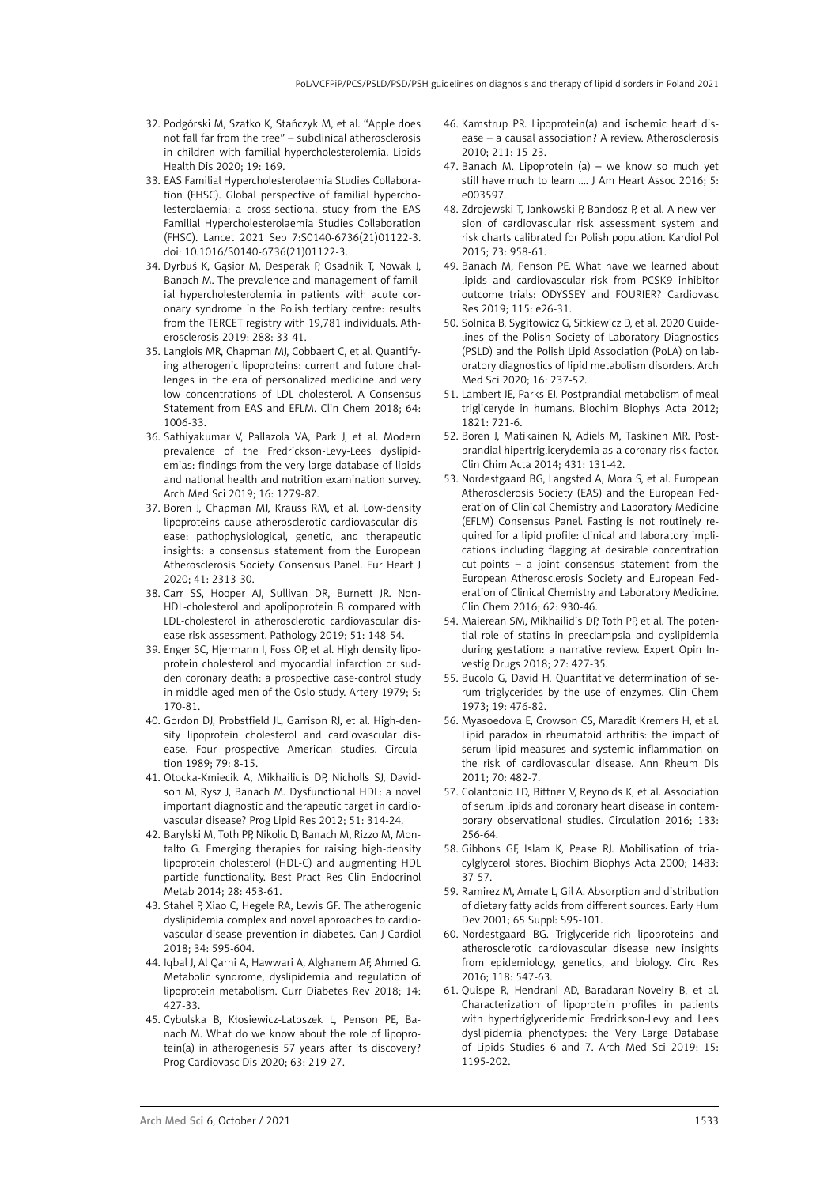32. Podgórski M, Szatko K, Stańczyk M, et al. "Apple does not fall far from the tree" – subclinical atherosclerosis in children with familial hypercholesterolemia. Lipids Health Dis 2020; 19: 169.
33. EAS Familial Hypercholesterolaemia Studies Collaboration (FHSC). Global perspective of familial hypercholesterolaemia: a cross-sectional study from the EAS Familial Hypercholesterolaemia Studies Collaboration (FHSC). Lancet 2021 Sep 7:S0140-6736(21)01122-3. doi: 10.1016/S0140-6736(21)01122-3.
34. Dyrbuś K, Gąsior M, Desperak P, Osadnik T, Nowak J, Banach M. The prevalence and management of familial hypercholesterolemia in patients with acute coronary syndrome in the Polish tertiary centre: results from the TERCET registry with 19,781 individuals. Atherosclerosis 2019; 288: 33-41.
35. Langlois MR, Chapman MJ, Cobbaert C, et al. Quantifying atherogenic lipoproteins: current and future challenges in the era of personalized medicine and very low concentrations of LDL cholesterol. A Consensus Statement from EAS and EFLM. Clin Chem 2018; 64: 1006-33.
36. Sathiyakumar V, Pallazola VA, Park J, et al. Modern prevalence of the Fredrickson-Levy-Lees dyslipidemias: findings from the very large database of lipids and national health and nutrition examination survey. Arch Med Sci 2019; 16: 1279-87.
37. Boren J, Chapman MJ, Krauss RM, et al. Low-density lipoproteins cause atherosclerotic cardiovascular disease: pathophysiological, genetic, and therapeutic insights: a consensus statement from the European Atherosclerosis Society Consensus Panel. Eur Heart J 2020; 41: 2313-30.
38. Carr SS, Hooper AJ, Sullivan DR, Burnett JR. Non-HDL-cholesterol and apolipoprotein B compared with LDL-cholesterol in atherosclerotic cardiovascular disease risk assessment. Pathology 2019; 51: 148-54.
39. Enger SC, Hjermann I, Foss OP, et al. High density lipoprotein cholesterol and myocardial infarction or sudden coronary death: a prospective case-control study in middle-aged men of the Oslo study. Artery 1979; 5: 170-81.
40. Gordon DJ, Probstfield JL, Garrison RJ, et al. High-density lipoprotein cholesterol and cardiovascular disease. Four prospective American studies. Circulation 1989; 79: 8-15.
41. Otocka-Kmiecik A, Mikhailidis DP, Nicholls SJ, Davidson M, Rysz J, Banach M. Dysfunctional HDL: a novel important diagnostic and therapeutic target in cardiovascular disease? Prog Lipid Res 2012; 51: 314-24.
42. Barylski M, Toth PP, Nikolic D, Banach M, Rizzo M, Montalto G. Emerging therapies for raising high-density lipoprotein cholesterol (HDL-C) and augmenting HDL particle functionality. Best Pract Res Clin Endocrinol Metab 2014; 28: 453-61.
43. Stahel P, Xiao C, Hegele RA, Lewis GF. The atherogenic dyslipidemia complex and novel approaches to cardiovascular disease prevention in diabetes. Can J Cardiol 2018; 34: 595-604.
44. Iqbal J, Al Qarni A, Hawwari A, Alghanem AF, Ahmed G. Metabolic syndrome, dyslipidemia and regulation of lipoprotein metabolism. Curr Diabetes Rev 2018; 14: 427-33.
45. Cybulska B, Kłosiewicz-Latoszek L, Penson PE, Banach M. What do we know about the role of lipoprotein(a) in atherogenesis 57 years after its discovery? Prog Cardiovasc Dis 2020; 63: 219-27.
46. Kamstrup PR. Lipoprotein(a) and ischemic heart disease – a causal association? A review. Atherosclerosis 2010; 211: 15-23.
47. Banach M. Lipoprotein (a) – we know so much yet still have much to learn …. J Am Heart Assoc 2016; 5: e003597.
48. Zdrojewski T, Jankowski P, Bandosz P, et al. A new version of cardiovascular risk assessment system and risk charts calibrated for Polish population. Kardiol Pol 2015; 73: 958-61.
49. Banach M, Penson PE. What have we learned about lipids and cardiovascular risk from PCSK9 inhibitor outcome trials: ODYSSEY and FOURIER? Cardiovasc Res 2019; 115: e26-31.
50. Solnica B, Sygitowicz G, Sitkiewicz D, et al. 2020 Guidelines of the Polish Society of Laboratory Diagnostics (PSLD) and the Polish Lipid Association (PoLA) on laboratory diagnostics of lipid metabolism disorders. Arch Med Sci 2020; 16: 237-52.
51. Lambert JE, Parks EJ. Postprandial metabolism of meal trigliceryde in humans. Biochim Biophys Acta 2012; 1821: 721-6.
52. Boren J, Matikainen N, Adiels M, Taskinen MR. Postprandial hipertriglicerydemia as a coronary risk factor. Clin Chim Acta 2014; 431: 131-42.
53. Nordestgaard BG, Langsted A, Mora S, et al. European Atherosclerosis Society (EAS) and the European Federation of Clinical Chemistry and Laboratory Medicine (EFLM) Consensus Panel. Fasting is not routinely required for a lipid profile: clinical and laboratory implications including flagging at desirable concentration cut-points – a joint consensus statement from the European Atherosclerosis Society and European Federation of Clinical Chemistry and Laboratory Medicine. Clin Chem 2016; 62: 930-46.
54. Maierean SM, Mikhailidis DP, Toth PP, et al. The potential role of statins in preeclampsia and dyslipidemia during gestation: a narrative review. Expert Opin Investig Drugs 2018; 27: 427-35.
55. Bucolo G, David H. Quantitative determination of serum triglycerides by the use of enzymes. Clin Chem 1973; 19: 476-82.
56. Myasoedova E, Crowson CS, Maradit Kremers H, et al. Lipid paradox in rheumatoid arthritis: the impact of serum lipid measures and systemic inflammation on the risk of cardiovascular disease. Ann Rheum Dis 2011; 70: 482-7.
57. Colantonio LD, Bittner V, Reynolds K, et al. Association of serum lipids and coronary heart disease in contemporary observational studies. Circulation 2016; 133: 256-64.
58. Gibbons GF, Islam K, Pease RJ. Mobilisation of triacylglycerol stores. Biochim Biophys Acta 2000; 1483: 37-57.
59. Ramirez M, Amate L, Gil A. Absorption and distribution of dietary fatty acids from different sources. Early Hum Dev 2001; 65 Suppl: S95-101.
60. Nordestgaard BG. Triglyceride-rich lipoproteins and atherosclerotic cardiovascular disease new insights from epidemiology, genetics, and biology. Circ Res 2016; 118: 547-63.
61. Quispe R, Hendrani AD, Baradaran-Noveiry B, et al. Characterization of lipoprotein profiles in patients with hypertriglyceridemic Fredrickson-Levy and Lees dyslipidemia phenotypes: the Very Large Database of Lipids Studies 6 and 7. Arch Med Sci 2019; 15: 1195-202.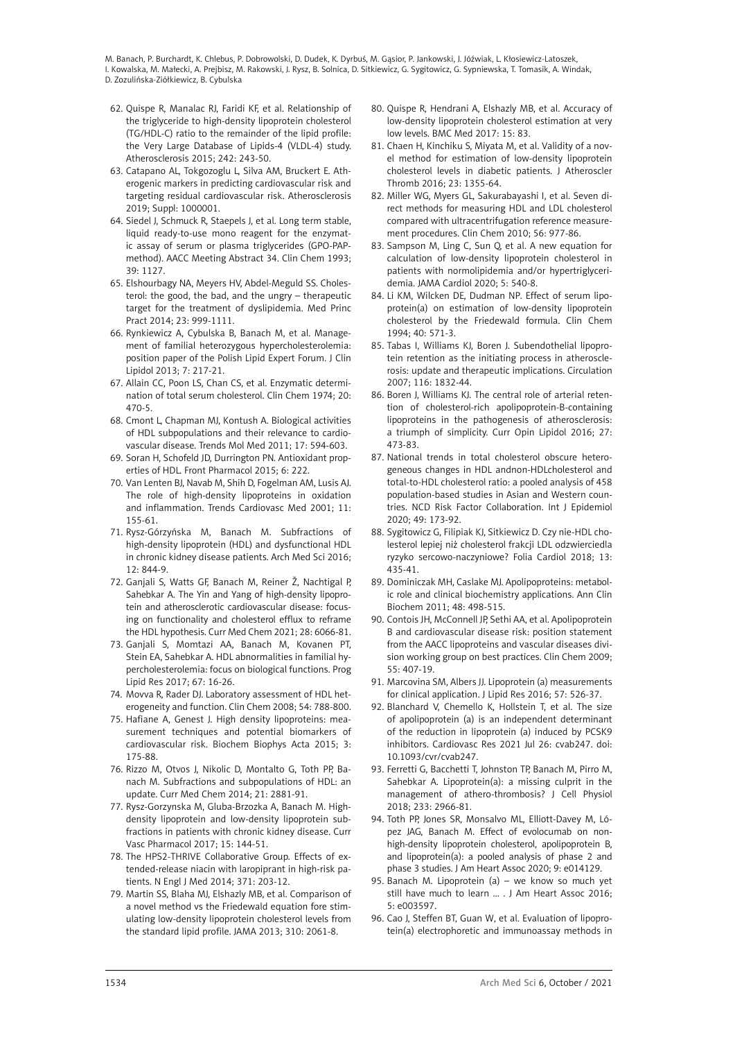62. Quispe R, Manalac RJ, Faridi KF, et al. Relationship of the triglyceride to high-density lipoprotein cholesterol (TG/HDL-C) ratio to the remainder of the lipid profile: the Very Large Database of Lipids-4 (VLDL-4) study. Atherosclerosis 2015; 242: 243-50.
63. Catapano AL, Tokgozoglu L, Silva AM, Bruckert E. Atherogenic markers in predicting cardiovascular risk and targeting residual cardiovascular risk. Atherosclerosis 2019; Suppl: 1000001.
64. Siedel J, Schmuck R, Staepels J, et al. Long term stable, liquid ready-to-use mono reagent for the enzymatic assay of serum or plasma triglycerides (GPO-PAP-method). AACC Meeting Abstract 34. Clin Chem 1993; 39: 1127.
65. Elshourbagy NA, Meyers HV, Abdel-Meguld SS. Cholesterol: the good, the bad, and the ungry – therapeutic target for the treatment of dyslipidemia. Med Princ Pract 2014; 23: 999-1111.
66. Rynkiewicz A, Cybulska B, Banach M, et al. Management of familial heterozygous hypercholesterolemia: position paper of the Polish Lipid Expert Forum. J Clin Lipidol 2013; 7: 217-21.
67. Allain CC, Poon LS, Chan CS, et al. Enzymatic determination of total serum cholesterol. Clin Chem 1974; 20: 470-5.
68. Cmont L, Chapman MJ, Kontush A. Biological activities of HDL subpopulations and their relevance to cardiovascular disease. Trends Mol Med 2011; 17: 594-603.
69. Soran H, Schofeld JD, Durrington PN. Antioxidant properties of HDL. Front Pharmacol 2015; 6: 222.
70. Van Lenten BJ, Navab M, Shih D, Fogelman AM, Lusis AJ. The role of high-density lipoproteins in oxidation and inflammation. Trends Cardiovasc Med 2001; 11: 155-61.
71. Rysz-Górzyńska M, Banach M. Subfractions of high-density lipoprotein (HDL) and dysfunctional HDL in chronic kidney disease patients. Arch Med Sci 2016; 12: 844-9.
72. Ganjali S, Watts GF, Banach M, Reiner Ž, Nachtigal P, Sahebkar A. The Yin and Yang of high-density lipoprotein and atherosclerotic cardiovascular disease: focusing on functionality and cholesterol efflux to reframe the HDL hypothesis. Curr Med Chem 2021; 28: 6066-81.
73. Ganjali S, Momtazi AA, Banach M, Kovanen PT, Stein EA, Sahebkar A. HDL abnormalities in familial hypercholesterolemia: focus on biological functions. Prog Lipid Res 2017; 67: 16-26.
74. Movva R, Rader DJ. Laboratory assessment of HDL heterogeneity and function. Clin Chem 2008; 54: 788-800.
75. Hafiane A, Genest J. High density lipoproteins: measurement techniques and potential biomarkers of cardiovascular risk. Biochem Biophys Acta 2015; 3: 175-88.
76. Rizzo M, Otvos J, Nikolic D, Montalto G, Toth PP, Banach M. Subfractions and subpopulations of HDL: an update. Curr Med Chem 2014; 21: 2881-91.
77. Rysz-Gorzynska M, Gluba-Brzozka A, Banach M. High-density lipoprotein and low-density lipoprotein subfractions in patients with chronic kidney disease. Curr Vasc Pharmacol 2017; 15: 144-51.
78. The HPS2-THRIVE Collaborative Group. Effects of extended-release niacin with laropiprant in high-risk patients. N Engl J Med 2014; 371: 203-12.
79. Martin SS, Blaha MJ, Elshazly MB, et al. Comparison of a novel method vs the Friedewald equation fore stimulating low-density lipoprotein cholesterol levels from the standard lipid profile. JAMA 2013; 310: 2061-8.
80. Quispe R, Hendrani A, Elshazly MB, et al. Accuracy of low-density lipoprotein cholesterol estimation at very low levels. BMC Med 2017: 15: 83.
81. Chaen H, Kinchiku S, Miyata M, et al. Validity of a novel method for estimation of low-density lipoprotein cholesterol levels in diabetic patients. J Atheroscler Thromb 2016; 23: 1355-64.
82. Miller WG, Myers GL, Sakurabayashi I, et al. Seven direct methods for measuring HDL and LDL cholesterol compared with ultracentrifugation reference measurement procedures. Clin Chem 2010; 56: 977-86.
83. Sampson M, Ling C, Sun Q, et al. A new equation for calculation of low-density lipoprotein cholesterol in patients with normolipidemia and/or hypertriglyceridemia. JAMA Cardiol 2020; 5: 540-8.
84. Li KM, Wilcken DE, Dudman NP. Effect of serum lipoprotein(a) on estimation of low-density lipoprotein cholesterol by the Friedewald formula. Clin Chem 1994; 40: 571-3.
85. Tabas I, Williams KJ, Boren J. Subendothelial lipoprotein retention as the initiating process in atherosclerosis: update and therapeutic implications. Circulation 2007; 116: 1832-44.
86. Boren J, Williams KJ. The central role of arterial retention of cholesterol-rich apolipoprotein-B-containing lipoproteins in the pathogenesis of atherosclerosis: a triumph of simplicity. Curr Opin Lipidol 2016; 27: 473-83.
87. National trends in total cholesterol obscure heterogeneous changes in HDL andnon-HDLcholesterol and total-to-HDL cholesterol ratio: a pooled analysis of 458 population-based studies in Asian and Western countries. NCD Risk Factor Collaboration. Int J Epidemiol 2020; 49: 173-92.
88. Sygitowicz G, Filipiak KJ, Sitkiewicz D. Czy nie-HDL cholesterol lepiej niż cholesterol frakcji LDL odzwierciedla ryzyko sercowo-naczyniowe? Folia Cardiol 2018; 13: 435-41.
89. Dominiczak MH, Caslake MJ. Apolipoproteins: metabolic role and clinical biochemistry applications. Ann Clin Biochem 2011; 48: 498-515.
90. Contois JH, McConnell JP, Sethi AA, et al. Apolipoprotein B and cardiovascular disease risk: position statement from the AACC lipoproteins and vascular diseases division working group on best practices. Clin Chem 2009; 55: 407-19.
91. Marcovina SM, Albers JJ. Lipoprotein (a) measurements for clinical application. J Lipid Res 2016; 57: 526-37.
92. Blanchard V, Chemello K, Hollstein T, et al. The size of apolipoprotein (a) is an independent determinant of the reduction in lipoprotein (a) induced by PCSK9 inhibitors. Cardiovasc Res 2021 Jul 26: cvab247. doi: 10.1093/cvr/cvab247.
93. Ferretti G, Bacchetti T, Johnston TP, Banach M, Pirro M, Sahebkar A. Lipoprotein(a): a missing culprit in the management of athero-thrombosis? J Cell Physiol 2018; 233: 2966-81.
94. Toth PP, Jones SR, Monsalvo ML, Elliott-Davey M, López JAG, Banach M. Effect of evolocumab on non-high-density lipoprotein cholesterol, apolipoprotein B, and lipoprotein(a): a pooled analysis of phase 2 and phase 3 studies. J Am Heart Assoc 2020; 9: e014129.
95. Banach M. Lipoprotein (a) – we know so much yet still have much to learn ... . J Am Heart Assoc 2016; 5: e003597.
96. Cao J, Steffen BT, Guan W, et al. Evaluation of lipoprotein(a) electrophoretic and immunoassay methods in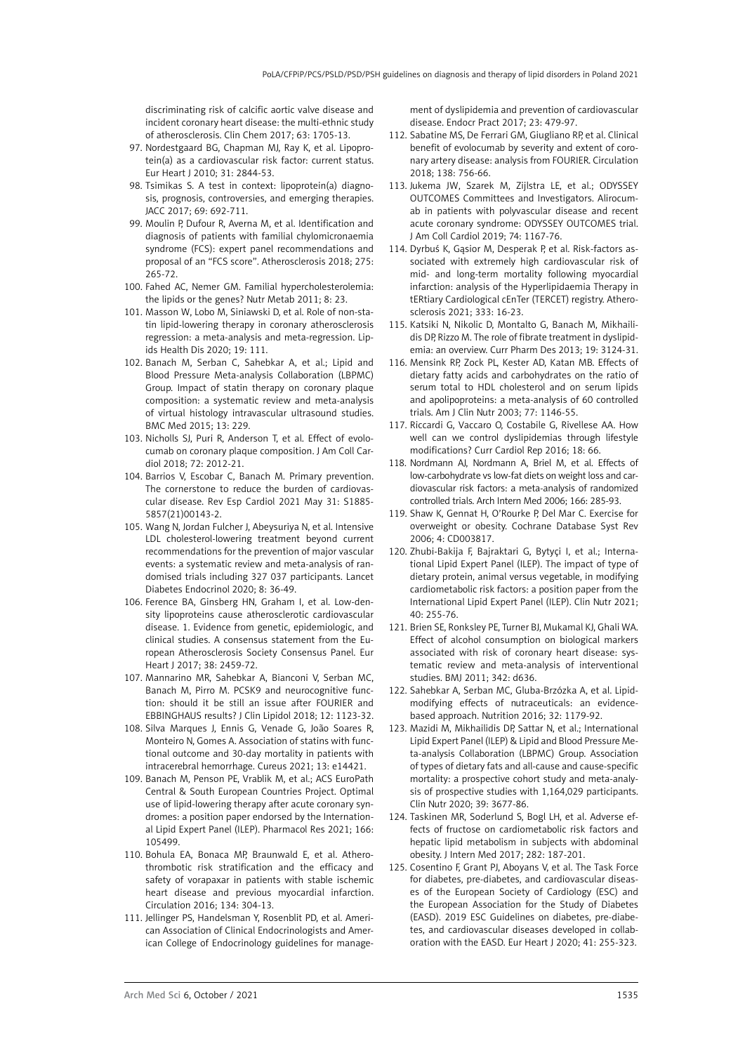discriminating risk of calcific aortic valve disease and incident coronary heart disease: the multi-ethnic study of atherosclerosis. Clin Chem 2017; 63: 1705-13.

97. Nordestgaard BG, Chapman MJ, Ray K, et al. Lipoprotein(a) as a cardiovascular risk factor: current status. Eur Heart J 2010; 31: 2844-53.
98. Tsimikas S. A test in context: lipoprotein(a) diagnosis, prognosis, controversies, and emerging therapies. JACC 2017; 69: 692-711.
99. Moulin P, Dufour R, Averna M, et al. Identification and diagnosis of patients with familial chylomicronaemia syndrome (FCS): expert panel recommendations and proposal of an "FCS score". Atherosclerosis 2018; 275: 265-72.
100. Fahed AC, Nemer GM. Familial hypercholesterolemia: the lipids or the genes? Nutr Metab 2011; 8: 23.
101. Masson W, Lobo M, Siniawski D, et al. Role of non-statin lipid-lowering therapy in coronary atherosclerosis regression: a meta-analysis and meta-regression. Lipids Health Dis 2020; 19: 111.
102. Banach M, Serban C, Sahebkar A, et al.; Lipid and Blood Pressure Meta-analysis Collaboration (LBPMC) Group. Impact of statin therapy on coronary plaque composition: a systematic review and meta-analysis of virtual histology intravascular ultrasound studies. BMC Med 2015; 13: 229.
103. Nicholls SJ, Puri R, Anderson T, et al. Effect of evolocumab on coronary plaque composition. J Am Coll Cardiol 2018; 72: 2012-21.
104. Barrios V, Escobar C, Banach M. Primary prevention. The cornerstone to reduce the burden of cardiovascular disease. Rev Esp Cardiol 2021 May 31: S1885-5857(21)00143-2.
105. Wang N, Jordan Fulcher J, Abeysuriya N, et al. Intensive LDL cholesterol-lowering treatment beyond current recommendations for the prevention of major vascular events: a systematic review and meta-analysis of randomised trials including 327 037 participants. Lancet Diabetes Endocrinol 2020; 8: 36-49.
106. Ference BA, Ginsberg HN, Graham I, et al. Low-density lipoproteins cause atherosclerotic cardiovascular disease. 1. Evidence from genetic, epidemiologic, and clinical studies. A consensus statement from the European Atherosclerosis Society Consensus Panel. Eur Heart J 2017; 38: 2459-72.
107. Mannarino MR, Sahebkar A, Bianconi V, Serban MC, Banach M, Pirro M. PCSK9 and neurocognitive function: should it be still an issue after FOURIER and EBBINGHAUS results? J Clin Lipidol 2018; 12: 1123-32.
108. Silva Marques J, Ennis G, Venade G, João Soares R, Monteiro N, Gomes A. Association of statins with functional outcome and 30-day mortality in patients with intracerebral hemorrhage. Cureus 2021; 13: e14421.
109. Banach M, Penson PE, Vrablik M, et al.; ACS EuroPath Central & South European Countries Project. Optimal use of lipid-lowering therapy after acute coronary syndromes: a position paper endorsed by the International Lipid Expert Panel (ILEP). Pharmacol Res 2021; 166: 105499.
110. Bohula EA, Bonaca MP, Braunwald E, et al. Atherothrombotic risk stratification and the efficacy and safety of vorapaxar in patients with stable ischemic heart disease and previous myocardial infarction. Circulation 2016; 134: 304-13.
111. Jellinger PS, Handelsman Y, Rosenblit PD, et al. American Association of Clinical Endocrinologists and American College of Endocrinology guidelines for management of dyslipidemia and prevention of cardiovascular disease. Endocr Pract 2017; 23: 479-97.
112. Sabatine MS, De Ferrari GM, Giugliano RP, et al. Clinical benefit of evolocumab by severity and extent of coronary artery disease: analysis from FOURIER. Circulation 2018; 138: 756-66.
113. Jukema JW, Szarek M, Zijlstra LE, et al.; ODYSSEY OUTCOMES Committees and Investigators. Alirocumab in patients with polyvascular disease and recent acute coronary syndrome: ODYSSEY OUTCOMES trial. J Am Coll Cardiol 2019; 74: 1167-76.
114. Dyrbuś K, Gąsior M, Desperak P, et al. Risk-factors associated with extremely high cardiovascular risk of mid- and long-term mortality following myocardial infarction: analysis of the Hyperlipidaemia Therapy in tERtiary Cardiological cEnTer (TERCET) registry. Atherosclerosis 2021; 333: 16-23.
115. Katsiki N, Nikolic D, Montalto G, Banach M, Mikhailidis DP, Rizzo M. The role of fibrate treatment in dyslipidemia: an overview. Curr Pharm Des 2013; 19: 3124-31.
116. Mensink RP, Zock PL, Kester AD, Katan MB. Effects of dietary fatty acids and carbohydrates on the ratio of serum total to HDL cholesterol and on serum lipids and apolipoproteins: a meta-analysis of 60 controlled trials. Am J Clin Nutr 2003; 77: 1146-55.
117. Riccardi G, Vaccaro O, Costabile G, Rivellese AA. How well can we control dyslipidemias through lifestyle modifications? Curr Cardiol Rep 2016; 18: 66.
118. Nordmann AJ, Nordmann A, Briel M, et al. Effects of low-carbohydrate vs low-fat diets on weight loss and cardiovascular risk factors: a meta-analysis of randomized controlled trials. Arch Intern Med 2006; 166: 285-93.
119. Shaw K, Gennat H, O'Rourke P, Del Mar C. Exercise for overweight or obesity. Cochrane Database Syst Rev 2006; 4: CD003817.
120. Zhubi-Bakija F, Bajraktari G, Bytyçi I, et al.; International Lipid Expert Panel (ILEP). The impact of type of dietary protein, animal versus vegetable, in modifying cardiometabolic risk factors: a position paper from the International Lipid Expert Panel (ILEP). Clin Nutr 2021; 40: 255-76.
121. Brien SE, Ronksley PE, Turner BJ, Mukamal KJ, Ghali WA. Effect of alcohol consumption on biological markers associated with risk of coronary heart disease: systematic review and meta-analysis of interventional studies. BMJ 2011; 342: d636.
122. Sahebkar A, Serban MC, Gluba-Brzózka A, et al. Lipid-modifying effects of nutraceuticals: an evidence-based approach. Nutrition 2016; 32: 1179-92.
123. Mazidi M, Mikhailidis DP, Sattar N, et al.; International Lipid Expert Panel (ILEP) & Lipid and Blood Pressure Meta-analysis Collaboration (LBPMC) Group. Association of types of dietary fats and all-cause and cause-specific mortality: a prospective cohort study and meta-analysis of prospective studies with 1,164,029 participants. Clin Nutr 2020; 39: 3677-86.
124. Taskinen MR, Soderlund S, Bogl LH, et al. Adverse effects of fructose on cardiometabolic risk factors and hepatic lipid metabolism in subjects with abdominal obesity. J Intern Med 2017; 282: 187-201.
125. Cosentino F, Grant PJ, Aboyans V, et al. The Task Force for diabetes, pre-diabetes, and cardiovascular diseases of the European Society of Cardiology (ESC) and the European Association for the Study of Diabetes (EASD). 2019 ESC Guidelines on diabetes, pre-diabetes, and cardiovascular diseases developed in collaboration with the EASD. Eur Heart J 2020; 41: 255-323.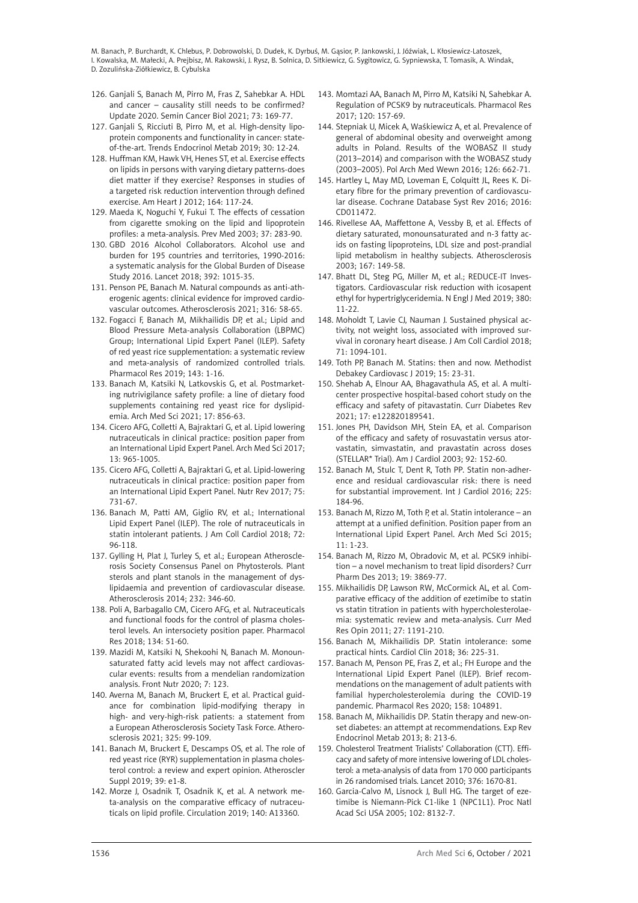126. Ganjali S, Banach M, Pirro M, Fras Z, Sahebkar A. HDL and cancer – causality still needs to be confirmed? Update 2020. Semin Cancer Biol 2021; 73: 169-77.
127. Ganjali S, Ricciuti B, Pirro M, et al. High-density lipoprotein components and functionality in cancer: state-of-the-art. Trends Endocrinol Metab 2019; 30: 12-24.
128. Huffman KM, Hawk VH, Henes ST, et al. Exercise effects on lipids in persons with varying dietary patterns-does diet matter if they exercise? Responses in studies of a targeted risk reduction intervention through defined exercise. Am Heart J 2012; 164: 117-24.
129. Maeda K, Noguchi Y, Fukui T. The effects of cessation from cigarette smoking on the lipid and lipoprotein profiles: a meta-analysis. Prev Med 2003; 37: 283-90.
130. GBD 2016 Alcohol Collaborators. Alcohol use and burden for 195 countries and territories, 1990-2016: a systematic analysis for the Global Burden of Disease Study 2016. Lancet 2018; 392: 1015-35.
131. Penson PE, Banach M. Natural compounds as anti-atherogenic agents: clinical evidence for improved cardiovascular outcomes. Atherosclerosis 2021; 316: 58-65.
132. Fogacci F, Banach M, Mikhailidis DP, et al.; Lipid and Blood Pressure Meta-analysis Collaboration (LBPMC) Group; International Lipid Expert Panel (ILEP). Safety of red yeast rice supplementation: a systematic review and meta-analysis of randomized controlled trials. Pharmacol Res 2019; 143: 1-16.
133. Banach M, Katsiki N, Latkovskis G, et al. Postmarketing nutrivigilance safety profile: a line of dietary food supplements containing red yeast rice for dyslipidemia. Arch Med Sci 2021; 17: 856-63.
134. Cicero AFG, Colletti A, Bajraktari G, et al. Lipid lowering nutraceuticals in clinical practice: position paper from an International Lipid Expert Panel. Arch Med Sci 2017; 13: 965-1005.
135. Cicero AFG, Colletti A, Bajraktari G, et al. Lipid-lowering nutraceuticals in clinical practice: position paper from an International Lipid Expert Panel. Nutr Rev 2017; 75: 731-67.
136. Banach M, Patti AM, Giglio RV, et al.; International Lipid Expert Panel (ILEP). The role of nutraceuticals in statin intolerant patients. J Am Coll Cardiol 2018; 72: 96-118.
137. Gylling H, Plat J, Turley S, et al.; European Atherosclerosis Society Consensus Panel on Phytosterols. Plant sterols and plant stanols in the management of dyslipidaemia and prevention of cardiovascular disease. Atherosclerosis 2014; 232: 346-60.
138. Poli A, Barbagallo CM, Cicero AFG, et al. Nutraceuticals and functional foods for the control of plasma cholesterol levels. An intersociety position paper. Pharmacol Res 2018; 134: 51-60.
139. Mazidi M, Katsiki N, Shekoohi N, Banach M. Monounsaturated fatty acid levels may not affect cardiovascular events: results from a mendelian randomization analysis. Front Nutr 2020; 7: 123.
140. Averna M, Banach M, Bruckert E, et al. Practical guidance for combination lipid-modifying therapy in high- and very-high-risk patients: a statement from a European Atherosclerosis Society Task Force. Atherosclerosis 2021; 325: 99-109.
141. Banach M, Bruckert E, Descamps OS, et al. The role of red yeast rice (RYR) supplementation in plasma cholesterol control: a review and expert opinion. Atheroscler Suppl 2019; 39: e1-8.
142. Morze J, Osadnik T, Osadnik K, et al. A network meta-analysis on the comparative efficacy of nutraceuticals on lipid profile. Circulation 2019; 140: A13360.
143. Momtazi AA, Banach M, Pirro M, Katsiki N, Sahebkar A. Regulation of PCSK9 by nutraceuticals. Pharmacol Res 2017; 120: 157-69.
144. Stepniak U, Micek A, Waśkiewicz A, et al. Prevalence of general of abdominal obesity and overweight among adults in Poland. Results of the WOBASZ II study (2013–2014) and comparison with the WOBASZ study (2003–2005). Pol Arch Med Wewn 2016; 126: 662-71.
145. Hartley L, May MD, Loveman E, Colquitt JL, Rees K. Dietary fibre for the primary prevention of cardiovascular disease. Cochrane Database Syst Rev 2016; 2016: CD011472.
146. Rivellese AA, Maffettone A, Vessby B, et al. Effects of dietary saturated, monounsaturated and n-3 fatty acids on fasting lipoproteins, LDL size and post-prandial lipid metabolism in healthy subjects. Atherosclerosis 2003; 167: 149-58.
147. Bhatt DL, Steg PG, Miller M, et al.; REDUCE-IT Investigators. Cardiovascular risk reduction with icosapent ethyl for hypertriglyceridemia. N Engl J Med 2019; 380: 11-22.
148. Moholdt T, Lavie CJ, Nauman J. Sustained physical activity, not weight loss, associated with improved survival in coronary heart disease. J Am Coll Cardiol 2018; 71: 1094-101.
149. Toth PP, Banach M. Statins: then and now. Methodist Debakey Cardiovasc J 2019; 15: 23-31.
150. Shehab A, Elnour AA, Bhagavathula AS, et al. A multicenter prospective hospital-based cohort study on the efficacy and safety of pitavastatin. Curr Diabetes Rev 2021; 17: e122820189541.
151. Jones PH, Davidson MH, Stein EA, et al. Comparison of the efficacy and safety of rosuvastatin versus atorvastatin, simvastatin, and pravastatin across doses (STELLAR* Trial). Am J Cardiol 2003; 92: 152-60.
152. Banach M, Stulc T, Dent R, Toth PP. Statin non-adherence and residual cardiovascular risk: there is need for substantial improvement. Int J Cardiol 2016; 225: 184-96.
153. Banach M, Rizzo M, Toth P, et al. Statin intolerance – an attempt at a unified definition. Position paper from an International Lipid Expert Panel. Arch Med Sci 2015; 11: 1-23.
154. Banach M, Rizzo M, Obradovic M, et al. PCSK9 inhibition – a novel mechanism to treat lipid disorders? Curr Pharm Des 2013; 19: 3869-77.
155. Mikhailidis DP, Lawson RW, McCormick AL, et al. Comparative efficacy of the addition of ezetimibe to statin vs statin titration in patients with hypercholesterolaemia: systematic review and meta-analysis. Curr Med Res Opin 2011; 27: 1191-210.
156. Banach M, Mikhailidis DP. Statin intolerance: some practical hints. Cardiol Clin 2018; 36: 225-31.
157. Banach M, Penson PE, Fras Z, et al.; FH Europe and the International Lipid Expert Panel (ILEP). Brief recommendations on the management of adult patients with familial hypercholesterolemia during the COVID-19 pandemic. Pharmacol Res 2020; 158: 104891.
158. Banach M, Mikhailidis DP. Statin therapy and new-onset diabetes: an attempt at recommendations. Exp Rev Endocrinol Metab 2013; 8: 213-6.
159. Cholesterol Treatment Trialists' Collaboration (CTT). Efficacy and safety of more intensive lowering of LDL cholesterol: a meta-analysis of data from 170 000 participants in 26 randomised trials. Lancet 2010; 376: 1670-81.
160. Garcia-Calvo M, Lisnock J, Bull HG. The target of ezetimibe is Niemann-Pick C1-like 1 (NPC1L1). Proc Natl Acad Sci USA 2005; 102: 8132-7.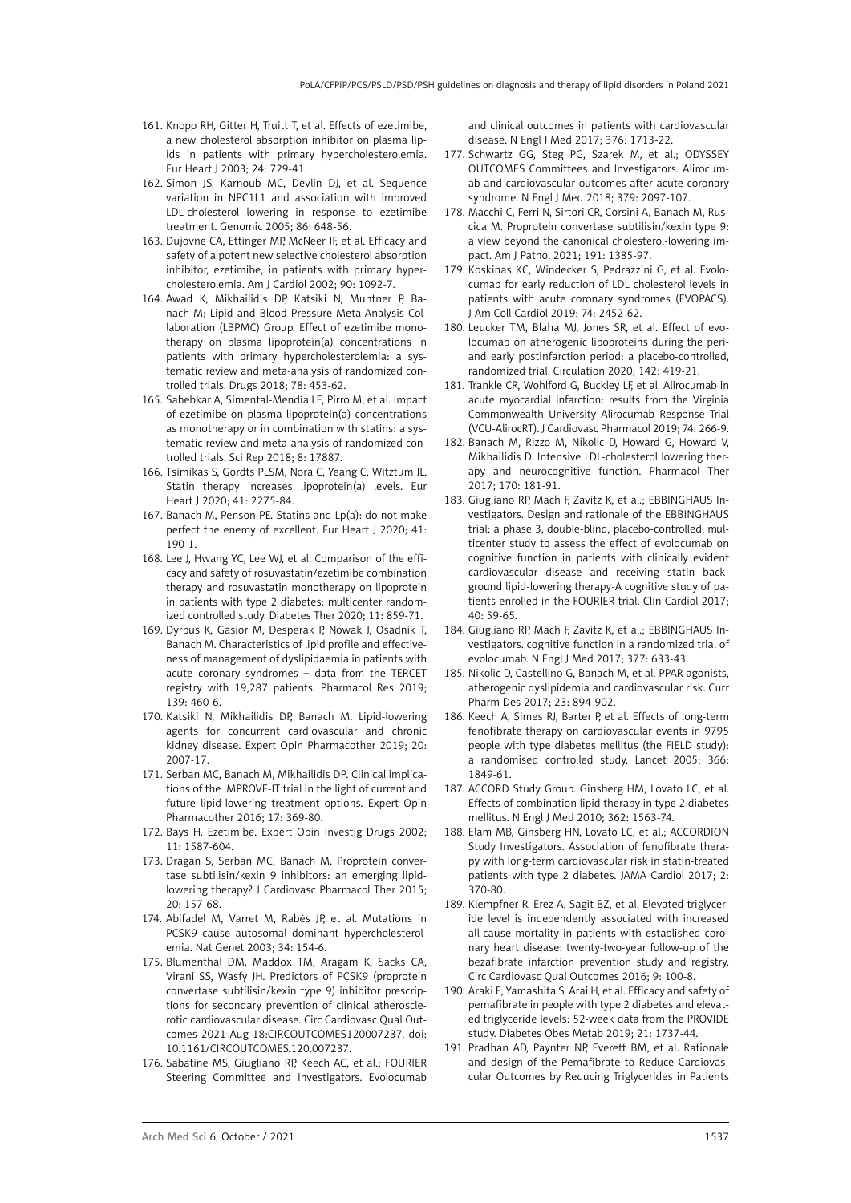161. Knopp RH, Gitter H, Truitt T, et al. Effects of ezetimibe, a new cholesterol absorption inhibitor on plasma lipids in patients with primary hypercholesterolemia. Eur Heart J 2003; 24: 729-41.
162. Simon JS, Karnoub MC, Devlin DJ, et al. Sequence variation in NPC1L1 and association with improved LDL-cholesterol lowering in response to ezetimibe treatment. Genomic 2005; 86: 648-56.
163. Dujovne CA, Ettinger MP, McNeer JF, et al. Efficacy and safety of a potent new selective cholesterol absorption inhibitor, ezetimibe, in patients with primary hypercholesterolemia. Am J Cardiol 2002; 90: 1092-7.
164. Awad K, Mikhailidis DP, Katsiki N, Muntner P, Banach M; Lipid and Blood Pressure Meta-Analysis Collaboration (LBPMC) Group. Effect of ezetimibe monotherapy on plasma lipoprotein(a) concentrations in patients with primary hypercholesterolemia: a systematic review and meta-analysis of randomized controlled trials. Drugs 2018; 78: 453-62.
165. Sahebkar A, Simental-Mendía LE, Pirro M, et al. Impact of ezetimibe on plasma lipoprotein(a) concentrations as monotherapy or in combination with statins: a systematic review and meta-analysis of randomized controlled trials. Sci Rep 2018; 8: 17887.
166. Tsimikas S, Gordts PLSM, Nora C, Yeang C, Witztum JL. Statin therapy increases lipoprotein(a) levels. Eur Heart J 2020; 41: 2275-84.
167. Banach M, Penson PE. Statins and Lp(a): do not make perfect the enemy of excellent. Eur Heart J 2020; 41: 190-1.
168. Lee J, Hwang YC, Lee WJ, et al. Comparison of the efficacy and safety of rosuvastatin/ezetimibe combination therapy and rosuvastatin monotherapy on lipoprotein in patients with type 2 diabetes: multicenter randomized controlled study. Diabetes Ther 2020; 11: 859-71.
169. Dyrbus K, Gasior M, Desperak P, Nowak J, Osadnik T, Banach M. Characteristics of lipid profile and effectiveness of management of dyslipidaemia in patients with acute coronary syndromes – data from the TERCET registry with 19,287 patients. Pharmacol Res 2019; 139: 460-6.
170. Katsiki N, Mikhailidis DP, Banach M. Lipid-lowering agents for concurrent cardiovascular and chronic kidney disease. Expert Opin Pharmacother 2019; 20: 2007-17.
171. Serban MC, Banach M, Mikhailidis DP. Clinical implications of the IMPROVE-IT trial in the light of current and future lipid-lowering treatment options. Expert Opin Pharmacother 2016; 17: 369-80.
172. Bays H. Ezetimibe. Expert Opin Investig Drugs 2002; 11: 1587-604.
173. Dragan S, Serban MC, Banach M. Proprotein convertase subtilisin/kexin 9 inhibitors: an emerging lipid-lowering therapy? J Cardiovasc Pharmacol Ther 2015; 20: 157-68.
174. Abifadel M, Varret M, Rabès JP, et al. Mutations in PCSK9 cause autosomal dominant hypercholesterolemia. Nat Genet 2003; 34: 154-6.
175. Blumenthal DM, Maddox TM, Aragam K, Sacks CA, Virani SS, Wasfy JH. Predictors of PCSK9 (proprotein convertase subtilisin/kexin type 9) inhibitor prescriptions for secondary prevention of clinical atherosclerotic cardiovascular disease. Circ Cardiovasc Qual Outcomes 2021 Aug 18:CIRCOUTCOMES120007237. doi: 10.1161/CIRCOUTCOMES.120.007237.
176. Sabatine MS, Giugliano RP, Keech AC, et al.; FOURIER Steering Committee and Investigators. Evolocumab and clinical outcomes in patients with cardiovascular disease. N Engl J Med 2017; 376: 1713-22.
177. Schwartz GG, Steg PG, Szarek M, et al.; ODYSSEY OUTCOMES Committees and Investigators. Alirocumab and cardiovascular outcomes after acute coronary syndrome. N Engl J Med 2018; 379: 2097-107.
178. Macchi C, Ferri N, Sirtori CR, Corsini A, Banach M, Ruscica M. Proprotein convertase subtilisin/kexin type 9: a view beyond the canonical cholesterol-lowering impact. Am J Pathol 2021; 191: 1385-97.
179. Koskinas KC, Windecker S, Pedrazzini G, et al. Evolocumab for early reduction of LDL cholesterol levels in patients with acute coronary syndromes (EVOPACS). J Am Coll Cardiol 2019; 74: 2452-62.
180. Leucker TM, Blaha MJ, Jones SR, et al. Effect of evolocumab on atherogenic lipoproteins during the peri- and early postinfarction period: a placebo-controlled, randomized trial. Circulation 2020; 142: 419-21.
181. Trankle CR, Wohlford G, Buckley LF, et al. Alirocumab in acute myocardial infarction: results from the Virginia Commonwealth University Alirocumab Response Trial (VCU-AlirocRT). J Cardiovasc Pharmacol 2019; 74: 266-9.
182. Banach M, Rizzo M, Nikolic D, Howard G, Howard V, Mikhailidis D. Intensive LDL-cholesterol lowering therapy and neurocognitive function. Pharmacol Ther 2017; 170: 181-91.
183. Giugliano RP, Mach F, Zavitz K, et al.; EBBINGHAUS Investigators. Design and rationale of the EBBINGHAUS trial: a phase 3, double-blind, placebo-controlled, multicenter study to assess the effect of evolocumab on cognitive function in patients with clinically evident cardiovascular disease and receiving statin background lipid-lowering therapy-A cognitive study of patients enrolled in the FOURIER trial. Clin Cardiol 2017; 40: 59-65.
184. Giugliano RP, Mach F, Zavitz K, et al.; EBBINGHAUS Investigators. cognitive function in a randomized trial of evolocumab. N Engl J Med 2017; 377: 633-43.
185. Nikolic D, Castellino G, Banach M, et al. PPAR agonists, atherogenic dyslipidemia and cardiovascular risk. Curr Pharm Des 2017; 23: 894-902.
186. Keech A, Simes RJ, Barter P, et al. Effects of long-term fenofibrate therapy on cardiovascular events in 9795 people with type diabetes mellitus (the FIELD study): a randomised controlled study. Lancet 2005; 366: 1849-61.
187. ACCORD Study Group. Ginsberg HM, Lovato LC, et al. Effects of combination lipid therapy in type 2 diabetes mellitus. N Engl J Med 2010; 362: 1563-74.
188. Elam MB, Ginsberg HN, Lovato LC, et al.; ACCORDION Study Investigators. Association of fenofibrate therapy with long-term cardiovascular risk in statin-treated patients with type 2 diabetes. JAMA Cardiol 2017; 2: 370-80.
189. Klempfner R, Erez A, Sagit BZ, et al. Elevated triglyceride level is independently associated with increased all-cause mortality in patients with established coronary heart disease: twenty-two-year follow-up of the bezafibrate infarction prevention study and registry. Circ Cardiovasc Qual Outcomes 2016; 9: 100-8.
190. Araki E, Yamashita S, Arai H, et al. Efficacy and safety of pemafibrate in people with type 2 diabetes and elevated triglyceride levels: 52-week data from the PROVIDE study. Diabetes Obes Metab 2019; 21: 1737-44.
191. Pradhan AD, Paynter NP, Everett BM, et al. Rationale and design of the Pemafibrate to Reduce Cardiovascular Outcomes by Reducing Triglycerides in Patients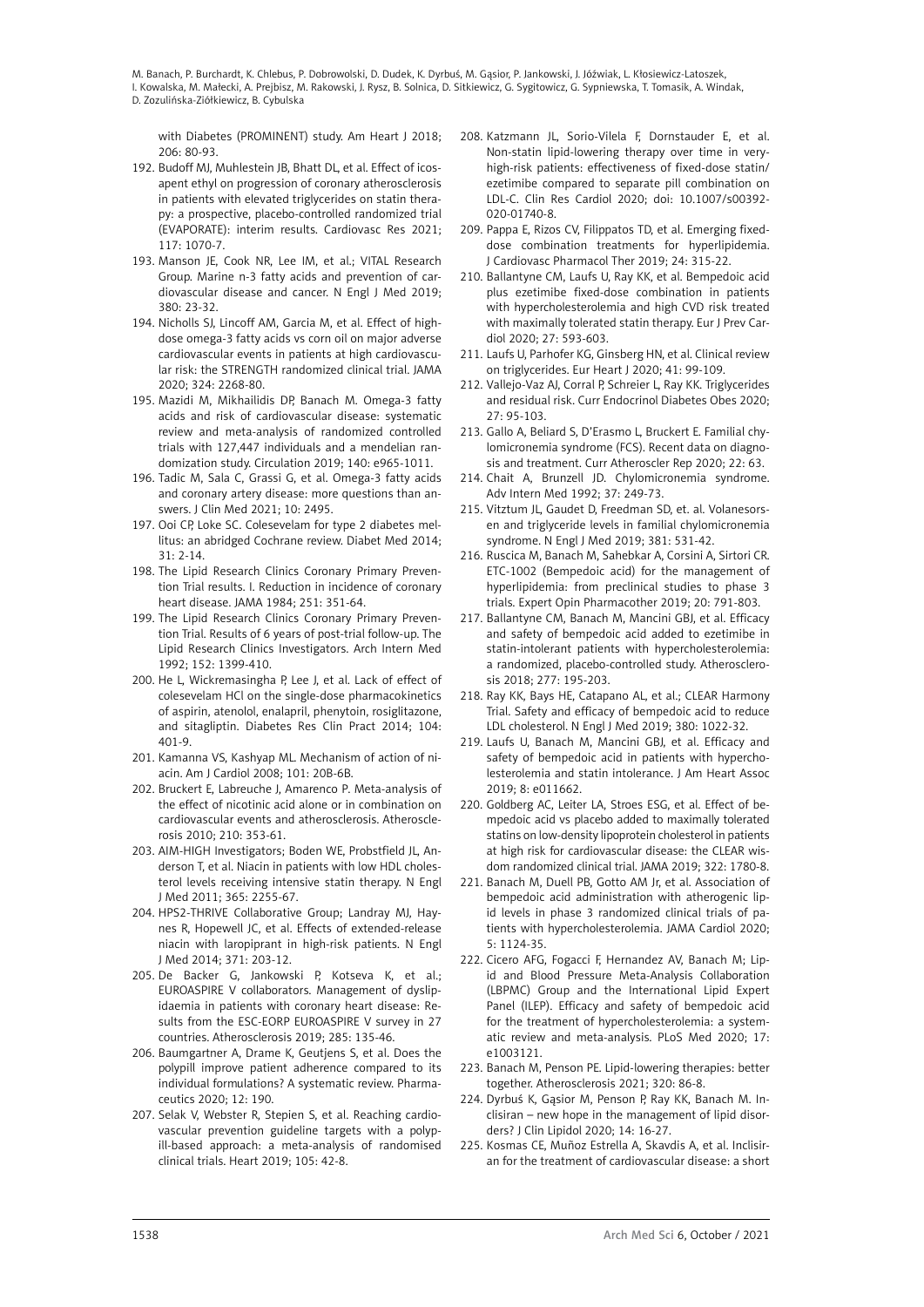with Diabetes (PROMINENT) study. Am Heart J 2018; 206: 80-93.

192. Budoff MJ, Muhlestein JB, Bhatt DL, et al. Effect of icosapent ethyl on progression of coronary atherosclerosis in patients with elevated triglycerides on statin therapy: a prospective, placebo-controlled randomized trial (EVAPORATE): interim results. Cardiovasc Res 2021; 117: 1070-7.
193. Manson JE, Cook NR, Lee IM, et al.; VITAL Research Group. Marine n-3 fatty acids and prevention of cardiovascular disease and cancer. N Engl J Med 2019; 380: 23-32.
194. Nicholls SJ, Lincoff AM, Garcia M, et al. Effect of high-dose omega-3 fatty acids vs corn oil on major adverse cardiovascular events in patients at high cardiovascular risk: the STRENGTH randomized clinical trial. JAMA 2020; 324: 2268-80.
195. Mazidi M, Mikhailidis DP, Banach M. Omega-3 fatty acids and risk of cardiovascular disease: systematic review and meta-analysis of randomized controlled trials with 127,447 individuals and a mendelian randomization study. Circulation 2019; 140: e965-1011.
196. Tadic M, Sala C, Grassi G, et al. Omega-3 fatty acids and coronary artery disease: more questions than answers. J Clin Med 2021; 10: 2495.
197. Ooi CP, Loke SC. Colesevelam for type 2 diabetes mellitus: an abridged Cochrane review. Diabet Med 2014; 31: 2-14.
198. The Lipid Research Clinics Coronary Primary Prevention Trial results. I. Reduction in incidence of coronary heart disease. JAMA 1984; 251: 351-64.
199. The Lipid Research Clinics Coronary Primary Prevention Trial. Results of 6 years of post-trial follow-up. The Lipid Research Clinics Investigators. Arch Intern Med 1992; 152: 1399-410.
200. He L, Wickremasingha P, Lee J, et al. Lack of effect of colesevelam HCl on the single-dose pharmacokinetics of aspirin, atenolol, enalapril, phenytoin, rosiglitazone, and sitagliptin. Diabetes Res Clin Pract 2014; 104: 401-9.
201. Kamanna VS, Kashyap ML. Mechanism of action of niacin. Am J Cardiol 2008; 101: 20B-6B.
202. Bruckert E, Labreuche J, Amarenco P. Meta-analysis of the effect of nicotinic acid alone or in combination on cardiovascular events and atherosclerosis. Atherosclerosis 2010; 210: 353-61.
203. AIM-HIGH Investigators; Boden WE, Probstfield JL, Anderson T, et al. Niacin in patients with low HDL cholesterol levels receiving intensive statin therapy. N Engl J Med 2011; 365: 2255-67.
204. HPS2-THRIVE Collaborative Group; Landray MJ, Haynes R, Hopewell JC, et al. Effects of extended-release niacin with laropiprant in high-risk patients. N Engl J Med 2014; 371: 203-12.
205. De Backer G, Jankowski P, Kotseva K, et al.; EUROASPIRE V collaborators. Management of dyslipidaemia in patients with coronary heart disease: Results from the ESC-EORP EUROASPIRE V survey in 27 countries. Atherosclerosis 2019; 285: 135-46.
206. Baumgartner A, Drame K, Geutjens S, et al. Does the polypill improve patient adherence compared to its individual formulations? A systematic review. Pharmaceutics 2020; 12: 190.
207. Selak V, Webster R, Stepien S, et al. Reaching cardiovascular prevention guideline targets with a polypill-based approach: a meta-analysis of randomised clinical trials. Heart 2019; 105: 42-8.
208. Katzmann JL, Sorio-Vilela F, Dornstauder E, et al. Non-statin lipid-lowering therapy over time in very-high-risk patients: effectiveness of fixed-dose statin/ezetimibe compared to separate pill combination on LDL-C. Clin Res Cardiol 2020; doi: 10.1007/s00392-020-01740-8.
209. Pappa E, Rizos CV, Filippatos TD, et al. Emerging fixed-dose combination treatments for hyperlipidemia. J Cardiovasc Pharmacol Ther 2019; 24: 315-22.
210. Ballantyne CM, Laufs U, Ray KK, et al. Bempedoic acid plus ezetimibe fixed-dose combination in patients with hypercholesterolemia and high CVD risk treated with maximally tolerated statin therapy. Eur J Prev Cardiol 2020; 27: 593-603.
211. Laufs U, Parhofer KG, Ginsberg HN, et al. Clinical review on triglycerides. Eur Heart J 2020; 41: 99-109.
212. Vallejo-Vaz AJ, Corral P, Schreier L, Ray KK. Triglycerides and residual risk. Curr Endocrinol Diabetes Obes 2020; 27: 95-103.
213. Gallo A, Beliard S, D'Erasmo L, Bruckert E. Familial chylomicronemia syndrome (FCS). Recent data on diagnosis and treatment. Curr Atheroscler Rep 2020; 22: 63.
214. Chait A, Brunzell JD. Chylomicronemia syndrome. Adv Intern Med 1992; 37: 249-73.
215. Vitztum JL, Gaudet D, Freedman SD, et. al. Volanesorsen and triglyceride levels in familial chylomicronemia syndrome. N Engl J Med 2019; 381: 531-42.
216. Ruscica M, Banach M, Sahebkar A, Corsini A, Sirtori CR. ETC-1002 (Bempedoic acid) for the management of hyperlipidemia: from preclinical studies to phase 3 trials. Expert Opin Pharmacother 2019; 20: 791-803.
217. Ballantyne CM, Banach M, Mancini GBJ, et al. Efficacy and safety of bempedoic acid added to ezetimibe in statin-intolerant patients with hypercholesterolemia: a randomized, placebo-controlled study. Atherosclerosis 2018; 277: 195-203.
218. Ray KK, Bays HE, Catapano AL, et al.; CLEAR Harmony Trial. Safety and efficacy of bempedoic acid to reduce LDL cholesterol. N Engl J Med 2019; 380: 1022-32.
219. Laufs U, Banach M, Mancini GBJ, et al. Efficacy and safety of bempedoic acid in patients with hypercholesterolemia and statin intolerance. J Am Heart Assoc 2019; 8: e011662.
220. Goldberg AC, Leiter LA, Stroes ESG, et al. Effect of bempedoic acid vs placebo added to maximally tolerated statins on low-density lipoprotein cholesterol in patients at high risk for cardiovascular disease: the CLEAR wisdom randomized clinical trial. JAMA 2019; 322: 1780-8.
221. Banach M, Duell PB, Gotto AM Jr, et al. Association of bempedoic acid administration with atherogenic lipid levels in phase 3 randomized clinical trials of patients with hypercholesterolemia. JAMA Cardiol 2020; 5: 1124-35.
222. Cicero AFG, Fogacci F, Hernandez AV, Banach M; Lipid and Blood Pressure Meta-Analysis Collaboration (LBPMC) Group and the International Lipid Expert Panel (ILEP). Efficacy and safety of bempedoic acid for the treatment of hypercholesterolemia: a systematic review and meta-analysis. PLoS Med 2020; 17: e1003121.
223. Banach M, Penson PE. Lipid-lowering therapies: better together. Atherosclerosis 2021; 320: 86-8.
224. Dyrbuś K, Gąsior M, Penson P, Ray KK, Banach M. Inclisiran – new hope in the management of lipid disorders? J Clin Lipidol 2020; 14: 16-27.
225. Kosmas CE, Muñoz Estrella A, Skavdis A, et al. Inclisiran for the treatment of cardiovascular disease: a short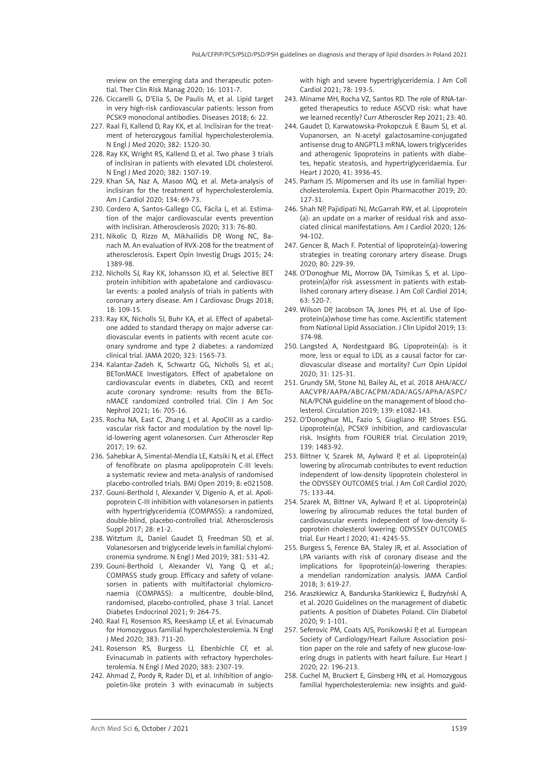review on the emerging data and therapeutic potential. Ther Clin Risk Manag 2020; 16: 1031-7.

226. Ciccarelli G, D'Elia S, De Paulis M, et al. Lipid target in very high-risk cardiovascular patients: lesson from PCSK9 monoclonal antibodies. Diseases 2018; 6: 22.
227. Raal FJ, Kallend D, Ray KK, et al. Inclisiran for the treatment of heterozygous familial hypercholesterolemia. N Engl J Med 2020; 382: 1520-30.
228. Ray KK, Wright RS, Kallend D, et al. Two phase 3 trials of inclisiran in patients with elevated LDL cholesterol. N Engl J Med 2020; 382: 1507-19.
229. Khan SA, Naz A, Masoo MQ, et al. Meta-analysis of inclisiran for the treatment of hypercholesterolemia. Am J Cardiol 2020; 134: 69-73.
230. Cordero A, Santos-Gallego CG, Fácila L, et al. Estimation of the major cardiovascular events prevention with Inclisiran. Atherosclerosis 2020; 313: 76-80.
231. Nikolic D, Rizzo M, Mikhailidis DP, Wong NC, Banach M. An evaluation of RVX-208 for the treatment of atherosclerosis. Expert Opin Investig Drugs 2015; 24: 1389-98.
232. Nicholls SJ, Ray KK, Johansson JO, et al. Selective BET protein inhibition with apabetalone and cardiovascular events: a pooled analysis of trials in patients with coronary artery disease. Am J Cardiovasc Drugs 2018; 18: 109-15.
233. Ray KK, Nicholls SJ, Buhr KA, et al. Effect of apabetalone added to standard therapy on major adverse cardiovascular events in patients with recent acute coronary syndrome and type 2 diabetes: a randomized clinical trial. JAMA 2020; 323: 1565-73.
234. Kalantar-Zadeh K, Schwartz GG, Nicholls SJ, et al.; BETonMACE Investigators. Effect of apabetalone on cardiovascular events in diabetes, CKD, and recent acute coronary syndrome: results from the BETonMACE randomized controlled trial. Clin J Am Soc Nephrol 2021; 16: 705-16.
235. Rocha NA, East C, Zhang J, et al. ApoCIII as a cardiovascular risk factor and modulation by the novel lipid-lowering agent volanesorsen. Curr Atheroscler Rep 2017; 19: 62.
236. Sahebkar A, Simental-Mendía LE, Katsiki N, et al. Effect of fenofibrate on plasma apolipoprotein C-III levels: a systematic review and meta-analysis of randomised placebo-controlled trials. BMJ Open 2019; 8: e021508.
237. Gouni-Berthold I, Alexander V, Digenio A, et al. Apolipoprotein C-III inhibition with volanesorsen in patients with hypertriglyceridemia (COMPASS): a randomized, double-blind, placebo-controlled trial. Atherosclerosis Suppl 2017; 28: e1-2.
238. Witztum JL, Daniel Gaudet D, Freedman SD, et al. Volanesorsen and triglyceride levels in familial chylomicronemia syndrome. N Engl J Med 2019; 381: 531-42.
239. Gouni-Berthold I, Alexander VJ, Yang Q, et al.; COMPASS study group. Efficacy and safety of volanesorsen in patients with multifactorial chylomicronaemia (COMPASS): a multicentre, double-blind, randomised, placebo-controlled, phase 3 trial. Lancet Diabetes Endocrinol 2021; 9: 264-75.
240. Raal FJ, Rosenson RS, Reeskamp LF, et al. Evinacumab for Homozygous familial hypercholesterolemia. N Engl J Med 2020; 383: 711-20.
241. Rosenson RS, Burgess LJ, Ebenbichle CF, et al. Evinacumab in patients with refractory hypercholesterolemia. N Engl J Med 2020; 383: 2307-19.
242. Ahmad Z, Pordy R, Rader DJ, et al. Inhibition of angiopoietin-like protein 3 with evinacumab in subjects with high and severe hypertriglyceridemia. J Am Coll Cardiol 2021; 78: 193-5.
243. Miname MH, Rocha VZ, Santos RD. The role of RNA-targeted therapeutics to reduce ASCVD risk: what have we learned recently? Curr Atheroscler Rep 2021; 23: 40.
244. Gaudet D, Karwatowska-Prokopczuk E Baum SJ, et al. Vupanorsen, an N-acetyl galactosamine-conjugated antisense drug to ANGPTL3 mRNA, lowers triglycerides and atherogenic lipoproteins in patients with diabetes, hepatic steatosis, and hypertriglyceridaemia. Eur Heart J 2020; 41: 3936-45.
245. Parham JS. Mipomersen and its use in familial hypercholesterolemia. Expert Opin Pharmacother 2019; 20: 127-31.
246. Shah NP, Pajidipati NJ, McGarrah RW, et al. Lipoprotein (a): an update on a marker of residual risk and associated clinical manifestations. Am J Cardiol 2020; 126: 94-102.
247. Gencer B, Mach F. Potential of lipoprotein(a)-lowering strategies in treating coronary artery disease. Drugs 2020; 80: 229-39.
248. O'Donoghue ML, Morrow DA, Tsimikas S, et al. Lipoprotein(a)for risk assessment in patients with established coronary artery disease. J Am Coll Cardiol 2014; 63: 520-7.
249. Wilson DP, Jacobson TA, Jones PH, et al. Use of lipoprotein(a)whose time has come. Ascientific statement from National Lipid Association. J Clin Lipidol 2019; 13: 374-98.
250. Langsted A, Nordestgaard BG. Lipoprotein(a): is it more, less or equal to LDL as a causal factor for cardiovascular disease and mortality? Curr Opin Lipidol 2020; 31: 125-31.
251. Grundy SM, Stone NJ, Bailey AL, et al. 2018 AHA/ACC/AACVPR/AAPA/ABC/ACPM/ADA/AGS/APhA/ASPC/NLA/PCNA guideline on the management of blood cholesterol. Circulation 2019; 139: e1082-143.
252. O'Donoghue ML, Fazio S, Giugliano RP, Stroes ESG. Lipoprotein(a), PCSK9 inhibition, and cardiovascular risk. Insights from FOURIER trial. Circulation 2019; 139: 1483-92.
253. Bittner V, Szarek M, Aylward P, et al. Lipoprotein(a) lowering by alirocumab contributes to event reduction independent of low-density lipoprotein cholesterol in the ODYSSEY OUTCOMES trial. J Am Coll Cardiol 2020; 75: 133-44.
254. Szarek M, Bittner VA, Aylward P, et al. Lipoprotein(a) lowering by alirocumab reduces the total burden of cardiovascular events independent of low-density lipoprotein cholesterol lowering: ODYSSEY OUTCOMES trial. Eur Heart J 2020; 41: 4245-55.
255. Burgess S, Ference BA, Staley JR, et al. Association of LPA variants with risk of coronary disease and the implications for lipoprotein(a)-lowering therapies: a mendelian randomization analysis. JAMA Cardiol 2018; 3: 619-27.
256. Araszkiewicz A, Bandurska-Stankiewicz E, Budzyński A, et al. 2020 Guidelines on the management of diabetic patients. A position of Diabetes Poland. Clin Diabetol 2020; 9: 1-101.
257. Seferovic PM, Coats AJS, Ponikowski P, et al. European Society of Cardiology/Heart Failure Association position paper on the role and safety of new glucose-lowering drugs in patients with heart failure. Eur Heart J 2020; 22: 196-213.
258. Cuchel M, Bruckert E, Ginsberg HN, et al. Homozygous familial hypercholesterolemia: new insights and guid-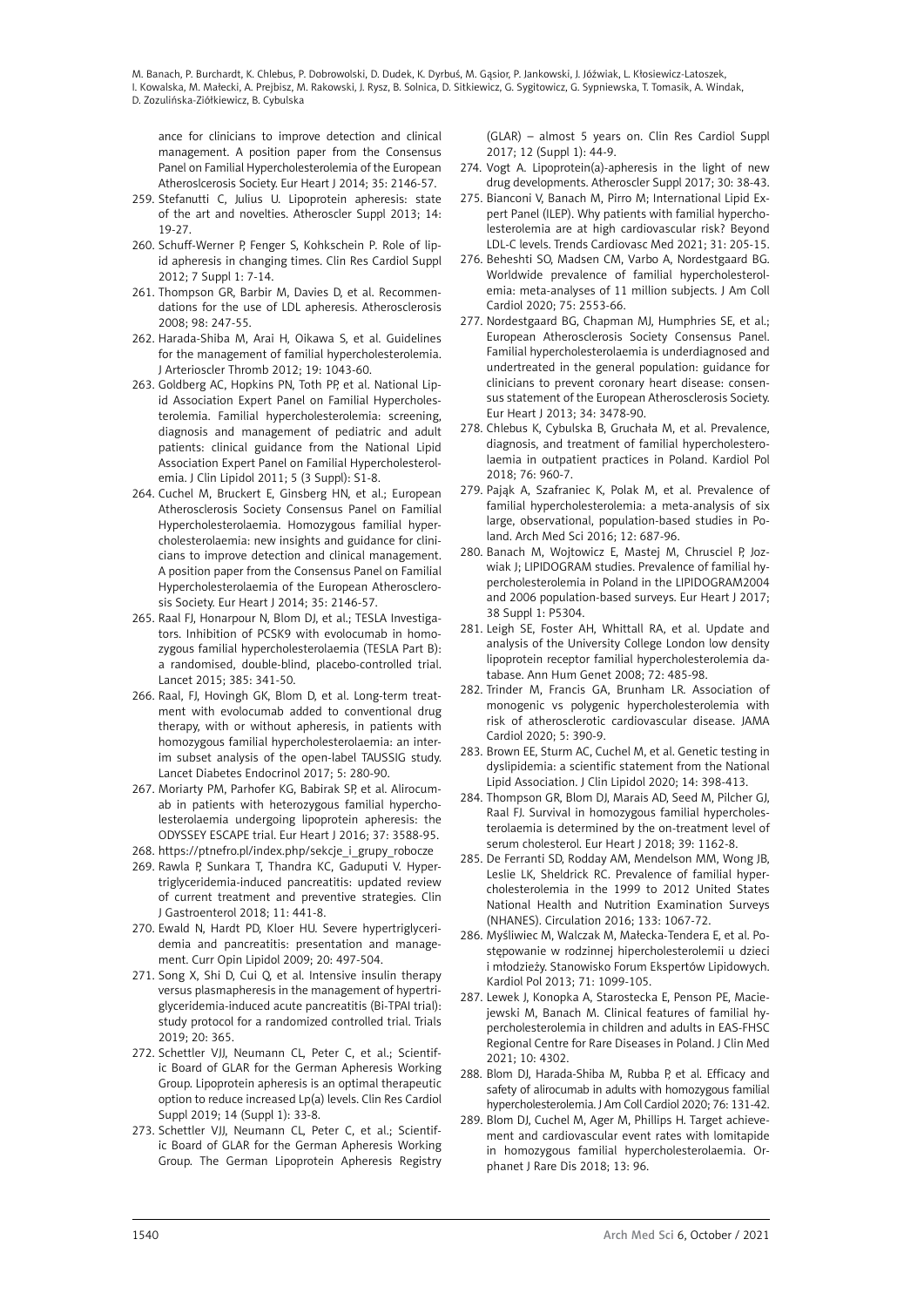ance for clinicians to improve detection and clinical management. A position paper from the Consensus Panel on Familial Hypercholesterolemia of the European Atherosclerosis Society. Eur Heart J 2014; 35: 2146-57.

259. Stefanutti C, Julius U. Lipoprotein apheresis: state of the art and novelties. Atheroscler Suppl 2013; 14: 19-27.
260. Schuff-Werner P, Fenger S, Kohkschein P. Role of lipid apheresis in changing times. Clin Res Cardiol Suppl 2012; 7 Suppl 1: 7-14.
261. Thompson GR, Barbir M, Davies D, et al. Recommendations for the use of LDL apheresis. Atherosclerosis 2008; 98: 247-55.
262. Harada-Shiba M, Arai H, Oikawa S, et al. Guidelines for the management of familial hypercholesterolemia. J Arterioscler Thromb 2012; 19: 1043-60.
263. Goldberg AC, Hopkins PN, Toth PP, et al. National Lipid Association Expert Panel on Familial Hypercholesterolemia. Familial hypercholesterolemia: screening, diagnosis and management of pediatric and adult patients: clinical guidance from the National Lipid Association Expert Panel on Familial Hypercholesterolemia. J Clin Lipidol 2011; 5 (3 Suppl): S1-8.
264. Cuchel M, Bruckert E, Ginsberg HN, et al.; European Atherosclerosis Society Consensus Panel on Familial Hypercholesterolaemia. Homozygous familial hypercholesterolaemia: new insights and guidance for clinicians to improve detection and clinical management. A position paper from the Consensus Panel on Familial Hypercholesterolaemia of the European Atherosclerosis Society. Eur Heart J 2014; 35: 2146-57.
265. Raal FJ, Honarpour N, Blom DJ, et al.; TESLA Investigators. Inhibition of PCSK9 with evolocumab in homozygous familial hypercholesterolaemia (TESLA Part B): a randomised, double-blind, placebo-controlled trial. Lancet 2015; 385: 341-50.
266. Raal, FJ, Hovingh GK, Blom D, et al. Long-term treatment with evolocumab added to conventional drug therapy, with or without apheresis, in patients with homozygous familial hypercholesterolaemia: an interim subset analysis of the open-label TAUSSIG study. Lancet Diabetes Endocrinol 2017; 5: 280-90.
267. Moriarty PM, Parhofer KG, Babirak SP, et al. Alirocumab in patients with heterozygous familial hypercholesterolaemia undergoing lipoprotein apheresis: the ODYSSEY ESCAPE trial. Eur Heart J 2016; 37: 3588-95.
268. https://ptnefro.pl/index.php/sekcje_i_grupy_robocze
269. Rawla P, Sunkara T, Thandra KC, Gaduputi V. Hypertriglyceridemia-induced pancreatitis: updated review of current treatment and preventive strategies. Clin J Gastroenterol 2018; 11: 441-8.
270. Ewald N, Hardt PD, Kloer HU. Severe hypertriglyceridemia and pancreatitis: presentation and management. Curr Opin Lipidol 2009; 20: 497-504.
271. Song X, Shi D, Cui Q, et al. Intensive insulin therapy versus plasmapheresis in the management of hypertriglyceridemia-induced acute pancreatitis (Bi-TPAI trial): study protocol for a randomized controlled trial. Trials 2019; 20: 365.
272. Schettler VJJ, Neumann CL, Peter C, et al.; Scientific Board of GLAR for the German Apheresis Working Group. Lipoprotein apheresis is an optimal therapeutic option to reduce increased Lp(a) levels. Clin Res Cardiol Suppl 2019; 14 (Suppl 1): 33-8.
273. Schettler VJJ, Neumann CL, Peter C, et al.; Scientific Board of GLAR for the German Apheresis Working Group. The German Lipoprotein Apheresis Registry (GLAR) – almost 5 years on. Clin Res Cardiol Suppl 2017; 12 (Suppl 1): 44-9.
274. Vogt A. Lipoprotein(a)-apheresis in the light of new drug developments. Atheroscler Suppl 2017; 30: 38-43.
275. Bianconi V, Banach M, Pirro M; International Lipid Expert Panel (ILEP). Why patients with familial hypercholesterolemia are at high cardiovascular risk? Beyond LDL-C levels. Trends Cardiovasc Med 2021; 31: 205-15.
276. Beheshti SO, Madsen CM, Varbo A, Nordestgaard BG. Worldwide prevalence of familial hypercholesterolemia: meta-analyses of 11 million subjects. J Am Coll Cardiol 2020; 75: 2553-66.
277. Nordestgaard BG, Chapman MJ, Humphries SE, et al.; European Atherosclerosis Society Consensus Panel. Familial hypercholesterolaemia is underdiagnosed and undertreated in the general population: guidance for clinicians to prevent coronary heart disease: consensus statement of the European Atherosclerosis Society. Eur Heart J 2013; 34: 3478-90.
278. Chlebus K, Cybulska B, Gruchała M, et al. Prevalence, diagnosis, and treatment of familial hypercholesterolaemia in outpatient practices in Poland. Kardiol Pol 2018; 76: 960-7.
279. Pająk A, Szafraniec K, Polak M, et al. Prevalence of familial hypercholesterolemia: a meta-analysis of six large, observational, population-based studies in Poland. Arch Med Sci 2016; 12: 687-96.
280. Banach M, Wojtowicz E, Mastej M, Chrusciel P, Jozwiak J; LIPIDOGRAM studies. Prevalence of familial hypercholesterolemia in Poland in the LIPIDOGRAM2004 and 2006 population-based surveys. Eur Heart J 2017; 38 Suppl 1: P5304.
281. Leigh SE, Foster AH, Whittall RA, et al. Update and analysis of the University College London low density lipoprotein receptor familial hypercholesterolemia database. Ann Hum Genet 2008; 72: 485-98.
282. Trinder M, Francis GA, Brunham LR. Association of monogenic vs polygenic hypercholesterolemia with risk of atherosclerotic cardiovascular disease. JAMA Cardiol 2020; 5: 390-9.
283. Brown EE, Sturm AC, Cuchel M, et al. Genetic testing in dyslipidemia: a scientific statement from the National Lipid Association. J Clin Lipidol 2020; 14: 398-413.
284. Thompson GR, Blom DJ, Marais AD, Seed M, Pilcher GJ, Raal FJ. Survival in homozygous familial hypercholesterolaemia is determined by the on-treatment level of serum cholesterol. Eur Heart J 2018; 39: 1162-8.
285. De Ferranti SD, Rodday AM, Mendelson MM, Wong JB, Leslie LK, Sheldrick RC. Prevalence of familial hypercholesterolemia in the 1999 to 2012 United States National Health and Nutrition Examination Surveys (NHANES). Circulation 2016; 133: 1067-72.
286. Myśliwiec M, Walczak M, Małecka-Tendera E, et al. Postępowanie w rodzinnej hipercholesterolemii u dzieci i młodzieży. Stanowisko Forum Ekspertów Lipidowych. Kardiol Pol 2013; 71: 1099-105.
287. Lewek J, Konopka A, Starostecka E, Penson PE, Maciejewski M, Banach M. Clinical features of familial hypercholesterolemia in children and adults in EAS-FHSC Regional Centre for Rare Diseases in Poland. J Clin Med 2021; 10: 4302.
288. Blom DJ, Harada-Shiba M, Rubba P, et al. Efficacy and safety of alirocumab in adults with homozygous familial hypercholesterolemia. J Am Coll Cardiol 2020; 76: 131-42.
289. Blom DJ, Cuchel M, Ager M, Phillips H. Target achievement and cardiovascular event rates with lomitapide in homozygous familial hypercholesterolaemia. Orphanet J Rare Dis 2018; 13: 96.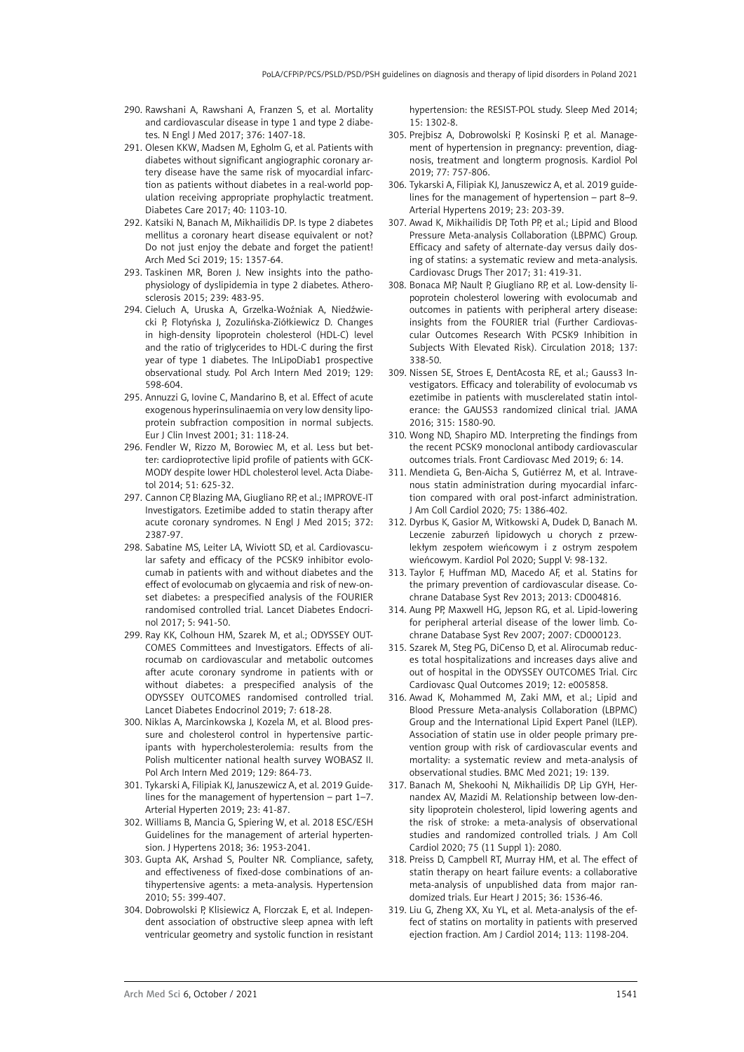290. Rawshani A, Rawshani A, Franzen S, et al. Mortality and cardiovascular disease in type 1 and type 2 diabetes. N Engl J Med 2017; 376: 1407-18.
291. Olesen KKW, Madsen M, Egholm G, et al. Patients with diabetes without significant angiographic coronary artery disease have the same risk of myocardial infarction as patients without diabetes in a real-world population receiving appropriate prophylactic treatment. Diabetes Care 2017; 40: 1103-10.
292. Katsiki N, Banach M, Mikhailidis DP. Is type 2 diabetes mellitus a coronary heart disease equivalent or not? Do not just enjoy the debate and forget the patient! Arch Med Sci 2019; 15: 1357-64.
293. Taskinen MR, Boren J. New insights into the pathophysiology of dyslipidemia in type 2 diabetes. Atherosclerosis 2015; 239: 483-95.
294. Cieluch A, Uruska A, Grzelka-Woźniak A, Niedźwiecki P, Flotyńska J, Zozulińska-Ziółkiewicz D. Changes in high-density lipoprotein cholesterol (HDL-C) level and the ratio of triglycerides to HDL-C during the first year of type 1 diabetes. The InLipoDiab1 prospective observational study. Pol Arch Intern Med 2019; 129: 598-604.
295. Annuzzi G, Iovine C, Mandarino B, et al. Effect of acute exogenous hyperinsulinaemia on very low density lipoprotein subfraction composition in normal subjects. Eur J Clin Invest 2001; 31: 118-24.
296. Fendler W, Rizzo M, Borowiec M, et al. Less but better: cardioprotective lipid profile of patients with GCK-MODY despite lower HDL cholesterol level. Acta Diabetol 2014; 51: 625-32.
297. Cannon CP, Blazing MA, Giugliano RP, et al.; IMPROVE-IT Investigators. Ezetimibe added to statin therapy after acute coronary syndromes. N Engl J Med 2015; 372: 2387-97.
298. Sabatine MS, Leiter LA, Wiviott SD, et al. Cardiovascular safety and efficacy of the PCSK9 inhibitor evolocumab in patients with and without diabetes and the effect of evolocumab on glycaemia and risk of new-onset diabetes: a prespecified analysis of the FOURIER randomised controlled trial. Lancet Diabetes Endocrinol 2017; 5: 941-50.
299. Ray KK, Colhoun HM, Szarek M, et al.; ODYSSEY OUTCOMES Committees and Investigators. Effects of alirocumab on cardiovascular and metabolic outcomes after acute coronary syndrome in patients with or without diabetes: a prespecified analysis of the ODYSSEY OUTCOMES randomised controlled trial. Lancet Diabetes Endocrinol 2019; 7: 618-28.
300. Niklas A, Marcinkowska J, Kozela M, et al. Blood pressure and cholesterol control in hypertensive participants with hypercholesterolemia: results from the Polish multicenter national health survey WOBASZ II. Pol Arch Intern Med 2019; 129: 864-73.
301. Tykarski A, Filipiak KJ, Januszewicz A, et al. 2019 Guidelines for the management of hypertension – part 1–7. Arterial Hyperten 2019; 23: 41-87.
302. Williams B, Mancia G, Spiering W, et al. 2018 ESC/ESH Guidelines for the management of arterial hypertension. J Hypertens 2018; 36: 1953-2041.
303. Gupta AK, Arshad S, Poulter NR. Compliance, safety, and effectiveness of fixed-dose combinations of antihypertensive agents: a meta-analysis. Hypertension 2010; 55: 399-407.
304. Dobrowolski P, Klisiewicz A, Florczak E, et al. Independent association of obstructive sleep apnea with left ventricular geometry and systolic function in resistant hypertension: the RESIST-POL study. Sleep Med 2014; 15: 1302-8.
305. Prejbisz A, Dobrowolski P, Kosinski P, et al. Management of hypertension in pregnancy: prevention, diagnosis, treatment and longterm prognosis. Kardiol Pol 2019; 77: 757-806.
306. Tykarski A, Filipiak KJ, Januszewicz A, et al. 2019 guidelines for the management of hypertension – part 8–9. Arterial Hypertens 2019; 23: 203-39.
307. Awad K, Mikhailidis DP, Toth PP, et al.; Lipid and Blood Pressure Meta-analysis Collaboration (LBPMC) Group. Efficacy and safety of alternate-day versus daily dosing of statins: a systematic review and meta-analysis. Cardiovasc Drugs Ther 2017; 31: 419-31.
308. Bonaca MP, Nault P, Giugliano RP, et al. Low-density lipoprotein cholesterol lowering with evolocumab and outcomes in patients with peripheral artery disease: insights from the FOURIER trial (Further Cardiovascular Outcomes Research With PCSK9 Inhibition in Subjects With Elevated Risk). Circulation 2018; 137: 338-50.
309. Nissen SE, Stroes E, DentAcosta RE, et al.; Gauss3 Investigators. Efficacy and tolerability of evolocumab vs ezetimibe in patients with musclerelated statin intolerance: the GAUSS3 randomized clinical trial. JAMA 2016; 315: 1580-90.
310. Wong ND, Shapiro MD. Interpreting the findings from the recent PCSK9 monoclonal antibody cardiovascular outcomes trials. Front Cardiovasc Med 2019; 6: 14.
311. Mendieta G, Ben-Aicha S, Gutiérrez M, et al. Intravenous statin administration during myocardial infarction compared with oral post-infarct administration. J Am Coll Cardiol 2020; 75: 1386-402.
312. Dyrbus K, Gasior M, Witkowski A, Dudek D, Banach M. Leczenie zaburzeń lipidowych u chorych z przewlekłym zespołem wieńcowym i z ostrym zespołem wieńcowym. Kardiol Pol 2020; Suppl V: 98-132.
313. Taylor F, Huffman MD, Macedo AF, et al. Statins for the primary prevention of cardiovascular disease. Cochrane Database Syst Rev 2013; 2013: CD004816.
314. Aung PP, Maxwell HG, Jepson RG, et al. Lipid-lowering for peripheral arterial disease of the lower limb. Cochrane Database Syst Rev 2007; 2007: CD000123.
315. Szarek M, Steg PG, DiCenso D, et al. Alirocumab reduces total hospitalizations and increases days alive and out of hospital in the ODYSSEY OUTCOMES Trial. Circ Cardiovasc Qual Outcomes 2019; 12: e005858.
316. Awad K, Mohammed M, Zaki MM, et al.; Lipid and Blood Pressure Meta-analysis Collaboration (LBPMC) Group and the International Lipid Expert Panel (ILEP). Association of statin use in older people primary prevention group with risk of cardiovascular events and mortality: a systematic review and meta-analysis of observational studies. BMC Med 2021; 19: 139.
317. Banach M, Shekoohi N, Mikhailidis DP, Lip GYH, Hernandex AV, Mazidi M. Relationship between low-density lipoprotein cholesterol, lipid lowering agents and the risk of stroke: a meta-analysis of observational studies and randomized controlled trials. J Am Coll Cardiol 2020; 75 (11 Suppl 1): 2080.
318. Preiss D, Campbell RT, Murray HM, et al. The effect of statin therapy on heart failure events: a collaborative meta-analysis of unpublished data from major randomized trials. Eur Heart J 2015; 36: 1536-46.
319. Liu G, Zheng XX, Xu YL, et al. Meta-analysis of the effect of statins on mortality in patients with preserved ejection fraction. Am J Cardiol 2014; 113: 1198-204.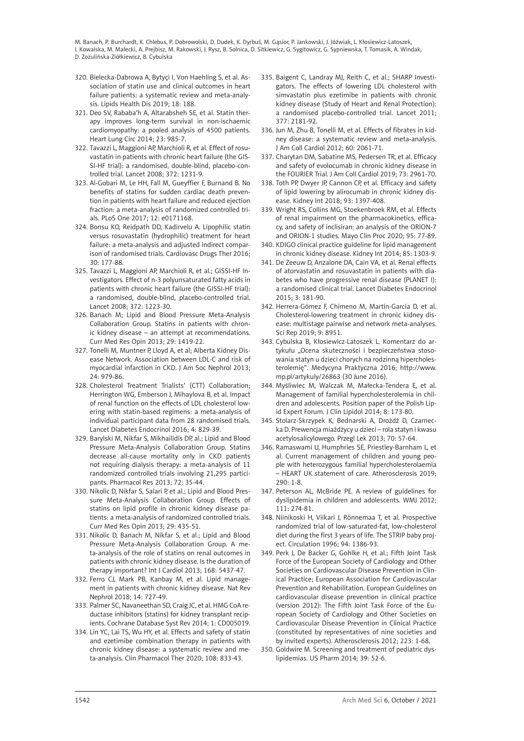320. Bielecka-Dabrowa A, Bytyçi I, Von Haehling S, et al. Association of statin use and clinical outcomes in heart failure patients: a systematic review and meta-analysis. Lipids Health Dis 2019; 18: 188.
321. Deo SV, Rababa'h A, Altarabsheh SE, et al. Statin therapy improves long-term survival in non-ischaemic cardiomyopathy: a pooled analysis of 4500 patients. Heart Lung Circ 2014; 23: 985-7.
322. Tavazzi L, Maggioni AP, Marchioli R, et al. Effect of rosuvastatin in patients with chronic heart failure (the GISSI-HF trial): a randomised, double-blind, placebo-controlled trial. Lancet 2008; 372: 1231-9.
323. Al-Gobari M, Le HH, Fall M, Gueyffier F, Burnand B. No benefits of statins for sudden cardiac death prevention in patients with heart failure and reduced ejection fraction: a meta-analysis of randomized controlled trials. PLoS One 2017; 12: e0171168.
324. Bonsu KO, Reidpath DD, Kadirvelu A. Lipophilic statin versus rosuvastatin (hydrophilic) treatment for heart failure: a meta-analysis and adjusted indirect comparison of randomised trials. Cardiovasc Drugs Ther 2016; 30: 177-88.
325. Tavazzi L, Maggioni AP, Marchioli R, et al.; GISSI-HF Investigators. Effect of n-3 polyunsaturated fatty acids in patients with chronic heart failure (the GISSI-HF trial): a randomised, double-blind, placebo-controlled trial. Lancet 2008; 372: 1223-30.
326. Banach M; Lipid and Blood Pressure Meta-Analysis Collaboration Group. Statins in patients with chronic kidney disease – an attempt at recommendations. Curr Med Res Opin 2013; 29: 1419-22.
327. Tonelli M, Muntner P, Lloyd A, et al; Alberta Kidney Disease Network. Association between LDL-C and risk of myocardial infarction in CKD. J Am Soc Nephrol 2013; 24: 979-86.
328. Cholesterol Treatment Trialists' (CTT) Collaboration; Herrington WG, Emberson J, Mihaylova B, et al. Impact of renal function on the effects of LDL cholesterol lowering with statin-based regimens: a meta-analysis of individual participant data from 28 randomised trials. Lancet Diabetes Endocrinol 2016; 4: 829-39.
329. Barylski M, Nikfar S, Mikhailidis DP, al.; Lipid and Blood Pressure Meta-Analysis Collaboration Group. Statins decrease all-cause mortality only in CKD patients not requiring dialysis therapy: a meta-analysis of 11 randomized controlled trials involving 21,295 participants. Pharmacol Res 2013; 72: 35-44.
330. Nikolic D, Nikfar S, Salari P, et al.; Lipid and Blood Pressure Meta-Analysis Collaboration Group. Effects of statins on lipid profile in chronic kidney disease patients: a meta-analysis of randomized controlled trials. Curr Med Res Opin 2013; 29: 435-51.
331. Nikolic D, Banach M, Nikfar S, et al.; Lipid and Blood Pressure Meta-Analysis Collaboration Group. A meta-analysis of the role of statins on renal outcomes in patients with chronic kidney disease. Is the duration of therapy important? Int J Cardiol 2013; 168: 5437-47.
332. Ferro CJ, Mark PB, Kanbay M, et al. Lipid management in patients with chronic kidney disease. Nat Rev Nephrol 2018; 14: 727-49.
333. Palmer SC, Navaneethan SD, Craig JC, et al. HMG CoA reductase inhibitors (statins) for kidney transplant recipients. Cochrane Database Syst Rev 2014; 1: CD005019.
334. Lin YC, Lai TS, Wu HY, et al. Effects and safety of statin and ezetimibe combination therapy in patients with chronic kidney disease: a systematic review and meta-analysis. Clin Pharmacol Ther 2020; 108: 833-43.
335. Baigent C, Landray MJ, Reith C, et al.; SHARP Investigators. The effects of lowering LDL cholesterol with simvastatin plus ezetimibe in patients with chronic kidney disease (Study of Heart and Renal Protection): a randomised placebo-controlled trial. Lancet 2011; 377: 2181-92.
336. Jun M, Zhu B, Tonelli M, et al. Effects of fibrates in kidney disease: a systematic review and meta-analysis. J Am Coll Cardiol 2012; 60: 2061-71.
337. Charytan DM, Sabatine MS, Pedersen TR, et al. Efficacy and safety of evolocumab in chronic kidney disease in the FOURIER Trial. J Am Coll Cardiol 2019; 73: 2961-70.
338. Toth PP, Dwyer JP, Cannon CP, et al. Efficacy and safety of lipid lowering by alirocumab in chronic kidney disease. Kidney Int 2018; 93: 1397-408.
339. Wright RS, Collins MG, Stoekenbroek RM, et al. Effects of renal impairment on the pharmacokinetics, efficacy, and safety of inclisiran: an analysis of the ORION-7 and ORION-1 studies. Mayo Clin Proc 2020; 95: 77-89.
340. KDIGO clinical practice guideline for lipid management in chronic kidney disease. Kidney Int 2014; 85: 1303-9.
341. De Zeeuw D, Anzalone DA, Cain VA, et al. Renal effects of atorvastatin and rosuvastatin in patients with diabetes who have progressive renal disease (PLANET I): a randomised clinical trial. Lancet Diabetes Endocrinol 2015; 3: 181-90.
342. Herrera-Gómez F, Chimeno M, Martín-García D, et al. Cholesterol-lowering treatment in chronic kidney disease: multistage pairwise and network meta-analyses. Sci Rep 2019; 9: 8951.
343. Cybulska B, Kłosiewicz-Latoszek L. Komentarz do artykułu „Ocena skuteczności i bezpieczeństwa stosowania statyn u dzieci chorych na rodzinną hipercholesterolemię". Medycyna Praktyczna 2016; http://www.mp.pl/artykuly/26863 (30 June 2016).
344. Myśliwiec M, Walczak M, Małecka-Tendera E, et al. Management of familial hypercholesterolemia in children and adolescents. Position paper of the Polish Lipid Expert Forum. J Clin Lipidol 2014; 8: 173-80.
345. Stolarz-Skrzypek K, Bednarski A, Drożdż D, Czarnecka D. Prewencja miażdżycy u dzieci – rola statyn i kwasu acetylosalicylowego. Przegl Lek 2013; 70: 57-64.
346. Ramaswami U, Humphries SE, Priestley-Barnham L, et al. Current management of children and young people with heterozygous familial hypercholesterolaemia – HEART UK statement of care. Atherosclerosis 2019; 290: 1-8.
347. Peterson AL, McBride PE. A review of guidelines for dyslipidemia in children and adolescents. WMJ 2012; 111: 274-81.
348. Niinikoski H, Viikari J, Rönnemaa T, et al. Prospective randomized trial of low-saturated-fat, low-cholesterol diet during the first 3 years of life. The STRIP baby project. Circulation 1996; 94: 1386-93.
349. Perk J, De Backer G, Gohlke H, et al.; Fifth Joint Task Force of the European Society of Cardiology and Other Societies on Cardiovascular Disease Prevention in Clinical Practice; European Association for Cardiovascular Prevention and Rehabilitation. European Guidelines on cardiovascular disease prevention in clinical practice (version 2012): The Fifth Joint Task Force of the European Society of Cardiology and Other Societies on Cardiovascular Disease Prevention in Clinical Practice (constituted by representatives of nine societies and by invited experts). Atherosclerosis 2012; 223: 1-68.
350. Goldwire M. Screening and treatment of pediatric dyslipidemias. US Pharm 2014; 39: 52-6.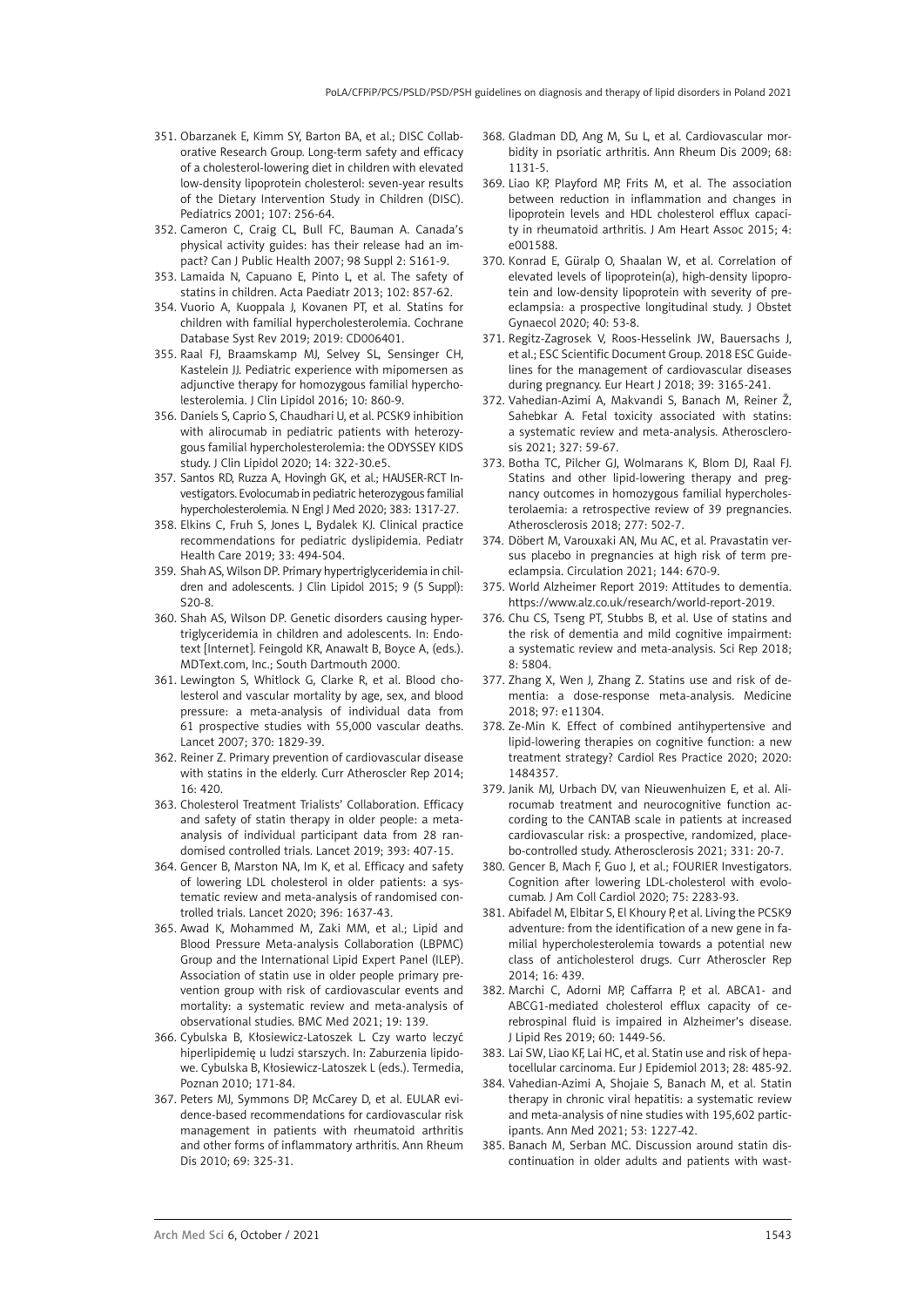351. Obarzanek E, Kimm SY, Barton BA, et al.; DISC Collaborative Research Group. Long-term safety and efficacy of a cholesterol-lowering diet in children with elevated low-density lipoprotein cholesterol: seven-year results of the Dietary Intervention Study in Children (DISC). Pediatrics 2001; 107: 256-64.
352. Cameron C, Craig CL, Bull FC, Bauman A. Canada's physical activity guides: has their release had an impact? Can J Public Health 2007; 98 Suppl 2: S161-9.
353. Lamaida N, Capuano E, Pinto L, et al. The safety of statins in children. Acta Paediatr 2013; 102: 857-62.
354. Vuorio A, Kuoppala J, Kovanen PT, et al. Statins for children with familial hypercholesterolemia. Cochrane Database Syst Rev 2019; 2019: CD006401.
355. Raal FJ, Braamskamp MJ, Selvey SL, Sensinger CH, Kastelein JJ. Pediatric experience with mipomersen as adjunctive therapy for homozygous familial hypercholesterolemia. J Clin Lipidol 2016; 10: 860-9.
356. Daniels S, Caprio S, Chaudhari U, et al. PCSK9 inhibition with alirocumab in pediatric patients with heterozygous familial hypercholesterolemia: the ODYSSEY KIDS study. J Clin Lipidol 2020; 14: 322-30.e5.
357. Santos RD, Ruzza A, Hovingh GK, et al.; HAUSER-RCT Investigators. Evolocumab in pediatric heterozygous familial hypercholesterolemia. N Engl J Med 2020; 383: 1317-27.
358. Elkins C, Fruh S, Jones L, Bydalek KJ. Clinical practice recommendations for pediatric dyslipidemia. Pediatr Health Care 2019; 33: 494-504.
359. Shah AS, Wilson DP. Primary hypertriglyceridemia in children and adolescents. J Clin Lipidol 2015; 9 (5 Suppl): S20-8.
360. Shah AS, Wilson DP. Genetic disorders causing hypertriglyceridemia in children and adolescents. In: Endotext [Internet]. Feingold KR, Anawalt B, Boyce A, (eds.). MDText.com, Inc.; South Dartmouth 2000.
361. Lewington S, Whitlock G, Clarke R, et al. Blood cholesterol and vascular mortality by age, sex, and blood pressure: a meta-analysis of individual data from 61 prospective studies with 55,000 vascular deaths. Lancet 2007; 370: 1829-39.
362. Reiner Z. Primary prevention of cardiovascular disease with statins in the elderly. Curr Atheroscler Rep 2014; 16: 420.
363. Cholesterol Treatment Trialists' Collaboration. Efficacy and safety of statin therapy in older people: a meta-analysis of individual participant data from 28 randomised controlled trials. Lancet 2019; 393: 407-15.
364. Gencer B, Marston NA, Im K, et al. Efficacy and safety of lowering LDL cholesterol in older patients: a systematic review and meta-analysis of randomised controlled trials. Lancet 2020; 396: 1637-43.
365. Awad K, Mohammed M, Zaki MM, et al.; Lipid and Blood Pressure Meta-analysis Collaboration (LBPMC) Group and the International Lipid Expert Panel (ILEP). Association of statin use in older people primary prevention group with risk of cardiovascular events and mortality: a systematic review and meta-analysis of observational studies. BMC Med 2021; 19: 139.
366. Cybulska B, Kłosiewicz-Latoszek L. Czy warto leczyć hiperlipidemię u ludzi starszych. In: Zaburzenia lipidowe. Cybulska B, Kłosiewicz-Latoszek L (eds.). Termedia, Poznan 2010; 171-84.
367. Peters MJ, Symmons DP, McCarey D, et al. EULAR evidence-based recommendations for cardiovascular risk management in patients with rheumatoid arthritis and other forms of inflammatory arthritis. Ann Rheum Dis 2010; 69: 325-31.
368. Gladman DD, Ang M, Su L, et al. Cardiovascular morbidity in psoriatic arthritis. Ann Rheum Dis 2009; 68: 1131-5.
369. Liao KP, Playford MP, Frits M, et al. The association between reduction in inflammation and changes in lipoprotein levels and HDL cholesterol efflux capacity in rheumatoid arthritis. J Am Heart Assoc 2015; 4: e001588.
370. Konrad E, Güralp O, Shaalan W, et al. Correlation of elevated levels of lipoprotein(a), high-density lipoprotein and low-density lipoprotein with severity of preeclampsia: a prospective longitudinal study. J Obstet Gynaecol 2020; 40: 53-8.
371. Regitz-Zagrosek V, Roos-Hesselink JW, Bauersachs J, et al.; ESC Scientific Document Group. 2018 ESC Guidelines for the management of cardiovascular diseases during pregnancy. Eur Heart J 2018; 39: 3165-241.
372. Vahedian-Azimi A, Makvandi S, Banach M, Reiner Ž, Sahebkar A. Fetal toxicity associated with statins: a systematic review and meta-analysis. Atherosclerosis 2021; 327: 59-67.
373. Botha TC, Pilcher GJ, Wolmarans K, Blom DJ, Raal FJ. Statins and other lipid-lowering therapy and pregnancy outcomes in homozygous familial hypercholesterolaemia: a retrospective review of 39 pregnancies. Atherosclerosis 2018; 277: 502-7.
374. Döbert M, Varouxaki AN, Mu AC, et al. Pravastatin versus placebo in pregnancies at high risk of term preeclampsia. Circulation 2021; 144: 670-9.
375. World Alzheimer Report 2019: Attitudes to dementia. https://www.alz.co.uk/research/world-report-2019.
376. Chu CS, Tseng PT, Stubbs B, et al. Use of statins and the risk of dementia and mild cognitive impairment: a systematic review and meta-analysis. Sci Rep 2018; 8: 5804.
377. Zhang X, Wen J, Zhang Z. Statins use and risk of dementia: a dose-response meta-analysis. Medicine 2018; 97: e11304.
378. Ze-Min K. Effect of combined antihypertensive and lipid-lowering therapies on cognitive function: a new treatment strategy? Cardiol Res Practice 2020; 2020: 1484357.
379. Janik MJ, Urbach DV, van Nieuwenhuizen E, et al. Alirocumab treatment and neurocognitive function according to the CANTAB scale in patients at increased cardiovascular risk: a prospective, randomized, placebo-controlled study. Atherosclerosis 2021; 331: 20-7.
380. Gencer B, Mach F, Guo J, et al.; FOURIER Investigators. Cognition after lowering LDL-cholesterol with evolocumab. J Am Coll Cardiol 2020; 75: 2283-93.
381. Abifadel M, Elbitar S, El Khoury P, et al. Living the PCSK9 adventure: from the identification of a new gene in familial hypercholesterolemia towards a potential new class of anticholesterol drugs. Curr Atheroscler Rep 2014; 16: 439.
382. Marchi C, Adorni MP, Caffarra P, et al. ABCA1- and ABCG1-mediated cholesterol efflux capacity of cerebrospinal fluid is impaired in Alzheimer's disease. J Lipid Res 2019; 60: 1449-56.
383. Lai SW, Liao KF, Lai HC, et al. Statin use and risk of hepatocellular carcinoma. Eur J Epidemiol 2013; 28: 485-92.
384. Vahedian-Azimi A, Shojaie S, Banach M, et al. Statin therapy in chronic viral hepatitis: a systematic review and meta-analysis of nine studies with 195,602 participants. Ann Med 2021; 53: 1227-42.
385. Banach M, Serban MC. Discussion around statin discontinuation in older adults and patients with wast-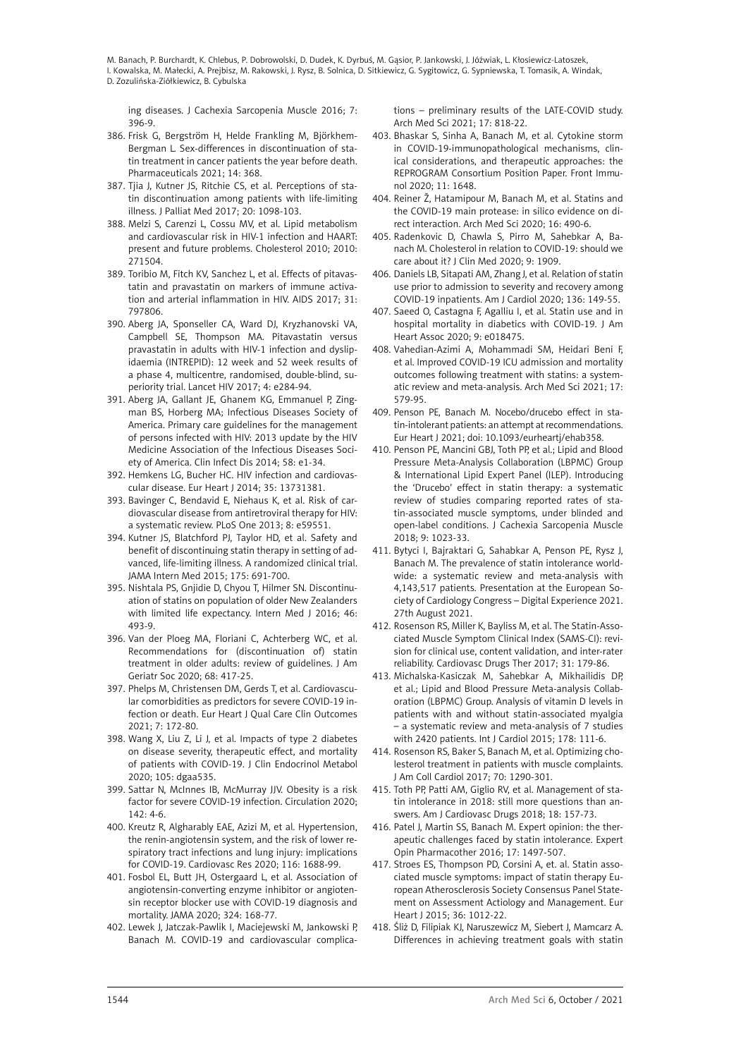ing diseases. J Cachexia Sarcopenia Muscle 2016; 7: 396-9.

386. Frisk G, Bergström H, Helde Frankling M, Björkhem-Bergman L. Sex-differences in discontinuation of statin treatment in cancer patients the year before death. Pharmaceuticals 2021; 14: 368.
387. Tjia J, Kutner JS, Ritchie CS, et al. Perceptions of statin discontinuation among patients with life-limiting illness. J Palliat Med 2017; 20: 1098-103.
388. Melzi S, Carenzi L, Cossu MV, et al. Lipid metabolism and cardiovascular risk in HIV-1 infection and HAART: present and future problems. Cholesterol 2010; 2010: 271504.
389. Toribio M, Fitch KV, Sanchez L, et al. Effects of pitavastatin and pravastatin on markers of immune activation and arterial inflammation in HIV. AIDS 2017; 31: 797806.
390. Aberg JA, Sponseller CA, Ward DJ, Kryzhanovski VA, Campbell SE, Thompson MA. Pitavastatin versus pravastatin in adults with HIV-1 infection and dyslipidaemia (INTREPID): 12 week and 52 week results of a phase 4, multicentre, randomised, double-blind, superiority trial. Lancet HIV 2017; 4: e284-94.
391. Aberg JA, Gallant JE, Ghanem KG, Emmanuel P, Zingman BS, Horberg MA; Infectious Diseases Society of America. Primary care guidelines for the management of persons infected with HIV: 2013 update by the HIV Medicine Association of the Infectious Diseases Society of America. Clin Infect Dis 2014; 58: e1-34.
392. Hemkens LG, Bucher HC. HIV infection and cardiovascular disease. Eur Heart J 2014; 35: 13731381.
393. Bavinger C, Bendavid E, Niehaus K, et al. Risk of cardiovascular disease from antiretroviral therapy for HIV: a systematic review. PLoS One 2013; 8: e59551.
394. Kutner JS, Blatchford PJ, Taylor HD, et al. Safety and benefit of discontinuing statin therapy in setting of advanced, life-limiting illness. A randomized clinical trial. JAMA Intern Med 2015; 175: 691-700.
395. Nishtala PS, Gnjidie D, Chyou T, Hilmer SN. Discontinuation of statins on population of older New Zealanders with limited life expectancy. Intern Med J 2016; 46: 493-9.
396. Van der Ploeg MA, Floriani C, Achterberg WC, et al. Recommendations for (discontinuation of) statin treatment in older adults: review of guidelines. J Am Geriatr Soc 2020; 68: 417-25.
397. Phelps M, Christensen DM, Gerds T, et al. Cardiovascular comorbidities as predictors for severe COVID-19 infection or death. Eur Heart J Qual Care Clin Outcomes 2021; 7: 172-80.
398. Wang X, Liu Z, Li J, et al. Impacts of type 2 diabetes on disease severity, therapeutic effect, and mortality of patients with COVID-19. J Clin Endocrinol Metabol 2020; 105: dgaa535.
399. Sattar N, McInnes IB, McMurray JJV. Obesity is a risk factor for severe COVID-19 infection. Circulation 2020; 142: 4-6.
400. Kreutz R, Algharably EAE, Azizi M, et al. Hypertension, the renin-angiotensin system, and the risk of lower respiratory tract infections and lung injury: implications for COVID-19. Cardiovasc Res 2020; 116: 1688-99.
401. Fosbol EL, Butt JH, Ostergaard L, et al. Association of angiotensin-converting enzyme inhibitor or angiotensin receptor blocker use with COVID-19 diagnosis and mortality. JAMA 2020; 324: 168-77.
402. Lewek J, Jatczak-Pawlik I, Maciejewski M, Jankowski P, Banach M. COVID-19 and cardiovascular complications – preliminary results of the LATE-COVID study. Arch Med Sci 2021; 17: 818-22.
403. Bhaskar S, Sinha A, Banach M, et al. Cytokine storm in COVID-19-immunopathological mechanisms, clinical considerations, and therapeutic approaches: the REPROGRAM Consortium Position Paper. Front Immunol 2020; 11: 1648.
404. Reiner Ž, Hatamipour M, Banach M, et al. Statins and the COVID-19 main protease: in silico evidence on direct interaction. Arch Med Sci 2020; 16: 490-6.
405. Radenkovic D, Chawla S, Pirro M, Sahebkar A, Banach M. Cholesterol in relation to COVID-19: should we care about it? J Clin Med 2020; 9: 1909.
406. Daniels LB, Sitapati AM, Zhang J, et al. Relation of statin use prior to admission to severity and recovery among COVID-19 inpatients. Am J Cardiol 2020; 136: 149-55.
407. Saeed O, Castagna F, Agalliu I, et al. Statin use and in hospital mortality in diabetics with COVID-19. J Am Heart Assoc 2020; 9: e018475.
408. Vahedian-Azimi A, Mohammadi SM, Heidari Beni F, et al. Improved COVID-19 ICU admission and mortality outcomes following treatment with statins: a systematic review and meta-analysis. Arch Med Sci 2021; 17: 579-95.
409. Penson PE, Banach M. Nocebo/drucebo effect in statin-intolerant patients: an attempt at recommendations. Eur Heart J 2021; doi: 10.1093/eurheartj/ehab358.
410. Penson PE, Mancini GBJ, Toth PP, et al.; Lipid and Blood Pressure Meta-Analysis Collaboration (LBPMC) Group & International Lipid Expert Panel (ILEP). Introducing the 'Drucebo' effect in statin therapy: a systematic review of studies comparing reported rates of statin-associated muscle symptoms, under blinded and open-label conditions. J Cachexia Sarcopenia Muscle 2018; 9: 1023-33.
411. Bytyci I, Bajraktari G, Sahabkar A, Penson PE, Rysz J, Banach M. The prevalence of statin intolerance worldwide: a systematic review and meta-analysis with 4,143,517 patients. Presentation at the European Society of Cardiology Congress – Digital Experience 2021. 27th August 2021.
412. Rosenson RS, Miller K, Bayliss M, et al. The Statin-Associated Muscle Symptom Clinical Index (SAMS-CI): revision for clinical use, content validation, and inter-rater reliability. Cardiovasc Drugs Ther 2017; 31: 179-86.
413. Michalska-Kasiczak M, Sahebkar A, Mikhailidis DP, et al.; Lipid and Blood Pressure Meta-analysis Collaboration (LBPMC) Group. Analysis of vitamin D levels in patients with and without statin-associated myalgia – a systematic review and meta-analysis of 7 studies with 2420 patients. Int J Cardiol 2015; 178: 111-6.
414. Rosenson RS, Baker S, Banach M, et al. Optimizing cholesterol treatment in patients with muscle complaints. J Am Coll Cardiol 2017; 70: 1290-301.
415. Toth PP, Patti AM, Giglio RV, et al. Management of statin intolerance in 2018: still more questions than answers. Am J Cardiovasc Drugs 2018; 18: 157-73.
416. Patel J, Martin SS, Banach M. Expert opinion: the therapeutic challenges faced by statin intolerance. Expert Opin Pharmacother 2016; 17: 1497-507.
417. Stroes ES, Thompson PD, Corsini A, et. al. Statin associated muscle symptoms: impact of statin therapy European Atherosclerosis Society Consensus Panel Statement on Assessment Actiology and Management. Eur Heart J 2015; 36: 1012-22.
418. Śliż D, Filipiak KJ, Naruszewicz M, Siebert J, Mamcarz A. Differences in achieving treatment goals with statin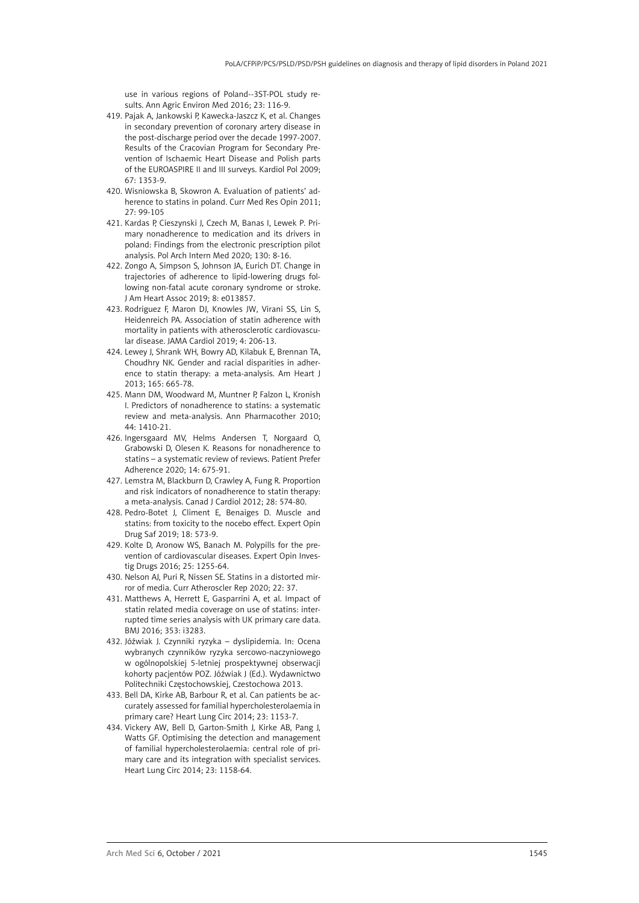use in various regions of Poland--3ST-POL study results. Ann Agric Environ Med 2016; 23: 116-9.

419. Pajak A, Jankowski P, Kawecka-Jaszcz K, et al. Changes in secondary prevention of coronary artery disease in the post-discharge period over the decade 1997-2007. Results of the Cracovian Program for Secondary Prevention of Ischaemic Heart Disease and Polish parts of the EUROASPIRE II and III surveys. Kardiol Pol 2009; 67: 1353-9.
420. Wisniowska B, Skowron A. Evaluation of patients' adherence to statins in poland. Curr Med Res Opin 2011; 27: 99-105
421. Kardas P, Cieszynski J, Czech M, Banas I, Lewek P. Primary nonadherence to medication and its drivers in poland: Findings from the electronic prescription pilot analysis. Pol Arch Intern Med 2020; 130: 8-16.
422. Zongo A, Simpson S, Johnson JA, Eurich DT. Change in trajectories of adherence to lipid-lowering drugs following non-fatal acute coronary syndrome or stroke. J Am Heart Assoc 2019; 8: e013857.
423. Rodriguez F, Maron DJ, Knowles JW, Virani SS, Lin S, Heidenreich PA. Association of statin adherence with mortality in patients with atherosclerotic cardiovascular disease. JAMA Cardiol 2019; 4: 206-13.
424. Lewey J, Shrank WH, Bowry AD, Kilabuk E, Brennan TA, Choudhry NK. Gender and racial disparities in adherence to statin therapy: a meta-analysis. Am Heart J 2013; 165: 665-78.
425. Mann DM, Woodward M, Muntner P, Falzon L, Kronish I. Predictors of nonadherence to statins: a systematic review and meta-analysis. Ann Pharmacother 2010; 44: 1410-21.
426. Ingersgaard MV, Helms Andersen T, Norgaard O, Grabowski D, Olesen K. Reasons for nonadherence to statins – a systematic review of reviews. Patient Prefer Adherence 2020; 14: 675-91.
427. Lemstra M, Blackburn D, Crawley A, Fung R. Proportion and risk indicators of nonadherence to statin therapy: a meta-analysis. Canad J Cardiol 2012; 28: 574-80.
428. Pedro-Botet J, Climent E, Benaiges D. Muscle and statins: from toxicity to the nocebo effect. Expert Opin Drug Saf 2019; 18: 573-9.
429. Kolte D, Aronow WS, Banach M. Polypills for the prevention of cardiovascular diseases. Expert Opin Investig Drugs 2016; 25: 1255-64.
430. Nelson AJ, Puri R, Nissen SE. Statins in a distorted mirror of media. Curr Atheroscler Rep 2020; 22: 37.
431. Matthews A, Herrett E, Gasparrini A, et al. Impact of statin related media coverage on use of statins: interrupted time series analysis with UK primary care data. BMJ 2016; 353: i3283.
432. Jóźwiak J. Czynniki ryzyka – dyslipidemia. In: Ocena wybranych czynników ryzyka sercowo-naczyniowego w ogólnopolskiej 5-letniej prospektywnej obserwacji kohorty pacjentów POZ. Jóźwiak J (Ed.). Wydawnictwo Politechniki Częstochowskiej, Czestochowa 2013.
433. Bell DA, Kirke AB, Barbour R, et al. Can patients be accurately assessed for familial hypercholesterolaemia in primary care? Heart Lung Circ 2014; 23: 1153-7.
434. Vickery AW, Bell D, Garton-Smith J, Kirke AB, Pang J, Watts GF. Optimising the detection and management of familial hypercholesterolaemia: central role of primary care and its integration with specialist services. Heart Lung Circ 2014; 23: 1158-64.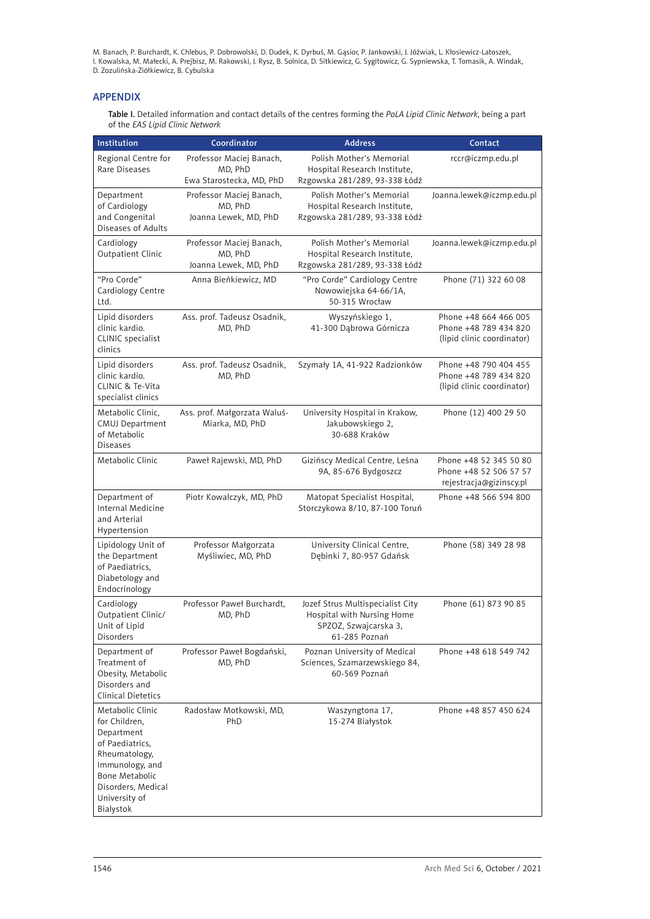## APPENDIX

**Table I.** Detailed information and contact details of the centres forming the *PoLA Lipid Clinic Network*, being a part of the *EAS Lipid Clinic Network*

| Institution | Coordinator | Address | Contact |
|---|---|---|---|
| Regional Centre for Rare Diseases | Professor Maciej Banach, MD, PhD<br>Ewa Starostecka, MD, PhD | Polish Mother's Memorial Hospital Research Institute, Rzgowska 281/289, 93-338 Łódź | rccr@iczmp.edu.pl |
| Department of Cardiology and Congenital Diseases of Adults | Professor Maciej Banach, MD, PhD<br>Joanna Lewek, MD, PhD | Polish Mother's Memorial Hospital Research Institute, Rzgowska 281/289, 93-338 Łódź | Joanna.lewek@iczmp.edu.pl |
| Cardiology Outpatient Clinic | Professor Maciej Banach, MD, PhD<br>Joanna Lewek, MD, PhD | Polish Mother's Memorial Hospital Research Institute, Rzgowska 281/289, 93-338 Łódź | Joanna.lewek@iczmp.edu.pl |
| "Pro Corde" Cardiology Centre Ltd. | Anna Bieńkiewicz, MD | "Pro Corde" Cardiology Centre Nowowiejska 64-66/1A, 50-315 Wrocław | Phone (71) 322 60 08 |
| Lipid disorders clinic kardio. CLINIC specialist clinics | Ass. prof. Tadeusz Osadnik, MD, PhD | Wyszyńskiego 1, 41-300 Dąbrowa Górnicza | Phone +48 664 466 005<br>Phone +48 789 434 820 (lipid clinic coordinator) |
| Lipid disorders clinic kardio. CLINIC & Te-Vita specialist clinics | Ass. prof. Tadeusz Osadnik, MD, PhD | Szymały 1A, 41-922 Radzionków | Phone +48 790 404 455<br>Phone +48 789 434 820 (lipid clinic coordinator) |
| Metabolic Clinic, CMUJ Department of Metabolic Diseases | Ass. prof. Małgorzata Waluś-Miarka, MD, PhD | University Hospital in Krakow, Jakubowskiego 2, 30-688 Kraków | Phone (12) 400 29 50 |
| Metabolic Clinic | Paweł Rajewski, MD, PhD | Gizińscy Medical Centre, Leśna 9A, 85-676 Bydgoszcz | Phone +48 52 345 50 80<br>Phone +48 52 506 57 57<br>rejestracja@gizinscy.pl |
| Department of Internal Medicine and Arterial Hypertension | Piotr Kowalczyk, MD, PhD | Matopat Specialist Hospital, Storczykowa 8/10, 87-100 Toruń | Phone +48 566 594 800 |
| Lipidology Unit of the Department of Paediatrics, Diabetology and Endocrinology | Professor Małgorzata Myśliwiec, MD, PhD | University Clinical Centre, Dębinki 7, 80-957 Gdańsk | Phone (58) 349 28 98 |
| Cardiology Outpatient Clinic/ Unit of Lipid Disorders | Professor Paweł Burchardt, MD, PhD | Jozef Strus Multispecialist City Hospital with Nursing Home SPZOZ, Szwajcarska 3, 61-285 Poznań | Phone (61) 873 90 85 |
| Department of Treatment of Obesity, Metabolic Disorders and Clinical Dietetics | Professor Paweł Bogdański, MD, PhD | Poznan University of Medical Sciences, Szamarzewskiego 84, 60-569 Poznań | Phone +48 618 549 742 |
| Metabolic Clinic for Children, Department of Paediatrics, Rheumatology, Immunology, and Bone Metabolic Disorders, Medical University of Bialystok | Radosław Motkowski, MD, PhD | Waszyngtona 17, 15-274 Białystok | Phone +48 857 450 624 |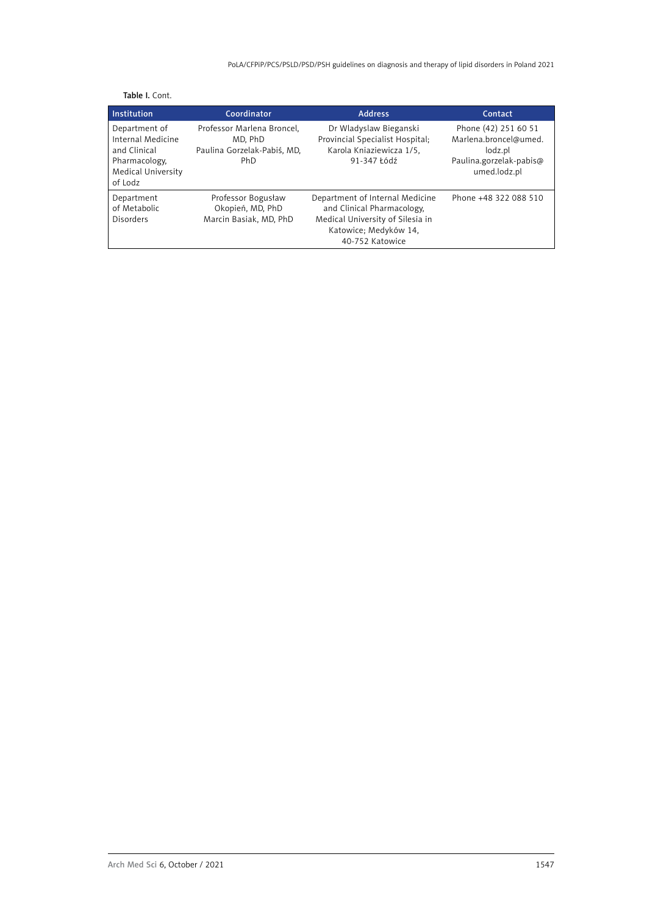Table I. Cont.

| Institution | Coordinator | Address | Contact |
|---|---|---|---|
| Department of Internal Medicine and Clinical Pharmacology, Medical University of Lodz | Professor Marlena Broncel, MD, PhD Paulina Gorzelak-Pabiś, MD, PhD | Dr Wladyslaw Bieganski Provincial Specialist Hospital; Karola Kniaziewicza 1/5, 91-347 Łódź | Phone (42) 251 60 51 Marlena.broncel@umed.lodz.pl Paulina.gorzelak-pabis@umed.lodz.pl |
| Department of Metabolic Disorders | Professor Bogusław Okopień, MD, PhD Marcin Basiak, MD, PhD | Department of Internal Medicine and Clinical Pharmacology, Medical University of Silesia in Katowice; Medyków 14, 40-752 Katowice | Phone +48 322 088 510 |